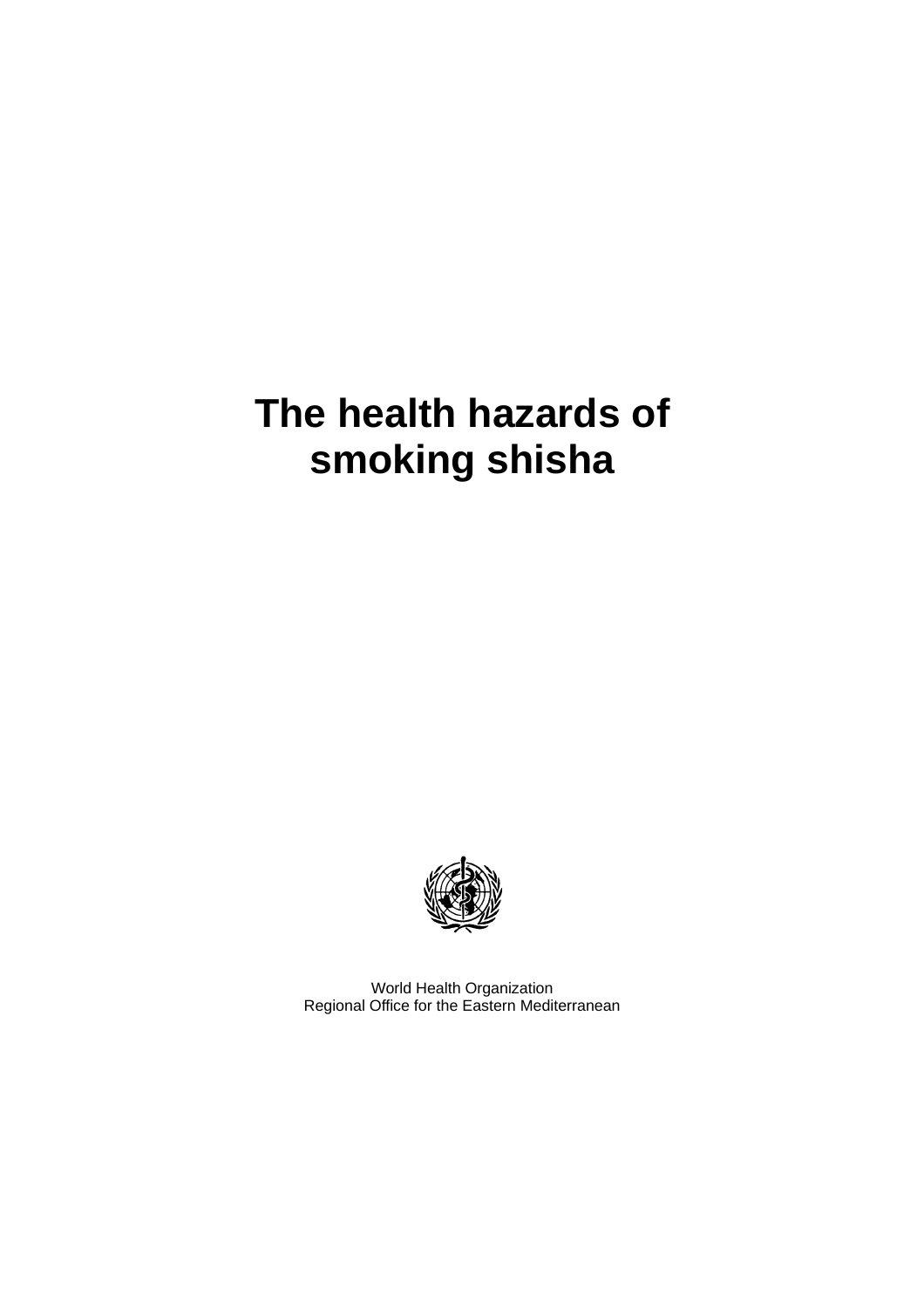# The health hazards of smoking shisha

World Health Organization
Regional Office for the Eastern Mediterranean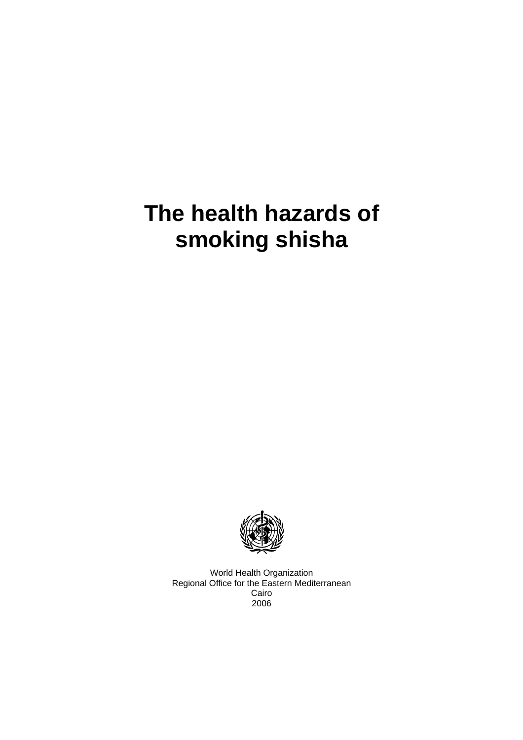# The health hazards of smoking shisha

World Health Organization
Regional Office for the Eastern Mediterranean
Cairo
2006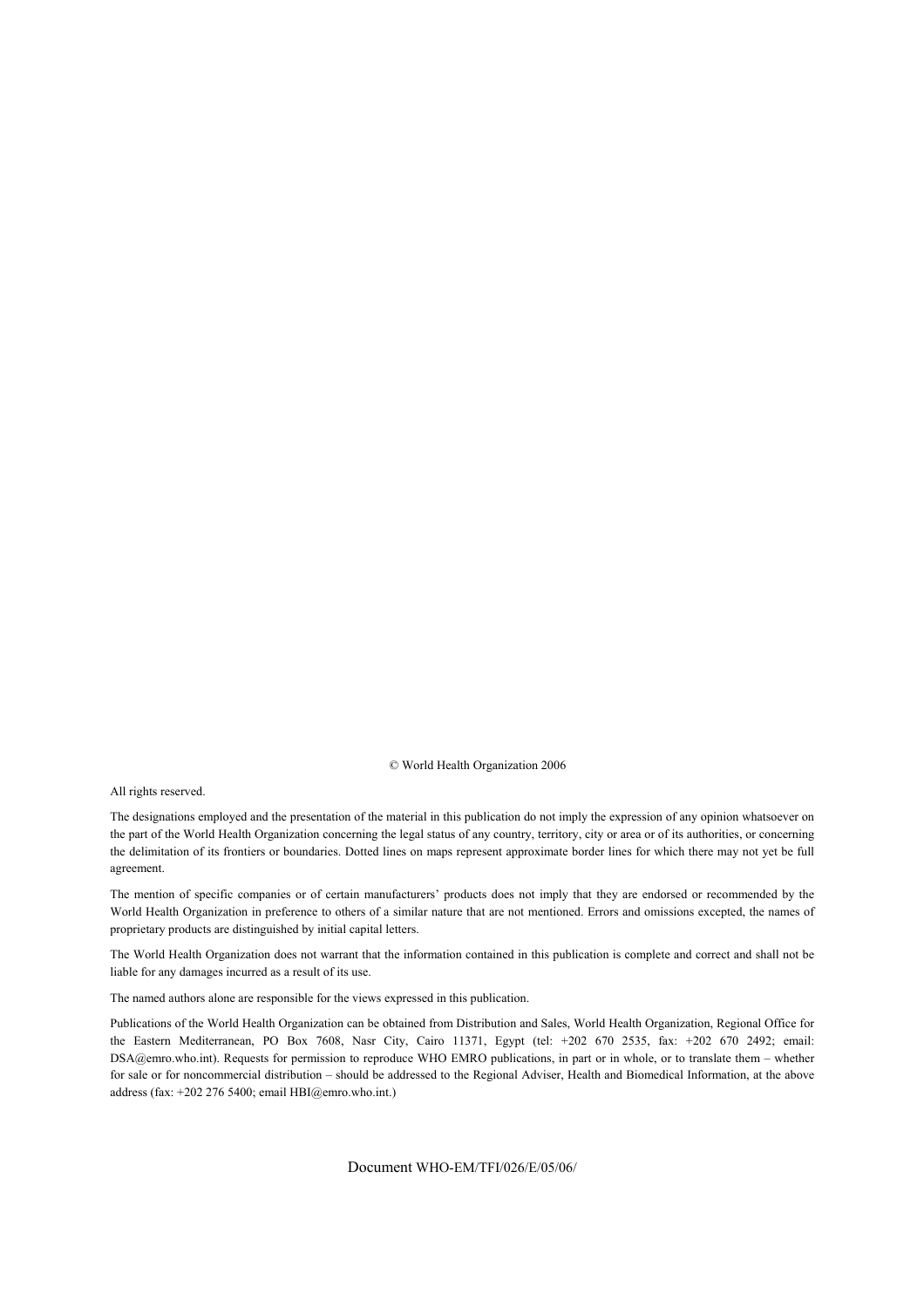© World Health Organization 2006

All rights reserved.

The designations employed and the presentation of the material in this publication do not imply the expression of any opinion whatsoever on the part of the World Health Organization concerning the legal status of any country, territory, city or area or of its authorities, or concerning the delimitation of its frontiers or boundaries. Dotted lines on maps represent approximate border lines for which there may not yet be full agreement.

The mention of specific companies or of certain manufacturers' products does not imply that they are endorsed or recommended by the World Health Organization in preference to others of a similar nature that are not mentioned. Errors and omissions excepted, the names of proprietary products are distinguished by initial capital letters.

The World Health Organization does not warrant that the information contained in this publication is complete and correct and shall not be liable for any damages incurred as a result of its use.

The named authors alone are responsible for the views expressed in this publication.

Publications of the World Health Organization can be obtained from Distribution and Sales, World Health Organization, Regional Office for the Eastern Mediterranean, PO Box 7608, Nasr City, Cairo 11371, Egypt (tel: +202 670 2535, fax: +202 670 2492; email: DSA@emro.who.int). Requests for permission to reproduce WHO EMRO publications, in part or in whole, or to translate them – whether for sale or for noncommercial distribution – should be addressed to the Regional Adviser, Health and Biomedical Information, at the above address (fax: +202 276 5400; email HBI@emro.who.int.)

Document WHO-EM/TFI/026/E/05/06/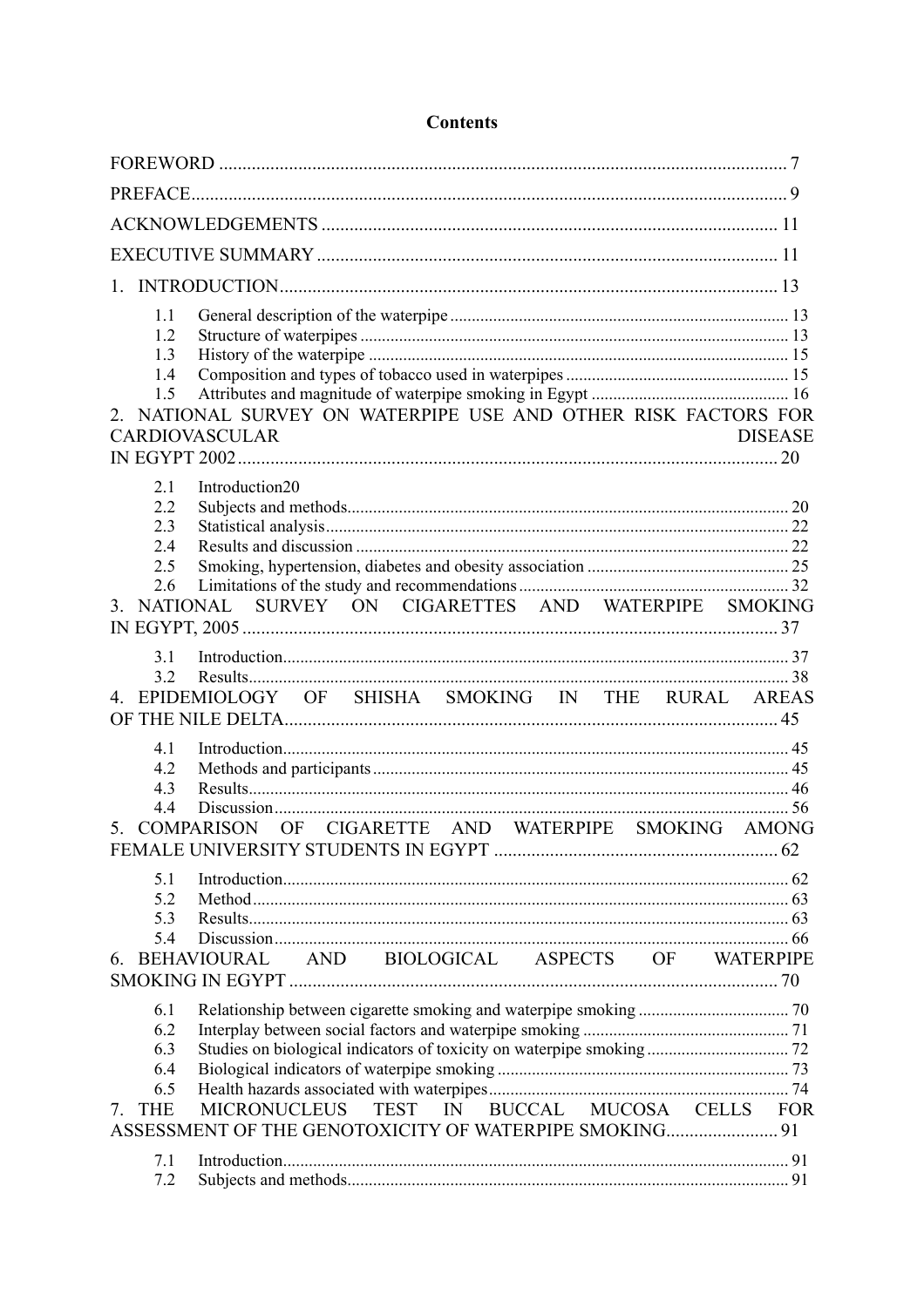# Contents

FOREWORD ........................................................................................................ 7

PREFACE............................................................................................................ 9

ACKNOWLEDGEMENTS ................................................................................ 11

EXECUTIVE SUMMARY ................................................................................ 11

1. INTRODUCTION........................................................................................ 13

- 1.1 General description of the waterpipe ............................................................ 13
- 1.2 Structure of waterpipes ................................................................................ 13
- 1.3 History of the waterpipe .............................................................................. 15
- 1.4 Composition and types of tobacco used in waterpipes .................................. 15
- 1.5 Attributes and magnitude of waterpipe smoking in Egypt ............................ 16

2. NATIONAL SURVEY ON WATERPIPE USE AND OTHER RISK FACTORS FOR CARDIOVASCULAR DISEASE IN EGYPT 2002................................................................................................ 20

- 2.1 Introduction20
- 2.2 Subjects and methods.................................................................................... 20
- 2.3 Statistical analysis......................................................................................... 22
- 2.4 Results and discussion .................................................................................. 22
- 2.5 Smoking, hypertension, diabetes and obesity association .............................. 25
- 2.6 Limitations of the study and recommendations ............................................. 32

3. NATIONAL SURVEY ON CIGARETTES AND WATERPIPE SMOKING IN EGYPT, 2005 ................................................................................................ 37

- 3.1 Introduction.................................................................................................. 37
- 3.2 Results.......................................................................................................... 38

4. EPIDEMIOLOGY OF SHISHA SMOKING IN THE RURAL AREAS OF THE NILE DELTA..................................................................................... 45

- 4.1 Introduction.................................................................................................. 45
- 4.2 Methods and participants .............................................................................. 45
- 4.3 Results.......................................................................................................... 46
- 4.4 Discussion .................................................................................................... 56

5. COMPARISON OF CIGARETTE AND WATERPIPE SMOKING AMONG FEMALE UNIVERSITY STUDENTS IN EGYPT ........................................................ 62

- 5.1 Introduction.................................................................................................. 62
- 5.2 Method ......................................................................................................... 63
- 5.3 Results.......................................................................................................... 63
- 5.4 Discussion .................................................................................................... 66

6. BEHAVIOURAL AND BIOLOGICAL ASPECTS OF WATERPIPE SMOKING IN EGYPT ..................................................................................... 70

- 6.1 Relationship between cigarette smoking and waterpipe smoking .................. 70
- 6.2 Interplay between social factors and waterpipe smoking ............................... 71
- 6.3 Studies on biological indicators of toxicity on waterpipe smoking ................ 72
- 6.4 Biological indicators of waterpipe smoking .................................................. 73
- 6.5 Health hazards associated with waterpipes.................................................... 74

7. THE MICRONUCLEUS TEST IN BUCCAL MUCOSA CELLS FOR ASSESSMENT OF THE GENOTOXICITY OF WATERPIPE SMOKING........................ 91

- 7.1 Introduction.................................................................................................. 91
- 7.2 Subjects and methods.................................................................................... 91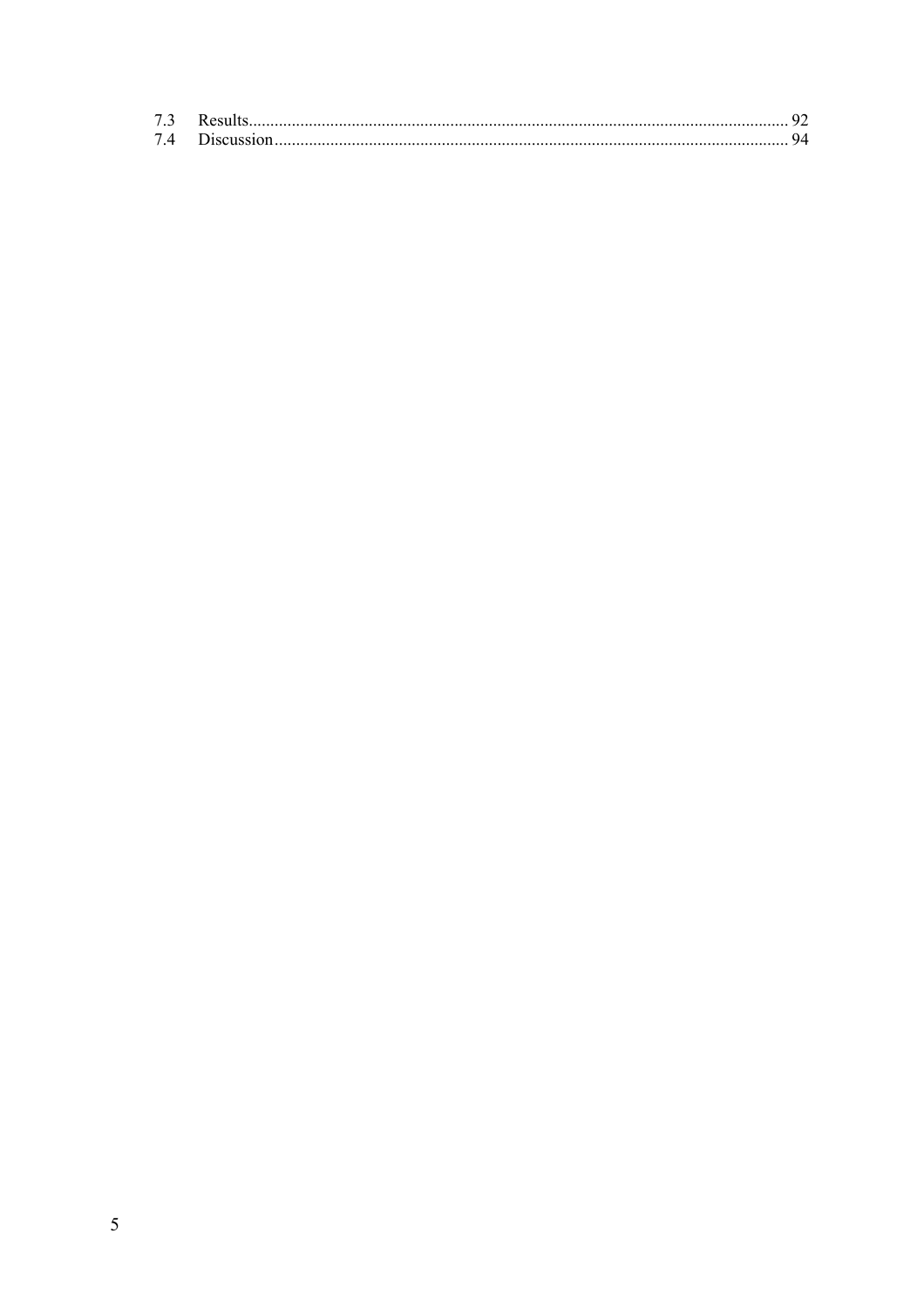7.3 Results ........................................................................................................................ 92
7.4 Discussion ...................................................................................................................... 94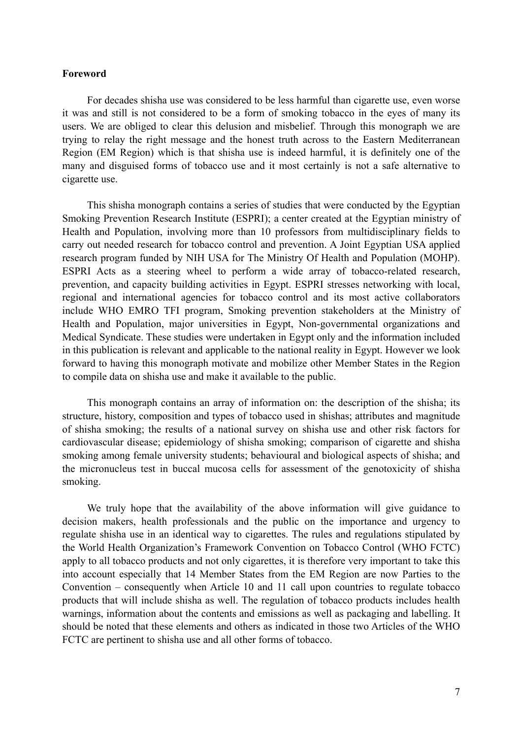**Foreword**

For decades shisha use was considered to be less harmful than cigarette use, even worse it was and still is not considered to be a form of smoking tobacco in the eyes of many its users. We are obliged to clear this delusion and misbelief. Through this monograph we are trying to relay the right message and the honest truth across to the Eastern Mediterranean Region (EM Region) which is that shisha use is indeed harmful, it is definitely one of the many and disguised forms of tobacco use and it most certainly is not a safe alternative to cigarette use.

This shisha monograph contains a series of studies that were conducted by the Egyptian Smoking Prevention Research Institute (ESPRI); a center created at the Egyptian ministry of Health and Population, involving more than 10 professors from multidisciplinary fields to carry out needed research for tobacco control and prevention. A Joint Egyptian USA applied research program funded by NIH USA for The Ministry Of Health and Population (MOHP). ESPRI Acts as a steering wheel to perform a wide array of tobacco-related research, prevention, and capacity building activities in Egypt. ESPRI stresses networking with local, regional and international agencies for tobacco control and its most active collaborators include WHO EMRO TFI program, Smoking prevention stakeholders at the Ministry of Health and Population, major universities in Egypt, Non-governmental organizations and Medical Syndicate. These studies were undertaken in Egypt only and the information included in this publication is relevant and applicable to the national reality in Egypt. However we look forward to having this monograph motivate and mobilize other Member States in the Region to compile data on shisha use and make it available to the public.

This monograph contains an array of information on: the description of the shisha; its structure, history, composition and types of tobacco used in shishas; attributes and magnitude of shisha smoking; the results of a national survey on shisha use and other risk factors for cardiovascular disease; epidemiology of shisha smoking; comparison of cigarette and shisha smoking among female university students; behavioural and biological aspects of shisha; and the micronucleus test in buccal mucosa cells for assessment of the genotoxicity of shisha smoking.

We truly hope that the availability of the above information will give guidance to decision makers, health professionals and the public on the importance and urgency to regulate shisha use in an identical way to cigarettes. The rules and regulations stipulated by the World Health Organization's Framework Convention on Tobacco Control (WHO FCTC) apply to all tobacco products and not only cigarettes, it is therefore very important to take this into account especially that 14 Member States from the EM Region are now Parties to the Convention – consequently when Article 10 and 11 call upon countries to regulate tobacco products that will include shisha as well. The regulation of tobacco products includes health warnings, information about the contents and emissions as well as packaging and labelling. It should be noted that these elements and others as indicated in those two Articles of the WHO FCTC are pertinent to shisha use and all other forms of tobacco.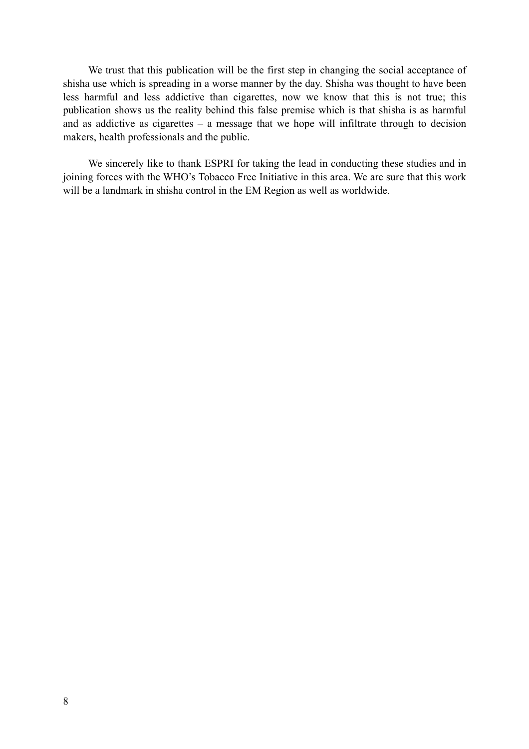We trust that this publication will be the first step in changing the social acceptance of shisha use which is spreading in a worse manner by the day. Shisha was thought to have been less harmful and less addictive than cigarettes, now we know that this is not true; this publication shows us the reality behind this false premise which is that shisha is as harmful and as addictive as cigarettes – a message that we hope will infiltrate through to decision makers, health professionals and the public.

We sincerely like to thank ESPRI for taking the lead in conducting these studies and in joining forces with the WHO's Tobacco Free Initiative in this area. We are sure that this work will be a landmark in shisha control in the EM Region as well as worldwide.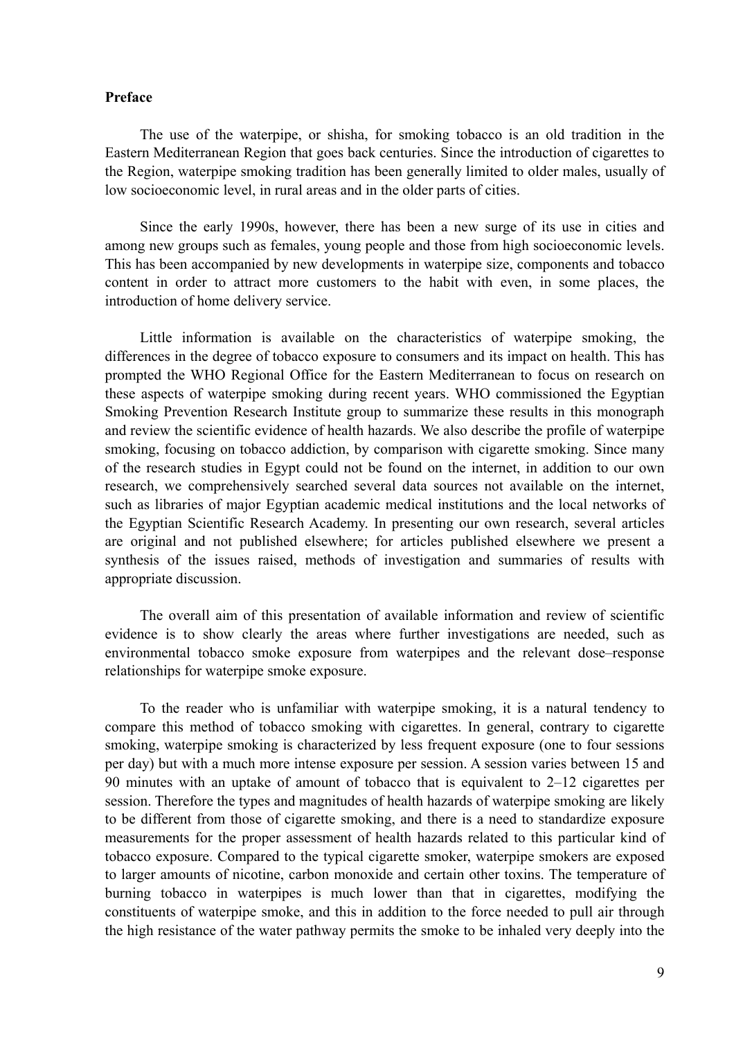**Preface**

The use of the waterpipe, or shisha, for smoking tobacco is an old tradition in the Eastern Mediterranean Region that goes back centuries. Since the introduction of cigarettes to the Region, waterpipe smoking tradition has been generally limited to older males, usually of low socioeconomic level, in rural areas and in the older parts of cities.

Since the early 1990s, however, there has been a new surge of its use in cities and among new groups such as females, young people and those from high socioeconomic levels. This has been accompanied by new developments in waterpipe size, components and tobacco content in order to attract more customers to the habit with even, in some places, the introduction of home delivery service.

Little information is available on the characteristics of waterpipe smoking, the differences in the degree of tobacco exposure to consumers and its impact on health. This has prompted the WHO Regional Office for the Eastern Mediterranean to focus on research on these aspects of waterpipe smoking during recent years. WHO commissioned the Egyptian Smoking Prevention Research Institute group to summarize these results in this monograph and review the scientific evidence of health hazards. We also describe the profile of waterpipe smoking, focusing on tobacco addiction, by comparison with cigarette smoking. Since many of the research studies in Egypt could not be found on the internet, in addition to our own research, we comprehensively searched several data sources not available on the internet, such as libraries of major Egyptian academic medical institutions and the local networks of the Egyptian Scientific Research Academy. In presenting our own research, several articles are original and not published elsewhere; for articles published elsewhere we present a synthesis of the issues raised, methods of investigation and summaries of results with appropriate discussion.

The overall aim of this presentation of available information and review of scientific evidence is to show clearly the areas where further investigations are needed, such as environmental tobacco smoke exposure from waterpipes and the relevant dose–response relationships for waterpipe smoke exposure.

To the reader who is unfamiliar with waterpipe smoking, it is a natural tendency to compare this method of tobacco smoking with cigarettes. In general, contrary to cigarette smoking, waterpipe smoking is characterized by less frequent exposure (one to four sessions per day) but with a much more intense exposure per session. A session varies between 15 and 90 minutes with an uptake of amount of tobacco that is equivalent to 2–12 cigarettes per session. Therefore the types and magnitudes of health hazards of waterpipe smoking are likely to be different from those of cigarette smoking, and there is a need to standardize exposure measurements for the proper assessment of health hazards related to this particular kind of tobacco exposure. Compared to the typical cigarette smoker, waterpipe smokers are exposed to larger amounts of nicotine, carbon monoxide and certain other toxins. The temperature of burning tobacco in waterpipes is much lower than that in cigarettes, modifying the constituents of waterpipe smoke, and this in addition to the force needed to pull air through the high resistance of the water pathway permits the smoke to be inhaled very deeply into the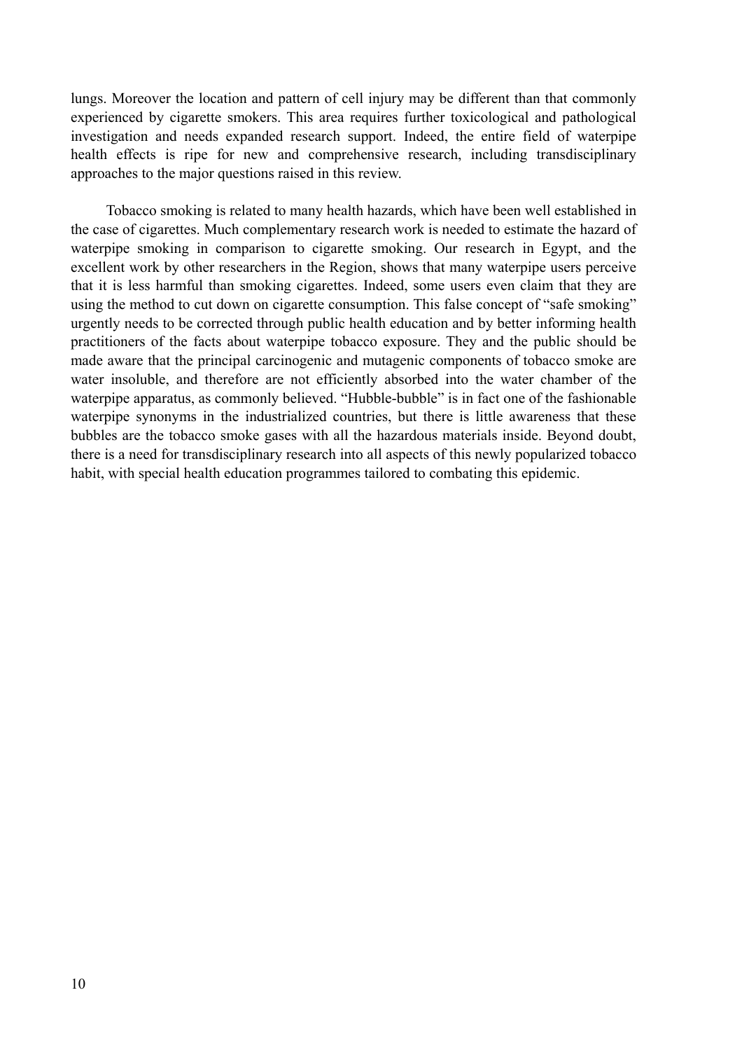lungs. Moreover the location and pattern of cell injury may be different than that commonly experienced by cigarette smokers. This area requires further toxicological and pathological investigation and needs expanded research support. Indeed, the entire field of waterpipe health effects is ripe for new and comprehensive research, including transdisciplinary approaches to the major questions raised in this review.

Tobacco smoking is related to many health hazards, which have been well established in the case of cigarettes. Much complementary research work is needed to estimate the hazard of waterpipe smoking in comparison to cigarette smoking. Our research in Egypt, and the excellent work by other researchers in the Region, shows that many waterpipe users perceive that it is less harmful than smoking cigarettes. Indeed, some users even claim that they are using the method to cut down on cigarette consumption. This false concept of "safe smoking" urgently needs to be corrected through public health education and by better informing health practitioners of the facts about waterpipe tobacco exposure. They and the public should be made aware that the principal carcinogenic and mutagenic components of tobacco smoke are water insoluble, and therefore are not efficiently absorbed into the water chamber of the waterpipe apparatus, as commonly believed. "Hubble-bubble" is in fact one of the fashionable waterpipe synonyms in the industrialized countries, but there is little awareness that these bubbles are the tobacco smoke gases with all the hazardous materials inside. Beyond doubt, there is a need for transdisciplinary research into all aspects of this newly popularized tobacco habit, with special health education programmes tailored to combating this epidemic.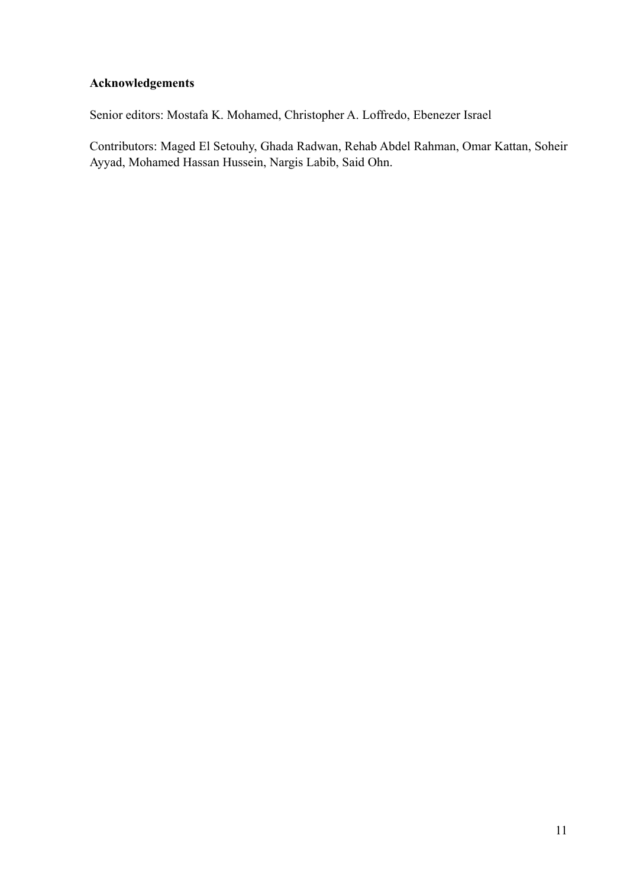## Acknowledgements

Senior editors: Mostafa K. Mohamed, Christopher A. Loffredo, Ebenezer Israel

Contributors: Maged El Setouhy, Ghada Radwan, Rehab Abdel Rahman, Omar Kattan, Soheir Ayyad, Mohamed Hassan Hussein, Nargis Labib, Said Ohn.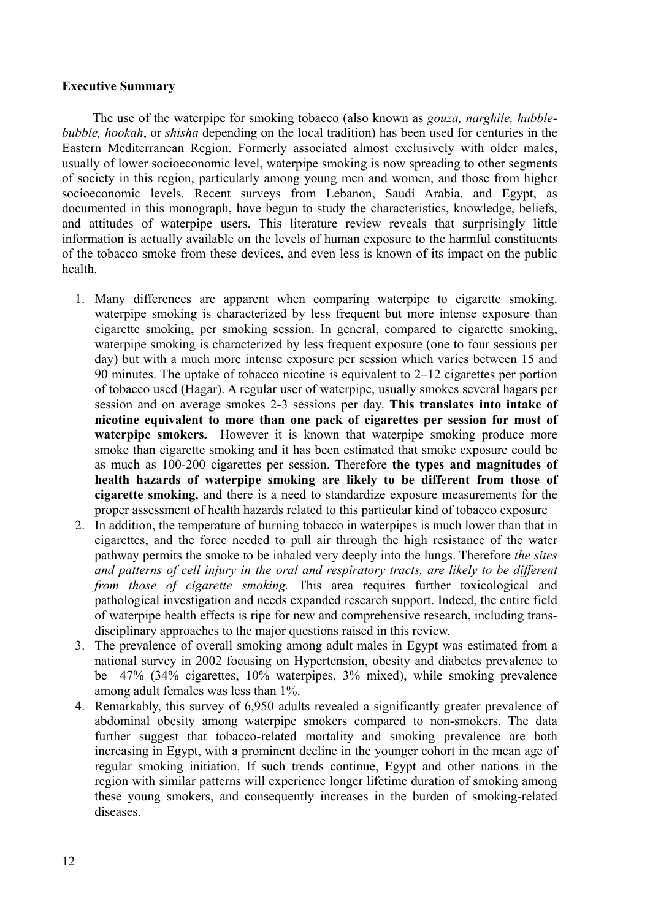**Executive Summary**

The use of the waterpipe for smoking tobacco (also known as *gouza, narghile, hubble-bubble, hookah*, or *shisha* depending on the local tradition) has been used for centuries in the Eastern Mediterranean Region. Formerly associated almost exclusively with older males, usually of lower socioeconomic level, waterpipe smoking is now spreading to other segments of society in this region, particularly among young men and women, and those from higher socioeconomic levels. Recent surveys from Lebanon, Saudi Arabia, and Egypt, as documented in this monograph, have begun to study the characteristics, knowledge, beliefs, and attitudes of waterpipe users. This literature review reveals that surprisingly little information is actually available on the levels of human exposure to the harmful constituents of the tobacco smoke from these devices, and even less is known of its impact on the public health.

1. Many differences are apparent when comparing waterpipe to cigarette smoking. waterpipe smoking is characterized by less frequent but more intense exposure than cigarette smoking, per smoking session. In general, compared to cigarette smoking, waterpipe smoking is characterized by less frequent exposure (one to four sessions per day) but with a much more intense exposure per session which varies between 15 and 90 minutes. The uptake of tobacco nicotine is equivalent to 2–12 cigarettes per portion of tobacco used (Hagar). A regular user of waterpipe, usually smokes several hagars per session and on average smokes 2-3 sessions per day. **This translates into intake of nicotine equivalent to more than one pack of cigarettes per session for most of waterpipe smokers.** However it is known that waterpipe smoking produce more smoke than cigarette smoking and it has been estimated that smoke exposure could be as much as 100-200 cigarettes per session. Therefore **the types and magnitudes of health hazards of waterpipe smoking are likely to be different from those of cigarette smoking**, and there is a need to standardize exposure measurements for the proper assessment of health hazards related to this particular kind of tobacco exposure
2. In addition, the temperature of burning tobacco in waterpipes is much lower than that in cigarettes, and the force needed to pull air through the high resistance of the water pathway permits the smoke to be inhaled very deeply into the lungs. Therefore *the sites and patterns of cell injury in the oral and respiratory tracts, are likely to be different from those of cigarette smoking.* This area requires further toxicological and pathological investigation and needs expanded research support. Indeed, the entire field of waterpipe health effects is ripe for new and comprehensive research, including trans-disciplinary approaches to the major questions raised in this review.
3. The prevalence of overall smoking among adult males in Egypt was estimated from a national survey in 2002 focusing on Hypertension, obesity and diabetes prevalence to be 47% (34% cigarettes, 10% waterpipes, 3% mixed), while smoking prevalence among adult females was less than 1%.
4. Remarkably, this survey of 6,950 adults revealed a significantly greater prevalence of abdominal obesity among waterpipe smokers compared to non-smokers. The data further suggest that tobacco-related mortality and smoking prevalence are both increasing in Egypt, with a prominent decline in the younger cohort in the mean age of regular smoking initiation. If such trends continue, Egypt and other nations in the region with similar patterns will experience longer lifetime duration of smoking among these young smokers, and consequently increases in the burden of smoking-related diseases.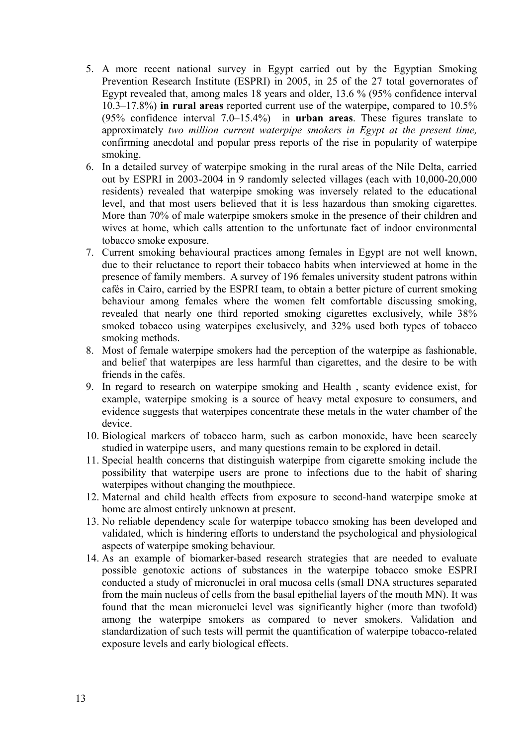5. A more recent national survey in Egypt carried out by the Egyptian Smoking Prevention Research Institute (ESPRI) in 2005, in 25 of the 27 total governorates of Egypt revealed that, among males 18 years and older, 13.6 % (95% confidence interval 10.3–17.8%) **in rural areas** reported current use of the waterpipe, compared to 10.5% (95% confidence interval 7.0–15.4%) in **urban areas**. These figures translate to approximately *two million current waterpipe smokers in Egypt at the present time,* confirming anecdotal and popular press reports of the rise in popularity of waterpipe smoking.
6. In a detailed survey of waterpipe smoking in the rural areas of the Nile Delta, carried out by ESPRI in 2003-2004 in 9 randomly selected villages (each with 10,000-20,000 residents) revealed that waterpipe smoking was inversely related to the educational level, and that most users believed that it is less hazardous than smoking cigarettes. More than 70% of male waterpipe smokers smoke in the presence of their children and wives at home, which calls attention to the unfortunate fact of indoor environmental tobacco smoke exposure.
7. Current smoking behavioural practices among females in Egypt are not well known, due to their reluctance to report their tobacco habits when interviewed at home in the presence of family members. A survey of 196 females university student patrons within cafés in Cairo, carried by the ESPRI team, to obtain a better picture of current smoking behaviour among females where the women felt comfortable discussing smoking, revealed that nearly one third reported smoking cigarettes exclusively, while 38% smoked tobacco using waterpipes exclusively, and 32% used both types of tobacco smoking methods.
8. Most of female waterpipe smokers had the perception of the waterpipe as fashionable, and belief that waterpipes are less harmful than cigarettes, and the desire to be with friends in the cafés.
9. In regard to research on waterpipe smoking and Health , scanty evidence exist, for example, waterpipe smoking is a source of heavy metal exposure to consumers, and evidence suggests that waterpipes concentrate these metals in the water chamber of the device.
10. Biological markers of tobacco harm, such as carbon monoxide, have been scarcely studied in waterpipe users, and many questions remain to be explored in detail.
11. Special health concerns that distinguish waterpipe from cigarette smoking include the possibility that waterpipe users are prone to infections due to the habit of sharing waterpipes without changing the mouthpiece.
12. Maternal and child health effects from exposure to second-hand waterpipe smoke at home are almost entirely unknown at present.
13. No reliable dependency scale for waterpipe tobacco smoking has been developed and validated, which is hindering efforts to understand the psychological and physiological aspects of waterpipe smoking behaviour.
14. As an example of biomarker-based research strategies that are needed to evaluate possible genotoxic actions of substances in the waterpipe tobacco smoke ESPRI conducted a study of micronuclei in oral mucosa cells (small DNA structures separated from the main nucleus of cells from the basal epithelial layers of the mouth MN). It was found that the mean micronuclei level was significantly higher (more than twofold) among the waterpipe smokers as compared to never smokers. Validation and standardization of such tests will permit the quantification of waterpipe tobacco-related exposure levels and early biological effects.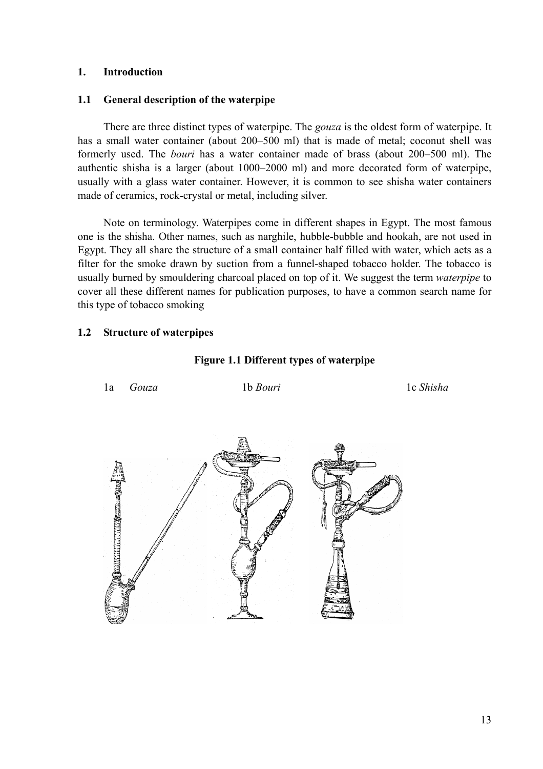# 1. Introduction

## 1.1 General description of the waterpipe

There are three distinct types of waterpipe. The *gouza* is the oldest form of waterpipe. It has a small water container (about 200–500 ml) that is made of metal; coconut shell was formerly used. The *bouri* has a water container made of brass (about 200–500 ml). The authentic shisha is a larger (about 1000–2000 ml) and more decorated form of waterpipe, usually with a glass water container. However, it is common to see shisha water containers made of ceramics, rock-crystal or metal, including silver.

Note on terminology. Waterpipes come in different shapes in Egypt. The most famous one is the shisha. Other names, such as narghile, hubble-bubble and hookah, are not used in Egypt. They all share the structure of a small container half filled with water, which acts as a filter for the smoke drawn by suction from a funnel-shaped tobacco holder. The tobacco is usually burned by smouldering charcoal placed on top of it. We suggest the term *waterpipe* to cover all these different names for publication purposes, to have a common search name for this type of tobacco smoking

## 1.2 Structure of waterpipes

**Figure 1.1 Different types of waterpipe**

1a *Gouza* 1b *Bouri* 1c *Shisha*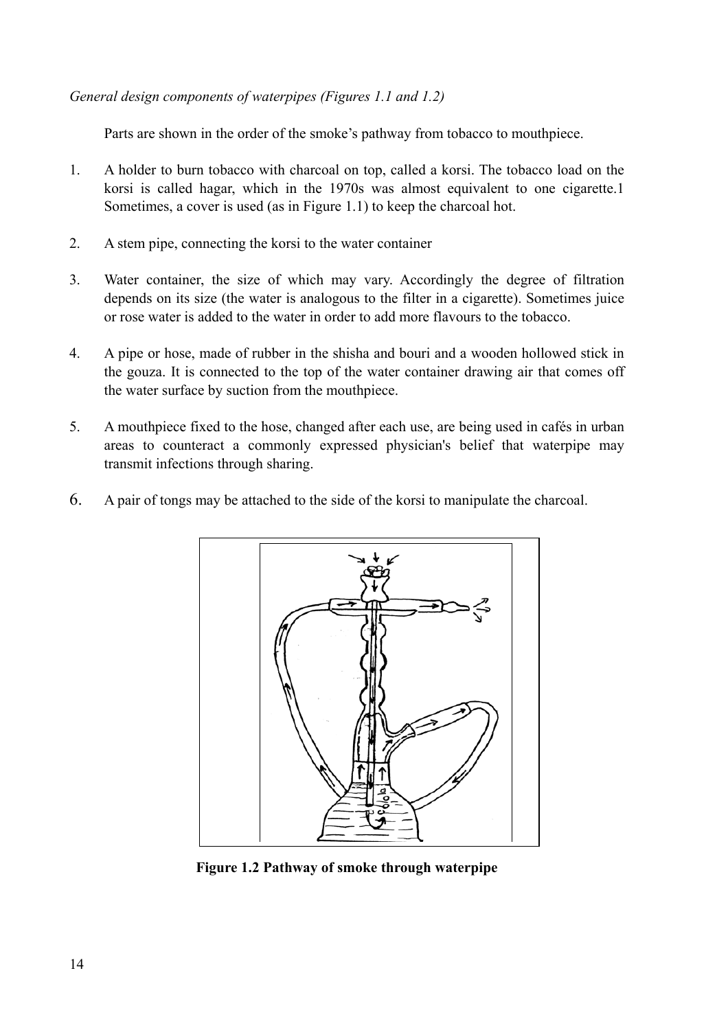*General design components of waterpipes (Figures 1.1 and 1.2)*

Parts are shown in the order of the smoke's pathway from tobacco to mouthpiece.

1. A holder to burn tobacco with charcoal on top, called a korsi. The tobacco load on the korsi is called hagar, which in the 1970s was almost equivalent to one cigarette.[1] Sometimes, a cover is used (as in Figure 1.1) to keep the charcoal hot.

2. A stem pipe, connecting the korsi to the water container

3. Water container, the size of which may vary. Accordingly the degree of filtration depends on its size (the water is analogous to the filter in a cigarette). Sometimes juice or rose water is added to the water in order to add more flavours to the tobacco.

4. A pipe or hose, made of rubber in the shisha and bouri and a wooden hollowed stick in the gouza. It is connected to the top of the water container drawing air that comes off the water surface by suction from the mouthpiece.

5. A mouthpiece fixed to the hose, changed after each use, are being used in cafés in urban areas to counteract a commonly expressed physician's belief that waterpipe may transmit infections through sharing.

6. A pair of tongs may be attached to the side of the korsi to manipulate the charcoal.

**Figure 1.2 Pathway of smoke through waterpipe**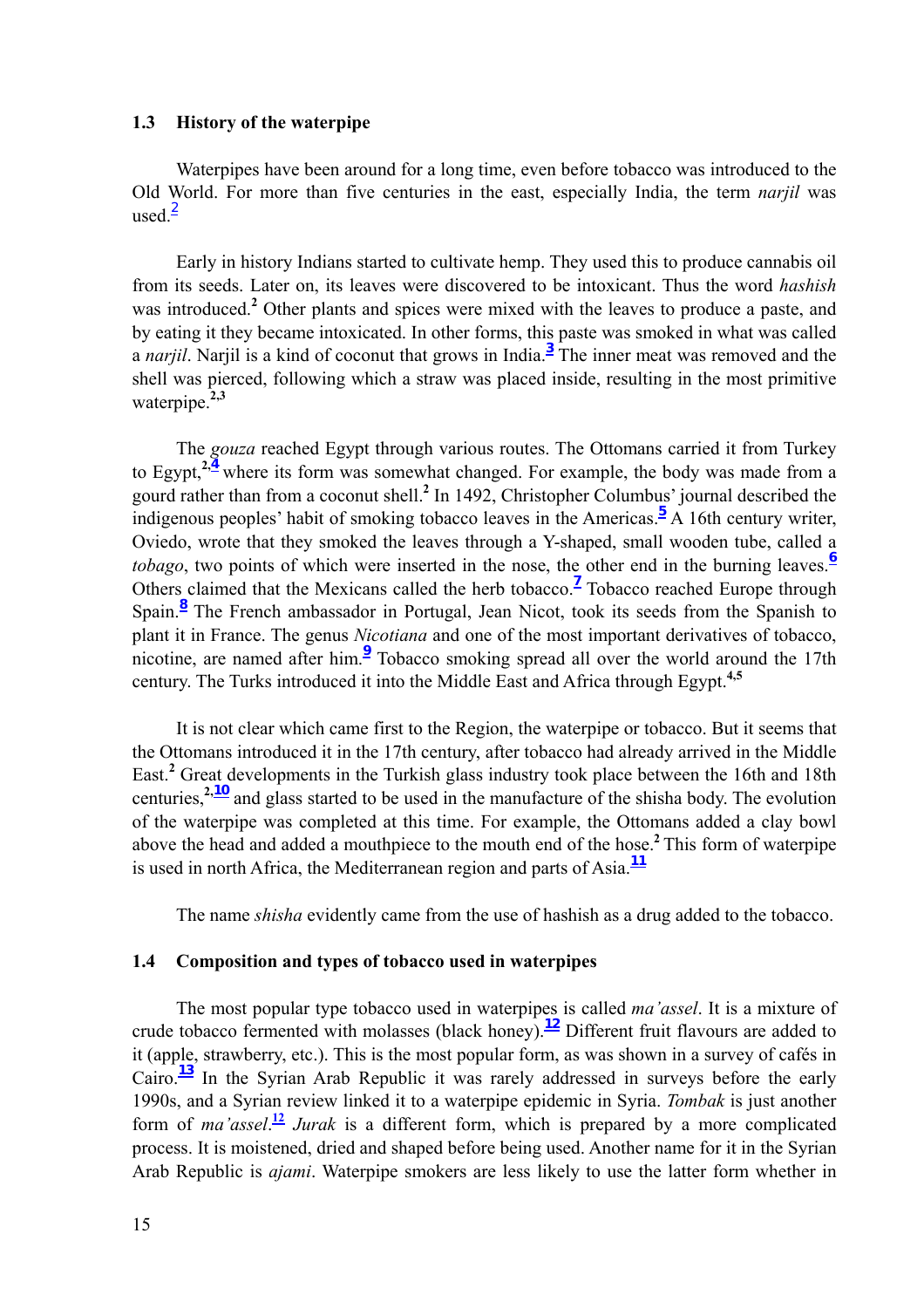## 1.3 History of the waterpipe

Waterpipes have been around for a long time, even before tobacco was introduced to the Old World. For more than five centuries in the east, especially India, the term *narjil* was used.[2]

Early in history Indians started to cultivate hemp. They used this to produce cannabis oil from its seeds. Later on, its leaves were discovered to be intoxicant. Thus the word *hashish* was introduced.[2] Other plants and spices were mixed with the leaves to produce a paste, and by eating it they became intoxicated. In other forms, this paste was smoked in what was called a *narjil*. Narjil is a kind of coconut that grows in India.[3] The inner meat was removed and the shell was pierced, following which a straw was placed inside, resulting in the most primitive waterpipe.[2,3]

The *gouza* reached Egypt through various routes. The Ottomans carried it from Turkey to Egypt,[2,4] where its form was somewhat changed. For example, the body was made from a gourd rather than from a coconut shell.[2] In 1492, Christopher Columbus' journal described the indigenous peoples' habit of smoking tobacco leaves in the Americas.[5] A 16th century writer, Oviedo, wrote that they smoked the leaves through a Y-shaped, small wooden tube, called a *tobago*, two points of which were inserted in the nose, the other end in the burning leaves.[6] Others claimed that the Mexicans called the herb tobacco.[7] Tobacco reached Europe through Spain.[8] The French ambassador in Portugal, Jean Nicot, took its seeds from the Spanish to plant it in France. The genus *Nicotiana* and one of the most important derivatives of tobacco, nicotine, are named after him.[9] Tobacco smoking spread all over the world around the 17th century. The Turks introduced it into the Middle East and Africa through Egypt.[4,5]

It is not clear which came first to the Region, the waterpipe or tobacco. But it seems that the Ottomans introduced it in the 17th century, after tobacco had already arrived in the Middle East.[2] Great developments in the Turkish glass industry took place between the 16th and 18th centuries,[2,10] and glass started to be used in the manufacture of the shisha body. The evolution of the waterpipe was completed at this time. For example, the Ottomans added a clay bowl above the head and added a mouthpiece to the mouth end of the hose.[2] This form of waterpipe is used in north Africa, the Mediterranean region and parts of Asia.[11]

The name *shisha* evidently came from the use of hashish as a drug added to the tobacco.

## 1.4 Composition and types of tobacco used in waterpipes

The most popular type tobacco used in waterpipes is called *ma'assel*. It is a mixture of crude tobacco fermented with molasses (black honey).[12] Different fruit flavours are added to it (apple, strawberry, etc.). This is the most popular form, as was shown in a survey of cafés in Cairo.[13] In the Syrian Arab Republic it was rarely addressed in surveys before the early 1990s, and a Syrian review linked it to a waterpipe epidemic in Syria. *Tombak* is just another form of *ma'assel*.[12] *Jurak* is a different form, which is prepared by a more complicated process. It is moistened, dried and shaped before being used. Another name for it in the Syrian Arab Republic is *ajami*. Waterpipe smokers are less likely to use the latter form whether in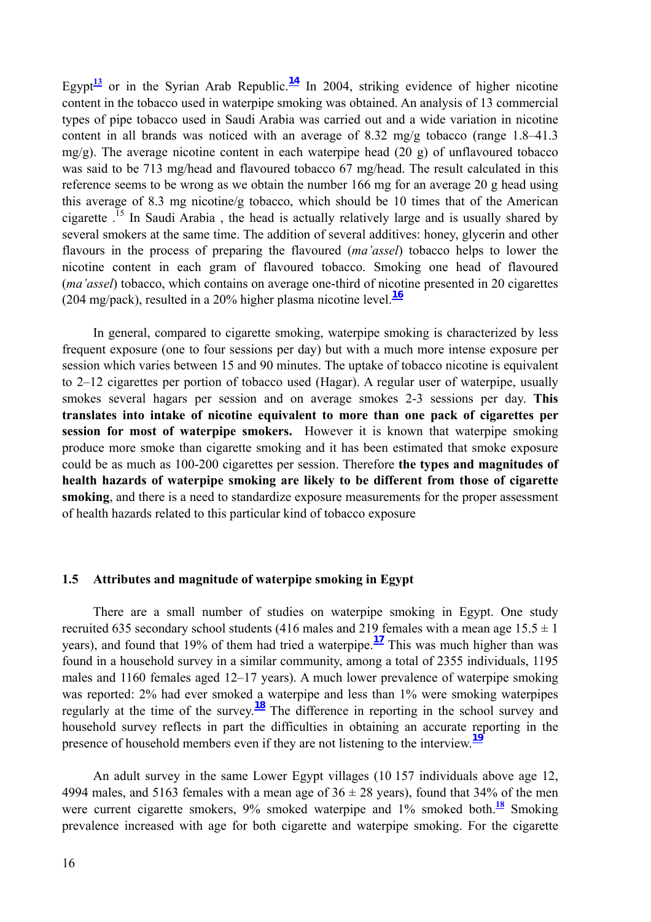Egypt[13] or in the Syrian Arab Republic.[14] In 2004, striking evidence of higher nicotine content in the tobacco used in waterpipe smoking was obtained. An analysis of 13 commercial types of pipe tobacco used in Saudi Arabia was carried out and a wide variation in nicotine content in all brands was noticed with an average of 8.32 mg/g tobacco (range 1.8–41.3 mg/g). The average nicotine content in each waterpipe head (20 g) of unflavoured tobacco was said to be 713 mg/head and flavoured tobacco 67 mg/head. The result calculated in this reference seems to be wrong as we obtain the number 166 mg for an average 20 g head using this average of 8.3 mg nicotine/g tobacco, which should be 10 times that of the American cigarette .[15] In Saudi Arabia , the head is actually relatively large and is usually shared by several smokers at the same time. The addition of several additives: honey, glycerin and other flavours in the process of preparing the flavoured (*ma'assel*) tobacco helps to lower the nicotine content in each gram of flavoured tobacco. Smoking one head of flavoured (*ma'assel*) tobacco, which contains on average one-third of nicotine presented in 20 cigarettes (204 mg/pack), resulted in a 20% higher plasma nicotine level.[16]

In general, compared to cigarette smoking, waterpipe smoking is characterized by less frequent exposure (one to four sessions per day) but with a much more intense exposure per session which varies between 15 and 90 minutes. The uptake of tobacco nicotine is equivalent to 2–12 cigarettes per portion of tobacco used (Hagar). A regular user of waterpipe, usually smokes several hagars per session and on average smokes 2-3 sessions per day. **This translates into intake of nicotine equivalent to more than one pack of cigarettes per session for most of waterpipe smokers.** However it is known that waterpipe smoking produce more smoke than cigarette smoking and it has been estimated that smoke exposure could be as much as 100-200 cigarettes per session. Therefore **the types and magnitudes of health hazards of waterpipe smoking are likely to be different from those of cigarette smoking**, and there is a need to standardize exposure measurements for the proper assessment of health hazards related to this particular kind of tobacco exposure

### 1.5 Attributes and magnitude of waterpipe smoking in Egypt

There are a small number of studies on waterpipe smoking in Egypt. One study recruited 635 secondary school students (416 males and 219 females with a mean age 15.5 ± 1 years), and found that 19% of them had tried a waterpipe.[17] This was much higher than was found in a household survey in a similar community, among a total of 2355 individuals, 1195 males and 1160 females aged 12–17 years). A much lower prevalence of waterpipe smoking was reported: 2% had ever smoked a waterpipe and less than 1% were smoking waterpipes regularly at the time of the survey.[18] The difference in reporting in the school survey and household survey reflects in part the difficulties in obtaining an accurate reporting in the presence of household members even if they are not listening to the interview.[19]

An adult survey in the same Lower Egypt villages (10 157 individuals above age 12, 4994 males, and 5163 females with a mean age of 36 ± 28 years), found that 34% of the men were current cigarette smokers, 9% smoked waterpipe and 1% smoked both.[18] Smoking prevalence increased with age for both cigarette and waterpipe smoking. For the cigarette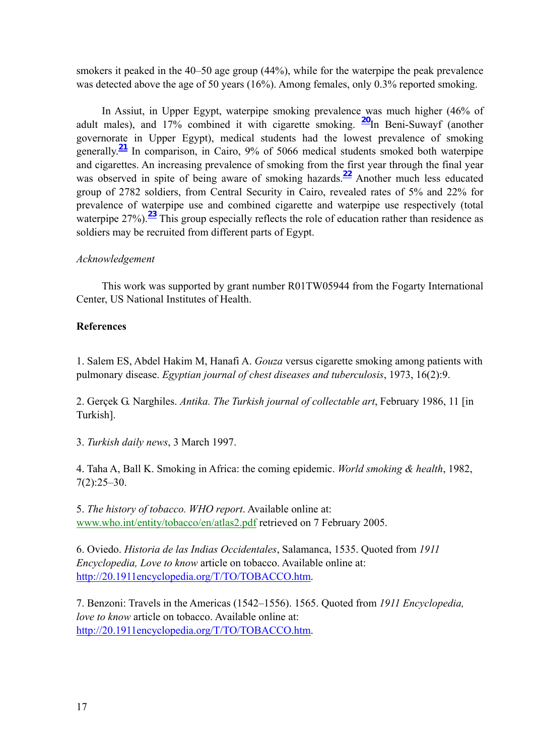smokers it peaked in the 40–50 age group (44%), while for the waterpipe the peak prevalence was detected above the age of 50 years (16%). Among females, only 0.3% reported smoking.

In Assiut, in Upper Egypt, waterpipe smoking prevalence was much higher (46% of adult males), and 17% combined it with cigarette smoking. [20] In Beni-Suwayf (another governorate in Upper Egypt), medical students had the lowest prevalence of smoking generally.[21] In comparison, in Cairo, 9% of 5066 medical students smoked both waterpipe and cigarettes. An increasing prevalence of smoking from the first year through the final year was observed in spite of being aware of smoking hazards.[22] Another much less educated group of 2782 soldiers, from Central Security in Cairo, revealed rates of 5% and 22% for prevalence of waterpipe use and combined cigarette and waterpipe use respectively (total waterpipe 27%).[23] This group especially reflects the role of education rather than residence as soldiers may be recruited from different parts of Egypt.

*Acknowledgement*

This work was supported by grant number R01TW05944 from the Fogarty International Center, US National Institutes of Health.

**References**

1. Salem ES, Abdel Hakim M, Hanafi A. *Gouza* versus cigarette smoking among patients with pulmonary disease. *Egyptian journal of chest diseases and tuberculosis*, 1973, 16(2):9.

2. Gerçek G. Narghiles. *Antika. The Turkish journal of collectable art*, February 1986, 11 [in Turkish].

3. *Turkish daily news*, 3 March 1997.

4. Taha A, Ball K. Smoking in Africa: the coming epidemic. *World smoking & health*, 1982, 7(2):25–30.

5. *The history of tobacco. WHO report*. Available online at: www.who.int/entity/tobacco/en/atlas2.pdf retrieved on 7 February 2005.

6. Oviedo. *Historia de las Indias Occidentales*, Salamanca, 1535. Quoted from *1911 Encyclopedia, Love to know* article on tobacco. Available online at: http://20.1911encyclopedia.org/T/TO/TOBACCO.htm.

7. Benzoni: Travels in the Americas (1542–1556). 1565. Quoted from *1911 Encyclopedia, love to know* article on tobacco. Available online at: http://20.1911encyclopedia.org/T/TO/TOBACCO.htm.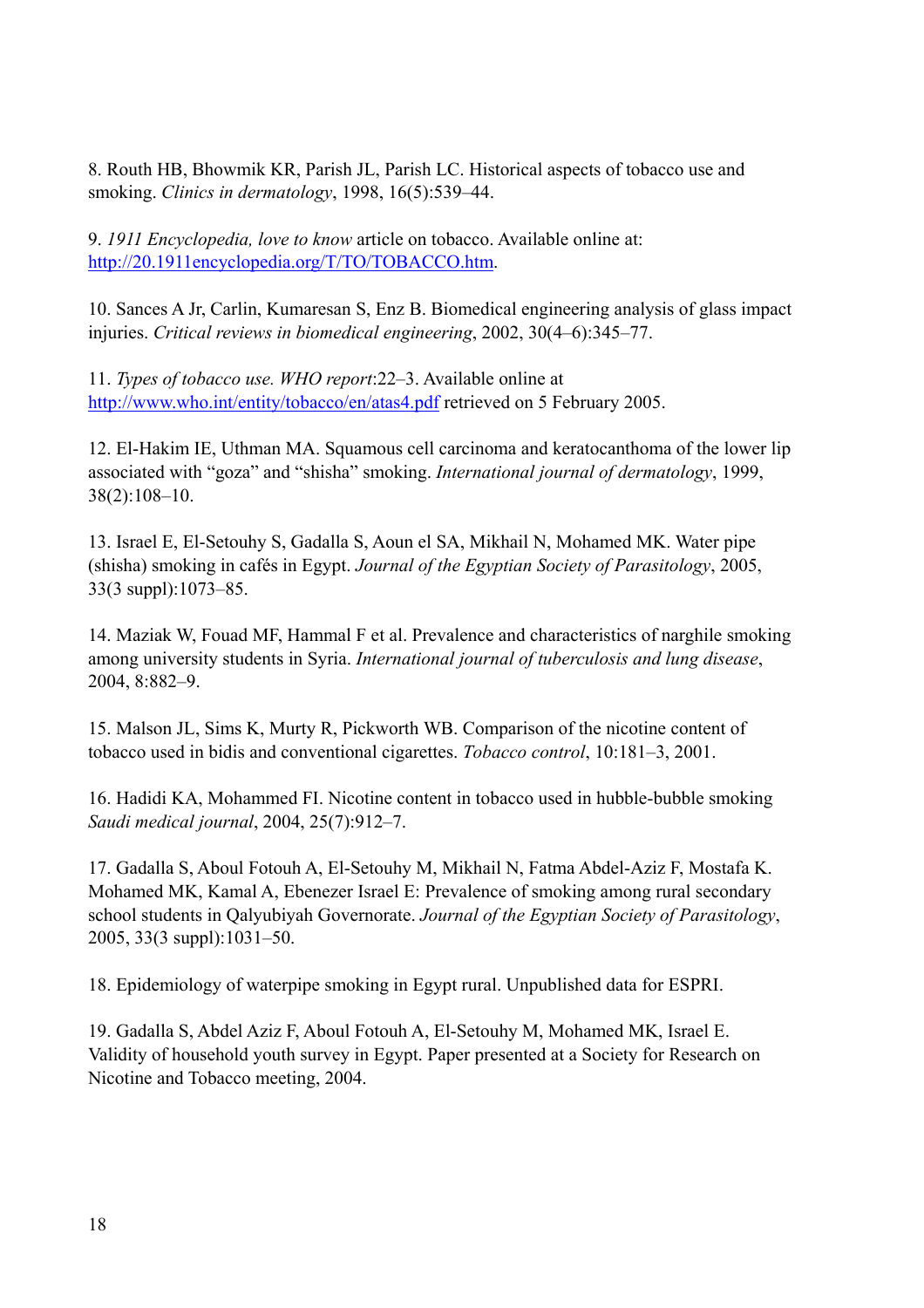8. Routh HB, Bhowmik KR, Parish JL, Parish LC. Historical aspects of tobacco use and smoking. *Clinics in dermatology*, 1998, 16(5):539–44.

9. *1911 Encyclopedia, love to know* article on tobacco. Available online at: [http://20.1911encyclopedia.org/T/TO/TOBACCO.htm](http://20.1911encyclopedia.org/T/TO/TOBACCO.htm).

10. Sances A Jr, Carlin, Kumaresan S, Enz B. Biomedical engineering analysis of glass impact injuries. *Critical reviews in biomedical engineering*, 2002, 30(4–6):345–77.

11. *Types of tobacco use. WHO report*:22–3. Available online at [http://www.who.int/entity/tobacco/en/atas4.pdf](http://www.who.int/entity/tobacco/en/atas4.pdf) retrieved on 5 February 2005.

12. El-Hakim IE, Uthman MA. Squamous cell carcinoma and keratocanthoma of the lower lip associated with "goza" and "shisha" smoking. *International journal of dermatology*, 1999, 38(2):108–10.

13. Israel E, El-Setouhy S, Gadalla S, Aoun el SA, Mikhail N, Mohamed MK. Water pipe (shisha) smoking in cafés in Egypt. *Journal of the Egyptian Society of Parasitology*, 2005, 33(3 suppl):1073–85.

14. Maziak W, Fouad MF, Hammal F et al. Prevalence and characteristics of narghile smoking among university students in Syria. *International journal of tuberculosis and lung disease*, 2004, 8:882–9.

15. Malson JL, Sims K, Murty R, Pickworth WB. Comparison of the nicotine content of tobacco used in bidis and conventional cigarettes. *Tobacco control*, 10:181–3, 2001.

16. Hadidi KA, Mohammed FI. Nicotine content in tobacco used in hubble-bubble smoking *Saudi medical journal*, 2004, 25(7):912–7.

17. Gadalla S, Aboul Fotouh A, El-Setouhy M, Mikhail N, Fatma Abdel-Aziz F, Mostafa K. Mohamed MK, Kamal A, Ebenezer Israel E: Prevalence of smoking among rural secondary school students in Qalyubiyah Governorate. *Journal of the Egyptian Society of Parasitology*, 2005, 33(3 suppl):1031–50.

18. Epidemiology of waterpipe smoking in Egypt rural. Unpublished data for ESPRI.

19. Gadalla S, Abdel Aziz F, Aboul Fotouh A, El-Setouhy M, Mohamed MK, Israel E. Validity of household youth survey in Egypt. Paper presented at a Society for Research on Nicotine and Tobacco meeting, 2004.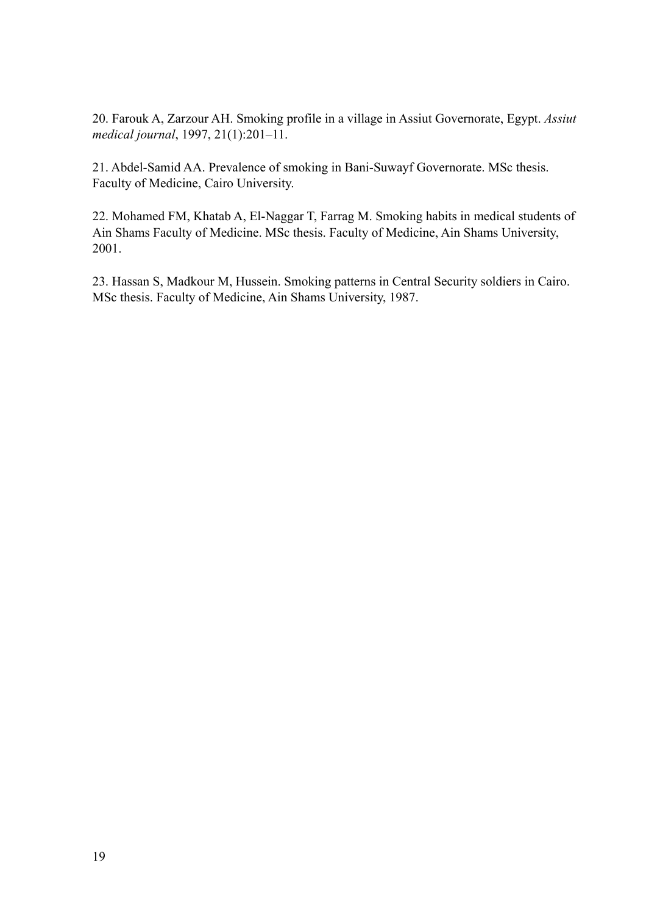20. Farouk A, Zarzour AH. Smoking profile in a village in Assiut Governorate, Egypt. *Assiut medical journal*, 1997, 21(1):201–11.

21. Abdel-Samid AA. Prevalence of smoking in Bani-Suwayf Governorate. MSc thesis. Faculty of Medicine, Cairo University.

22. Mohamed FM, Khatab A, El-Naggar T, Farrag M. Smoking habits in medical students of Ain Shams Faculty of Medicine. MSc thesis. Faculty of Medicine, Ain Shams University, 2001.

23. Hassan S, Madkour M, Hussein. Smoking patterns in Central Security soldiers in Cairo. MSc thesis. Faculty of Medicine, Ain Shams University, 1987.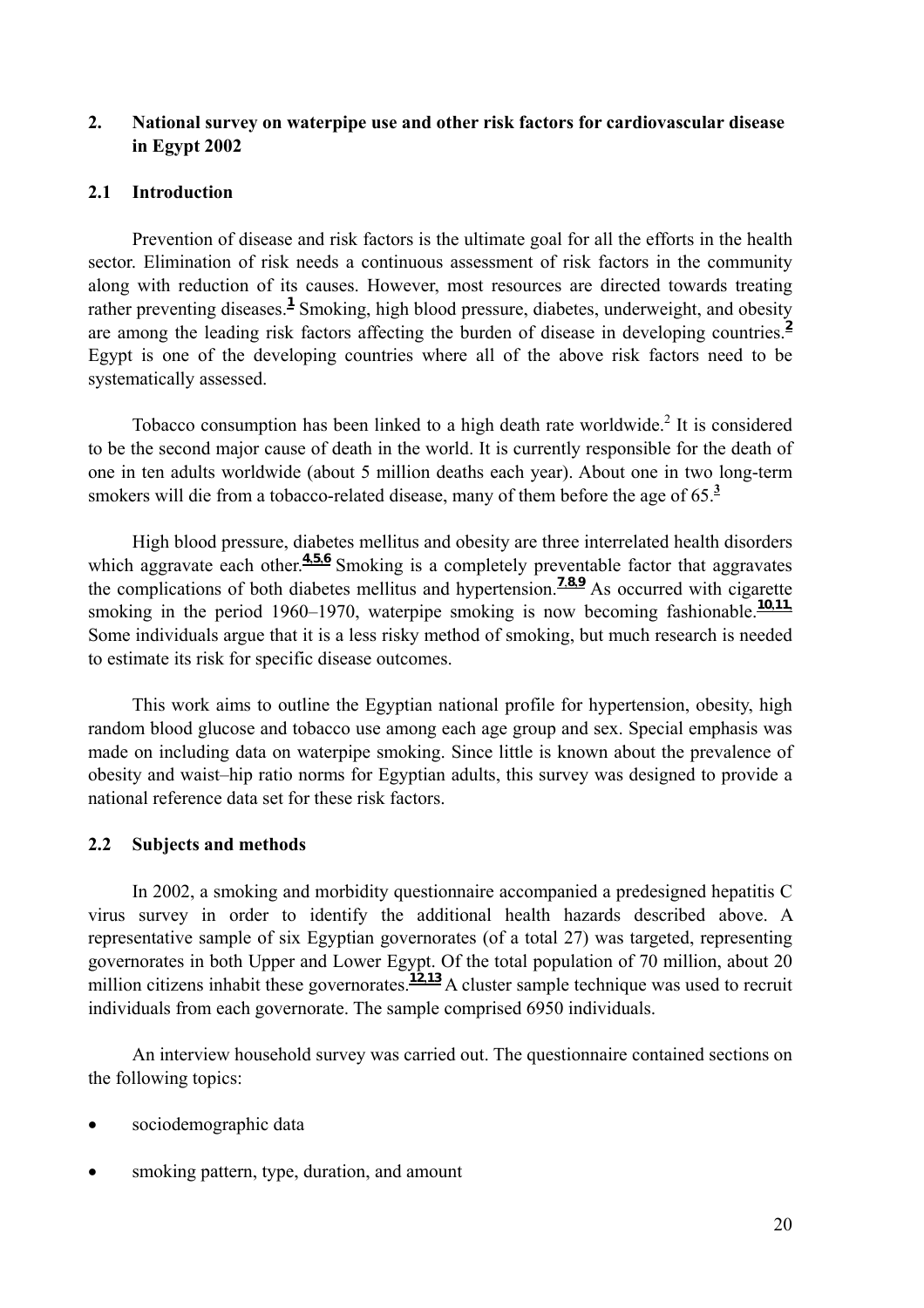## 2. National survey on waterpipe use and other risk factors for cardiovascular disease in Egypt 2002

### 2.1 Introduction

Prevention of disease and risk factors is the ultimate goal for all the efforts in the health sector. Elimination of risk needs a continuous assessment of risk factors in the community along with reduction of its causes. However, most resources are directed towards treating rather preventing diseases.[1] Smoking, high blood pressure, diabetes, underweight, and obesity are among the leading risk factors affecting the burden of disease in developing countries.[2] Egypt is one of the developing countries where all of the above risk factors need to be systematically assessed.

Tobacco consumption has been linked to a high death rate worldwide.[2] It is considered to be the second major cause of death in the world. It is currently responsible for the death of one in ten adults worldwide (about 5 million deaths each year). About one in two long-term smokers will die from a tobacco-related disease, many of them before the age of 65.[3]

High blood pressure, diabetes mellitus and obesity are three interrelated health disorders which aggravate each other.[4,5,6] Smoking is a completely preventable factor that aggravates the complications of both diabetes mellitus and hypertension.[7,8,9] As occurred with cigarette smoking in the period 1960–1970, waterpipe smoking is now becoming fashionable.[10,11] Some individuals argue that it is a less risky method of smoking, but much research is needed to estimate its risk for specific disease outcomes.

This work aims to outline the Egyptian national profile for hypertension, obesity, high random blood glucose and tobacco use among each age group and sex. Special emphasis was made on including data on waterpipe smoking. Since little is known about the prevalence of obesity and waist–hip ratio norms for Egyptian adults, this survey was designed to provide a national reference data set for these risk factors.

### 2.2 Subjects and methods

In 2002, a smoking and morbidity questionnaire accompanied a predesigned hepatitis C virus survey in order to identify the additional health hazards described above. A representative sample of six Egyptian governorates (of a total 27) was targeted, representing governorates in both Upper and Lower Egypt. Of the total population of 70 million, about 20 million citizens inhabit these governorates.[12,13] A cluster sample technique was used to recruit individuals from each governorate. The sample comprised 6950 individuals.

An interview household survey was carried out. The questionnaire contained sections on the following topics:

- sociodemographic data
- smoking pattern, type, duration, and amount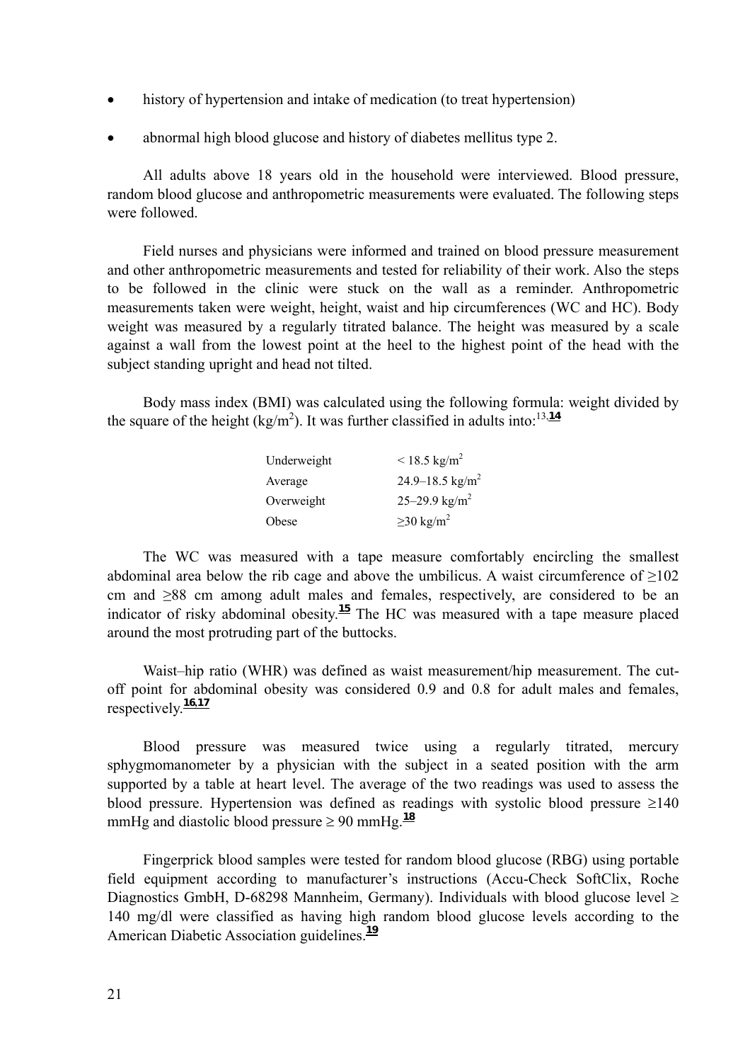- history of hypertension and intake of medication (to treat hypertension)
- abnormal high blood glucose and history of diabetes mellitus type 2.

All adults above 18 years old in the household were interviewed. Blood pressure, random blood glucose and anthropometric measurements were evaluated. The following steps were followed.

Field nurses and physicians were informed and trained on blood pressure measurement and other anthropometric measurements and tested for reliability of their work. Also the steps to be followed in the clinic were stuck on the wall as a reminder. Anthropometric measurements taken were weight, height, waist and hip circumferences (WC and HC). Body weight was measured by a regularly titrated balance. The height was measured by a scale against a wall from the lowest point at the heel to the highest point of the head with the subject standing upright and head not tilted.

Body mass index (BMI) was calculated using the following formula: weight divided by the square of the height ($kg/m^2$). It was further classified in adults into:[13,14]

| | |
|---|---|
| Underweight | $< 18.5$ kg/m$^2$ |
| Average | 24.9–18.5 kg/m$^2$ |
| Overweight | 25–29.9 kg/m$^2$ |
| Obese | $\geq 30$ kg/m$^2$ |

The WC was measured with a tape measure comfortably encircling the smallest abdominal area below the rib cage and above the umbilicus. A waist circumference of ≥102 cm and ≥88 cm among adult males and females, respectively, are considered to be an indicator of risky abdominal obesity.[15] The HC was measured with a tape measure placed around the most protruding part of the buttocks.

Waist–hip ratio (WHR) was defined as waist measurement/hip measurement. The cut-off point for abdominal obesity was considered 0.9 and 0.8 for adult males and females, respectively.[16,17]

Blood pressure was measured twice using a regularly titrated, mercury sphygmomanometer by a physician with the subject in a seated position with the arm supported by a table at heart level. The average of the two readings was used to assess the blood pressure. Hypertension was defined as readings with systolic blood pressure ≥140 mmHg and diastolic blood pressure ≥ 90 mmHg.[18]

Fingerprick blood samples were tested for random blood glucose (RBG) using portable field equipment according to manufacturer's instructions (Accu-Check SoftClix, Roche Diagnostics GmbH, D-68298 Mannheim, Germany). Individuals with blood glucose level ≥ 140 mg/dl were classified as having high random blood glucose levels according to the American Diabetic Association guidelines.[19]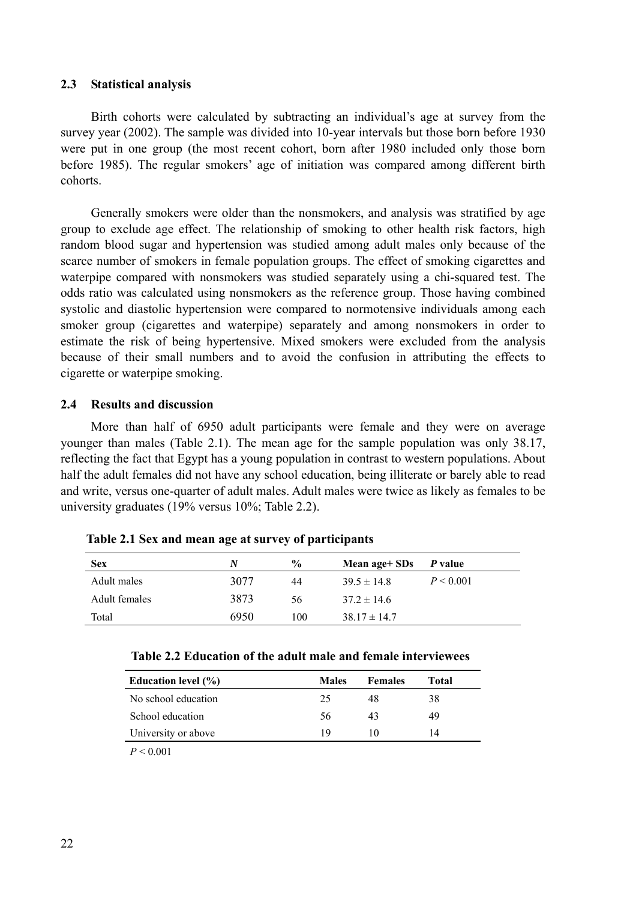### 2.3 Statistical analysis

Birth cohorts were calculated by subtracting an individual's age at survey from the survey year (2002). The sample was divided into 10-year intervals but those born before 1930 were put in one group (the most recent cohort, born after 1980 included only those born before 1985). The regular smokers' age of initiation was compared among different birth cohorts.

Generally smokers were older than the nonsmokers, and analysis was stratified by age group to exclude age effect. The relationship of smoking to other health risk factors, high random blood sugar and hypertension was studied among adult males only because of the scarce number of smokers in female population groups. The effect of smoking cigarettes and waterpipe compared with nonsmokers was studied separately using a chi-squared test. The odds ratio was calculated using nonsmokers as the reference group. Those having combined systolic and diastolic hypertension were compared to normotensive individuals among each smoker group (cigarettes and waterpipe) separately and among nonsmokers in order to estimate the risk of being hypertensive. Mixed smokers were excluded from the analysis because of their small numbers and to avoid the confusion in attributing the effects to cigarette or waterpipe smoking.

### 2.4 Results and discussion

More than half of 6950 adult participants were female and they were on average younger than males (Table 2.1). The mean age for the sample population was only 38.17, reflecting the fact that Egypt has a young population in contrast to western populations. About half the adult females did not have any school education, being illiterate or barely able to read and write, versus one-quarter of adult males. Adult males were twice as likely as females to be university graduates (19% versus 10%; Table 2.2).

**Table 2.1 Sex and mean age at survey of participants**

| Sex | *N* | % | Mean age+ SDs | *P* value |
|---|---|---|---|---|
| Adult males | 3077 | 44 | $39.5 \pm 14.8$ | $P < 0.001$ |
| Adult females | 3873 | 56 | $37.2 \pm 14.6$ | |
| Total | 6950 | 100 | $38.17 \pm 14.7$ | |

**Table 2.2 Education of the adult male and female interviewees**

| Education level (%) | Males | Females | Total |
|---|---|---|---|
| No school education | 25 | 48 | 38 |
| School education | 56 | 43 | 49 |
| University or above | 19 | 10 | 14 |

$P < 0.001$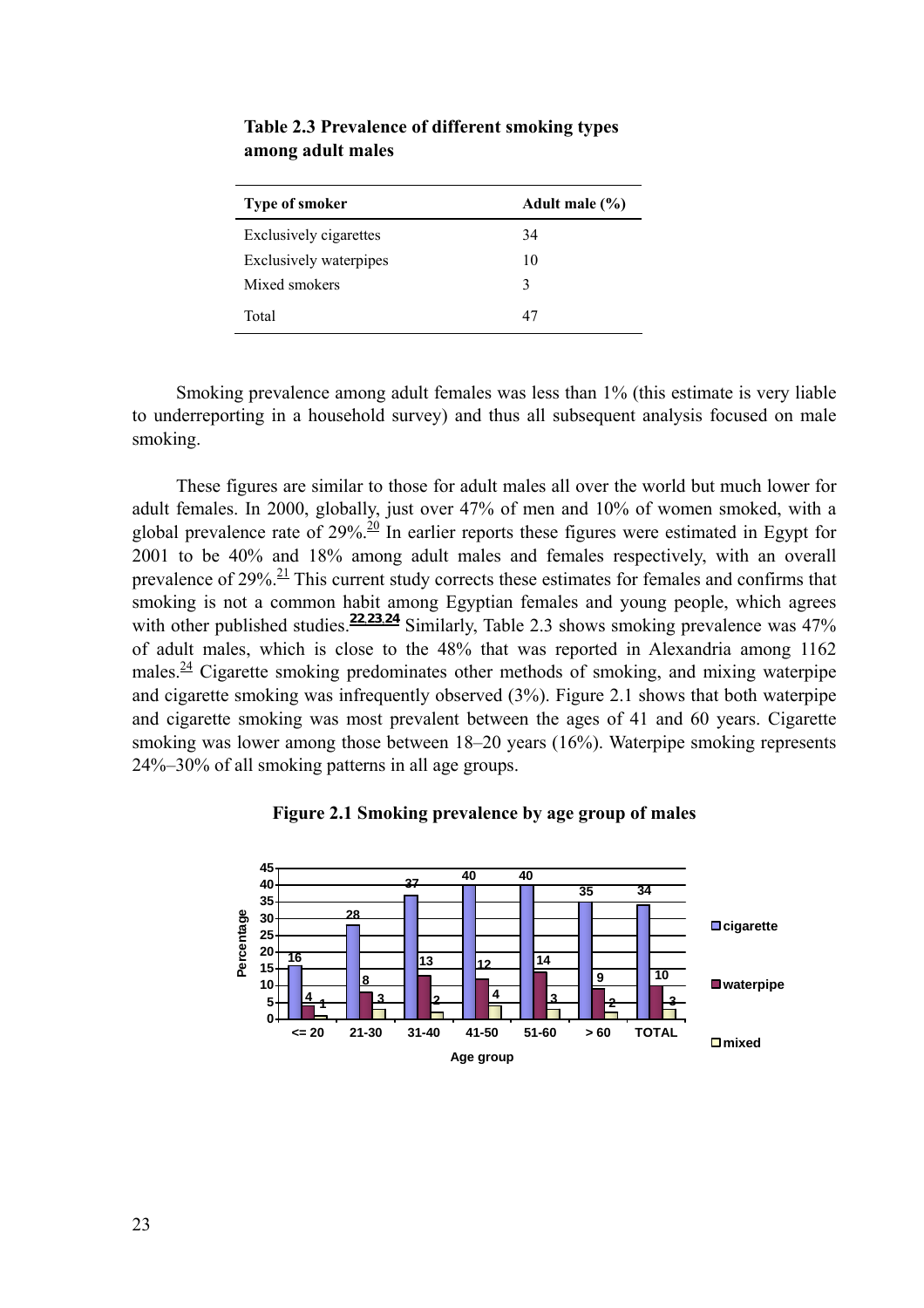**Table 2.3 Prevalence of different smoking types among adult males**

| Type of smoker | Adult male (%) |
|---|---|
| Exclusively cigarettes | 34 |
| Exclusively waterpipes | 10 |
| Mixed smokers | 3 |
| Total | 47 |

Smoking prevalence among adult females was less than 1% (this estimate is very liable to underreporting in a household survey) and thus all subsequent analysis focused on male smoking.

These figures are similar to those for adult males all over the world but much lower for adult females. In 2000, globally, just over 47% of men and 10% of women smoked, with a global prevalence rate of 29%.[20] In earlier reports these figures were estimated in Egypt for 2001 to be 40% and 18% among adult males and females respectively, with an overall prevalence of 29%.[21] This current study corrects these estimates for females and confirms that smoking is not a common habit among Egyptian females and young people, which agrees with other published studies.[22,23,24] Similarly, Table 2.3 shows smoking prevalence was 47% of adult males, which is close to the 48% that was reported in Alexandria among 1162 males.[24] Cigarette smoking predominates other methods of smoking, and mixing waterpipe and cigarette smoking was infrequently observed (3%). Figure 2.1 shows that both waterpipe and cigarette smoking was most prevalent between the ages of 41 and 60 years. Cigarette smoking was lower among those between 18–20 years (16%). Waterpipe smoking represents 24%–30% of all smoking patterns in all age groups.

**Figure 2.1 Smoking prevalence by age group of males**

| Age group | cigarette | waterpipe | mixed |
|---|---|---|---|
| <= 20 | 16 | 4 | 1 |
| 21-30 | 28 | 8 | 3 |
| 31-40 | 37 | 13 | 2 |
| 41-50 | 40 | 12 | 4 |
| 51-60 | 40 | 14 | 3 |
| > 60 | 35 | 9 | 2 |
| TOTAL | 34 | 10 | 3 |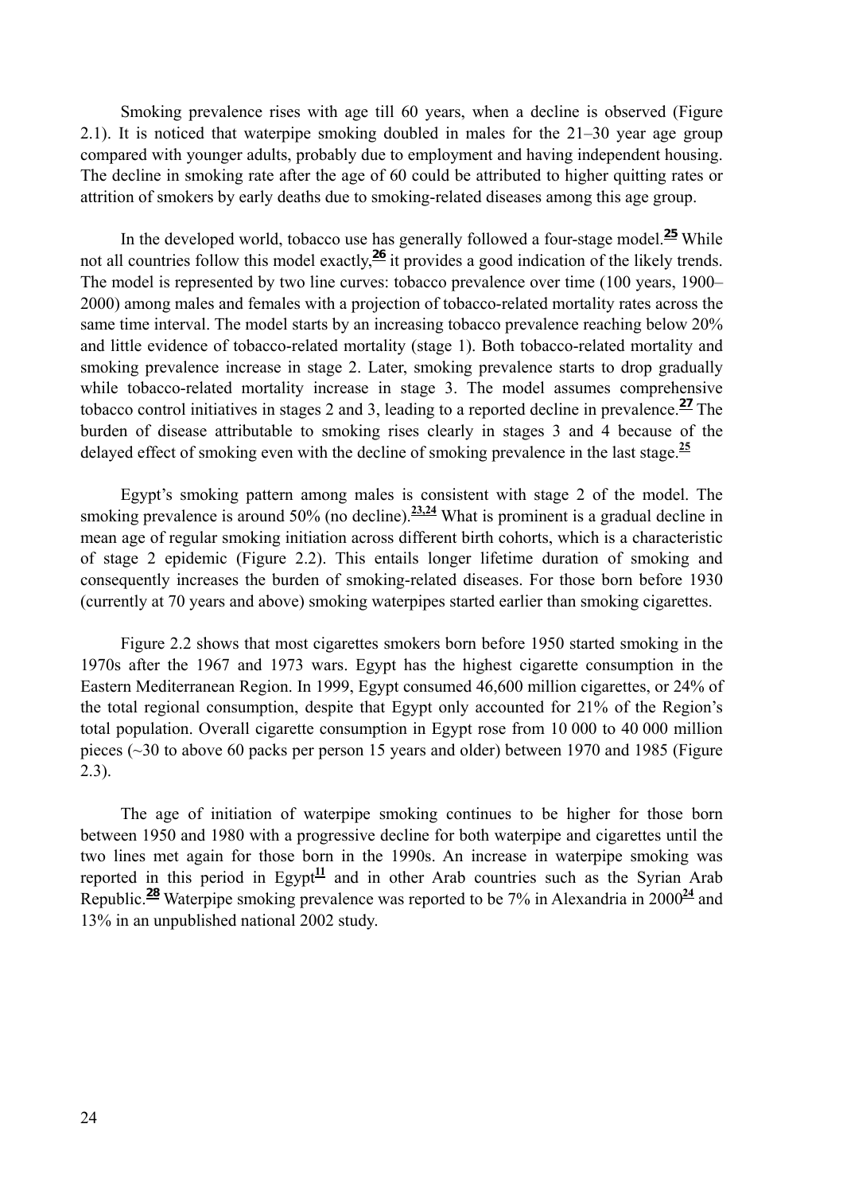Smoking prevalence rises with age till 60 years, when a decline is observed (Figure 2.1). It is noticed that waterpipe smoking doubled in males for the 21–30 year age group compared with younger adults, probably due to employment and having independent housing. The decline in smoking rate after the age of 60 could be attributed to higher quitting rates or attrition of smokers by early deaths due to smoking-related diseases among this age group.

In the developed world, tobacco use has generally followed a four-stage model.[25] While not all countries follow this model exactly,[26] it provides a good indication of the likely trends. The model is represented by two line curves: tobacco prevalence over time (100 years, 1900–2000) among males and females with a projection of tobacco-related mortality rates across the same time interval. The model starts by an increasing tobacco prevalence reaching below 20% and little evidence of tobacco-related mortality (stage 1). Both tobacco-related mortality and smoking prevalence increase in stage 2. Later, smoking prevalence starts to drop gradually while tobacco-related mortality increase in stage 3. The model assumes comprehensive tobacco control initiatives in stages 2 and 3, leading to a reported decline in prevalence.[27] The burden of disease attributable to smoking rises clearly in stages 3 and 4 because of the delayed effect of smoking even with the decline of smoking prevalence in the last stage.[25]

Egypt's smoking pattern among males is consistent with stage 2 of the model. The smoking prevalence is around 50% (no decline).[23,24] What is prominent is a gradual decline in mean age of regular smoking initiation across different birth cohorts, which is a characteristic of stage 2 epidemic (Figure 2.2). This entails longer lifetime duration of smoking and consequently increases the burden of smoking-related diseases. For those born before 1930 (currently at 70 years and above) smoking waterpipes started earlier than smoking cigarettes.

Figure 2.2 shows that most cigarettes smokers born before 1950 started smoking in the 1970s after the 1967 and 1973 wars. Egypt has the highest cigarette consumption in the Eastern Mediterranean Region. In 1999, Egypt consumed 46,600 million cigarettes, or 24% of the total regional consumption, despite that Egypt only accounted for 21% of the Region's total population. Overall cigarette consumption in Egypt rose from 10 000 to 40 000 million pieces (~30 to above 60 packs per person 15 years and older) between 1970 and 1985 (Figure 2.3).

The age of initiation of waterpipe smoking continues to be higher for those born between 1950 and 1980 with a progressive decline for both waterpipe and cigarettes until the two lines met again for those born in the 1990s. An increase in waterpipe smoking was reported in this period in Egypt[11] and in other Arab countries such as the Syrian Arab Republic.[28] Waterpipe smoking prevalence was reported to be 7% in Alexandria in 2000[24] and 13% in an unpublished national 2002 study.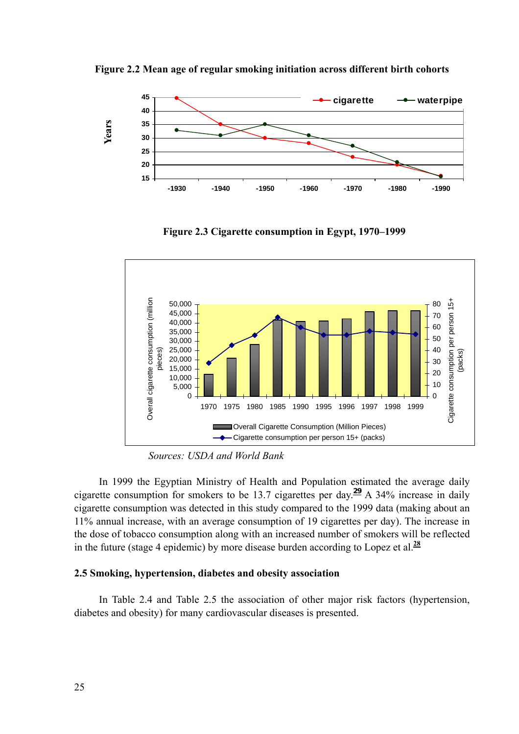**Figure 2.2 Mean age of regular smoking initiation across different birth cohorts**

**Figure 2.3 Cigarette consumption in Egypt, 1970–1999**

*Sources: USDA and World Bank*

In 1999 the Egyptian Ministry of Health and Population estimated the average daily cigarette consumption for smokers to be 13.7 cigarettes per day.[29] A 34% increase in daily cigarette consumption was detected in this study compared to the 1999 data (making about an 11% annual increase, with an average consumption of 19 cigarettes per day). The increase in the dose of tobacco consumption along with an increased number of smokers will be reflected in the future (stage 4 epidemic) by more disease burden according to Lopez et al.[28]

### 2.5 Smoking, hypertension, diabetes and obesity association

In Table 2.4 and Table 2.5 the association of other major risk factors (hypertension, diabetes and obesity) for many cardiovascular diseases is presented.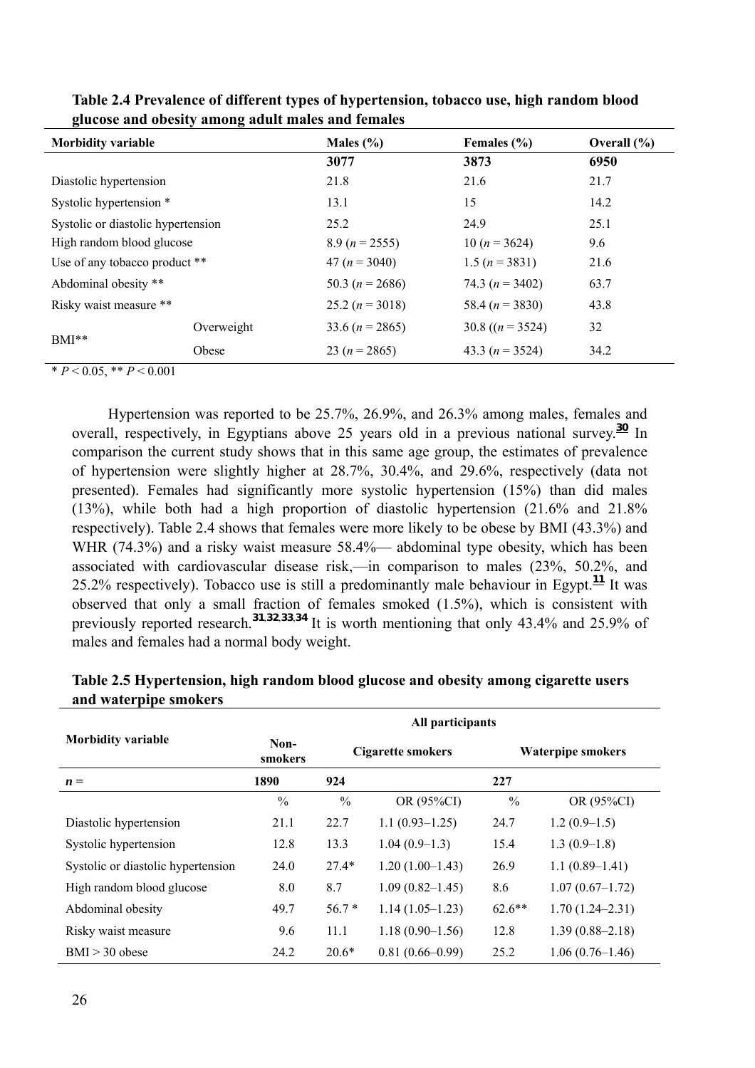**Table 2.4 Prevalence of different types of hypertension, tobacco use, high random blood glucose and obesity among adult males and females**

| Morbidity variable | | Males (%) | Females (%) | Overall (%) |
|---|---|---|---|---|
| | | **3077** | **3873** | **6950** |
| Diastolic hypertension | | 21.8 | 21.6 | 21.7 |
| Systolic hypertension * | | 13.1 | 15 | 14.2 |
| Systolic or diastolic hypertension | | 25.2 | 24.9 | 25.1 |
| High random blood glucose | | 8.9 (*n* = 2555) | 10 (*n* = 3624) | 9.6 |
| Use of any tobacco product ** | | 47 (*n* = 3040) | 1.5 (*n* = 3831) | 21.6 |
| Abdominal obesity ** | | 50.3 (*n* = 2686) | 74.3 (*n* = 3402) | 63.7 |
| Risky waist measure ** | | 25.2 (*n* = 3018) | 58.4 (*n* = 3830) | 43.8 |
| BMI** | Overweight | 33.6 (*n* = 2865) | 30.8 ((*n* = 3524) | 32 |
| | Obese | 23 (*n* = 2865) | 43.3 (*n* = 3524) | 34.2 |

* $P < 0.05$, ** $P < 0.001$

Hypertension was reported to be 25.7%, 26.9%, and 26.3% among males, females and overall, respectively, in Egyptians above 25 years old in a previous national survey.[30] In comparison the current study shows that in this same age group, the estimates of prevalence of hypertension were slightly higher at 28.7%, 30.4%, and 29.6%, respectively (data not presented). Females had significantly more systolic hypertension (15%) than did males (13%), while both had a high proportion of diastolic hypertension (21.6% and 21.8% respectively). Table 2.4 shows that females were more likely to be obese by BMI (43.3%) and WHR (74.3%) and a risky waist measure 58.4%— abdominal type obesity, which has been associated with cardiovascular disease risk,—in comparison to males (23%, 50.2%, and 25.2% respectively). Tobacco use is still a predominantly male behaviour in Egypt.[11] It was observed that only a small fraction of females smoked (1.5%), which is consistent with previously reported research.[31,32,33,34] It is worth mentioning that only 43.4% and 25.9% of males and females had a normal body weight.

**Table 2.5 Hypertension, high random blood glucose and obesity among cigarette users and waterpipe smokers**

| Morbidity variable | All participants | | | | |
|---|---|---|---|---|---|
| | Non-smokers | Cigarette smokers | | Waterpipe smokers | |
| ***n* =** | **1890** | **924** | | **227** | |
| | % | % | OR (95%CI) | % | OR (95%CI) |
| Diastolic hypertension | 21.1 | 22.7 | 1.1 (0.93–1.25) | 24.7 | 1.2 (0.9–1.5) |
| Systolic hypertension | 12.8 | 13.3 | 1.04 (0.9–1.3) | 15.4 | 1.3 (0.9–1.8) |
| Systolic or diastolic hypertension | 24.0 | 27.4* | 1.20 (1.00–1.43) | 26.9 | 1.1 (0.89–1.41) |
| High random blood glucose | 8.0 | 8.7 | 1.09 (0.82–1.45) | 8.6 | 1.07 (0.67–1.72) |
| Abdominal obesity | 49.7 | 56.7 * | 1.14 (1.05–1.23) | 62.6** | 1.70 (1.24–2.31) |
| Risky waist measure | 9.6 | 11.1 | 1.18 (0.90–1.56) | 12.8 | 1.39 (0.88–2.18) |
| BMI > 30 obese | 24.2 | 20.6* | 0.81 (0.66–0.99) | 25.2 | 1.06 (0.76–1.46) |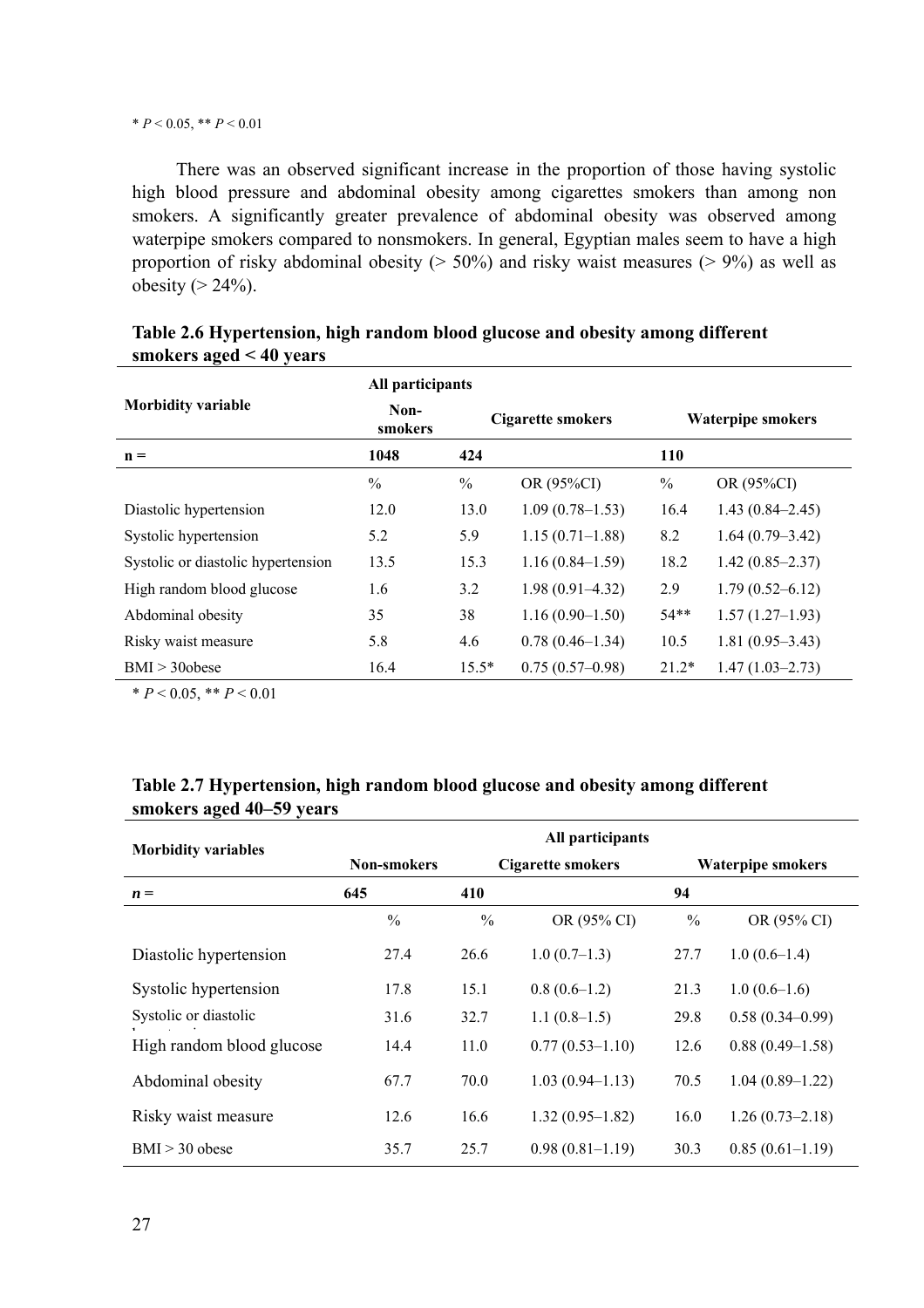$* P < 0.05$, $** P < 0.01$

There was an observed significant increase in the proportion of those having systolic high blood pressure and abdominal obesity among cigarettes smokers than among non smokers. A significantly greater prevalence of abdominal obesity was observed among waterpipe smokers compared to nonsmokers. In general, Egyptian males seem to have a high proportion of risky abdominal obesity (> 50%) and risky waist measures (> 9%) as well as obesity (> 24%).

**Table 2.6 Hypertension, high random blood glucose and obesity among different smokers aged < 40 years**

| Morbidity variable | All participants | | | | |
|---|---|---|---|---|---|
| | Non-smokers | Cigarette smokers | | Waterpipe smokers | |
| n = | 1048 | 424 | | 110 | |
| | % | % | OR (95%CI) | % | OR (95%CI) |
| Diastolic hypertension | 12.0 | 13.0 | 1.09 (0.78–1.53) | 16.4 | 1.43 (0.84–2.45) |
| Systolic hypertension | 5.2 | 5.9 | 1.15 (0.71–1.88) | 8.2 | 1.64 (0.79–3.42) |
| Systolic or diastolic hypertension | 13.5 | 15.3 | 1.16 (0.84–1.59) | 18.2 | 1.42 (0.85–2.37) |
| High random blood glucose | 1.6 | 3.2 | 1.98 (0.91–4.32) | 2.9 | 1.79 (0.52–6.12) |
| Abdominal obesity | 35 | 38 | 1.16 (0.90–1.50) | 54** | 1.57 (1.27–1.93) |
| Risky waist measure | 5.8 | 4.6 | 0.78 (0.46–1.34) | 10.5 | 1.81 (0.95–3.43) |
| BMI > 30obese | 16.4 | 15.5* | 0.75 (0.57–0.98) | 21.2* | 1.47 (1.03–2.73) |

$* P < 0.05$, $** P < 0.01$

**Table 2.7 Hypertension, high random blood glucose and obesity among different smokers aged 40–59 years**

| Morbidity variables | All participants | | | | |
|---|---|---|---|---|---|
| | Non-smokers | Cigarette smokers | | Waterpipe smokers | |
| *n* = | 645 | 410 | | 94 | |
| | % | % | OR (95% CI) | % | OR (95% CI) |
| Diastolic hypertension | 27.4 | 26.6 | 1.0 (0.7–1.3) | 27.7 | 1.0 (0.6–1.4) |
| Systolic hypertension | 17.8 | 15.1 | 0.8 (0.6–1.2) | 21.3 | 1.0 (0.6–1.6) |
| Systolic or diastolic hypertension | 31.6 | 32.7 | 1.1 (0.8–1.5) | 29.8 | 0.58 (0.34–0.99) |
| High random blood glucose | 14.4 | 11.0 | 0.77 (0.53–1.10) | 12.6 | 0.88 (0.49–1.58) |
| Abdominal obesity | 67.7 | 70.0 | 1.03 (0.94–1.13) | 70.5 | 1.04 (0.89–1.22) |
| Risky waist measure | 12.6 | 16.6 | 1.32 (0.95–1.82) | 16.0 | 1.26 (0.73–2.18) |
| BMI > 30 obese | 35.7 | 25.7 | 0.98 (0.81–1.19) | 30.3 | 0.85 (0.61–1.19) |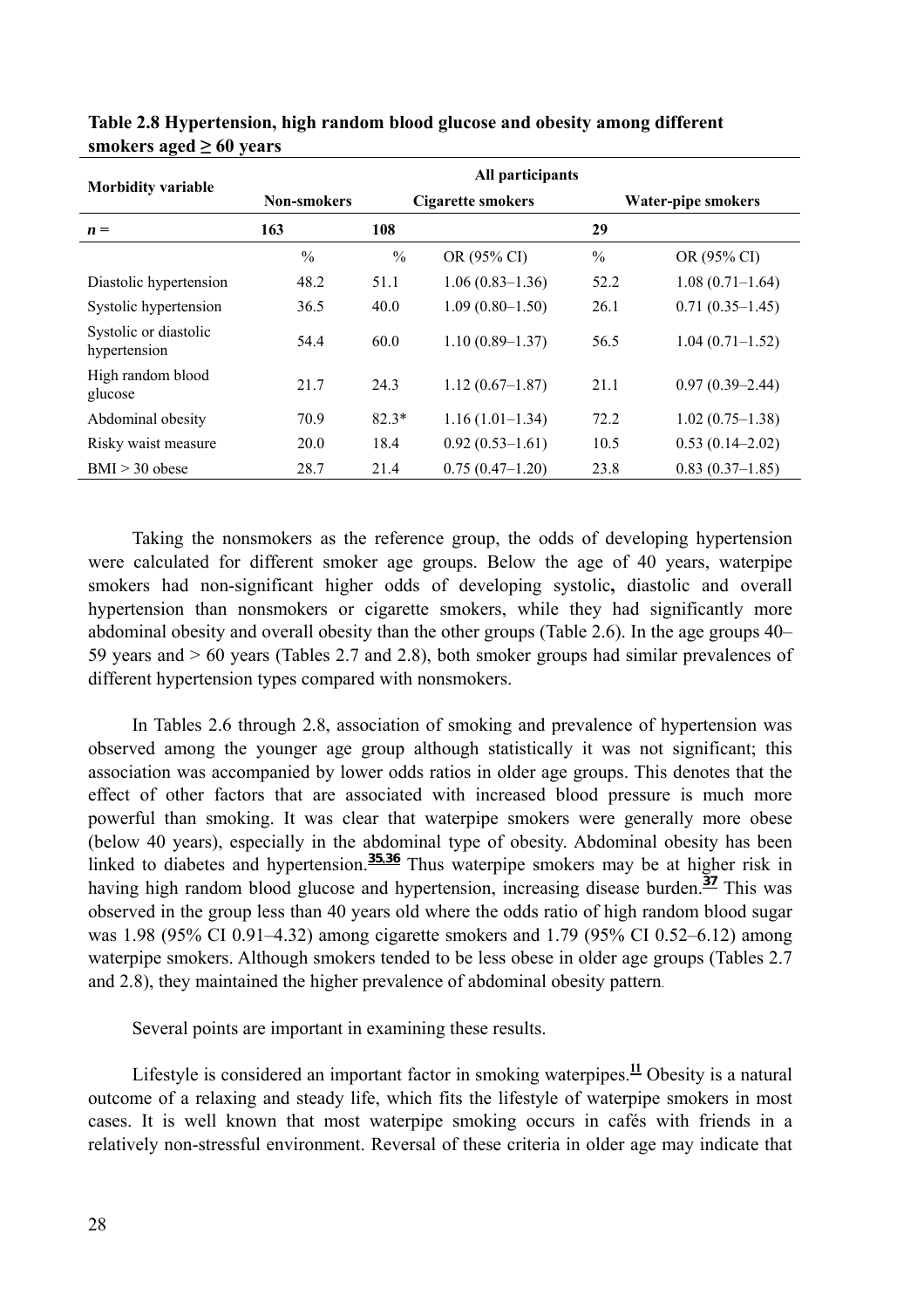**Table 2.8 Hypertension, high random blood glucose and obesity among different smokers aged ≥ 60 years**

| Morbidity variable | All participants | | | | |
|---|---|---|---|---|---|
| | Non-smokers | Cigarette smokers | | Water-pipe smokers | |
| *n* = | 163 | 108 | | 29 | |
| | % | % | OR (95% CI) | % | OR (95% CI) |
| Diastolic hypertension | 48.2 | 51.1 | 1.06 (0.83–1.36) | 52.2 | 1.08 (0.71–1.64) |
| Systolic hypertension | 36.5 | 40.0 | 1.09 (0.80–1.50) | 26.1 | 0.71 (0.35–1.45) |
| Systolic or diastolic hypertension | 54.4 | 60.0 | 1.10 (0.89–1.37) | 56.5 | 1.04 (0.71–1.52) |
| High random blood glucose | 21.7 | 24.3 | 1.12 (0.67–1.87) | 21.1 | 0.97 (0.39–2.44) |
| Abdominal obesity | 70.9 | 82.3* | 1.16 (1.01–1.34) | 72.2 | 1.02 (0.75–1.38) |
| Risky waist measure | 20.0 | 18.4 | 0.92 (0.53–1.61) | 10.5 | 0.53 (0.14–2.02) |
| BMI > 30 obese | 28.7 | 21.4 | 0.75 (0.47–1.20) | 23.8 | 0.83 (0.37–1.85) |

Taking the nonsmokers as the reference group, the odds of developing hypertension were calculated for different smoker age groups. Below the age of 40 years, waterpipe smokers had non-significant higher odds of developing systolic**,** diastolic and overall hypertension than nonsmokers or cigarette smokers, while they had significantly more abdominal obesity and overall obesity than the other groups (Table 2.6). In the age groups 40–59 years and > 60 years (Tables 2.7 and 2.8), both smoker groups had similar prevalences of different hypertension types compared with nonsmokers.

In Tables 2.6 through 2.8, association of smoking and prevalence of hypertension was observed among the younger age group although statistically it was not significant; this association was accompanied by lower odds ratios in older age groups. This denotes that the effect of other factors that are associated with increased blood pressure is much more powerful than smoking. It was clear that waterpipe smokers were generally more obese (below 40 years), especially in the abdominal type of obesity. Abdominal obesity has been linked to diabetes and hypertension.[35,36] Thus waterpipe smokers may be at higher risk in having high random blood glucose and hypertension, increasing disease burden.[37] This was observed in the group less than 40 years old where the odds ratio of high random blood sugar was 1.98 (95% CI 0.91–4.32) among cigarette smokers and 1.79 (95% CI 0.52–6.12) among waterpipe smokers. Although smokers tended to be less obese in older age groups (Tables 2.7 and 2.8), they maintained the higher prevalence of abdominal obesity pattern.

Several points are important in examining these results.

Lifestyle is considered an important factor in smoking waterpipes.[11] Obesity is a natural outcome of a relaxing and steady life, which fits the lifestyle of waterpipe smokers in most cases. It is well known that most waterpipe smoking occurs in cafés with friends in a relatively non-stressful environment. Reversal of these criteria in older age may indicate that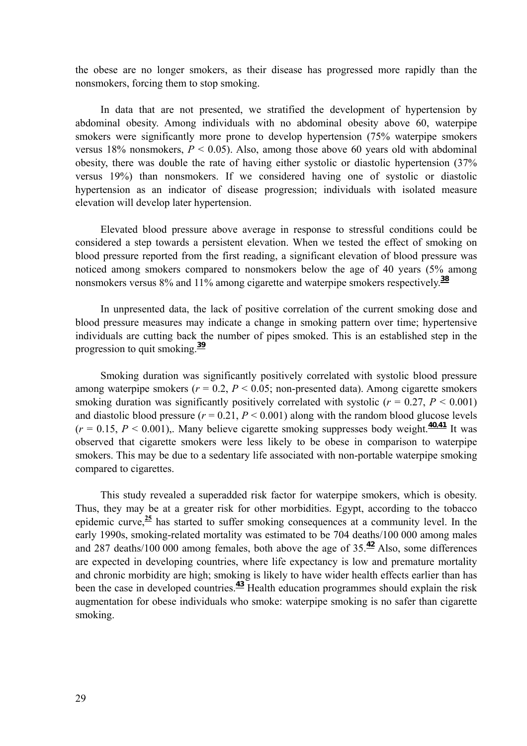the obese are no longer smokers, as their disease has progressed more rapidly than the nonsmokers, forcing them to stop smoking.

In data that are not presented, we stratified the development of hypertension by abdominal obesity. Among individuals with no abdominal obesity above 60, waterpipe smokers were significantly more prone to develop hypertension (75% waterpipe smokers versus 18% nonsmokers, $P < 0.05$). Also, among those above 60 years old with abdominal obesity, there was double the rate of having either systolic or diastolic hypertension (37% versus 19%) than nonsmokers. If we considered having one of systolic or diastolic hypertension as an indicator of disease progression; individuals with isolated measure elevation will develop later hypertension.

Elevated blood pressure above average in response to stressful conditions could be considered a step towards a persistent elevation. When we tested the effect of smoking on blood pressure reported from the first reading, a significant elevation of blood pressure was noticed among smokers compared to nonsmokers below the age of 40 years (5% among nonsmokers versus 8% and 11% among cigarette and waterpipe smokers respectively.[38]

In unpresented data, the lack of positive correlation of the current smoking dose and blood pressure measures may indicate a change in smoking pattern over time; hypertensive individuals are cutting back the number of pipes smoked. This is an established step in the progression to quit smoking.[39]

Smoking duration was significantly positively correlated with systolic blood pressure among waterpipe smokers ($r = 0.2$, $P < 0.05$; non-presented data). Among cigarette smokers smoking duration was significantly positively correlated with systolic ($r = 0.27$, $P < 0.001$) and diastolic blood pressure ($r = 0.21$, $P < 0.001$) along with the random blood glucose levels ($r = 0.15$, $P < 0.001$),. Many believe cigarette smoking suppresses body weight.[40,41] It was observed that cigarette smokers were less likely to be obese in comparison to waterpipe smokers. This may be due to a sedentary life associated with non-portable waterpipe smoking compared to cigarettes.

This study revealed a superadded risk factor for waterpipe smokers, which is obesity. Thus, they may be at a greater risk for other morbidities. Egypt, according to the tobacco epidemic curve,[25] has started to suffer smoking consequences at a community level. In the early 1990s, smoking-related mortality was estimated to be 704 deaths/100 000 among males and 287 deaths/100 000 among females, both above the age of 35.[42] Also, some differences are expected in developing countries, where life expectancy is low and premature mortality and chronic morbidity are high; smoking is likely to have wider health effects earlier than has been the case in developed countries.[43] Health education programmes should explain the risk augmentation for obese individuals who smoke: waterpipe smoking is no safer than cigarette smoking.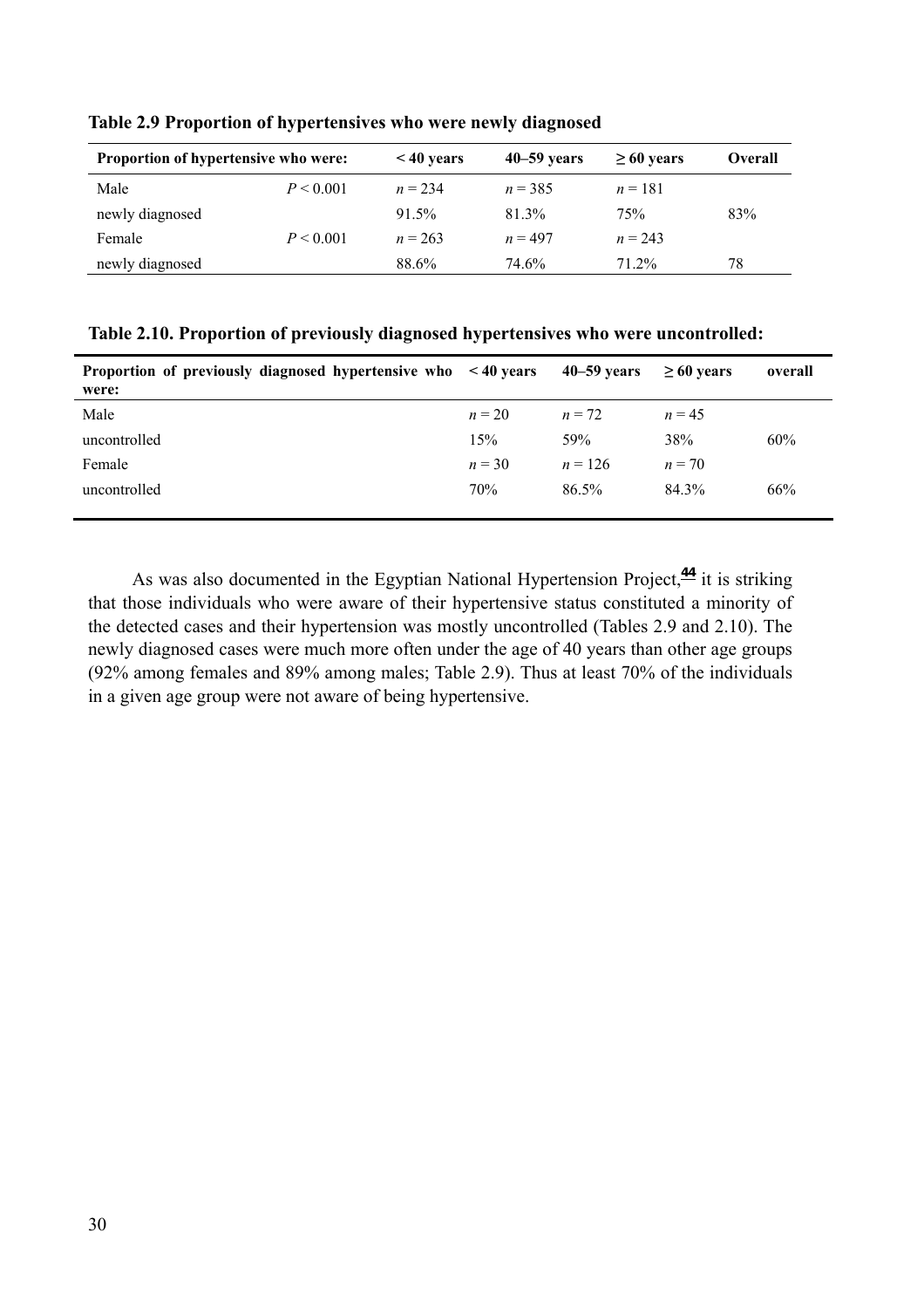**Table 2.9 Proportion of hypertensives who were newly diagnosed**

| Proportion of hypertensive who were: | | < 40 years | 40–59 years | ≥ 60 years | Overall |
|---|---|---|---|---|---|
| Male | $P < 0.001$ | $n = 234$ | $n = 385$ | $n = 181$ | |
| newly diagnosed | | 91.5% | 81.3% | 75% | 83% |
| Female | $P < 0.001$ | $n = 263$ | $n = 497$ | $n = 243$ | |
| newly diagnosed | | 88.6% | 74.6% | 71.2% | 78 |

**Table 2.10. Proportion of previously diagnosed hypertensives who were uncontrolled:**

| Proportion of previously diagnosed hypertensive who were: | < 40 years | 40–59 years | ≥ 60 years | overall |
|---|---|---|---|---|
| Male | $n = 20$ | $n = 72$ | $n = 45$ | |
| uncontrolled | 15% | 59% | 38% | 60% |
| Female | $n = 30$ | $n = 126$ | $n = 70$ | |
| uncontrolled | 70% | 86.5% | 84.3% | 66% |

As was also documented in the Egyptian National Hypertension Project,[44] it is striking that those individuals who were aware of their hypertensive status constituted a minority of the detected cases and their hypertension was mostly uncontrolled (Tables 2.9 and 2.10). The newly diagnosed cases were much more often under the age of 40 years than other age groups (92% among females and 89% among males; Table 2.9). Thus at least 70% of the individuals in a given age group were not aware of being hypertensive.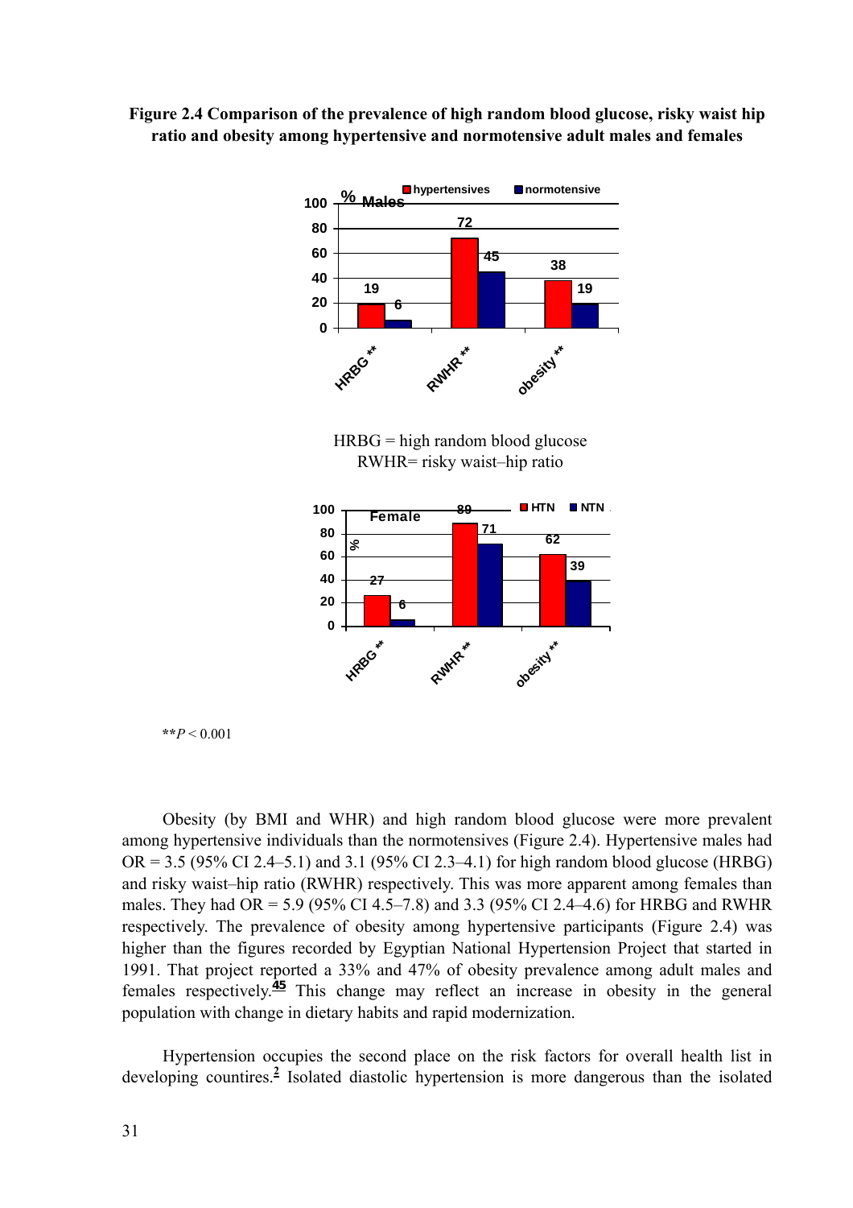**Figure 2.4 Comparison of the prevalence of high random blood glucose, risky waist hip ratio and obesity among hypertensive and normotensive adult males and females**

HRBG = high random blood glucose
RWHR= risky waist–hip ratio

**$P < 0.001$

Obesity (by BMI and WHR) and high random blood glucose were more prevalent among hypertensive individuals than the normotensives (Figure 2.4). Hypertensive males had OR = 3.5 (95% CI 2.4–5.1) and 3.1 (95% CI 2.3–4.1) for high random blood glucose (HRBG) and risky waist–hip ratio (RWHR) respectively. This was more apparent among females than males. They had OR = 5.9 (95% CI 4.5–7.8) and 3.3 (95% CI 2.4–4.6) for HRBG and RWHR respectively. The prevalence of obesity among hypertensive participants (Figure 2.4) was higher than the figures recorded by Egyptian National Hypertension Project that started in 1991. That project reported a 33% and 47% of obesity prevalence among adult males and females respectively.[45] This change may reflect an increase in obesity in the general population with change in dietary habits and rapid modernization.

Hypertension occupies the second place on the risk factors for overall health list in developing countires.[2] Isolated diastolic hypertension is more dangerous than the isolated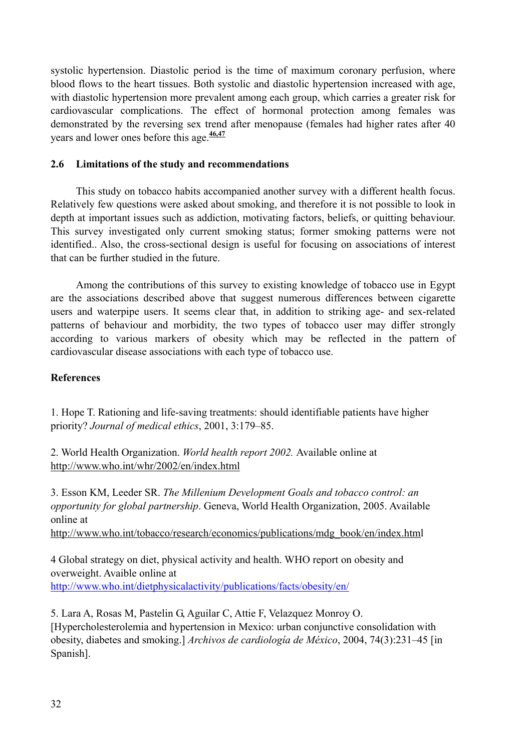systolic hypertension. Diastolic period is the time of maximum coronary perfusion, where blood flows to the heart tissues. Both systolic and diastolic hypertension increased with age, with diastolic hypertension more prevalent among each group, which carries a greater risk for cardiovascular complications. The effect of hormonal protection among females was demonstrated by the reversing sex trend after menopause (females had higher rates after 40 years and lower ones before this age.[46,47]

## 2.6 Limitations of the study and recommendations

This study on tobacco habits accompanied another survey with a different health focus. Relatively few questions were asked about smoking, and therefore it is not possible to look in depth at important issues such as addiction, motivating factors, beliefs, or quitting behaviour. This survey investigated only current smoking status; former smoking patterns were not identified.. Also, the cross-sectional design is useful for focusing on associations of interest that can be further studied in the future.

Among the contributions of this survey to existing knowledge of tobacco use in Egypt are the associations described above that suggest numerous differences between cigarette users and waterpipe users. It seems clear that, in addition to striking age- and sex-related patterns of behaviour and morbidity, the two types of tobacco user may differ strongly according to various markers of obesity which may be reflected in the pattern of cardiovascular disease associations with each type of tobacco use.

## References

1. Hope T. Rationing and life-saving treatments: should identifiable patients have higher priority? *Journal of medical ethics*, 2001, 3:179–85.

2. World Health Organization. *World health report 2002.* Available online at http://www.who.int/whr/2002/en/index.html

3. Esson KM, Leeder SR. *The Millenium Development Goals and tobacco control: an opportunity for global partnership*. Geneva, World Health Organization, 2005. Available online at http://www.who.int/tobacco/research/economics/publications/mdg_book/en/index.html

4 Global strategy on diet, physical activity and health. WHO report on obesity and overweight. Avaible online at http://www.who.int/dietphysicalactivity/publications/facts/obesity/en/

5. Lara A, Rosas M, Pastelin G, Aguilar C, Attie F, Velazquez Monroy O. [Hypercholesterolemia and hypertension in Mexico: urban conjunctive consolidation with obesity, diabetes and smoking.] *Archivos de cardiología de México*, 2004, 74(3):231–45 [in Spanish].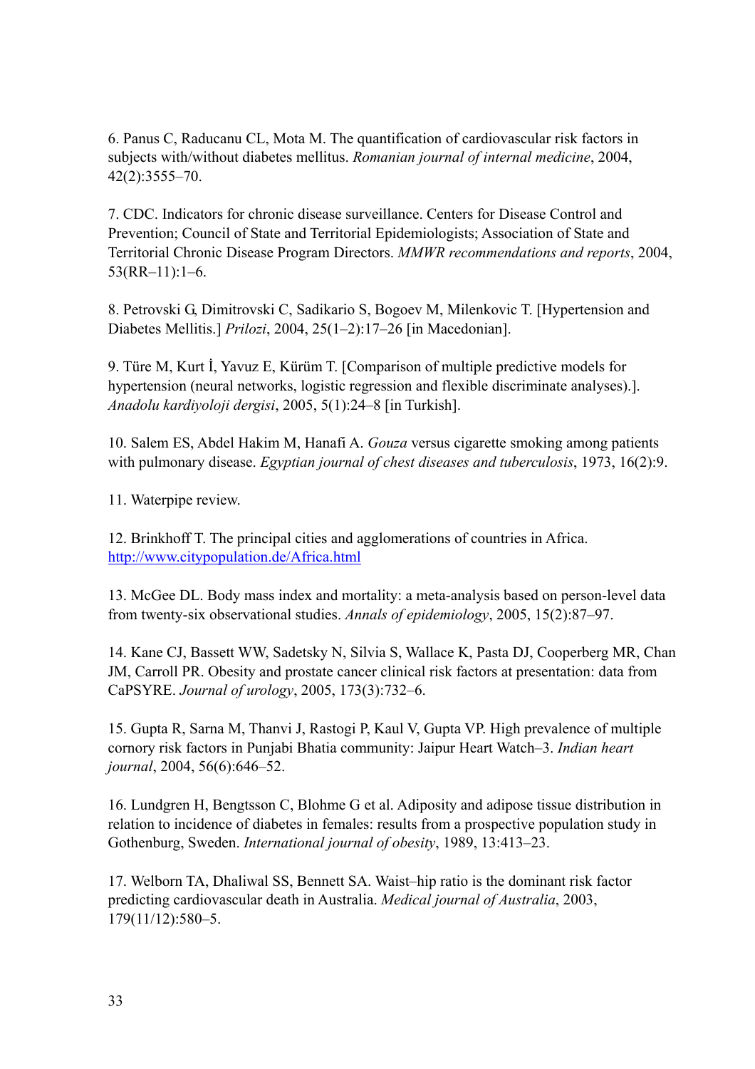6. Panus C, Raducanu CL, Mota M. The quantification of cardiovascular risk factors in subjects with/without diabetes mellitus. *Romanian journal of internal medicine*, 2004, 42(2):3555–70.

7. CDC. Indicators for chronic disease surveillance. Centers for Disease Control and Prevention; Council of State and Territorial Epidemiologists; Association of State and Territorial Chronic Disease Program Directors. *MMWR recommendations and reports*, 2004, 53(RR–11):1–6.

8. Petrovski G, Dimitrovski C, Sadikario S, Bogoev M, Milenkovic T. [Hypertension and Diabetes Mellitis.] *Prilozi*, 2004, 25(1–2):17–26 [in Macedonian].

9. Türe M, Kurt İ, Yavuz E, Kürüm T. [Comparison of multiple predictive models for hypertension (neural networks, logistic regression and flexible discriminate analyses).]. *Anadolu kardiyoloji dergisi*, 2005, 5(1):24–8 [in Turkish].

10. Salem ES, Abdel Hakim M, Hanafi A. *Gouza* versus cigarette smoking among patients with pulmonary disease. *Egyptian journal of chest diseases and tuberculosis*, 1973, 16(2):9.

11. Waterpipe review.

12. Brinkhoff T. The principal cities and agglomerations of countries in Africa. http://www.citypopulation.de/Africa.html

13. McGee DL. Body mass index and mortality: a meta-analysis based on person-level data from twenty-six observational studies. *Annals of epidemiology*, 2005, 15(2):87–97.

14. Kane CJ, Bassett WW, Sadetsky N, Silvia S, Wallace K, Pasta DJ, Cooperberg MR, Chan JM, Carroll PR. Obesity and prostate cancer clinical risk factors at presentation: data from CaPSYRE. *Journal of urology*, 2005, 173(3):732–6.

15. Gupta R, Sarna M, Thanvi J, Rastogi P, Kaul V, Gupta VP. High prevalence of multiple cornory risk factors in Punjabi Bhatia community: Jaipur Heart Watch–3. *Indian heart journal*, 2004, 56(6):646–52.

16. Lundgren H, Bengtsson C, Blohme G et al. Adiposity and adipose tissue distribution in relation to incidence of diabetes in females: results from a prospective population study in Gothenburg, Sweden. *International journal of obesity*, 1989, 13:413–23.

17. Welborn TA, Dhaliwal SS, Bennett SA. Waist–hip ratio is the dominant risk factor predicting cardiovascular death in Australia. *Medical journal of Australia*, 2003, 179(11/12):580–5.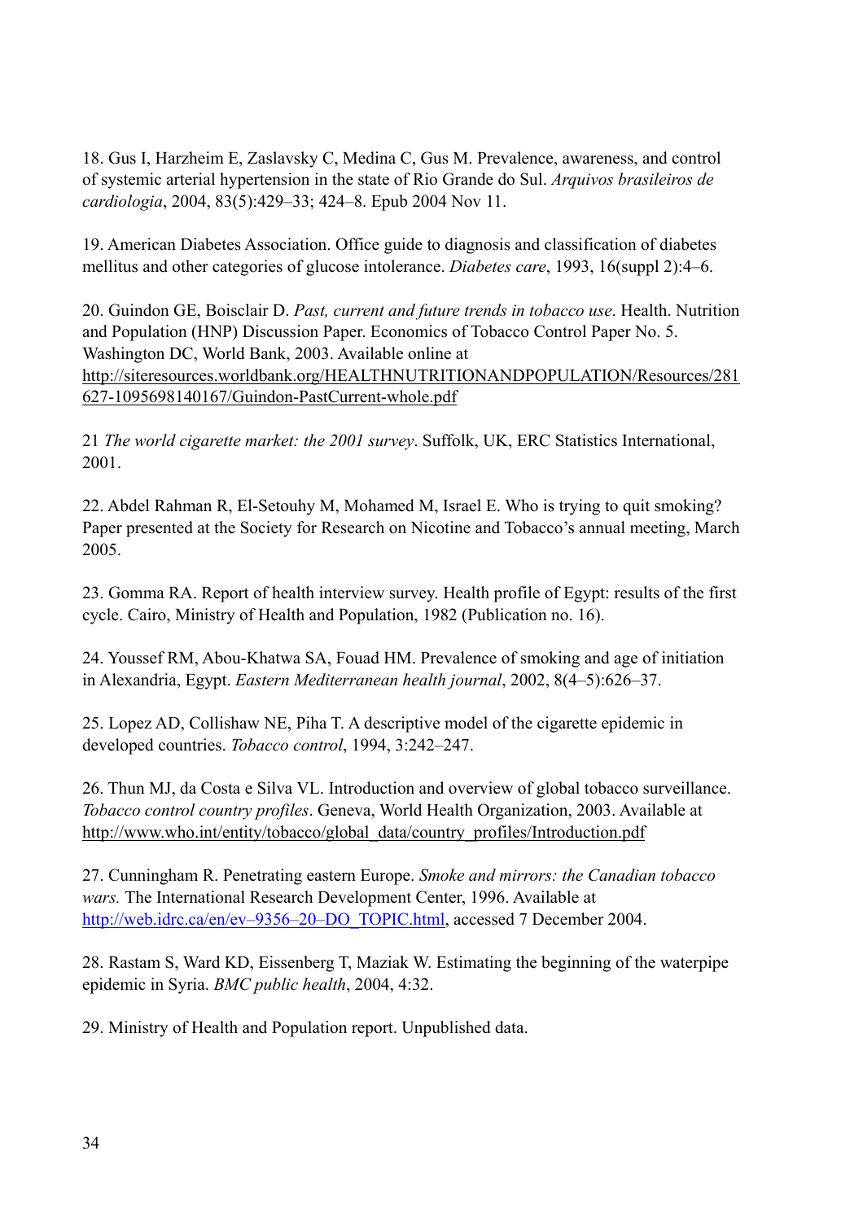18. Gus I, Harzheim E, Zaslavsky C, Medina C, Gus M. Prevalence, awareness, and control of systemic arterial hypertension in the state of Rio Grande do Sul. *Arquivos brasileiros de cardiologia*, 2004, 83(5):429–33; 424–8. Epub 2004 Nov 11.

19. American Diabetes Association. Office guide to diagnosis and classification of diabetes mellitus and other categories of glucose intolerance. *Diabetes care*, 1993, 16(suppl 2):4–6.

20. Guindon GE, Boisclair D. *Past, current and future trends in tobacco use*. Health. Nutrition and Population (HNP) Discussion Paper. Economics of Tobacco Control Paper No. 5. Washington DC, World Bank, 2003. Available online at http://siteresources.worldbank.org/HEALTHNUTRITIONANDPOPULATION/Resources/281627-1095698140167/Guindon-PastCurrent-whole.pdf

21 *The world cigarette market: the 2001 survey*. Suffolk, UK, ERC Statistics International, 2001.

22. Abdel Rahman R, El-Setouhy M, Mohamed M, Israel E. Who is trying to quit smoking? Paper presented at the Society for Research on Nicotine and Tobacco's annual meeting, March 2005.

23. Gomma RA. Report of health interview survey. Health profile of Egypt: results of the first cycle. Cairo, Ministry of Health and Population, 1982 (Publication no. 16).

24. Youssef RM, Abou-Khatwa SA, Fouad HM. Prevalence of smoking and age of initiation in Alexandria, Egypt. *Eastern Mediterranean health journal*, 2002, 8(4–5):626–37.

25. Lopez AD, Collishaw NE, Piha T. A descriptive model of the cigarette epidemic in developed countries. *Tobacco control*, 1994, 3:242–247.

26. Thun MJ, da Costa e Silva VL. Introduction and overview of global tobacco surveillance. *Tobacco control country profiles*. Geneva, World Health Organization, 2003. Available at http://www.who.int/entity/tobacco/global_data/country_profiles/Introduction.pdf

27. Cunningham R. Penetrating eastern Europe. *Smoke and mirrors: the Canadian tobacco wars.* The International Research Development Center, 1996. Available at http://web.idrc.ca/en/ev–9356–20–DO_TOPIC.html, accessed 7 December 2004.

28. Rastam S, Ward KD, Eissenberg T, Maziak W. Estimating the beginning of the waterpipe epidemic in Syria. *BMC public health*, 2004, 4:32.

29. Ministry of Health and Population report. Unpublished data.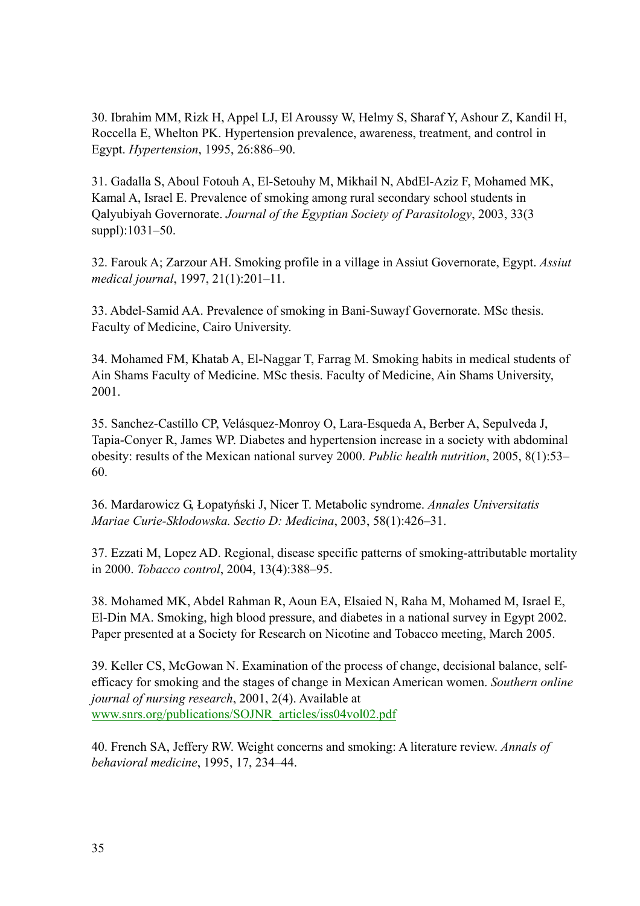30. Ibrahim MM, Rizk H, Appel LJ, El Aroussy W, Helmy S, Sharaf Y, Ashour Z, Kandil H, Roccella E, Whelton PK. Hypertension prevalence, awareness, treatment, and control in Egypt. *Hypertension*, 1995, 26:886–90.

31. Gadalla S, Aboul Fotouh A, El-Setouhy M, Mikhail N, AbdEl-Aziz F, Mohamed MK, Kamal A, Israel E. Prevalence of smoking among rural secondary school students in Qalyubiyah Governorate. *Journal of the Egyptian Society of Parasitology*, 2003, 33(3 suppl):1031–50.

32. Farouk A; Zarzour AH. Smoking profile in a village in Assiut Governorate, Egypt. *Assiut medical journal*, 1997, 21(1):201–11.

33. Abdel-Samid AA. Prevalence of smoking in Bani-Suwayf Governorate. MSc thesis. Faculty of Medicine, Cairo University.

34. Mohamed FM, Khatab A, El-Naggar T, Farrag M. Smoking habits in medical students of Ain Shams Faculty of Medicine. MSc thesis. Faculty of Medicine, Ain Shams University, 2001.

35. Sanchez-Castillo CP, Velásquez-Monroy O, Lara-Esqueda A, Berber A, Sepulveda J, Tapia-Conyer R, James WP. Diabetes and hypertension increase in a society with abdominal obesity: results of the Mexican national survey 2000. *Public health nutrition*, 2005, 8(1):53–60.

36. Mardarowicz G, Łopatyński J, Nicer T. Metabolic syndrome. *Annales Universitatis Mariae Curie-Skłodowska. Sectio D: Medicina*, 2003, 58(1):426–31.

37. Ezzati M, Lopez AD. Regional, disease specific patterns of smoking-attributable mortality in 2000. *Tobacco control*, 2004, 13(4):388–95.

38. Mohamed MK, Abdel Rahman R, Aoun EA, Elsaied N, Raha M, Mohamed M, Israel E, El-Din MA. Smoking, high blood pressure, and diabetes in a national survey in Egypt 2002. Paper presented at a Society for Research on Nicotine and Tobacco meeting, March 2005.

39. Keller CS, McGowan N. Examination of the process of change, decisional balance, self-efficacy for smoking and the stages of change in Mexican American women. *Southern online journal of nursing research*, 2001, 2(4). Available at www.snrs.org/publications/SOJNR_articles/iss04vol02.pdf

40. French SA, Jeffery RW. Weight concerns and smoking: A literature review. *Annals of behavioral medicine*, 1995, 17, 234–44.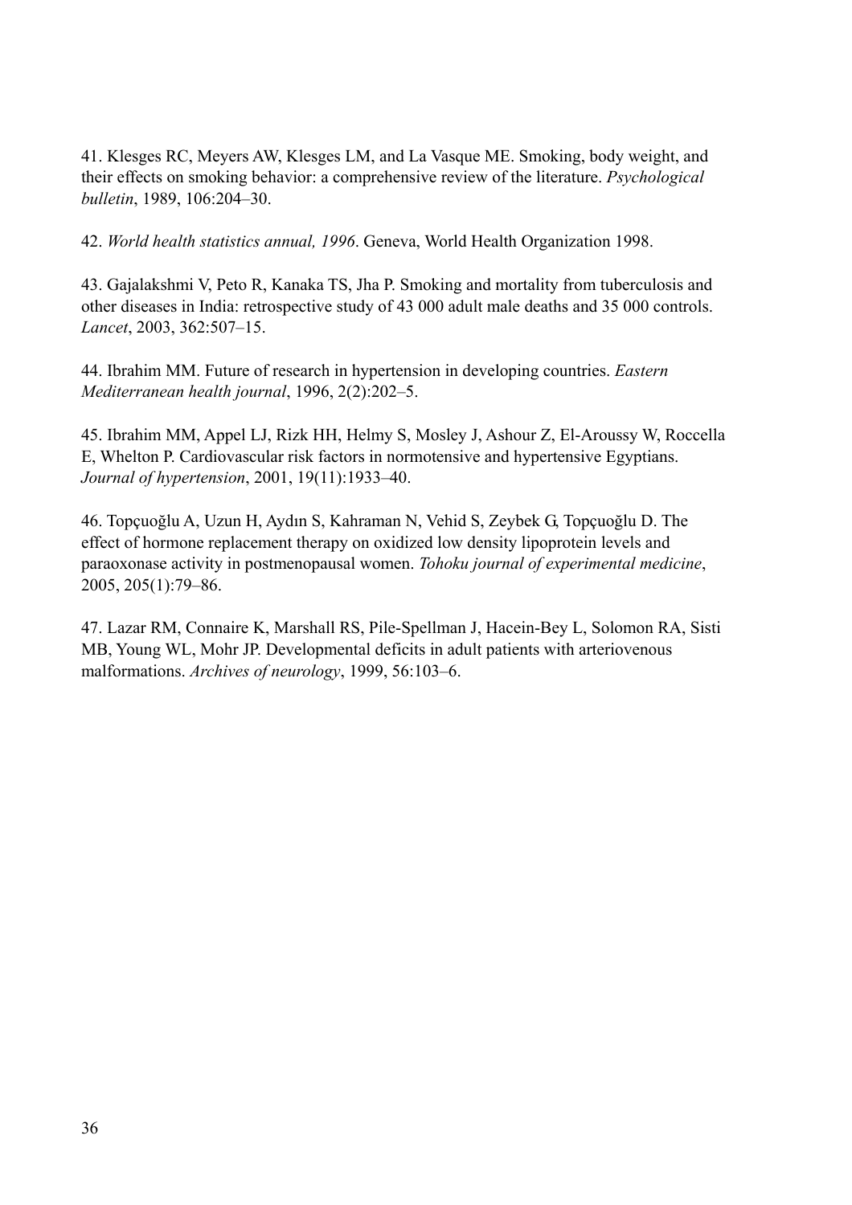41. Klesges RC, Meyers AW, Klesges LM, and La Vasque ME. Smoking, body weight, and their effects on smoking behavior: a comprehensive review of the literature. *Psychological bulletin*, 1989, 106:204–30.

42. *World health statistics annual, 1996*. Geneva, World Health Organization 1998.

43. Gajalakshmi V, Peto R, Kanaka TS, Jha P. Smoking and mortality from tuberculosis and other diseases in India: retrospective study of 43 000 adult male deaths and 35 000 controls. *Lancet*, 2003, 362:507–15.

44. Ibrahim MM. Future of research in hypertension in developing countries. *Eastern Mediterranean health journal*, 1996, 2(2):202–5.

45. Ibrahim MM, Appel LJ, Rizk HH, Helmy S, Mosley J, Ashour Z, El-Aroussy W, Roccella E, Whelton P. Cardiovascular risk factors in normotensive and hypertensive Egyptians. *Journal of hypertension*, 2001, 19(11):1933–40.

46. Topçuoğlu A, Uzun H, Aydın S, Kahraman N, Vehid S, Zeybek G, Topçuoğlu D. The effect of hormone replacement therapy on oxidized low density lipoprotein levels and paraoxonase activity in postmenopausal women. *Tohoku journal of experimental medicine*, 2005, 205(1):79–86.

47. Lazar RM, Connaire K, Marshall RS, Pile-Spellman J, Hacein-Bey L, Solomon RA, Sisti MB, Young WL, Mohr JP. Developmental deficits in adult patients with arteriovenous malformations. *Archives of neurology*, 1999, 56:103–6.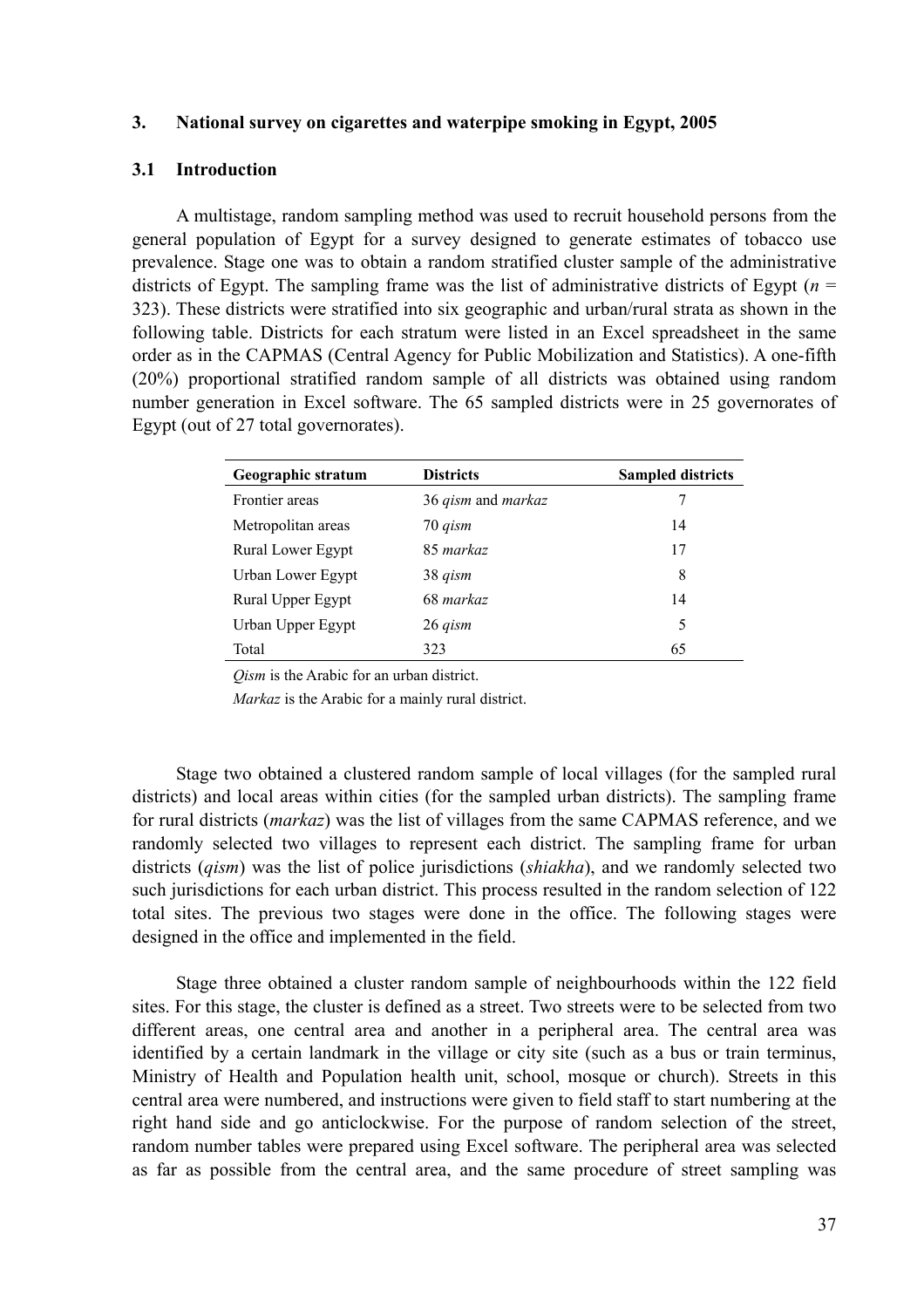## 3. National survey on cigarettes and waterpipe smoking in Egypt, 2005

### 3.1 Introduction

A multistage, random sampling method was used to recruit household persons from the general population of Egypt for a survey designed to generate estimates of tobacco use prevalence. Stage one was to obtain a random stratified cluster sample of the administrative districts of Egypt. The sampling frame was the list of administrative districts of Egypt ($n$ = 323). These districts were stratified into six geographic and urban/rural strata as shown in the following table. Districts for each stratum were listed in an Excel spreadsheet in the same order as in the CAPMAS (Central Agency for Public Mobilization and Statistics). A one-fifth (20%) proportional stratified random sample of all districts was obtained using random number generation in Excel software. The 65 sampled districts were in 25 governorates of Egypt (out of 27 total governorates).

| Geographic stratum | Districts | Sampled districts |
|---|---|---|
| Frontier areas | 36 *qism* and *markaz* | 7 |
| Metropolitan areas | 70 *qism* | 14 |
| Rural Lower Egypt | 85 *markaz* | 17 |
| Urban Lower Egypt | 38 *qism* | 8 |
| Rural Upper Egypt | 68 *markaz* | 14 |
| Urban Upper Egypt | 26 *qism* | 5 |
| Total | 323 | 65 |

*Qism* is the Arabic for an urban district.

*Markaz* is the Arabic for a mainly rural district.

Stage two obtained a clustered random sample of local villages (for the sampled rural districts) and local areas within cities (for the sampled urban districts). The sampling frame for rural districts (*markaz*) was the list of villages from the same CAPMAS reference, and we randomly selected two villages to represent each district. The sampling frame for urban districts (*qism*) was the list of police jurisdictions (*shiakha*), and we randomly selected two such jurisdictions for each urban district. This process resulted in the random selection of 122 total sites. The previous two stages were done in the office. The following stages were designed in the office and implemented in the field.

Stage three obtained a cluster random sample of neighbourhoods within the 122 field sites. For this stage, the cluster is defined as a street. Two streets were to be selected from two different areas, one central area and another in a peripheral area. The central area was identified by a certain landmark in the village or city site (such as a bus or train terminus, Ministry of Health and Population health unit, school, mosque or church). Streets in this central area were numbered, and instructions were given to field staff to start numbering at the right hand side and go anticlockwise. For the purpose of random selection of the street, random number tables were prepared using Excel software. The peripheral area was selected as far as possible from the central area, and the same procedure of street sampling was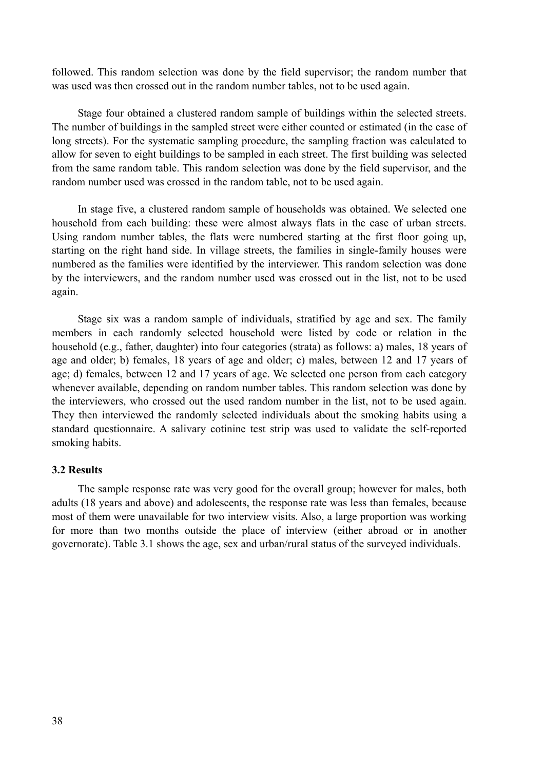followed. This random selection was done by the field supervisor; the random number that was used was then crossed out in the random number tables, not to be used again.

Stage four obtained a clustered random sample of buildings within the selected streets. The number of buildings in the sampled street were either counted or estimated (in the case of long streets). For the systematic sampling procedure, the sampling fraction was calculated to allow for seven to eight buildings to be sampled in each street. The first building was selected from the same random table. This random selection was done by the field supervisor, and the random number used was crossed in the random table, not to be used again.

In stage five, a clustered random sample of households was obtained. We selected one household from each building: these were almost always flats in the case of urban streets. Using random number tables, the flats were numbered starting at the first floor going up, starting on the right hand side. In village streets, the families in single-family houses were numbered as the families were identified by the interviewer. This random selection was done by the interviewers, and the random number used was crossed out in the list, not to be used again.

Stage six was a random sample of individuals, stratified by age and sex. The family members in each randomly selected household were listed by code or relation in the household (e.g., father, daughter) into four categories (strata) as follows: a) males, 18 years of age and older; b) females, 18 years of age and older; c) males, between 12 and 17 years of age; d) females, between 12 and 17 years of age. We selected one person from each category whenever available, depending on random number tables. This random selection was done by the interviewers, who crossed out the used random number in the list, not to be used again. They then interviewed the randomly selected individuals about the smoking habits using a standard questionnaire. A salivary cotinine test strip was used to validate the self-reported smoking habits.

### 3.2 Results

The sample response rate was very good for the overall group; however for males, both adults (18 years and above) and adolescents, the response rate was less than females, because most of them were unavailable for two interview visits. Also, a large proportion was working for more than two months outside the place of interview (either abroad or in another governorate). Table 3.1 shows the age, sex and urban/rural status of the surveyed individuals.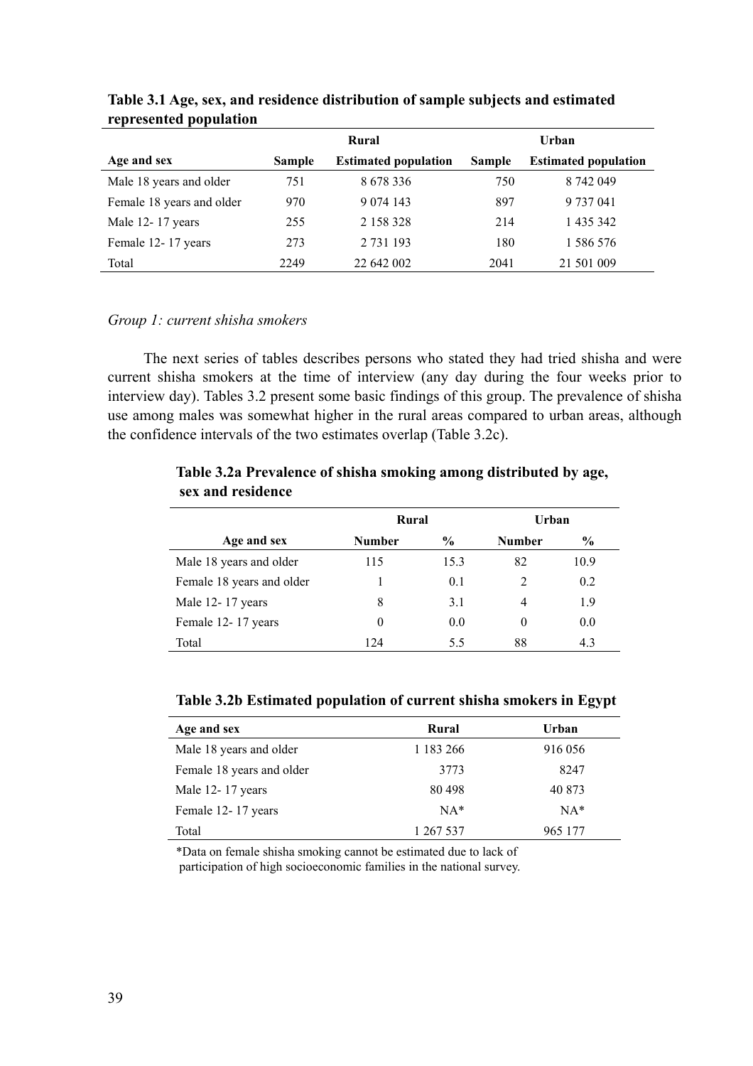**Table 3.1 Age, sex, and residence distribution of sample subjects and estimated represented population**

| | Rural | | Urban | |
|---|---|---|---|---|
| **Age and sex** | **Sample** | **Estimated population** | **Sample** | **Estimated population** |
| Male 18 years and older | 751 | 8 678 336 | 750 | 8 742 049 |
| Female 18 years and older | 970 | 9 074 143 | 897 | 9 737 041 |
| Male 12- 17 years | 255 | 2 158 328 | 214 | 1 435 342 |
| Female 12- 17 years | 273 | 2 731 193 | 180 | 1 586 576 |
| Total | 2249 | 22 642 002 | 2041 | 21 501 009 |

*Group 1: current shisha smokers*

The next series of tables describes persons who stated they had tried shisha and were current shisha smokers at the time of interview (any day during the four weeks prior to interview day). Tables 3.2 present some basic findings of this group. The prevalence of shisha use among males was somewhat higher in the rural areas compared to urban areas, although the confidence intervals of the two estimates overlap (Table 3.2c).

**Table 3.2a Prevalence of shisha smoking among distributed by age, sex and residence**

| | Rural | | Urban | |
|---|---|---|---|---|
| **Age and sex** | **Number** | **%** | **Number** | **%** |
| Male 18 years and older | 115 | 15.3 | 82 | 10.9 |
| Female 18 years and older | 1 | 0.1 | 2 | 0.2 |
| Male 12- 17 years | 8 | 3.1 | 4 | 1.9 |
| Female 12- 17 years | 0 | 0.0 | 0 | 0.0 |
| Total | 124 | 5.5 | 88 | 4.3 |

**Table 3.2b Estimated population of current shisha smokers in Egypt**

| Age and sex | Rural | Urban |
|---|---|---|
| Male 18 years and older | 1 183 266 | 916 056 |
| Female 18 years and older | 3773 | 8247 |
| Male 12- 17 years | 80 498 | 40 873 |
| Female 12- 17 years | NA* | NA* |
| Total | 1 267 537 | 965 177 |

*Data on female shisha smoking cannot be estimated due to lack of participation of high socioeconomic families in the national survey.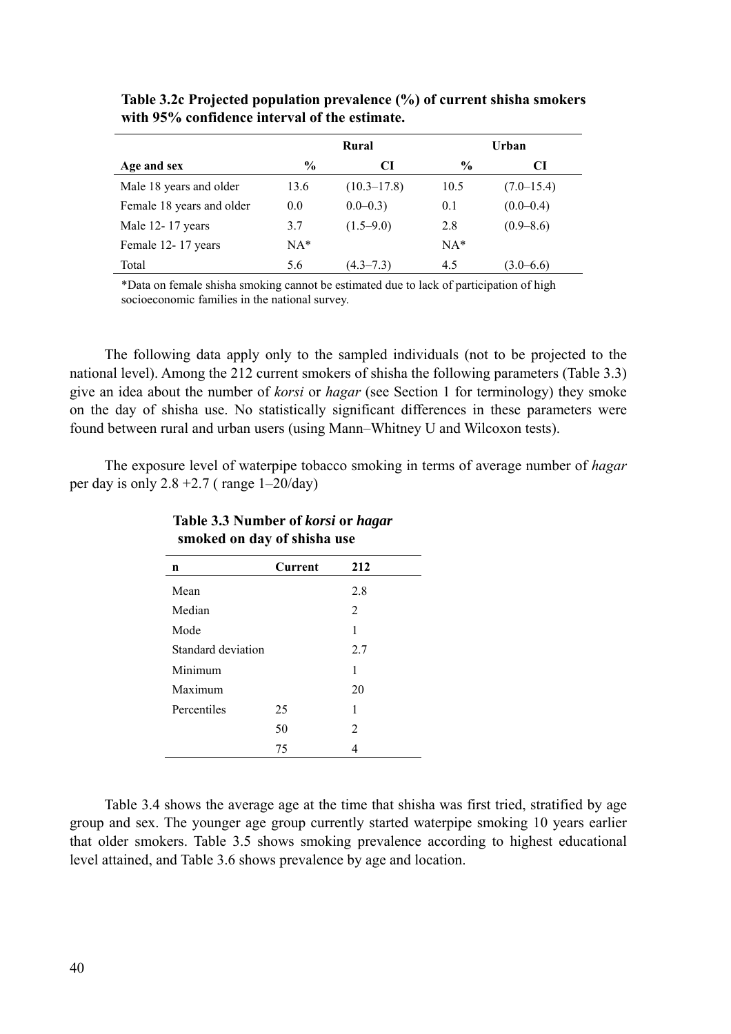**Table 3.2c Projected population prevalence (%) of current shisha smokers with 95% confidence interval of the estimate.**

| | Rural | | Urban | |
|---|---|---|---|---|
| **Age and sex** | **%** | **CI** | **%** | **CI** |
| Male 18 years and older | 13.6 | (10.3–17.8) | 10.5 | (7.0–15.4) |
| Female 18 years and older | 0.0 | 0.0–0.3) | 0.1 | (0.0–0.4) |
| Male 12- 17 years | 3.7 | (1.5–9.0) | 2.8 | (0.9–8.6) |
| Female 12- 17 years | NA* | | NA* | |
| Total | 5.6 | (4.3–7.3) | 4.5 | (3.0–6.6) |

*Data on female shisha smoking cannot be estimated due to lack of participation of high socioeconomic families in the national survey.

The following data apply only to the sampled individuals (not to be projected to the national level). Among the 212 current smokers of shisha the following parameters (Table 3.3) give an idea about the number of *korsi* or *hagar* (see Section 1 for terminology) they smoke on the day of shisha use. No statistically significant differences in these parameters were found between rural and urban users (using Mann–Whitney U and Wilcoxon tests).

The exposure level of waterpipe tobacco smoking in terms of average number of *hagar* per day is only 2.8 +2.7 ( range 1–20/day)

**Table 3.3 Number of *korsi* or *hagar* smoked on day of shisha use**

| n | Current | 212 |
|---|---|---|
| Mean | | 2.8 |
| Median | | 2 |
| Mode | | 1 |
| Standard deviation | | 2.7 |
| Minimum | | 1 |
| Maximum | | 20 |
| Percentiles | 25 | 1 |
| | 50 | 2 |
| | 75 | 4 |

Table 3.4 shows the average age at the time that shisha was first tried, stratified by age group and sex. The younger age group currently started waterpipe smoking 10 years earlier that older smokers. Table 3.5 shows smoking prevalence according to highest educational level attained, and Table 3.6 shows prevalence by age and location.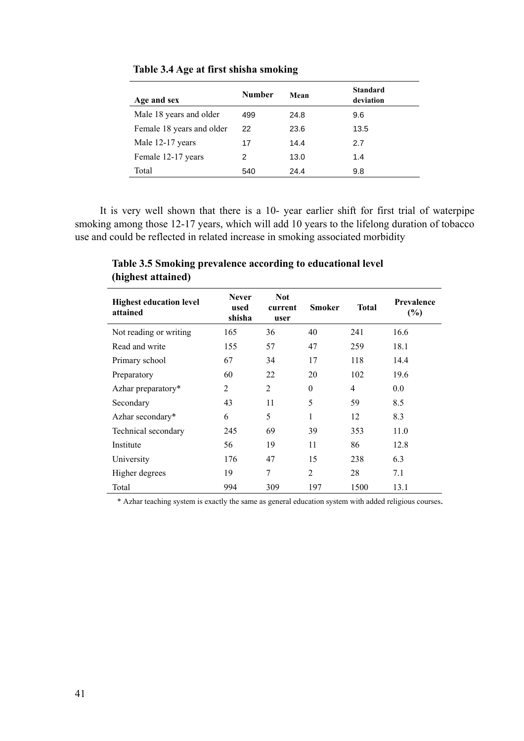**Table 3.4 Age at first shisha smoking**

| Age and sex | Number | Mean | Standard deviation |
|---|---|---|---|
| Male 18 years and older | 499 | 24.8 | 9.6 |
| Female 18 years and older | 22 | 23.6 | 13.5 |
| Male 12-17 years | 17 | 14.4 | 2.7 |
| Female 12-17 years | 2 | 13.0 | 1.4 |
| Total | 540 | 24.4 | 9.8 |

It is very well shown that there is a 10- year earlier shift for first trial of waterpipe smoking among those 12-17 years, which will add 10 years to the lifelong duration of tobacco use and could be reflected in related increase in smoking associated morbidity

**Table 3.5 Smoking prevalence according to educational level (highest attained)**

| Highest education level attained | Never used shisha | Not current user | Smoker | Total | Prevalence (%) |
|---|---|---|---|---|---|
| Not reading or writing | 165 | 36 | 40 | 241 | 16.6 |
| Read and write | 155 | 57 | 47 | 259 | 18.1 |
| Primary school | 67 | 34 | 17 | 118 | 14.4 |
| Preparatory | 60 | 22 | 20 | 102 | 19.6 |
| Azhar preparatory* | 2 | 2 | 0 | 4 | 0.0 |
| Secondary | 43 | 11 | 5 | 59 | 8.5 |
| Azhar secondary* | 6 | 5 | 1 | 12 | 8.3 |
| Technical secondary | 245 | 69 | 39 | 353 | 11.0 |
| Institute | 56 | 19 | 11 | 86 | 12.8 |
| University | 176 | 47 | 15 | 238 | 6.3 |
| Higher degrees | 19 | 7 | 2 | 28 | 7.1 |
| Total | 994 | 309 | 197 | 1500 | 13.1 |

\* Azhar teaching system is exactly the same as general education system with added religious courses.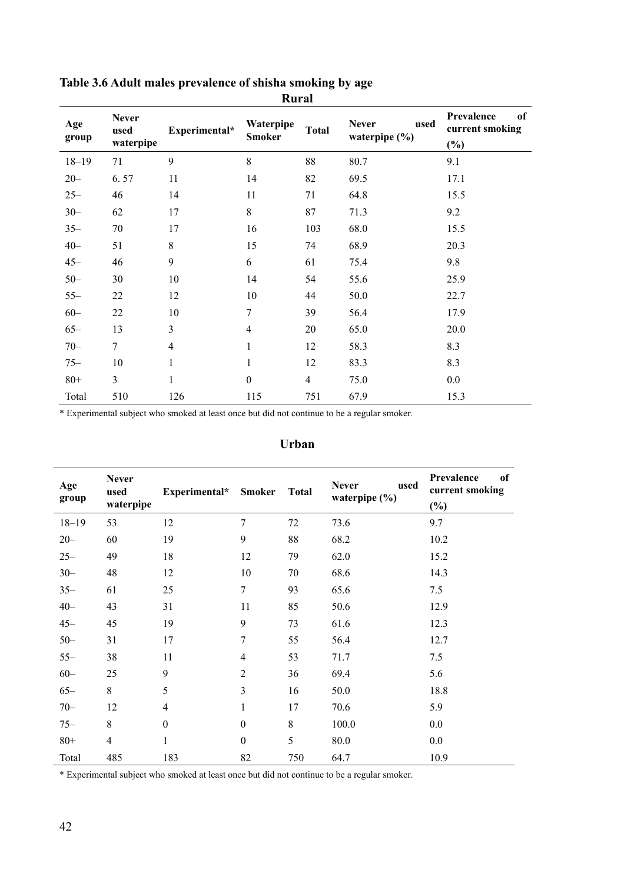**Table 3.6 Adult males prevalence of shisha smoking by age**

**Rural**

| Age group | Never used waterpipe | Experimental* | Waterpipe Smoker | Total | Never used waterpipe (%) | Prevalence of current smoking (%) |
|---|---|---|---|---|---|---|
| 18–19 | 71 | 9 | 8 | 88 | 80.7 | 9.1 |
| 20– | 6. 57 | 11 | 14 | 82 | 69.5 | 17.1 |
| 25– | 46 | 14 | 11 | 71 | 64.8 | 15.5 |
| 30– | 62 | 17 | 8 | 87 | 71.3 | 9.2 |
| 35– | 70 | 17 | 16 | 103 | 68.0 | 15.5 |
| 40– | 51 | 8 | 15 | 74 | 68.9 | 20.3 |
| 45– | 46 | 9 | 6 | 61 | 75.4 | 9.8 |
| 50– | 30 | 10 | 14 | 54 | 55.6 | 25.9 |
| 55– | 22 | 12 | 10 | 44 | 50.0 | 22.7 |
| 60– | 22 | 10 | 7 | 39 | 56.4 | 17.9 |
| 65– | 13 | 3 | 4 | 20 | 65.0 | 20.0 |
| 70– | 7 | 4 | 1 | 12 | 58.3 | 8.3 |
| 75– | 10 | 1 | 1 | 12 | 83.3 | 8.3 |
| 80+ | 3 | 1 | 0 | 4 | 75.0 | 0.0 |
| Total | 510 | 126 | 115 | 751 | 67.9 | 15.3 |

* Experimental subject who smoked at least once but did not continue to be a regular smoker.

**Urban**

| Age group | Never used waterpipe | Experimental* | Smoker | Total | Never used waterpipe (%) | Prevalence of current smoking (%) |
|---|---|---|---|---|---|---|
| 18–19 | 53 | 12 | 7 | 72 | 73.6 | 9.7 |
| 20– | 60 | 19 | 9 | 88 | 68.2 | 10.2 |
| 25– | 49 | 18 | 12 | 79 | 62.0 | 15.2 |
| 30– | 48 | 12 | 10 | 70 | 68.6 | 14.3 |
| 35– | 61 | 25 | 7 | 93 | 65.6 | 7.5 |
| 40– | 43 | 31 | 11 | 85 | 50.6 | 12.9 |
| 45– | 45 | 19 | 9 | 73 | 61.6 | 12.3 |
| 50– | 31 | 17 | 7 | 55 | 56.4 | 12.7 |
| 55– | 38 | 11 | 4 | 53 | 71.7 | 7.5 |
| 60– | 25 | 9 | 2 | 36 | 69.4 | 5.6 |
| 65– | 8 | 5 | 3 | 16 | 50.0 | 18.8 |
| 70– | 12 | 4 | 1 | 17 | 70.6 | 5.9 |
| 75– | 8 | 0 | 0 | 8 | 100.0 | 0.0 |
| 80+ | 4 | 1 | 0 | 5 | 80.0 | 0.0 |
| Total | 485 | 183 | 82 | 750 | 64.7 | 10.9 |

* Experimental subject who smoked at least once but did not continue to be a regular smoker.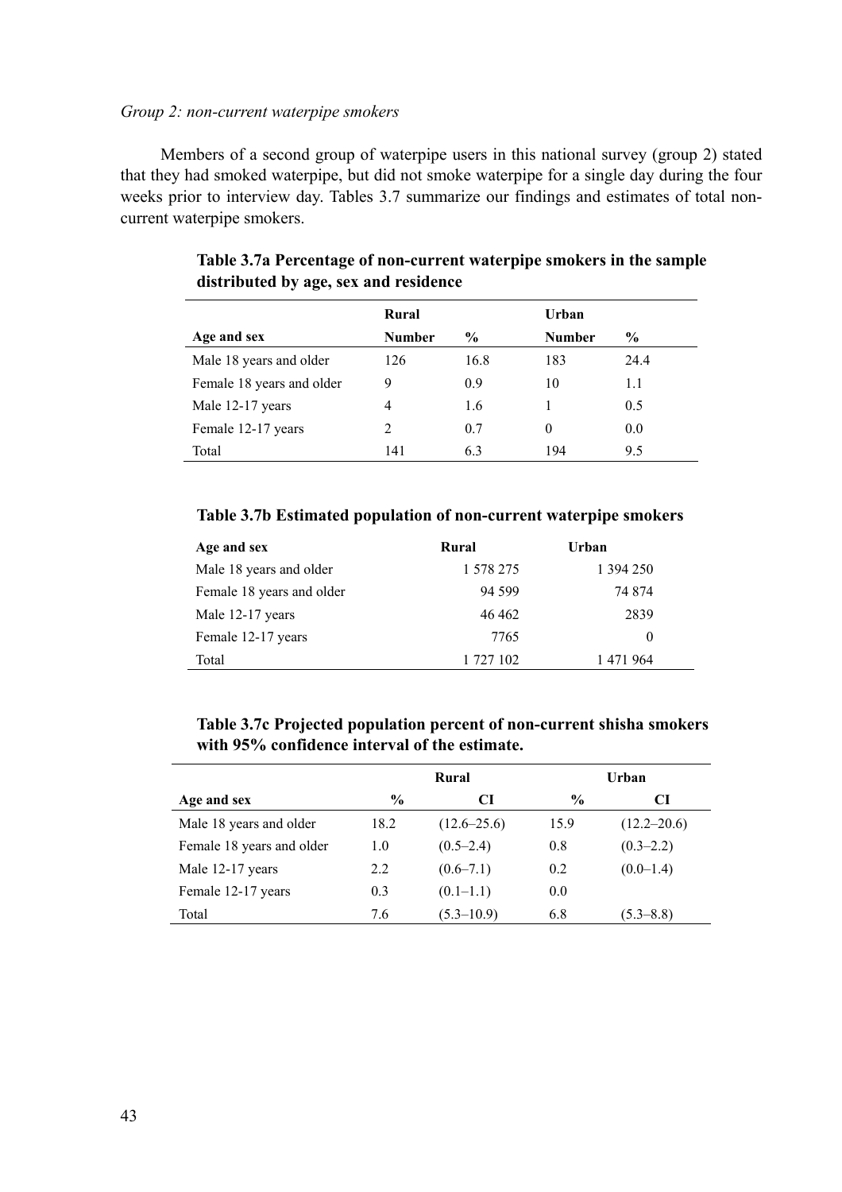*Group 2: non-current waterpipe smokers*

Members of a second group of waterpipe users in this national survey (group 2) stated that they had smoked waterpipe, but did not smoke waterpipe for a single day during the four weeks prior to interview day. Tables 3.7 summarize our findings and estimates of total non-current waterpipe smokers.

**Table 3.7a Percentage of non-current waterpipe smokers in the sample distributed by age, sex and residence**

| | Rural | | Urban | |
|---|---|---|---|---|
| **Age and sex** | **Number** | **%** | **Number** | **%** |
| Male 18 years and older | 126 | 16.8 | 183 | 24.4 |
| Female 18 years and older | 9 | 0.9 | 10 | 1.1 |
| Male 12-17 years | 4 | 1.6 | 1 | 0.5 |
| Female 12-17 years | 2 | 0.7 | 0 | 0.0 |
| Total | 141 | 6.3 | 194 | 9.5 |

**Table 3.7b Estimated population of non-current waterpipe smokers**

| Age and sex | Rural | Urban |
|---|---|---|
| Male 18 years and older | 1 578 275 | 1 394 250 |
| Female 18 years and older | 94 599 | 74 874 |
| Male 12-17 years | 46 462 | 2839 |
| Female 12-17 years | 7765 | 0 |
| Total | 1 727 102 | 1 471 964 |

**Table 3.7c Projected population percent of non-current shisha smokers with 95% confidence interval of the estimate.**

| | Rural | | Urban | |
|---|---|---|---|---|
| **Age and sex** | **%** | **CI** | **%** | **CI** |
| Male 18 years and older | 18.2 | (12.6–25.6) | 15.9 | (12.2–20.6) |
| Female 18 years and older | 1.0 | (0.5–2.4) | 0.8 | (0.3–2.2) |
| Male 12-17 years | 2.2 | (0.6–7.1) | 0.2 | (0.0–1.4) |
| Female 12-17 years | 0.3 | (0.1–1.1) | 0.0 | |
| Total | 7.6 | (5.3–10.9) | 6.8 | (5.3–8.8) |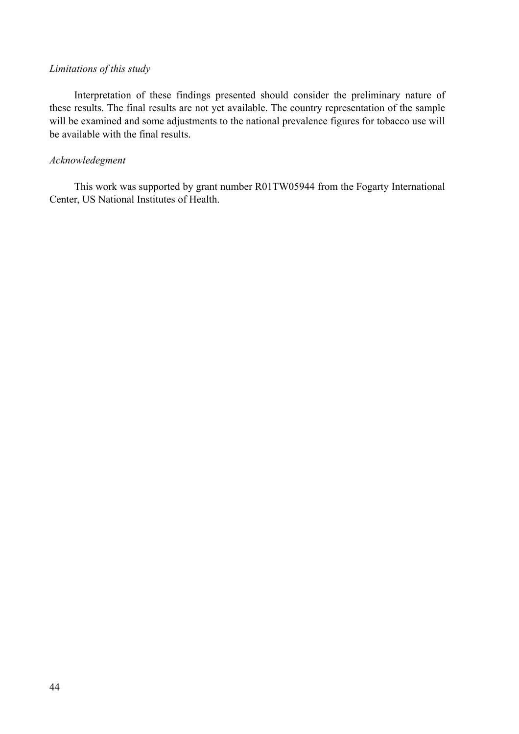*Limitations of this study*

Interpretation of these findings presented should consider the preliminary nature of these results. The final results are not yet available. The country representation of the sample will be examined and some adjustments to the national prevalence figures for tobacco use will be available with the final results.

*Acknowledegment*

This work was supported by grant number R01TW05944 from the Fogarty International Center, US National Institutes of Health.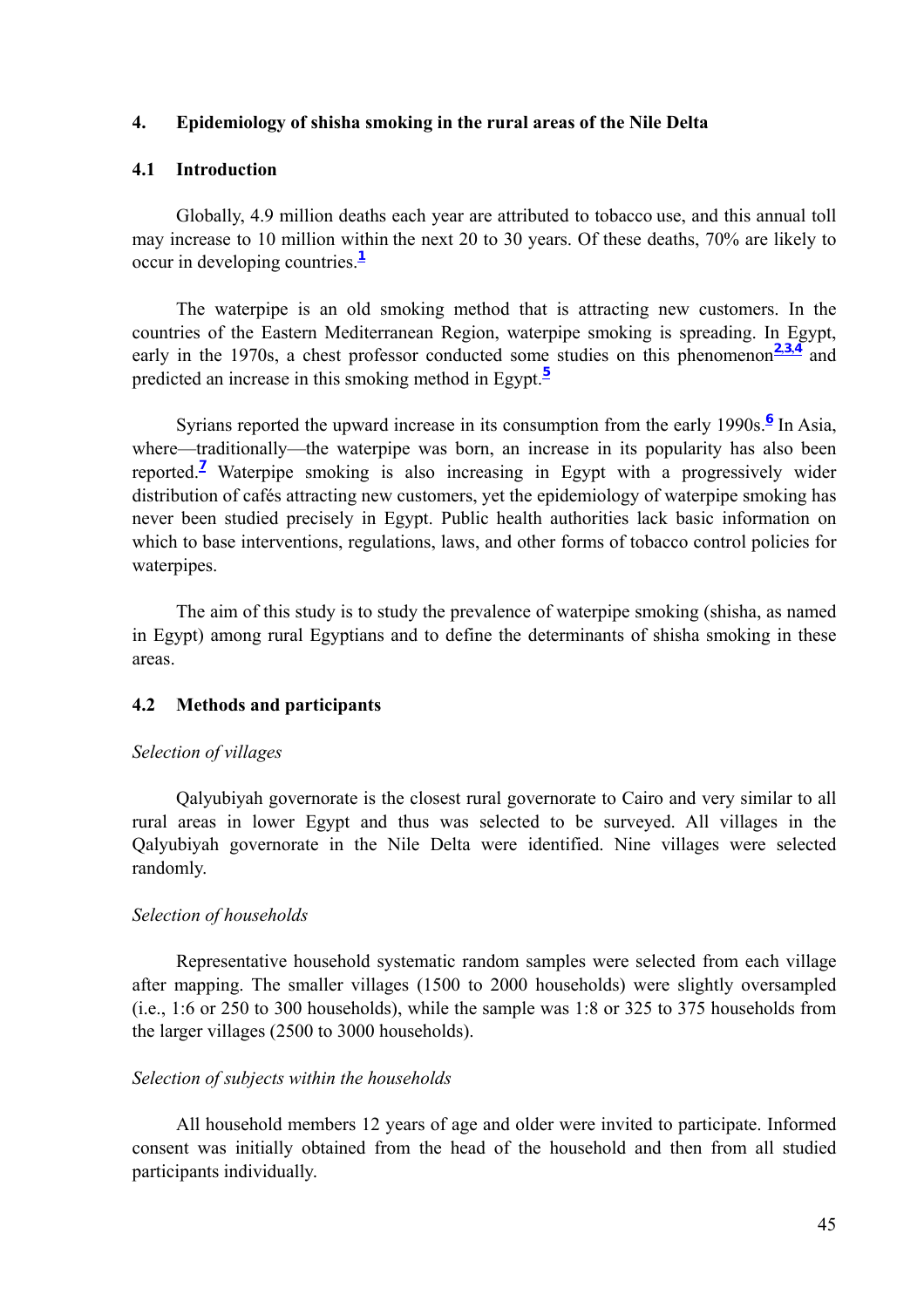## 4. Epidemiology of shisha smoking in the rural areas of the Nile Delta

### 4.1 Introduction

Globally, 4.9 million deaths each year are attributed to tobacco use, and this annual toll may increase to 10 million within the next 20 to 30 years. Of these deaths, 70% are likely to occur in developing countries.[1]

The waterpipe is an old smoking method that is attracting new customers. In the countries of the Eastern Mediterranean Region, waterpipe smoking is spreading. In Egypt, early in the 1970s, a chest professor conducted some studies on this phenomenon[2,3,4] and predicted an increase in this smoking method in Egypt.[5]

Syrians reported the upward increase in its consumption from the early 1990s.[6] In Asia, where—traditionally—the waterpipe was born, an increase in its popularity has also been reported.[7] Waterpipe smoking is also increasing in Egypt with a progressively wider distribution of cafés attracting new customers, yet the epidemiology of waterpipe smoking has never been studied precisely in Egypt. Public health authorities lack basic information on which to base interventions, regulations, laws, and other forms of tobacco control policies for waterpipes.

The aim of this study is to study the prevalence of waterpipe smoking (shisha, as named in Egypt) among rural Egyptians and to define the determinants of shisha smoking in these areas.

### 4.2 Methods and participants

*Selection of villages*

Qalyubiyah governorate is the closest rural governorate to Cairo and very similar to all rural areas in lower Egypt and thus was selected to be surveyed. All villages in the Qalyubiyah governorate in the Nile Delta were identified. Nine villages were selected randomly.

*Selection of households*

Representative household systematic random samples were selected from each village after mapping. The smaller villages (1500 to 2000 households) were slightly oversampled (i.e., 1:6 or 250 to 300 households), while the sample was 1:8 or 325 to 375 households from the larger villages (2500 to 3000 households).

*Selection of subjects within the households*

All household members 12 years of age and older were invited to participate. Informed consent was initially obtained from the head of the household and then from all studied participants individually.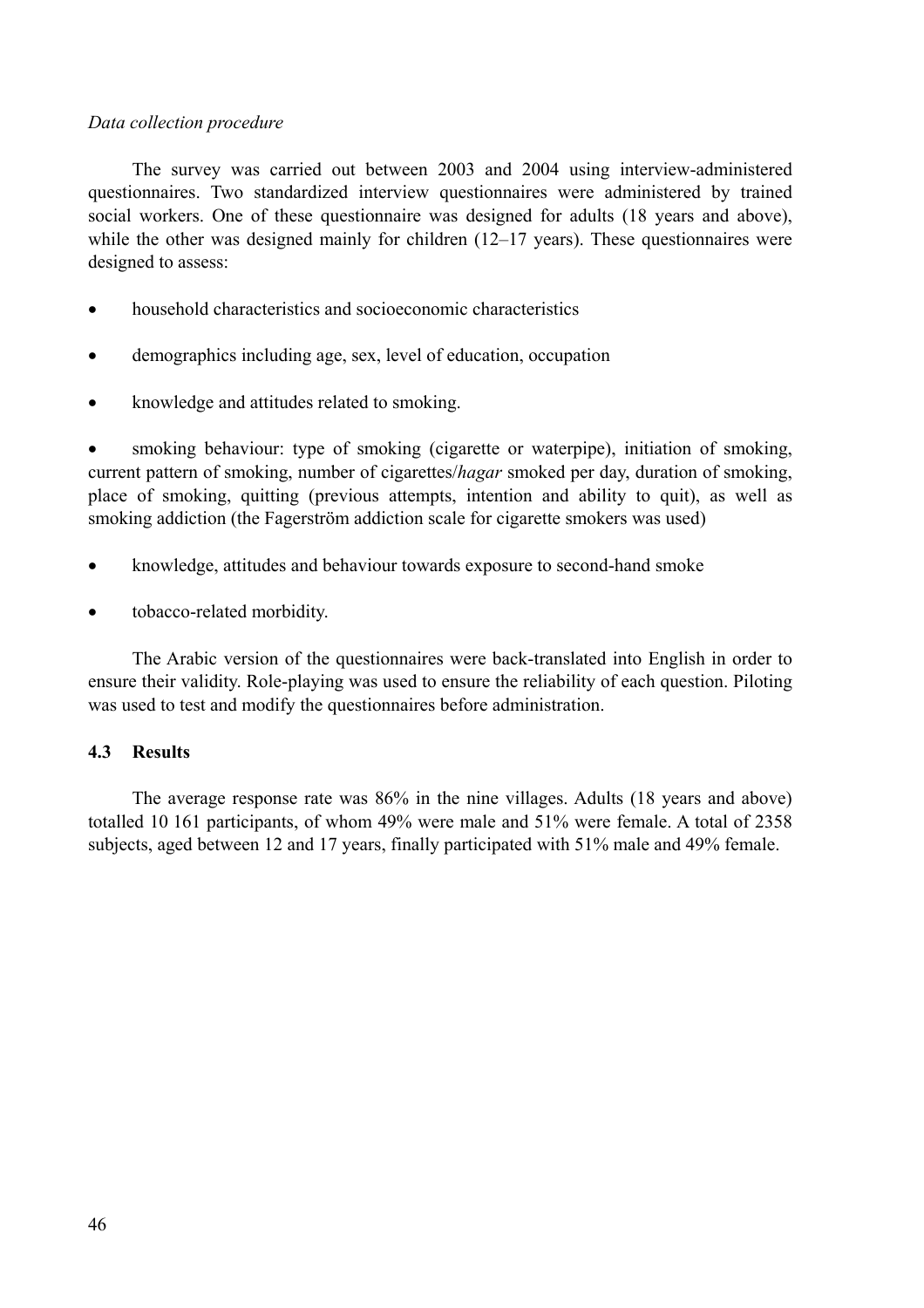*Data collection procedure*

The survey was carried out between 2003 and 2004 using interview-administered questionnaires. Two standardized interview questionnaires were administered by trained social workers. One of these questionnaire was designed for adults (18 years and above), while the other was designed mainly for children (12–17 years). These questionnaires were designed to assess:

- household characteristics and socioeconomic characteristics
- demographics including age, sex, level of education, occupation
- knowledge and attitudes related to smoking.
- smoking behaviour: type of smoking (cigarette or waterpipe), initiation of smoking, current pattern of smoking, number of cigarettes/*hagar* smoked per day, duration of smoking, place of smoking, quitting (previous attempts, intention and ability to quit), as well as smoking addiction (the Fagerström addiction scale for cigarette smokers was used)
- knowledge, attitudes and behaviour towards exposure to second-hand smoke
- tobacco-related morbidity.

The Arabic version of the questionnaires were back-translated into English in order to ensure their validity. Role-playing was used to ensure the reliability of each question. Piloting was used to test and modify the questionnaires before administration.

## 4.3 Results

The average response rate was 86% in the nine villages. Adults (18 years and above) totalled 10 161 participants, of whom 49% were male and 51% were female. A total of 2358 subjects, aged between 12 and 17 years, finally participated with 51% male and 49% female.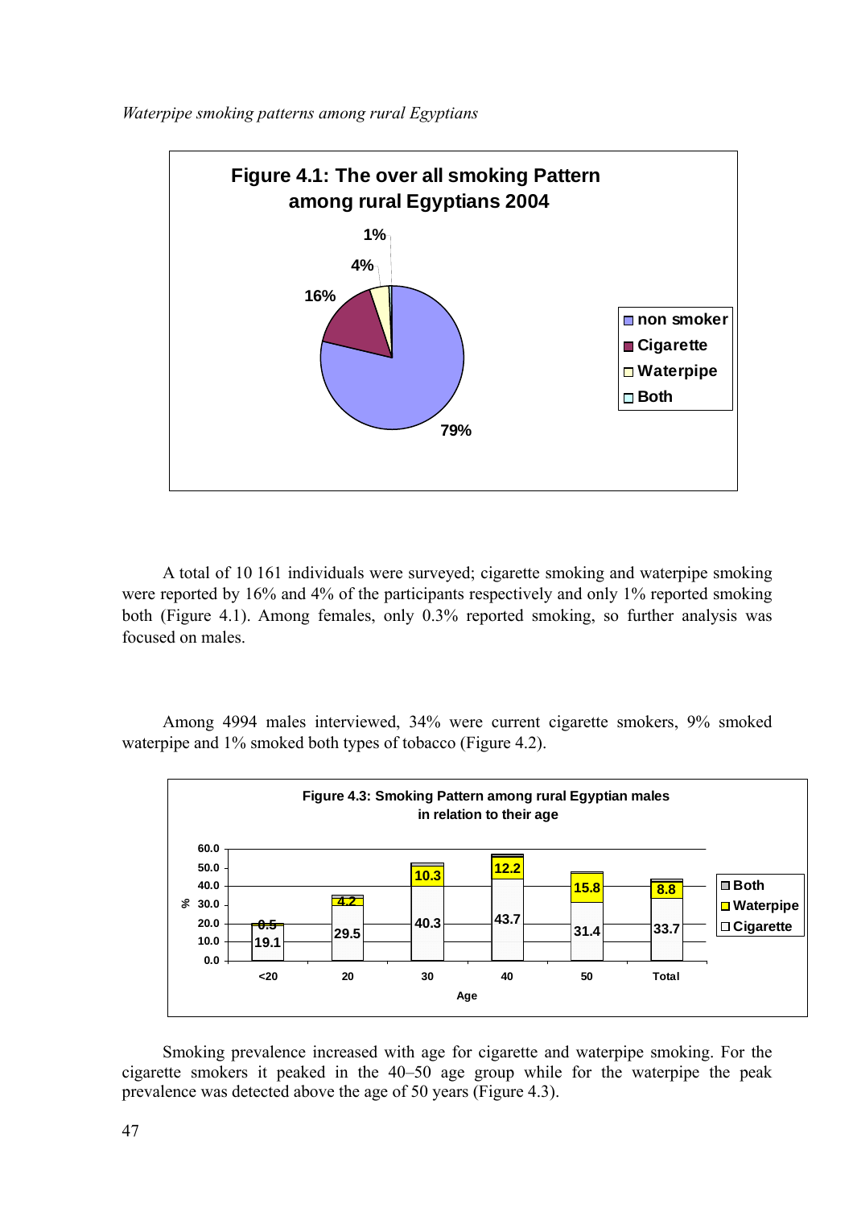**Figure 4.1: The over all smoking Pattern among rural Egyptians 2004**

A total of 10 161 individuals were surveyed; cigarette smoking and waterpipe smoking were reported by 16% and 4% of the participants respectively and only 1% reported smoking both (Figure 4.1). Among females, only 0.3% reported smoking, so further analysis was focused on males.

Among 4994 males interviewed, 34% were current cigarette smokers, 9% smoked waterpipe and 1% smoked both types of tobacco (Figure 4.2).

**Figure 4.3: Smoking Pattern among rural Egyptian males in relation to their age**

Smoking prevalence increased with age for cigarette and waterpipe smoking. For the cigarette smokers it peaked in the 40–50 age group while for the waterpipe the peak prevalence was detected above the age of 50 years (Figure 4.3).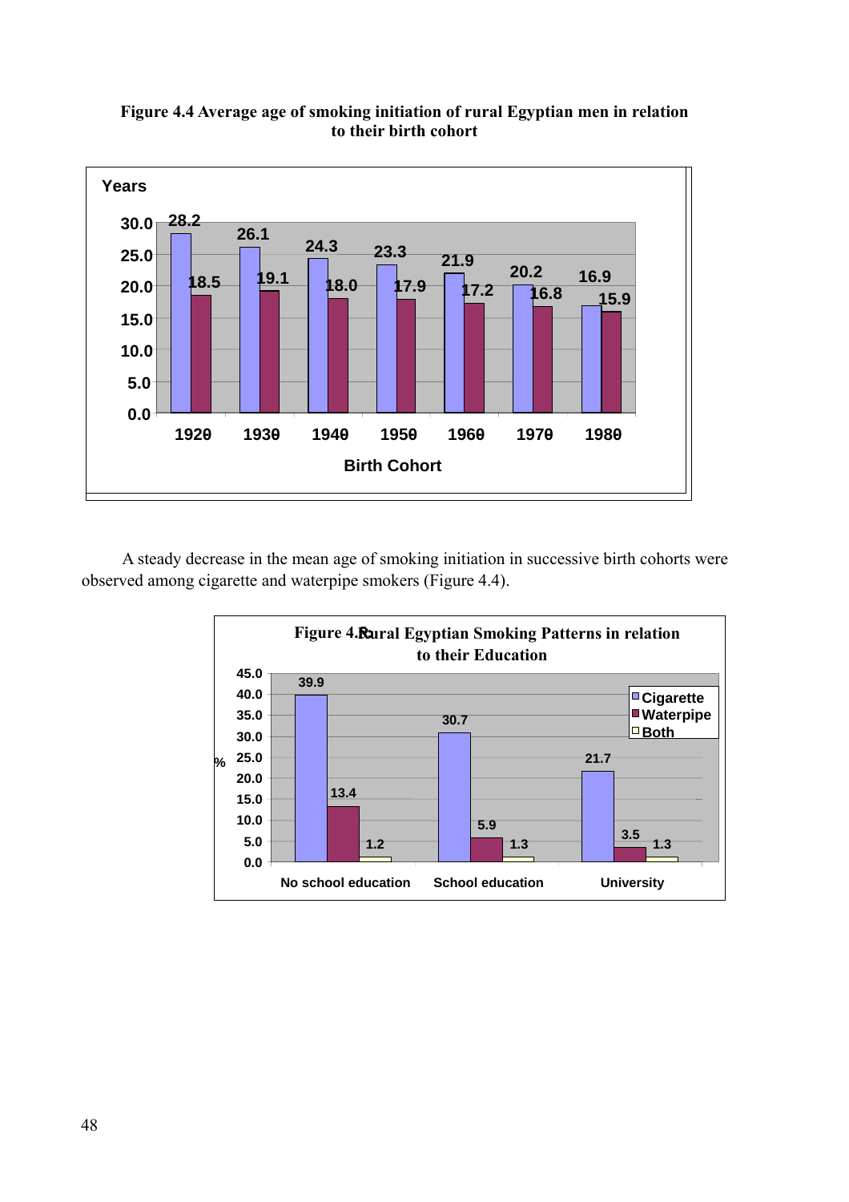**Figure 4.4 Average age of smoking initiation of rural Egyptian men in relation to their birth cohort**

| Birth Cohort | Cigarette (Years) | Waterpipe (Years) |
|---|---|---|
| 1920 | 28.2 | 18.5 |
| 1930 | 26.1 | 19.1 |
| 1940 | 24.3 | 18.0 |
| 1950 | 23.3 | 17.9 |
| 1960 | 21.9 | 17.2 |
| 1970 | 20.2 | 16.8 |
| 1980 | 16.9 | 15.9 |

A steady decrease in the mean age of smoking initiation in successive birth cohorts were observed among cigarette and waterpipe smokers (Figure 4.4).

**Figure 4.5 Rural Egyptian Smoking Patterns in relation to their Education**

| Education | Cigarette (%) | Waterpipe (%) | Both (%) |
|---|---|---|---|
| No school education | 39.9 | 13.4 | 1.2 |
| School education | 30.7 | 5.9 | 1.3 |
| University | 21.7 | 3.5 | 1.3 |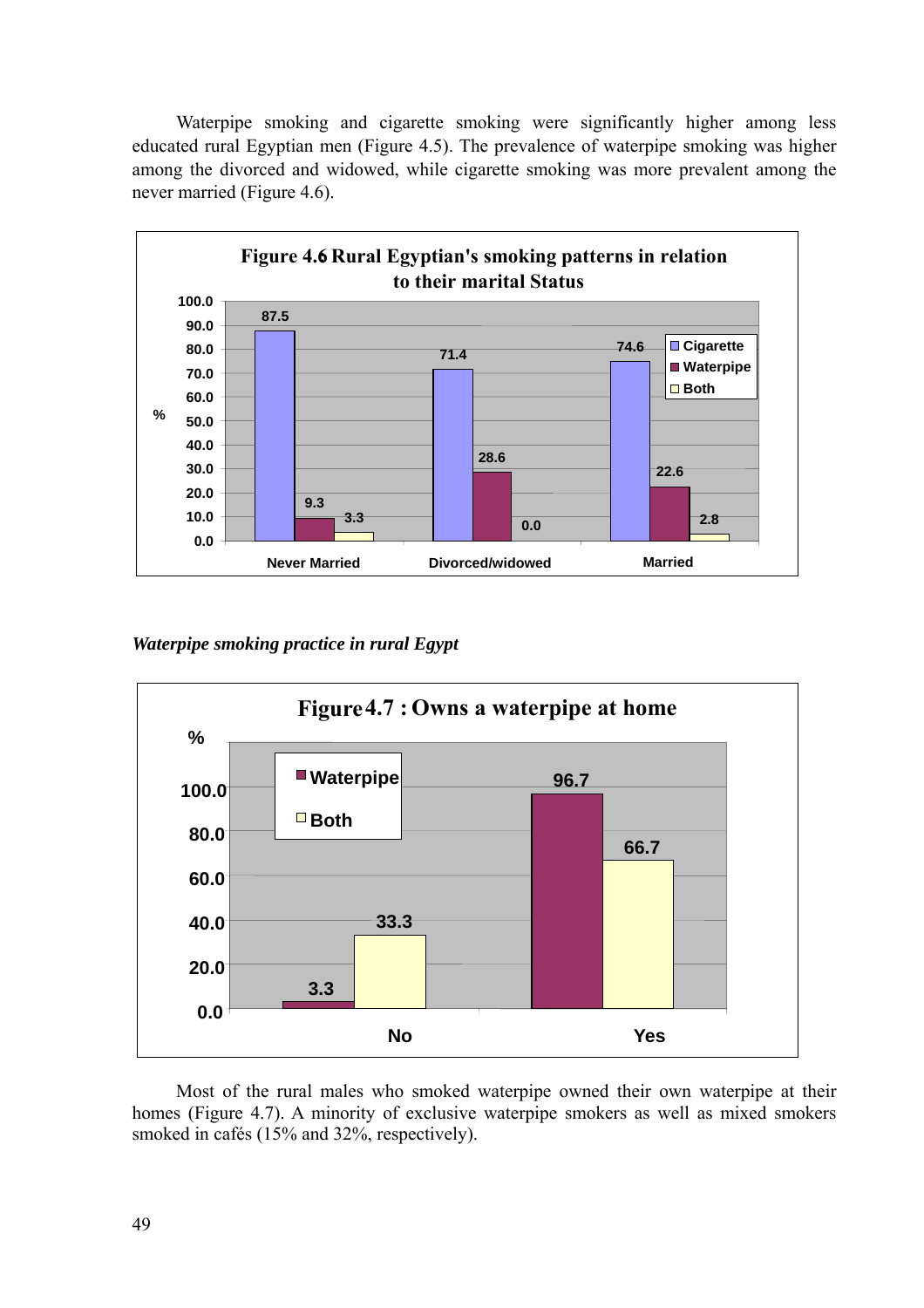Waterpipe smoking and cigarette smoking were significantly higher among less educated rural Egyptian men (Figure 4.5). The prevalence of waterpipe smoking was higher among the divorced and widowed, while cigarette smoking was more prevalent among the never married (Figure 4.6).

**Figure 4.6 Rural Egyptian's smoking patterns in relation to their marital Status**

| % | Never Married | Divorced/widowed | Married |
|---|---|---|---|
| Cigarette | 87.5 | 71.4 | 74.6 |
| Waterpipe | 9.3 | 28.6 | 22.6 |
| Both | 3.3 | 0.0 | 2.8 |

*Waterpipe smoking practice in rural Egypt*

**Figure 4.7 : Owns a waterpipe at home**

| % | No | Yes |
|---|---|---|
| Waterpipe | 3.3 | 96.7 |
| Both | 33.3 | 66.7 |

Most of the rural males who smoked waterpipe owned their own waterpipe at their homes (Figure 4.7). A minority of exclusive waterpipe smokers as well as mixed smokers smoked in cafés (15% and 32%, respectively).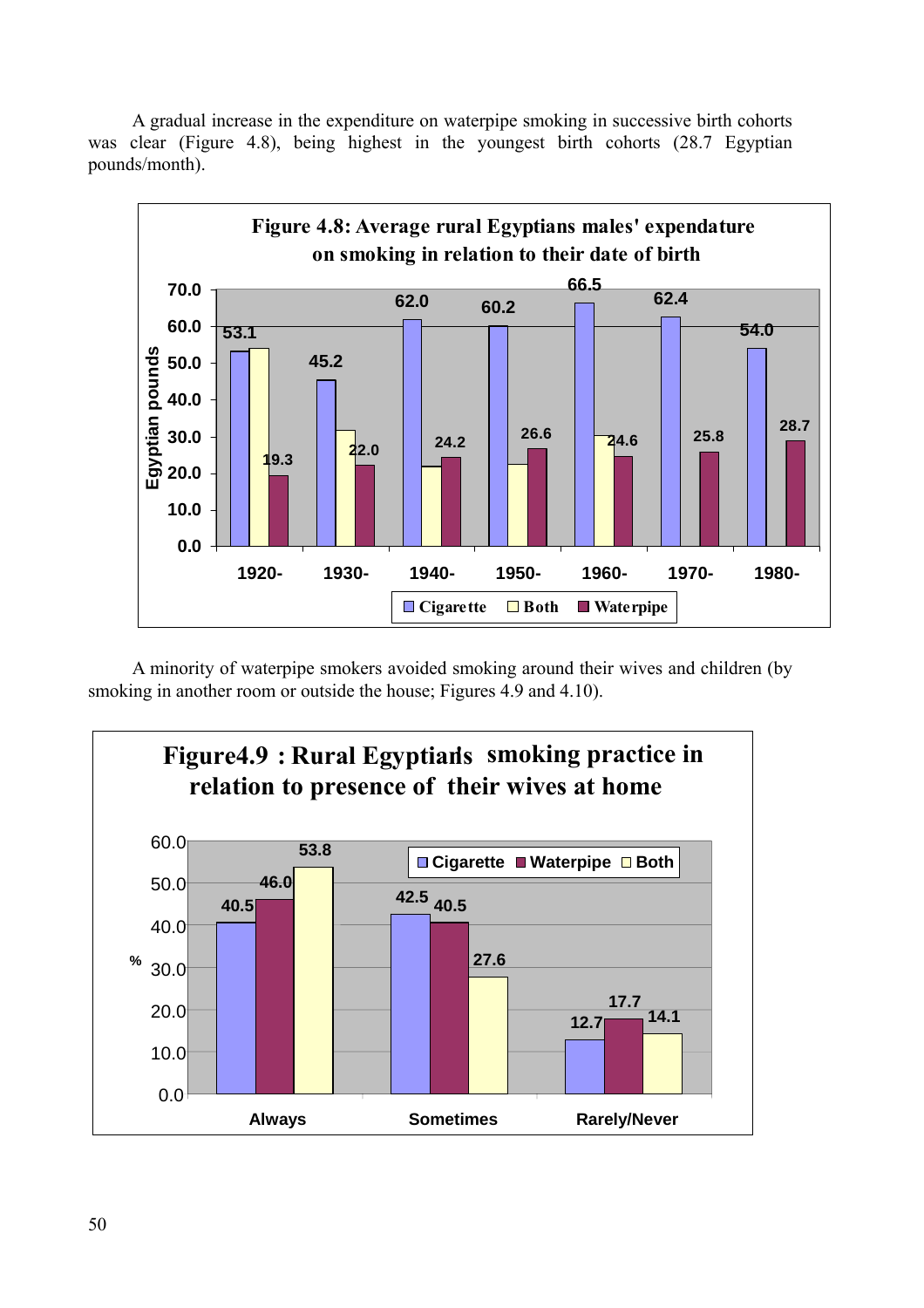A gradual increase in the expenditure on waterpipe smoking in successive birth cohorts was clear (Figure 4.8), being highest in the youngest birth cohorts (28.7 Egyptian pounds/month).

**Figure 4.8: Average rural Egyptians males' expendature on smoking in relation to their date of birth**

| Birth cohort | Cigarette | Both | Waterpipe |
|---|---|---|---|
| 1920- | 53.1 | | 19.3 |
| 1930- | 45.2 | | 22.0 |
| 1940- | 62.0 | | 24.2 |
| 1950- | 60.2 | | 26.6 |
| 1960- | 66.5 | | 24.6 |
| 1970- | 62.4 | | 25.8 |
| 1980- | 54.0 | | 28.7 |

A minority of waterpipe smokers avoided smoking around their wives and children (by smoking in another room or outside the house; Figures 4.9 and 4.10).

**Figure4.9 : Rural Egyptians smoking practice in relation to presence of their wives at home**

| % | Cigarette | Waterpipe | Both |
|---|---|---|---|
| Always | 40.5 | 46.0 | 53.8 |
| Sometimes | 42.5 | 40.5 | 27.6 |
| Rarely/Never | 12.7 | 17.7 | 14.1 |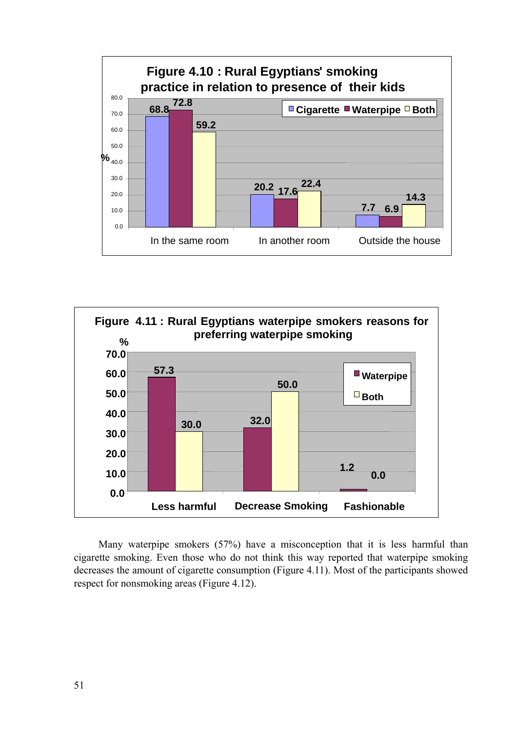**Figure 4.10 : Rural Egyptians' smoking practice in relation to presence of their kids**

| % | Cigarette | Waterpipe | Both |
|---|---|---|---|
| In the same room | 68.8 | 72.8 | 59.2 |
| In another room | 20.2 | 17.6 | 22.4 |
| Outside the house | 7.7 | 6.9 | 14.3 |

**Figure 4.11 : Rural Egyptians waterpipe smokers reasons for preferring waterpipe smoking**

| % | Waterpipe | Both |
|---|---|---|
| Less harmful | 57.3 | 30.0 |
| Decrease Smoking | 32.0 | 50.0 |
| Fashionable | 1.2 | 0.0 |

Many waterpipe smokers (57%) have a misconception that it is less harmful than cigarette smoking. Even those who do not think this way reported that waterpipe smoking decreases the amount of cigarette consumption (Figure 4.11). Most of the participants showed respect for nonsmoking areas (Figure 4.12).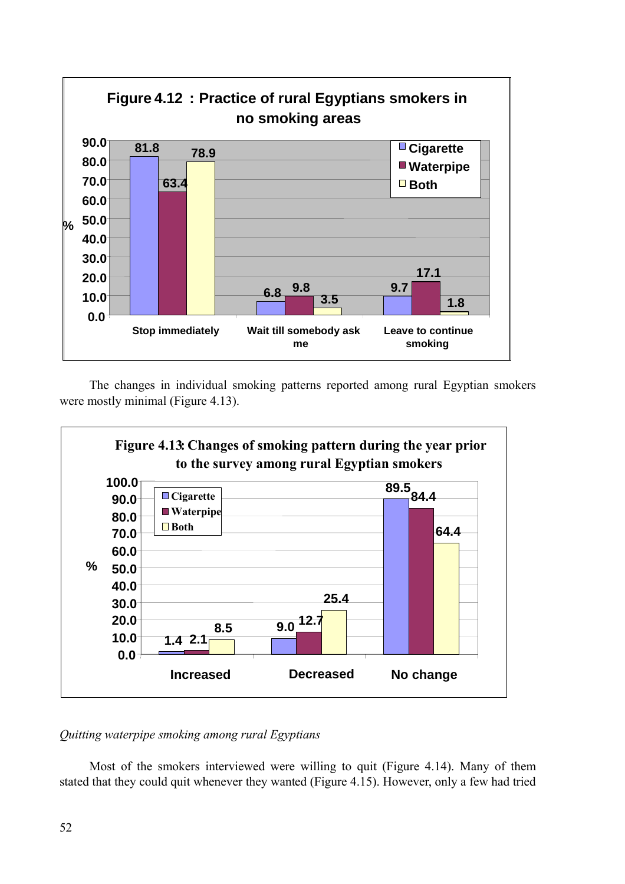**Figure 4.12 : Practice of rural Egyptians smokers in no smoking areas**

| % | Cigarette | Waterpipe | Both |
|---|---|---|---|
| Stop immediately | 81.8 | 63.4 | 78.9 |
| Wait till somebody ask me | 6.8 | 9.8 | 3.5 |
| Leave to continue smoking | 9.7 | 17.1 | 1.8 |

The changes in individual smoking patterns reported among rural Egyptian smokers were mostly minimal (Figure 4.13).

**Figure 4.13: Changes of smoking pattern during the year prior to the survey among rural Egyptian smokers**

| % | Cigarette | Waterpipe | Both |
|---|---|---|---|
| Increased | 1.4 | 2.1 | 8.5 |
| Decreased | 9.0 | 12.7 | 25.4 |
| No change | 89.5 | 84.4 | 64.4 |

*Quitting waterpipe smoking among rural Egyptians*

Most of the smokers interviewed were willing to quit (Figure 4.14). Many of them stated that they could quit whenever they wanted (Figure 4.15). However, only a few had tried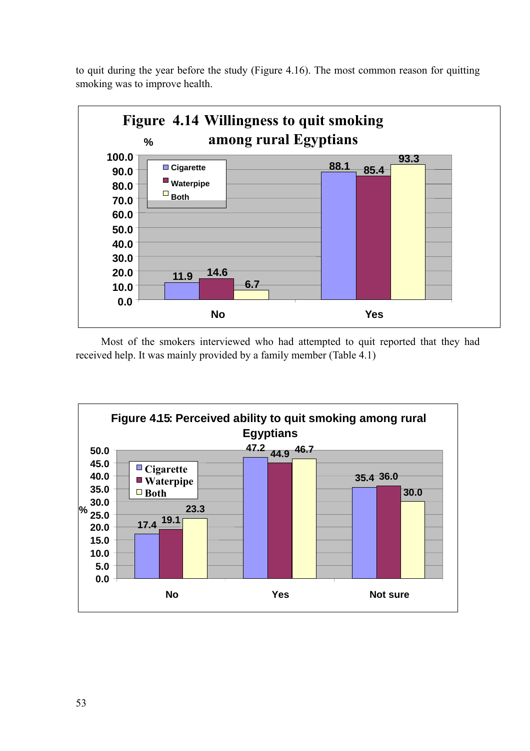to quit during the year before the study (Figure 4.16). The most common reason for quitting smoking was to improve health.

**Figure 4.14 Willingness to quit smoking among rural Egyptians**

| % | Cigarette | Waterpipe | Both |
|---|---|---|---|
| No | 11.9 | 14.6 | 6.7 |
| Yes | 88.1 | 85.4 | 93.3 |

Most of the smokers interviewed who had attempted to quit reported that they had received help. It was mainly provided by a family member (Table 4.1)

**Figure 4.15: Perceived ability to quit smoking among rural Egyptians**

| % | Cigarette | Waterpipe | Both |
|---|---|---|---|
| No | 17.4 | 19.1 | 23.3 |
| Yes | 47.2 | 44.9 | 46.7 |
| Not sure | 35.4 | 36.0 | 30.0 |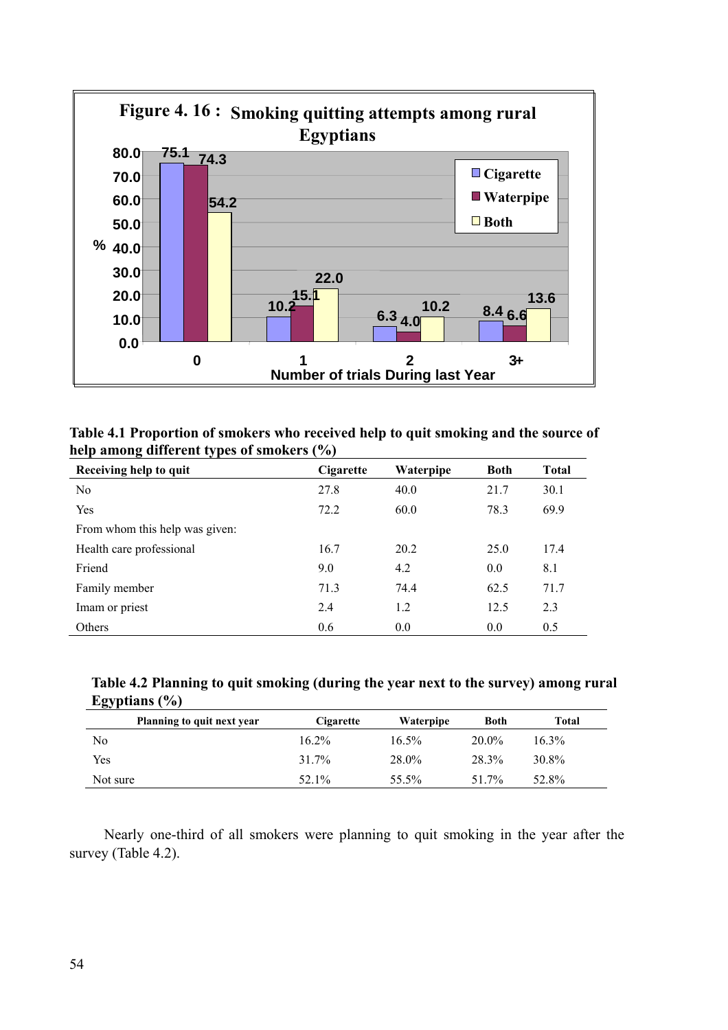**Figure 4. 16 : Smoking quitting attempts among rural Egyptians**

| Number of trials During last Year | Cigarette | Waterpipe | Both |
|---|---|---|---|
| 0 | 75.1 | 74.3 | 54.2 |
| 1 | 10.2 | 15.1 | 22.0 |
| 2 | 6.3 | 4.0 | 10.2 |
| 3+ | 8.4 | 6.6 | 13.6 |

**Table 4.1 Proportion of smokers who received help to quit smoking and the source of help among different types of smokers (%)**

| Receiving help to quit | Cigarette | Waterpipe | Both | Total |
|---|---|---|---|---|
| No | 27.8 | 40.0 | 21.7 | 30.1 |
| Yes | 72.2 | 60.0 | 78.3 | 69.9 |
| From whom this help was given: | | | | |
| Health care professional | 16.7 | 20.2 | 25.0 | 17.4 |
| Friend | 9.0 | 4.2 | 0.0 | 8.1 |
| Family member | 71.3 | 74.4 | 62.5 | 71.7 |
| Imam or priest | 2.4 | 1.2 | 12.5 | 2.3 |
| Others | 0.6 | 0.0 | 0.0 | 0.5 |

**Table 4.2 Planning to quit smoking (during the year next to the survey) among rural Egyptians (%)**

| Planning to quit next year | Cigarette | Waterpipe | Both | Total |
|---|---|---|---|---|
| No | 16.2% | 16.5% | 20.0% | 16.3% |
| Yes | 31.7% | 28.0% | 28.3% | 30.8% |
| Not sure | 52.1% | 55.5% | 51.7% | 52.8% |

Nearly one-third of all smokers were planning to quit smoking in the year after the survey (Table 4.2).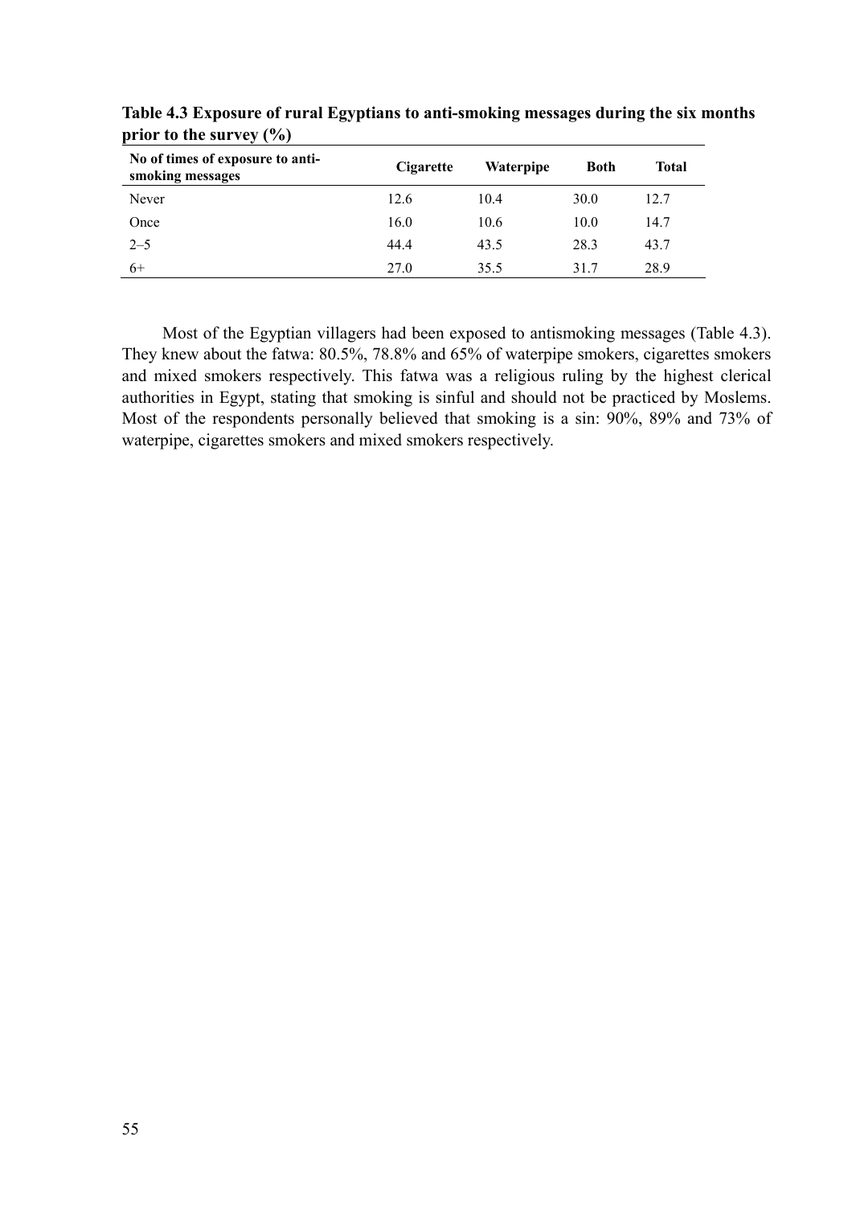**Table 4.3 Exposure of rural Egyptians to anti-smoking messages during the six months prior to the survey (%)**

| No of times of exposure to anti-smoking messages | Cigarette | Waterpipe | Both | Total |
|---|---|---|---|---|
| Never | 12.6 | 10.4 | 30.0 | 12.7 |
| Once | 16.0 | 10.6 | 10.0 | 14.7 |
| 2–5 | 44.4 | 43.5 | 28.3 | 43.7 |
| 6+ | 27.0 | 35.5 | 31.7 | 28.9 |

Most of the Egyptian villagers had been exposed to antismoking messages (Table 4.3). They knew about the fatwa: 80.5%, 78.8% and 65% of waterpipe smokers, cigarettes smokers and mixed smokers respectively. This fatwa was a religious ruling by the highest clerical authorities in Egypt, stating that smoking is sinful and should not be practiced by Moslems. Most of the respondents personally believed that smoking is a sin: 90%, 89% and 73% of waterpipe, cigarettes smokers and mixed smokers respectively.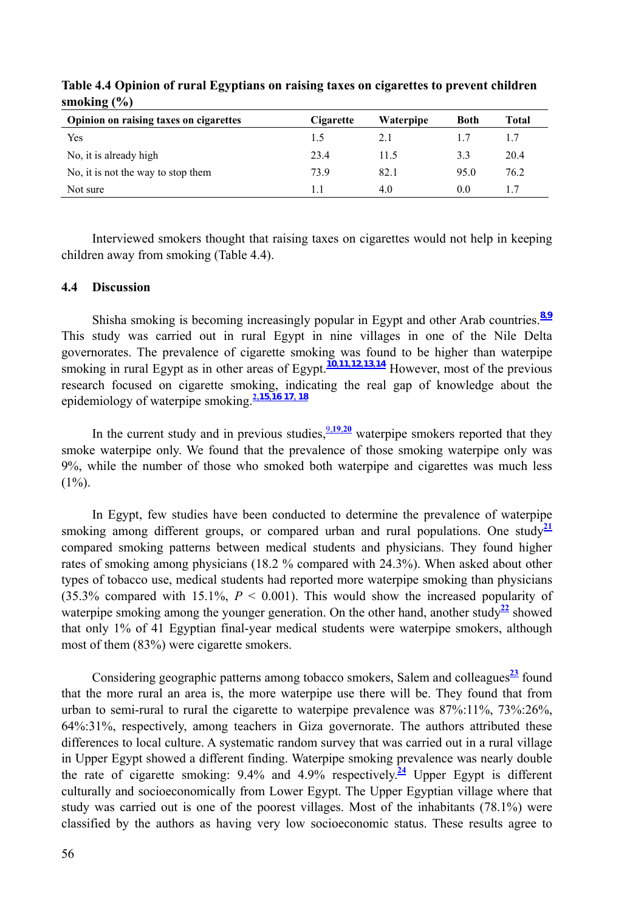**Table 4.4 Opinion of rural Egyptians on raising taxes on cigarettes to prevent children smoking (%)**

| Opinion on raising taxes on cigarettes | Cigarette | Waterpipe | Both | Total |
|---|---|---|---|---|
| Yes | 1.5 | 2.1 | 1.7 | 1.7 |
| No, it is already high | 23.4 | 11.5 | 3.3 | 20.4 |
| No, it is not the way to stop them | 73.9 | 82.1 | 95.0 | 76.2 |
| Not sure | 1.1 | 4.0 | 0.0 | 1.7 |

Interviewed smokers thought that raising taxes on cigarettes would not help in keeping children away from smoking (Table 4.4).

### 4.4 Discussion

Shisha smoking is becoming increasingly popular in Egypt and other Arab countries.[8,9] This study was carried out in rural Egypt in nine villages in one of the Nile Delta governorates. The prevalence of cigarette smoking was found to be higher than waterpipe smoking in rural Egypt as in other areas of Egypt.[10,11,12,13,14] However, most of the previous research focused on cigarette smoking, indicating the real gap of knowledge about the epidemiology of waterpipe smoking.[2,15,16 17, 18]

In the current study and in previous studies,[9,19,20] waterpipe smokers reported that they smoke waterpipe only. We found that the prevalence of those smoking waterpipe only was 9%, while the number of those who smoked both waterpipe and cigarettes was much less (1%).

In Egypt, few studies have been conducted to determine the prevalence of waterpipe smoking among different groups, or compared urban and rural populations. One study[21] compared smoking patterns between medical students and physicians. They found higher rates of smoking among physicians (18.2 % compared with 24.3%). When asked about other types of tobacco use, medical students had reported more waterpipe smoking than physicians (35.3% compared with 15.1%, $P < 0.001$). This would show the increased popularity of waterpipe smoking among the younger generation. On the other hand, another study[22] showed that only 1% of 41 Egyptian final-year medical students were waterpipe smokers, although most of them (83%) were cigarette smokers.

Considering geographic patterns among tobacco smokers, Salem and colleagues[23] found that the more rural an area is, the more waterpipe use there will be. They found that from urban to semi-rural to rural the cigarette to waterpipe prevalence was 87%:11%, 73%:26%, 64%:31%, respectively, among teachers in Giza governorate. The authors attributed these differences to local culture. A systematic random survey that was carried out in a rural village in Upper Egypt showed a different finding. Waterpipe smoking prevalence was nearly double the rate of cigarette smoking: 9.4% and 4.9% respectively.[24] Upper Egypt is different culturally and socioeconomically from Lower Egypt. The Upper Egyptian village where that study was carried out is one of the poorest villages. Most of the inhabitants (78.1%) were classified by the authors as having very low socioeconomic status. These results agree to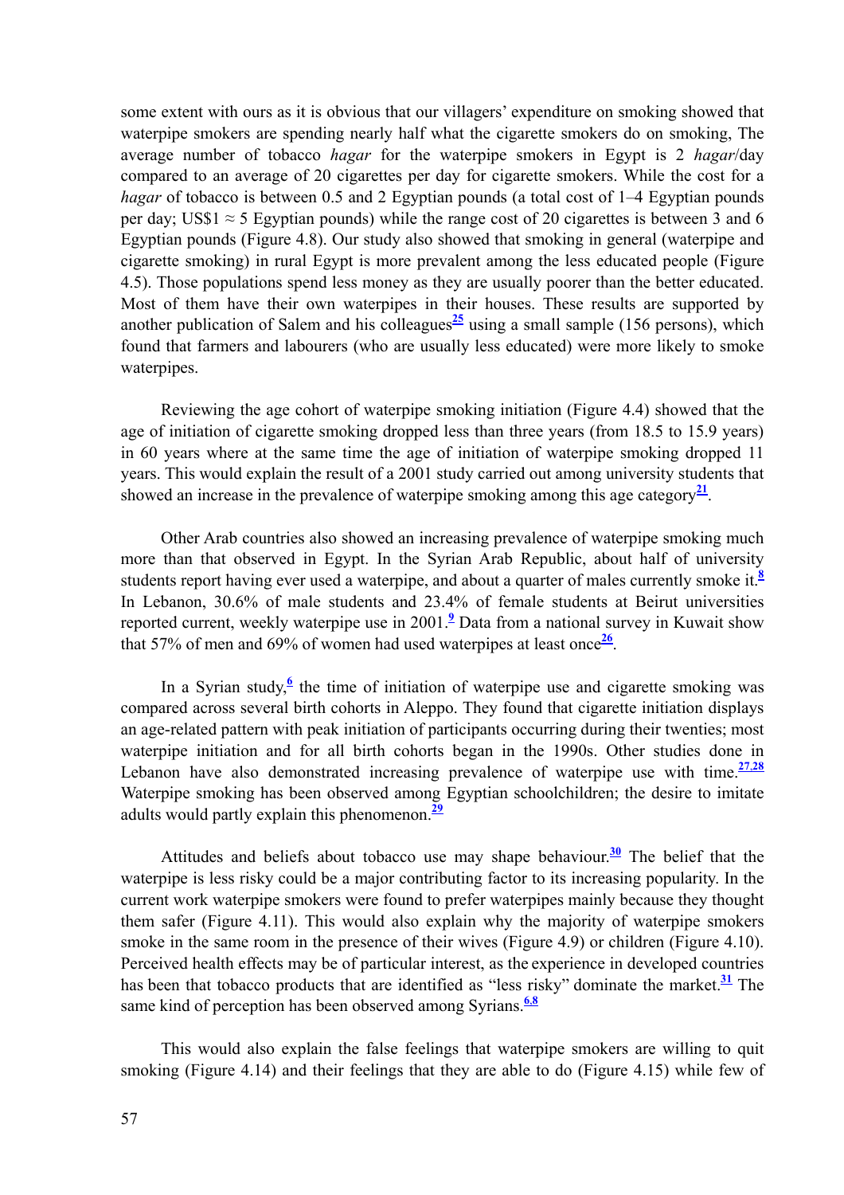some extent with ours as it is obvious that our villagers' expenditure on smoking showed that waterpipe smokers are spending nearly half what the cigarette smokers do on smoking, The average number of tobacco *hagar* for the waterpipe smokers in Egypt is 2 *hagar*/day compared to an average of 20 cigarettes per day for cigarette smokers. While the cost for a *hagar* of tobacco is between 0.5 and 2 Egyptian pounds (a total cost of 1–4 Egyptian pounds per day; US$1 ≈ 5 Egyptian pounds) while the range cost of 20 cigarettes is between 3 and 6 Egyptian pounds (Figure 4.8). Our study also showed that smoking in general (waterpipe and cigarette smoking) in rural Egypt is more prevalent among the less educated people (Figure 4.5). Those populations spend less money as they are usually poorer than the better educated. Most of them have their own waterpipes in their houses. These results are supported by another publication of Salem and his colleagues[25] using a small sample (156 persons), which found that farmers and labourers (who are usually less educated) were more likely to smoke waterpipes.

Reviewing the age cohort of waterpipe smoking initiation (Figure 4.4) showed that the age of initiation of cigarette smoking dropped less than three years (from 18.5 to 15.9 years) in 60 years where at the same time the age of initiation of waterpipe smoking dropped 11 years. This would explain the result of a 2001 study carried out among university students that showed an increase in the prevalence of waterpipe smoking among this age category[21].

Other Arab countries also showed an increasing prevalence of waterpipe smoking much more than that observed in Egypt. In the Syrian Arab Republic, about half of university students report having ever used a waterpipe, and about a quarter of males currently smoke it.[8] In Lebanon, 30.6% of male students and 23.4% of female students at Beirut universities reported current, weekly waterpipe use in 2001.[9] Data from a national survey in Kuwait show that 57% of men and 69% of women had used waterpipes at least once[26].

In a Syrian study,[6] the time of initiation of waterpipe use and cigarette smoking was compared across several birth cohorts in Aleppo. They found that cigarette initiation displays an age-related pattern with peak initiation of participants occurring during their twenties; most waterpipe initiation and for all birth cohorts began in the 1990s. Other studies done in Lebanon have also demonstrated increasing prevalence of waterpipe use with time.[27,28] Waterpipe smoking has been observed among Egyptian schoolchildren; the desire to imitate adults would partly explain this phenomenon.[29]

Attitudes and beliefs about tobacco use may shape behaviour.[30] The belief that the waterpipe is less risky could be a major contributing factor to its increasing popularity. In the current work waterpipe smokers were found to prefer waterpipes mainly because they thought them safer (Figure 4.11). This would also explain why the majority of waterpipe smokers smoke in the same room in the presence of their wives (Figure 4.9) or children (Figure 4.10). Perceived health effects may be of particular interest, as the experience in developed countries has been that tobacco products that are identified as "less risky" dominate the market.[31] The same kind of perception has been observed among Syrians.[6,8]

This would also explain the false feelings that waterpipe smokers are willing to quit smoking (Figure 4.14) and their feelings that they are able to do (Figure 4.15) while few of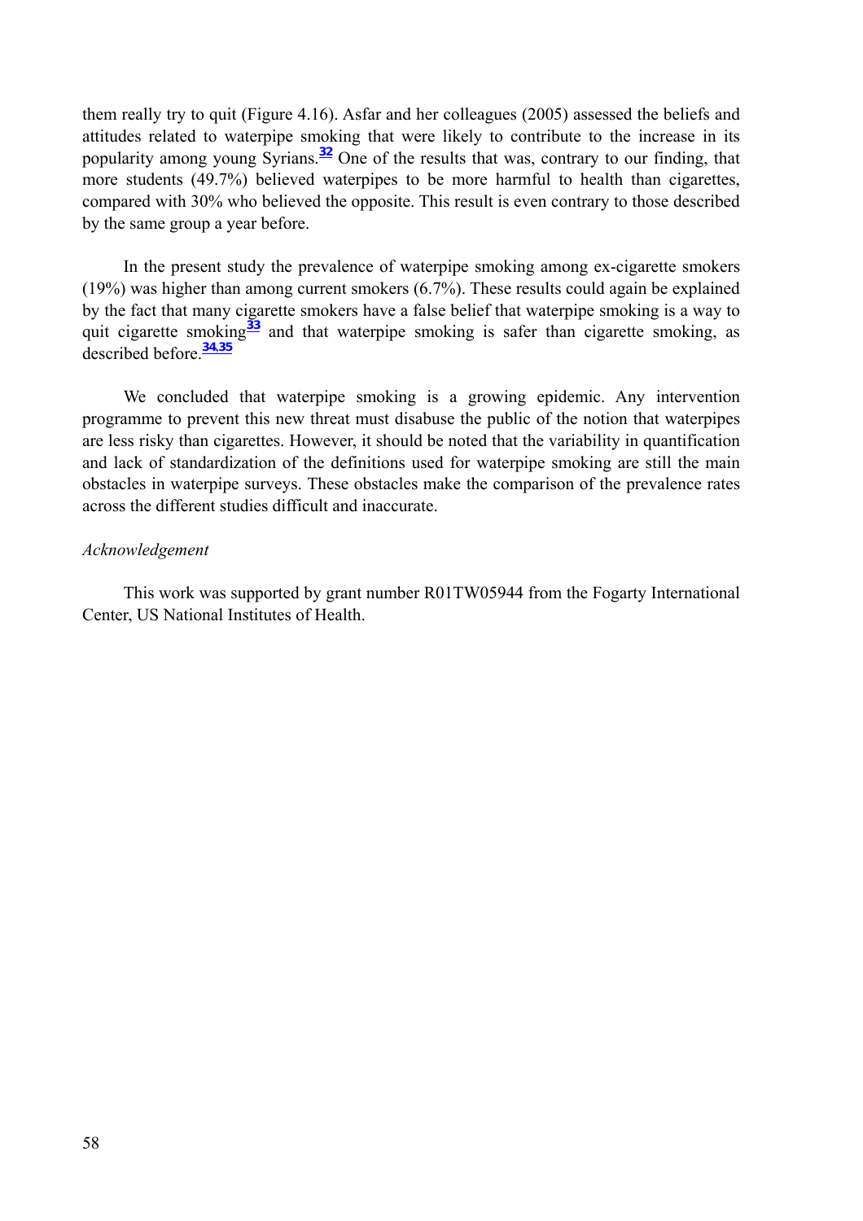them really try to quit (Figure 4.16). Asfar and her colleagues (2005) assessed the beliefs and attitudes related to waterpipe smoking that were likely to contribute to the increase in its popularity among young Syrians.[32] One of the results that was, contrary to our finding, that more students (49.7%) believed waterpipes to be more harmful to health than cigarettes, compared with 30% who believed the opposite. This result is even contrary to those described by the same group a year before.

In the present study the prevalence of waterpipe smoking among ex-cigarette smokers (19%) was higher than among current smokers (6.7%). These results could again be explained by the fact that many cigarette smokers have a false belief that waterpipe smoking is a way to quit cigarette smoking[33] and that waterpipe smoking is safer than cigarette smoking, as described before.[34,35]

We concluded that waterpipe smoking is a growing epidemic. Any intervention programme to prevent this new threat must disabuse the public of the notion that waterpipes are less risky than cigarettes. However, it should be noted that the variability in quantification and lack of standardization of the definitions used for waterpipe smoking are still the main obstacles in waterpipe surveys. These obstacles make the comparison of the prevalence rates across the different studies difficult and inaccurate.

*Acknowledgement*

This work was supported by grant number R01TW05944 from the Fogarty International Center, US National Institutes of Health.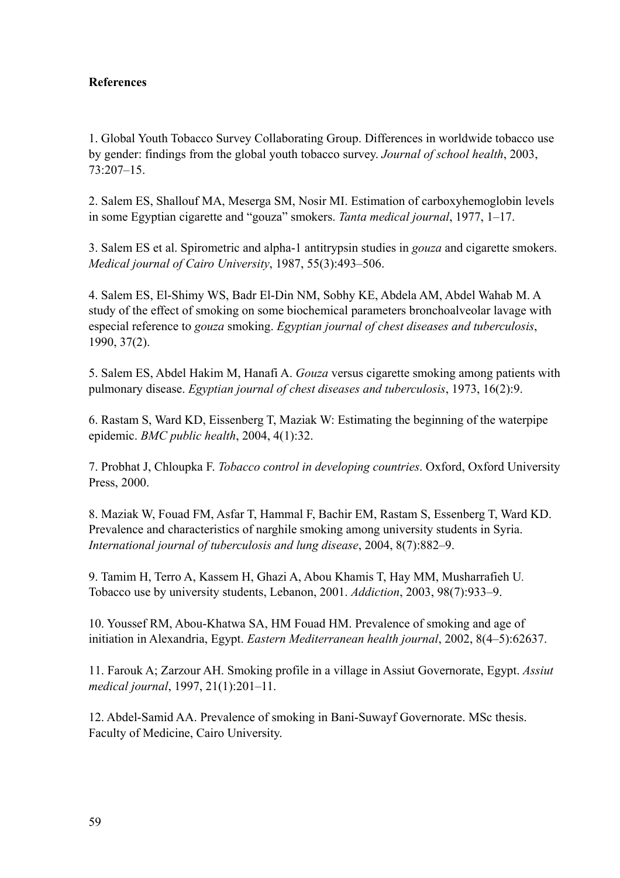**References**

1. Global Youth Tobacco Survey Collaborating Group. Differences in worldwide tobacco use by gender: findings from the global youth tobacco survey. *Journal of school health*, 2003, 73:207–15.

2. Salem ES, Shallouf MA, Meserga SM, Nosir MI. Estimation of carboxyhemoglobin levels in some Egyptian cigarette and "gouza" smokers. *Tanta medical journal*, 1977, 1–17.

3. Salem ES et al. Spirometric and alpha-1 antitrypsin studies in *gouza* and cigarette smokers. *Medical journal of Cairo University*, 1987, 55(3):493–506.

4. Salem ES, El-Shimy WS, Badr El-Din NM, Sobhy KE, Abdela AM, Abdel Wahab M. A study of the effect of smoking on some biochemical parameters bronchoalveolar lavage with especial reference to *gouza* smoking. *Egyptian journal of chest diseases and tuberculosis*, 1990, 37(2).

5. Salem ES, Abdel Hakim M, Hanafi A. *Gouza* versus cigarette smoking among patients with pulmonary disease. *Egyptian journal of chest diseases and tuberculosis*, 1973, 16(2):9.

6. Rastam S, Ward KD, Eissenberg T, Maziak W: Estimating the beginning of the waterpipe epidemic. *BMC public health*, 2004, 4(1):32.

7. Probhat J, Chloupka F. *Tobacco control in developing countries*. Oxford, Oxford University Press, 2000.

8. Maziak W, Fouad FM, Asfar T, Hammal F, Bachir EM, Rastam S, Essenberg T, Ward KD. Prevalence and characteristics of narghile smoking among university students in Syria. *International journal of tuberculosis and lung disease*, 2004, 8(7):882–9.

9. Tamim H, Terro A, Kassem H, Ghazi A, Abou Khamis T, Hay MM, Musharrafieh U. Tobacco use by university students, Lebanon, 2001. *Addiction*, 2003, 98(7):933–9.

10. Youssef RM, Abou-Khatwa SA, HM Fouad HM. Prevalence of smoking and age of initiation in Alexandria, Egypt. *Eastern Mediterranean health journal*, 2002, 8(4–5):62637.

11. Farouk A; Zarzour AH. Smoking profile in a village in Assiut Governorate, Egypt. *Assiut medical journal*, 1997, 21(1):201–11.

12. Abdel-Samid AA. Prevalence of smoking in Bani-Suwayf Governorate. MSc thesis. Faculty of Medicine, Cairo University.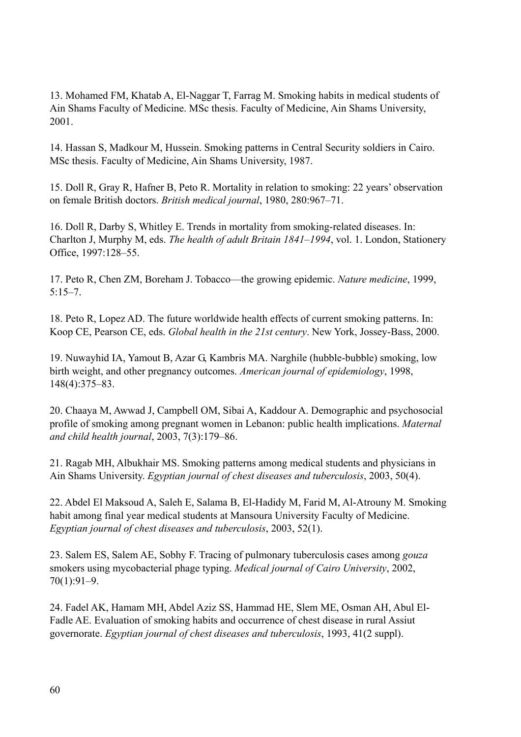13. Mohamed FM, Khatab A, El-Naggar T, Farrag M. Smoking habits in medical students of Ain Shams Faculty of Medicine. MSc thesis. Faculty of Medicine, Ain Shams University, 2001.

14. Hassan S, Madkour M, Hussein. Smoking patterns in Central Security soldiers in Cairo. MSc thesis. Faculty of Medicine, Ain Shams University, 1987.

15. Doll R, Gray R, Hafner B, Peto R. Mortality in relation to smoking: 22 years' observation on female British doctors. *British medical journal*, 1980, 280:967–71.

16. Doll R, Darby S, Whitley E. Trends in mortality from smoking-related diseases. In: Charlton J, Murphy M, eds. *The health of adult Britain 1841–1994*, vol. 1. London, Stationery Office, 1997:128–55.

17. Peto R, Chen ZM, Boreham J. Tobacco—the growing epidemic. *Nature medicine*, 1999, 5:15–7.

18. Peto R, Lopez AD. The future worldwide health effects of current smoking patterns. In: Koop CE, Pearson CE, eds. *Global health in the 21st century*. New York, Jossey-Bass, 2000.

19. Nuwayhid IA, Yamout B, Azar G, Kambris MA. Narghile (hubble-bubble) smoking, low birth weight, and other pregnancy outcomes. *American journal of epidemiology*, 1998, 148(4):375–83.

20. Chaaya M, Awwad J, Campbell OM, Sibai A, Kaddour A. Demographic and psychosocial profile of smoking among pregnant women in Lebanon: public health implications. *Maternal and child health journal*, 2003, 7(3):179–86.

21. Ragab MH, Albukhair MS. Smoking patterns among medical students and physicians in Ain Shams University. *Egyptian journal of chest diseases and tuberculosis*, 2003, 50(4).

22. Abdel El Maksoud A, Saleh E, Salama B, El-Hadidy M, Farid M, Al-Atrouny M. Smoking habit among final year medical students at Mansoura University Faculty of Medicine. *Egyptian journal of chest diseases and tuberculosis*, 2003, 52(1).

23. Salem ES, Salem AE, Sobhy F. Tracing of pulmonary tuberculosis cases among *gouza* smokers using mycobacterial phage typing. *Medical journal of Cairo University*, 2002, 70(1):91–9.

24. Fadel AK, Hamam MH, Abdel Aziz SS, Hammad HE, Slem ME, Osman AH, Abul El-Fadle AE. Evaluation of smoking habits and occurrence of chest disease in rural Assiut governorate. *Egyptian journal of chest diseases and tuberculosis*, 1993, 41(2 suppl).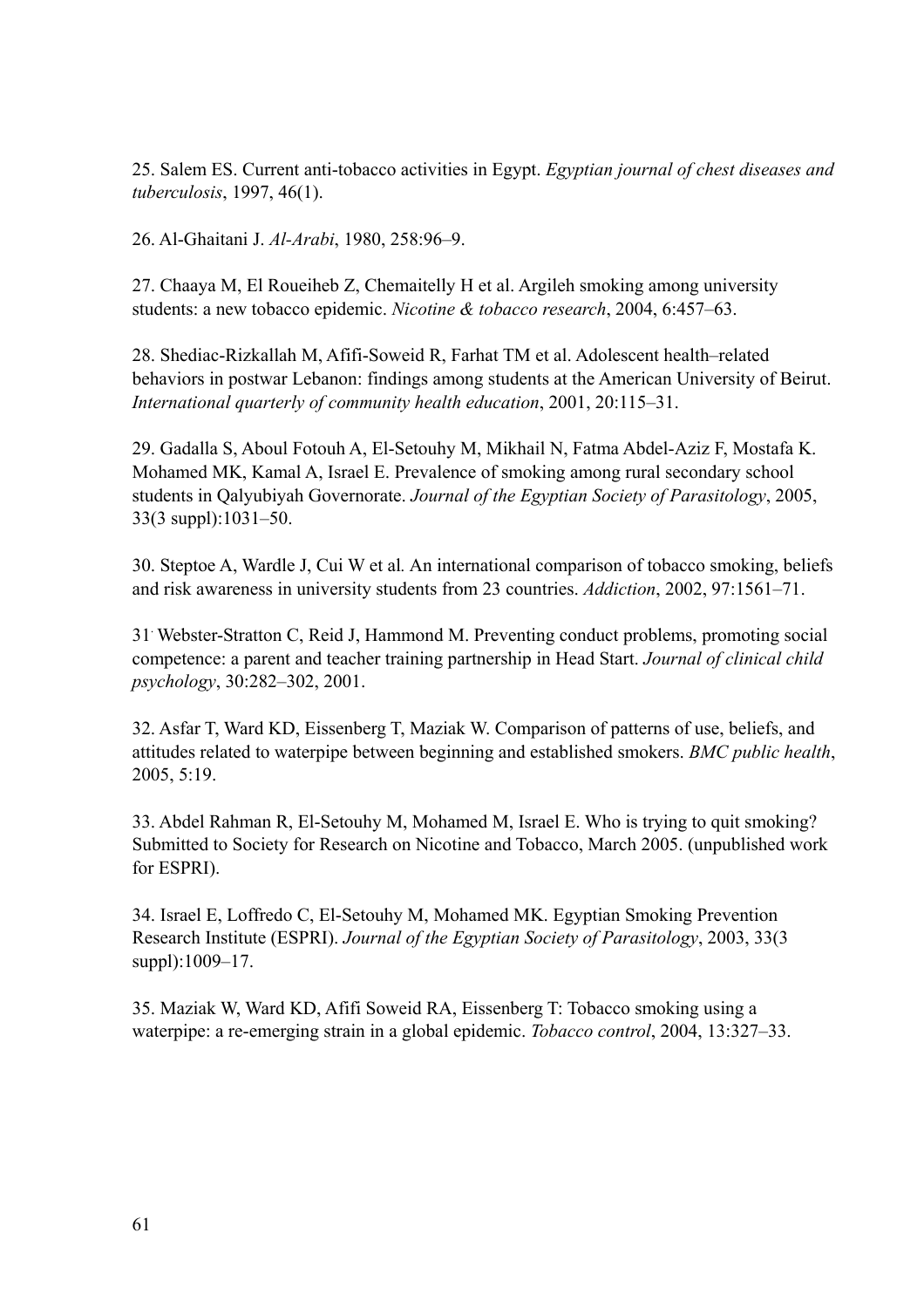25. Salem ES. Current anti-tobacco activities in Egypt. *Egyptian journal of chest diseases and tuberculosis*, 1997, 46(1).

26. Al-Ghaitani J. *Al-Arabi*, 1980, 258:96–9.

27. Chaaya M, El Roueiheb Z, Chemaitelly H et al. Argileh smoking among university students: a new tobacco epidemic. *Nicotine & tobacco research*, 2004, 6:457–63.

28. Shediac-Rizkallah M, Afifi-Soweid R, Farhat TM et al. Adolescent health–related behaviors in postwar Lebanon: findings among students at the American University of Beirut. *International quarterly of community health education*, 2001, 20:115–31.

29. Gadalla S, Aboul Fotouh A, El-Setouhy M, Mikhail N, Fatma Abdel-Aziz F, Mostafa K. Mohamed MK, Kamal A, Israel E. Prevalence of smoking among rural secondary school students in Qalyubiyah Governorate. *Journal of the Egyptian Society of Parasitology*, 2005, 33(3 suppl):1031–50.

30. Steptoe A, Wardle J, Cui W et al. An international comparison of tobacco smoking, beliefs and risk awareness in university students from 23 countries. *Addiction*, 2002, 97:1561–71.

31. Webster-Stratton C, Reid J, Hammond M. Preventing conduct problems, promoting social competence: a parent and teacher training partnership in Head Start. *Journal of clinical child psychology*, 30:282–302, 2001.

32. Asfar T, Ward KD, Eissenberg T, Maziak W. Comparison of patterns of use, beliefs, and attitudes related to waterpipe between beginning and established smokers. *BMC public health*, 2005, 5:19.

33. Abdel Rahman R, El-Setouhy M, Mohamed M, Israel E. Who is trying to quit smoking? Submitted to Society for Research on Nicotine and Tobacco, March 2005. (unpublished work for ESPRI).

34. Israel E, Loffredo C, El-Setouhy M, Mohamed MK. Egyptian Smoking Prevention Research Institute (ESPRI). *Journal of the Egyptian Society of Parasitology*, 2003, 33(3 suppl):1009–17.

35. Maziak W, Ward KD, Afifi Soweid RA, Eissenberg T: Tobacco smoking using a waterpipe: a re-emerging strain in a global epidemic. *Tobacco control*, 2004, 13:327–33.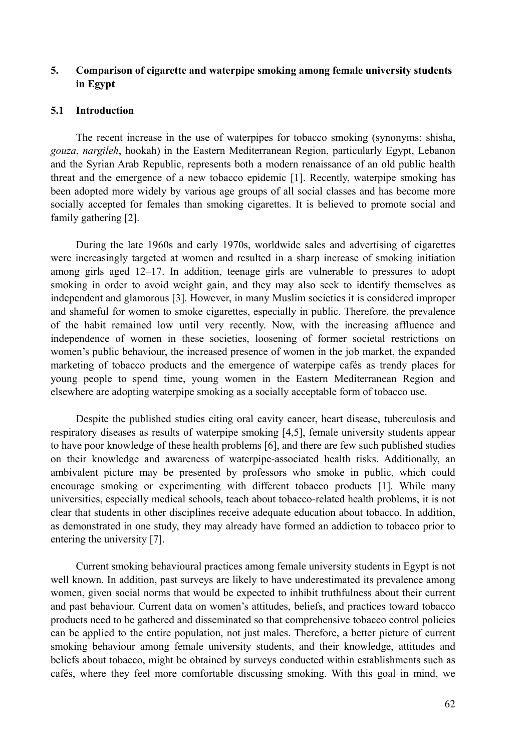## 5. Comparison of cigarette and waterpipe smoking among female university students in Egypt

### 5.1 Introduction

The recent increase in the use of waterpipes for tobacco smoking (synonyms: shisha, *gouza*, *nargileh*, hookah) in the Eastern Mediterranean Region, particularly Egypt, Lebanon and the Syrian Arab Republic, represents both a modern renaissance of an old public health threat and the emergence of a new tobacco epidemic [1]. Recently, waterpipe smoking has been adopted more widely by various age groups of all social classes and has become more socially accepted for females than smoking cigarettes. It is believed to promote social and family gathering [2].

During the late 1960s and early 1970s, worldwide sales and advertising of cigarettes were increasingly targeted at women and resulted in a sharp increase of smoking initiation among girls aged 12–17. In addition, teenage girls are vulnerable to pressures to adopt smoking in order to avoid weight gain, and they may also seek to identify themselves as independent and glamorous [3]. However, in many Muslim societies it is considered improper and shameful for women to smoke cigarettes, especially in public. Therefore, the prevalence of the habit remained low until very recently. Now, with the increasing affluence and independence of women in these societies, loosening of former societal restrictions on women's public behaviour, the increased presence of women in the job market, the expanded marketing of tobacco products and the emergence of waterpipe cafés as trendy places for young people to spend time, young women in the Eastern Mediterranean Region and elsewhere are adopting waterpipe smoking as a socially acceptable form of tobacco use.

Despite the published studies citing oral cavity cancer, heart disease, tuberculosis and respiratory diseases as results of waterpipe smoking [4,5], female university students appear to have poor knowledge of these health problems [6], and there are few such published studies on their knowledge and awareness of waterpipe-associated health risks. Additionally, an ambivalent picture may be presented by professors who smoke in public, which could encourage smoking or experimenting with different tobacco products [1]. While many universities, especially medical schools, teach about tobacco-related health problems, it is not clear that students in other disciplines receive adequate education about tobacco. In addition, as demonstrated in one study, they may already have formed an addiction to tobacco prior to entering the university [7].

Current smoking behavioural practices among female university students in Egypt is not well known. In addition, past surveys are likely to have underestimated its prevalence among women, given social norms that would be expected to inhibit truthfulness about their current and past behaviour. Current data on women's attitudes, beliefs, and practices toward tobacco products need to be gathered and disseminated so that comprehensive tobacco control policies can be applied to the entire population, not just males. Therefore, a better picture of current smoking behaviour among female university students, and their knowledge, attitudes and beliefs about tobacco, might be obtained by surveys conducted within establishments such as cafés, where they feel more comfortable discussing smoking. With this goal in mind, we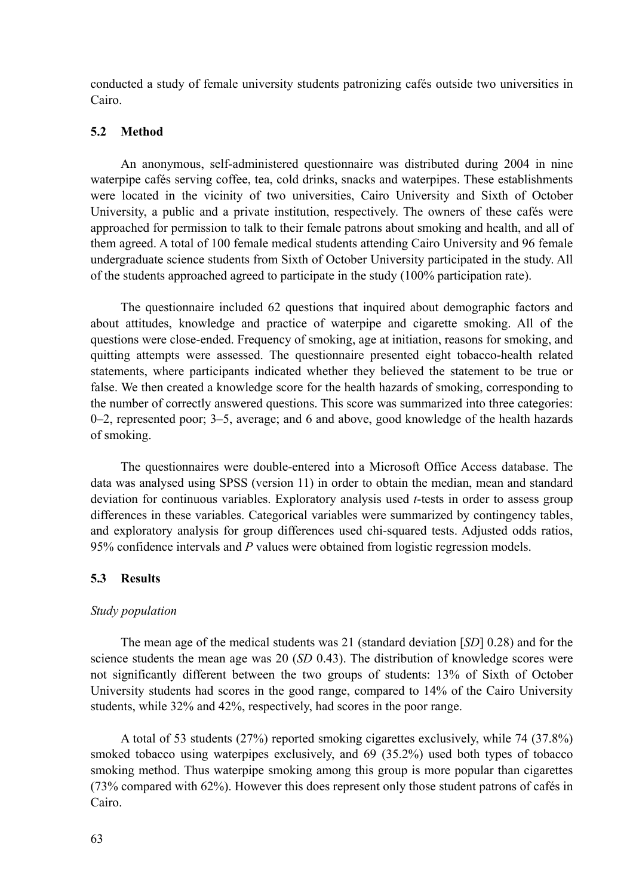conducted a study of female university students patronizing cafés outside two universities in Cairo.

### 5.2 Method

An anonymous, self-administered questionnaire was distributed during 2004 in nine waterpipe cafés serving coffee, tea, cold drinks, snacks and waterpipes. These establishments were located in the vicinity of two universities, Cairo University and Sixth of October University, a public and a private institution, respectively. The owners of these cafés were approached for permission to talk to their female patrons about smoking and health, and all of them agreed. A total of 100 female medical students attending Cairo University and 96 female undergraduate science students from Sixth of October University participated in the study. All of the students approached agreed to participate in the study (100% participation rate).

The questionnaire included 62 questions that inquired about demographic factors and about attitudes, knowledge and practice of waterpipe and cigarette smoking. All of the questions were close-ended. Frequency of smoking, age at initiation, reasons for smoking, and quitting attempts were assessed. The questionnaire presented eight tobacco-health related statements, where participants indicated whether they believed the statement to be true or false. We then created a knowledge score for the health hazards of smoking, corresponding to the number of correctly answered questions. This score was summarized into three categories: 0–2, represented poor; 3–5, average; and 6 and above, good knowledge of the health hazards of smoking.

The questionnaires were double-entered into a Microsoft Office Access database. The data was analysed using SPSS (version 11) in order to obtain the median, mean and standard deviation for continuous variables. Exploratory analysis used *t*-tests in order to assess group differences in these variables. Categorical variables were summarized by contingency tables, and exploratory analysis for group differences used chi-squared tests. Adjusted odds ratios, 95% confidence intervals and *P* values were obtained from logistic regression models.

### 5.3 Results

*Study population*

The mean age of the medical students was 21 (standard deviation [*SD*] 0.28) and for the science students the mean age was 20 (*SD* 0.43). The distribution of knowledge scores were not significantly different between the two groups of students: 13% of Sixth of October University students had scores in the good range, compared to 14% of the Cairo University students, while 32% and 42%, respectively, had scores in the poor range.

A total of 53 students (27%) reported smoking cigarettes exclusively, while 74 (37.8%) smoked tobacco using waterpipes exclusively, and 69 (35.2%) used both types of tobacco smoking method. Thus waterpipe smoking among this group is more popular than cigarettes (73% compared with 62%). However this does represent only those student patrons of cafés in Cairo.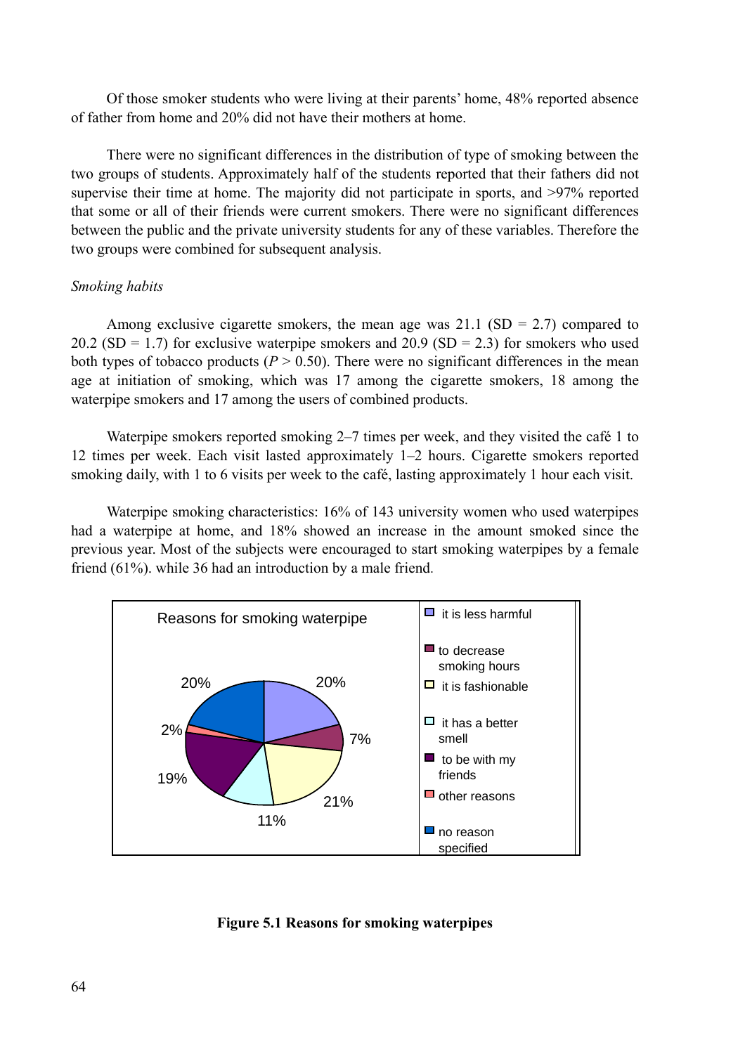Of those smoker students who were living at their parents' home, 48% reported absence of father from home and 20% did not have their mothers at home.

There were no significant differences in the distribution of type of smoking between the two groups of students. Approximately half of the students reported that their fathers did not supervise their time at home. The majority did not participate in sports, and >97% reported that some or all of their friends were current smokers. There were no significant differences between the public and the private university students for any of these variables. Therefore the two groups were combined for subsequent analysis.

*Smoking habits*

Among exclusive cigarette smokers, the mean age was 21.1 (SD = 2.7) compared to 20.2 (SD = 1.7) for exclusive waterpipe smokers and 20.9 (SD = 2.3) for smokers who used both types of tobacco products ($P > 0.50$). There were no significant differences in the mean age at initiation of smoking, which was 17 among the cigarette smokers, 18 among the waterpipe smokers and 17 among the users of combined products.

Waterpipe smokers reported smoking 2–7 times per week, and they visited the café 1 to 12 times per week. Each visit lasted approximately 1–2 hours. Cigarette smokers reported smoking daily, with 1 to 6 visits per week to the café, lasting approximately 1 hour each visit.

Waterpipe smoking characteristics: 16% of 143 university women who used waterpipes had a waterpipe at home, and 18% showed an increase in the amount smoked since the previous year. Most of the subjects were encouraged to start smoking waterpipes by a female friend (61%). while 36 had an introduction by a male friend.

Reasons for smoking waterpipe

| Reason | % |
|---|---|
| it is less harmful | 20% |
| to decrease smoking hours | 7% |
| it is fashionable | 21% |
| it has a better smell | 11% |
| to be with my friends | 19% |
| other reasons | 2% |
| no reason specified | 20% |

**Figure 5.1 Reasons for smoking waterpipes**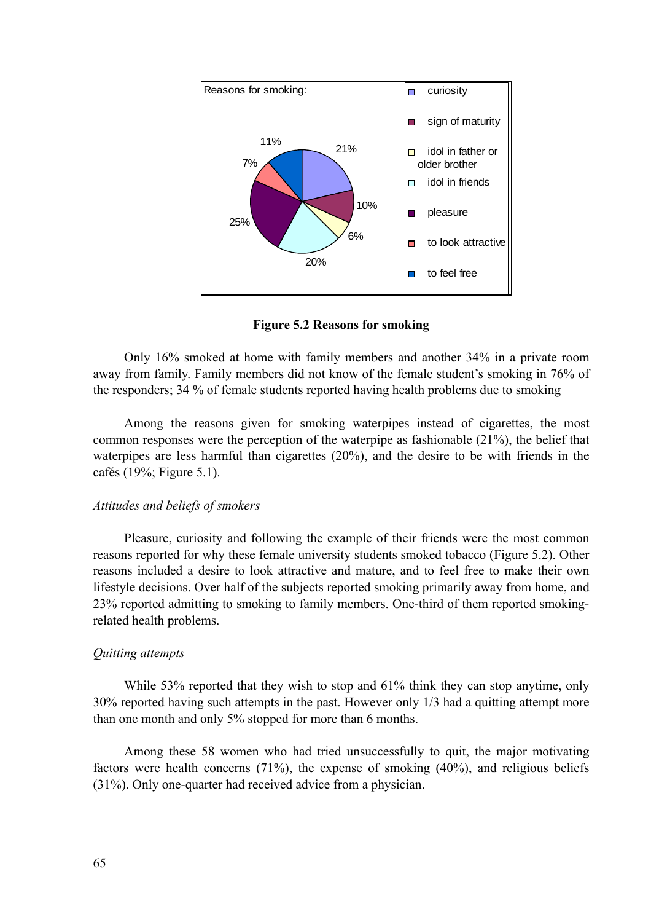Reasons for smoking:

- curiosity: 21%
- sign of maturity: 10%
- idol in father or older brother: 6%
- idol in friends: 20%
- pleasure: 25%
- to look attractive: 7%
- to feel free: 11%

**Figure 5.2 Reasons for smoking**

Only 16% smoked at home with family members and another 34% in a private room away from family. Family members did not know of the female student's smoking in 76% of the responders; 34 % of female students reported having health problems due to smoking

Among the reasons given for smoking waterpipes instead of cigarettes, the most common responses were the perception of the waterpipe as fashionable (21%), the belief that waterpipes are less harmful than cigarettes (20%), and the desire to be with friends in the cafés (19%; Figure 5.1).

*Attitudes and beliefs of smokers*

Pleasure, curiosity and following the example of their friends were the most common reasons reported for why these female university students smoked tobacco (Figure 5.2). Other reasons included a desire to look attractive and mature, and to feel free to make their own lifestyle decisions. Over half of the subjects reported smoking primarily away from home, and 23% reported admitting to smoking to family members. One-third of them reported smoking-related health problems.

*Quitting attempts*

While 53% reported that they wish to stop and 61% think they can stop anytime, only 30% reported having such attempts in the past. However only 1/3 had a quitting attempt more than one month and only 5% stopped for more than 6 months.

Among these 58 women who had tried unsuccessfully to quit, the major motivating factors were health concerns (71%), the expense of smoking (40%), and religious beliefs (31%). Only one-quarter had received advice from a physician.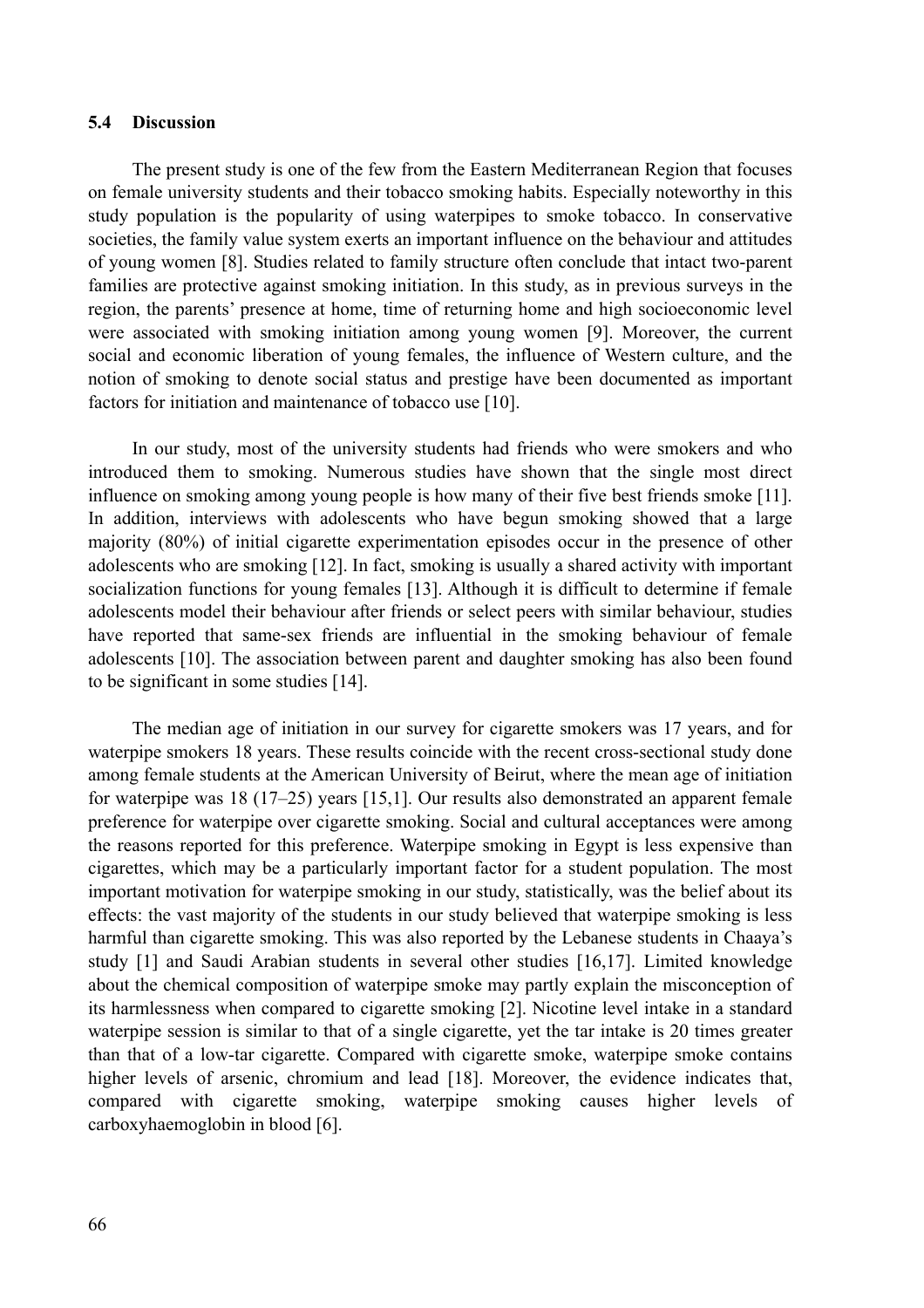### 5.4 Discussion

The present study is one of the few from the Eastern Mediterranean Region that focuses on female university students and their tobacco smoking habits. Especially noteworthy in this study population is the popularity of using waterpipes to smoke tobacco. In conservative societies, the family value system exerts an important influence on the behaviour and attitudes of young women [8]. Studies related to family structure often conclude that intact two-parent families are protective against smoking initiation. In this study, as in previous surveys in the region, the parents' presence at home, time of returning home and high socioeconomic level were associated with smoking initiation among young women [9]. Moreover, the current social and economic liberation of young females, the influence of Western culture, and the notion of smoking to denote social status and prestige have been documented as important factors for initiation and maintenance of tobacco use [10].

In our study, most of the university students had friends who were smokers and who introduced them to smoking. Numerous studies have shown that the single most direct influence on smoking among young people is how many of their five best friends smoke [11]. In addition, interviews with adolescents who have begun smoking showed that a large majority (80%) of initial cigarette experimentation episodes occur in the presence of other adolescents who are smoking [12]. In fact, smoking is usually a shared activity with important socialization functions for young females [13]. Although it is difficult to determine if female adolescents model their behaviour after friends or select peers with similar behaviour, studies have reported that same-sex friends are influential in the smoking behaviour of female adolescents [10]. The association between parent and daughter smoking has also been found to be significant in some studies [14].

The median age of initiation in our survey for cigarette smokers was 17 years, and for waterpipe smokers 18 years. These results coincide with the recent cross-sectional study done among female students at the American University of Beirut, where the mean age of initiation for waterpipe was 18 (17–25) years [15,1]. Our results also demonstrated an apparent female preference for waterpipe over cigarette smoking. Social and cultural acceptances were among the reasons reported for this preference. Waterpipe smoking in Egypt is less expensive than cigarettes, which may be a particularly important factor for a student population. The most important motivation for waterpipe smoking in our study, statistically, was the belief about its effects: the vast majority of the students in our study believed that waterpipe smoking is less harmful than cigarette smoking. This was also reported by the Lebanese students in Chaaya's study [1] and Saudi Arabian students in several other studies [16,17]. Limited knowledge about the chemical composition of waterpipe smoke may partly explain the misconception of its harmlessness when compared to cigarette smoking [2]. Nicotine level intake in a standard waterpipe session is similar to that of a single cigarette, yet the tar intake is 20 times greater than that of a low-tar cigarette. Compared with cigarette smoke, waterpipe smoke contains higher levels of arsenic, chromium and lead [18]. Moreover, the evidence indicates that, compared with cigarette smoking, waterpipe smoking causes higher levels of carboxyhaemoglobin in blood [6].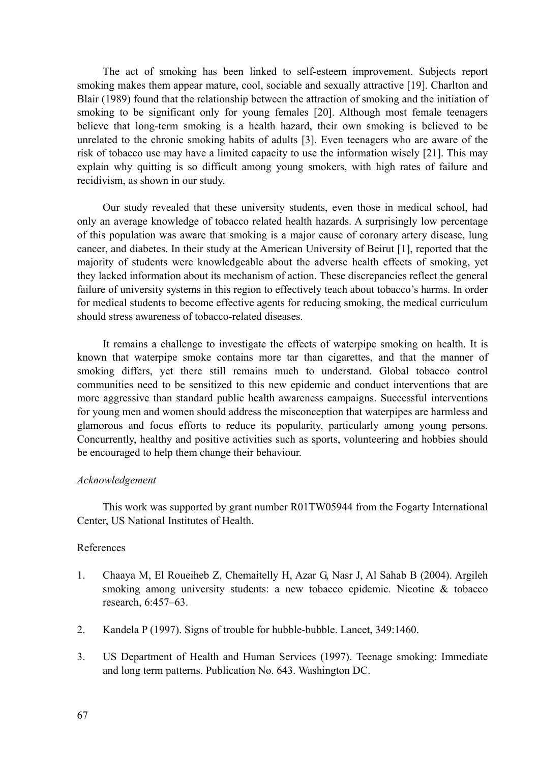The act of smoking has been linked to self-esteem improvement. Subjects report smoking makes them appear mature, cool, sociable and sexually attractive [19]. Charlton and Blair (1989) found that the relationship between the attraction of smoking and the initiation of smoking to be significant only for young females [20]. Although most female teenagers believe that long-term smoking is a health hazard, their own smoking is believed to be unrelated to the chronic smoking habits of adults [3]. Even teenagers who are aware of the risk of tobacco use may have a limited capacity to use the information wisely [21]. This may explain why quitting is so difficult among young smokers, with high rates of failure and recidivism, as shown in our study.

Our study revealed that these university students, even those in medical school, had only an average knowledge of tobacco related health hazards. A surprisingly low percentage of this population was aware that smoking is a major cause of coronary artery disease, lung cancer, and diabetes. In their study at the American University of Beirut [1], reported that the majority of students were knowledgeable about the adverse health effects of smoking, yet they lacked information about its mechanism of action. These discrepancies reflect the general failure of university systems in this region to effectively teach about tobacco's harms. In order for medical students to become effective agents for reducing smoking, the medical curriculum should stress awareness of tobacco-related diseases.

It remains a challenge to investigate the effects of waterpipe smoking on health. It is known that waterpipe smoke contains more tar than cigarettes, and that the manner of smoking differs, yet there still remains much to understand. Global tobacco control communities need to be sensitized to this new epidemic and conduct interventions that are more aggressive than standard public health awareness campaigns. Successful interventions for young men and women should address the misconception that waterpipes are harmless and glamorous and focus efforts to reduce its popularity, particularly among young persons. Concurrently, healthy and positive activities such as sports, volunteering and hobbies should be encouraged to help them change their behaviour.

*Acknowledgement*

This work was supported by grant number R01TW05944 from the Fogarty International Center, US National Institutes of Health.

References

1. Chaaya M, El Roueiheb Z, Chemaitelly H, Azar G, Nasr J, Al Sahab B (2004). Argileh smoking among university students: a new tobacco epidemic. Nicotine & tobacco research, 6:457–63.

2. Kandela P (1997). Signs of trouble for hubble-bubble. Lancet, 349:1460.

3. US Department of Health and Human Services (1997). Teenage smoking: Immediate and long term patterns. Publication No. 643. Washington DC.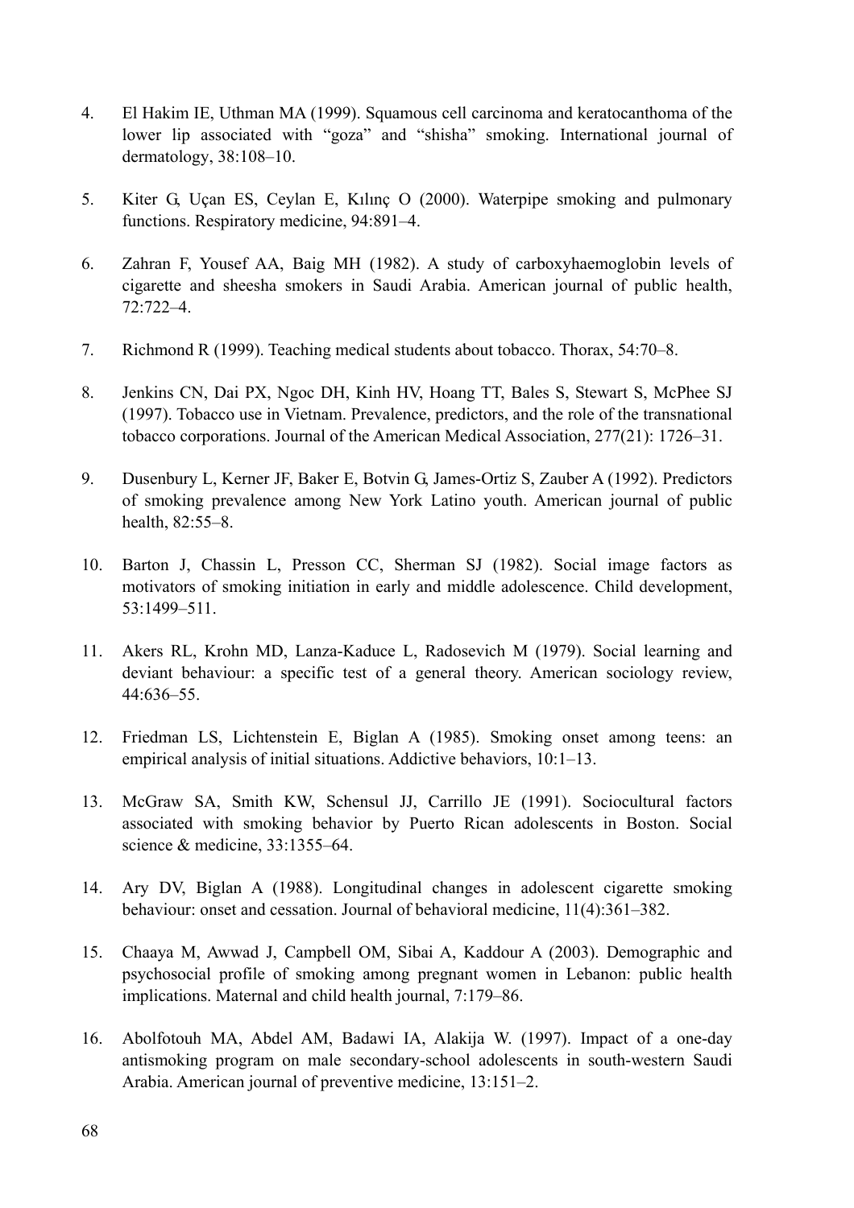4. El Hakim IE, Uthman MA (1999). Squamous cell carcinoma and keratocanthoma of the lower lip associated with "goza" and "shisha" smoking. International journal of dermatology, 38:108–10.

5. Kiter G, Uçan ES, Ceylan E, Kılınç O (2000). Waterpipe smoking and pulmonary functions. Respiratory medicine, 94:891–4.

6. Zahran F, Yousef AA, Baig MH (1982). A study of carboxyhaemoglobin levels of cigarette and sheesha smokers in Saudi Arabia. American journal of public health, 72:722–4.

7. Richmond R (1999). Teaching medical students about tobacco. Thorax, 54:70–8.

8. Jenkins CN, Dai PX, Ngoc DH, Kinh HV, Hoang TT, Bales S, Stewart S, McPhee SJ (1997). Tobacco use in Vietnam. Prevalence, predictors, and the role of the transnational tobacco corporations. Journal of the American Medical Association, 277(21): 1726–31.

9. Dusenbury L, Kerner JF, Baker E, Botvin G, James-Ortiz S, Zauber A (1992). Predictors of smoking prevalence among New York Latino youth. American journal of public health, 82:55–8.

10. Barton J, Chassin L, Presson CC, Sherman SJ (1982). Social image factors as motivators of smoking initiation in early and middle adolescence. Child development, 53:1499–511.

11. Akers RL, Krohn MD, Lanza-Kaduce L, Radosevich M (1979). Social learning and deviant behaviour: a specific test of a general theory. American sociology review, 44:636–55.

12. Friedman LS, Lichtenstein E, Biglan A (1985). Smoking onset among teens: an empirical analysis of initial situations. Addictive behaviors, 10:1–13.

13. McGraw SA, Smith KW, Schensul JJ, Carrillo JE (1991). Sociocultural factors associated with smoking behavior by Puerto Rican adolescents in Boston. Social science & medicine, 33:1355–64.

14. Ary DV, Biglan A (1988). Longitudinal changes in adolescent cigarette smoking behaviour: onset and cessation. Journal of behavioral medicine, 11(4):361–382.

15. Chaaya M, Awwad J, Campbell OM, Sibai A, Kaddour A (2003). Demographic and psychosocial profile of smoking among pregnant women in Lebanon: public health implications. Maternal and child health journal, 7:179–86.

16. Abolfotouh MA, Abdel AM, Badawi IA, Alakija W. (1997). Impact of a one-day antismoking program on male secondary-school adolescents in south-western Saudi Arabia. American journal of preventive medicine, 13:151–2.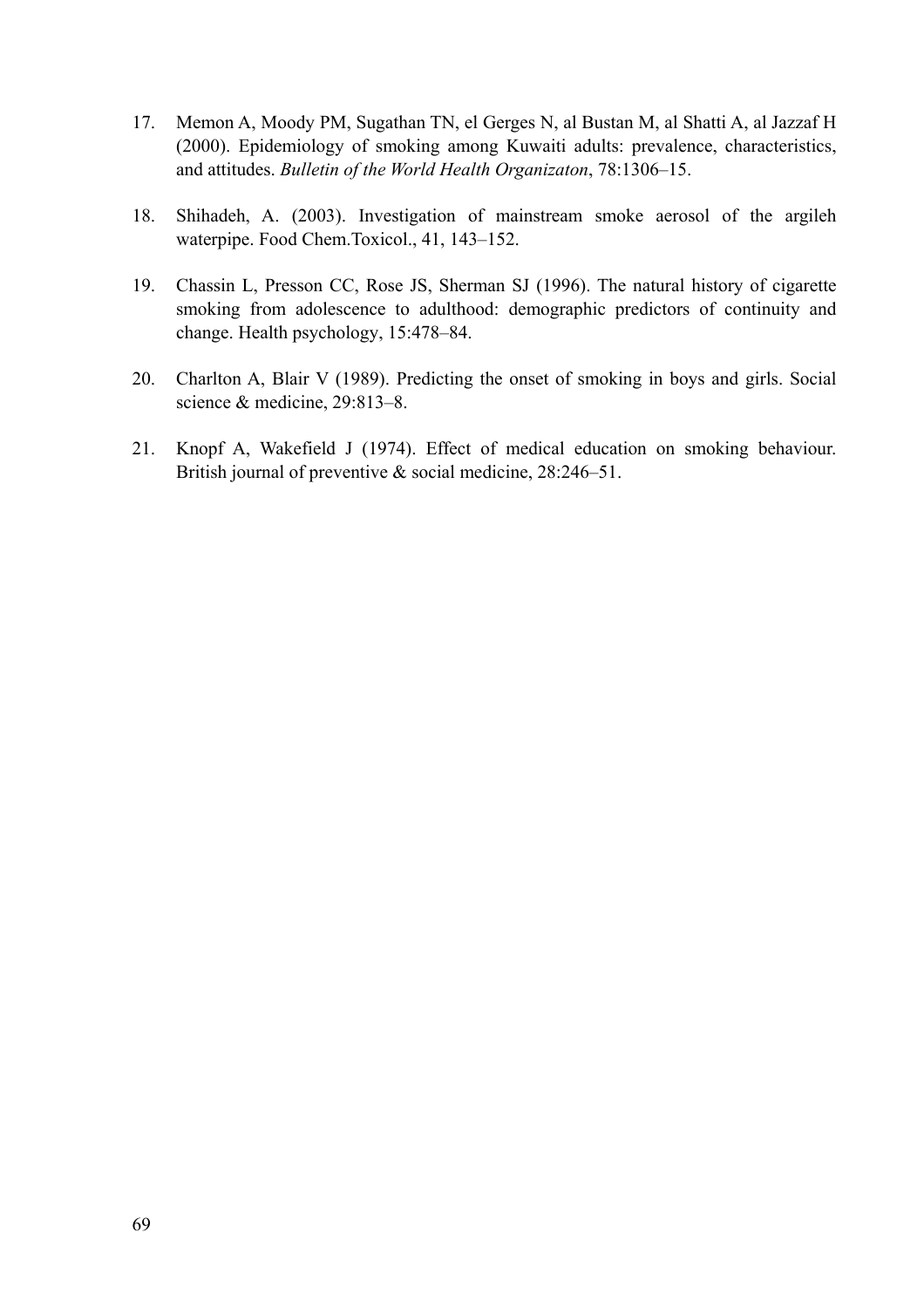17. Memon A, Moody PM, Sugathan TN, el Gerges N, al Bustan M, al Shatti A, al Jazzaf H (2000). Epidemiology of smoking among Kuwaiti adults: prevalence, characteristics, and attitudes. *Bulletin of the World Health Organizaton*, 78:1306–15.

18. Shihadeh, A. (2003). Investigation of mainstream smoke aerosol of the argileh waterpipe. Food Chem.Toxicol., 41, 143–152.

19. Chassin L, Presson CC, Rose JS, Sherman SJ (1996). The natural history of cigarette smoking from adolescence to adulthood: demographic predictors of continuity and change. Health psychology, 15:478–84.

20. Charlton A, Blair V (1989). Predicting the onset of smoking in boys and girls. Social science & medicine, 29:813–8.

21. Knopf A, Wakefield J (1974). Effect of medical education on smoking behaviour. British journal of preventive & social medicine, 28:246–51.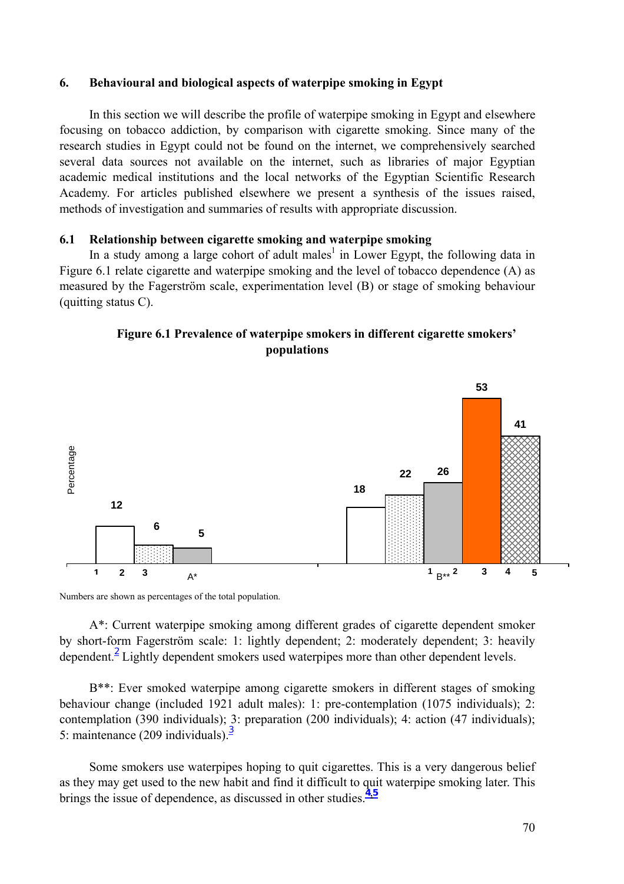## 6. Behavioural and biological aspects of waterpipe smoking in Egypt

In this section we will describe the profile of waterpipe smoking in Egypt and elsewhere focusing on tobacco addiction, by comparison with cigarette smoking. Since many of the research studies in Egypt could not be found on the internet, we comprehensively searched several data sources not available on the internet, such as libraries of major Egyptian academic medical institutions and the local networks of the Egyptian Scientific Research Academy. For articles published elsewhere we present a synthesis of the issues raised, methods of investigation and summaries of results with appropriate discussion.

### 6.1 Relationship between cigarette smoking and waterpipe smoking

In a study among a large cohort of adult males[1] in Lower Egypt, the following data in Figure 6.1 relate cigarette and waterpipe smoking and the level of tobacco dependence (A) as measured by the Fagerström scale, experimentation level (B) or stage of smoking behaviour (quitting status C).

**Figure 6.1 Prevalence of waterpipe smokers in different cigarette smokers' populations**

| Group | 1 | 2 | 3 | 4 | 5 |
|---|---|---|---|---|---|
| A* | 12 | 6 | 5 | | |
| B** | 18 | 22 | 26 | 53 | 41 |

Numbers are shown as percentages of the total population.

A*: Current waterpipe smoking among different grades of cigarette dependent smoker by short-form Fagerström scale: 1: lightly dependent; 2: moderately dependent; 3: heavily dependent.[2] Lightly dependent smokers used waterpipes more than other dependent levels.

B**: Ever smoked waterpipe among cigarette smokers in different stages of smoking behaviour change (included 1921 adult males): 1: pre-contemplation (1075 individuals); 2: contemplation (390 individuals); 3: preparation (200 individuals); 4: action (47 individuals); 5: maintenance (209 individuals).[3]

Some smokers use waterpipes hoping to quit cigarettes. This is a very dangerous belief as they may get used to the new habit and find it difficult to quit waterpipe smoking later. This brings the issue of dependence, as discussed in other studies.[4,5]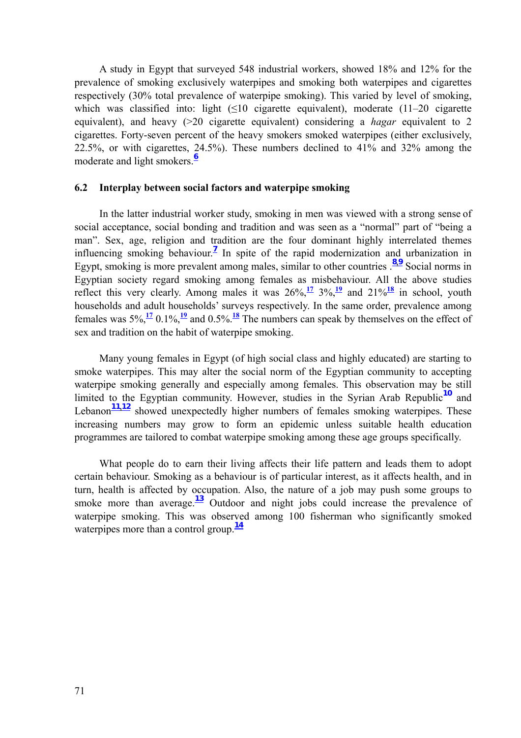A study in Egypt that surveyed 548 industrial workers, showed 18% and 12% for the prevalence of smoking exclusively waterpipes and smoking both waterpipes and cigarettes respectively (30% total prevalence of waterpipe smoking). This varied by level of smoking, which was classified into: light (≤10 cigarette equivalent), moderate (11–20 cigarette equivalent), and heavy (>20 cigarette equivalent) considering a *hagar* equivalent to 2 cigarettes. Forty-seven percent of the heavy smokers smoked waterpipes (either exclusively, 22.5%, or with cigarettes, 24.5%). These numbers declined to 41% and 32% among the moderate and light smokers.[6]

### 6.2 Interplay between social factors and waterpipe smoking

In the latter industrial worker study, smoking in men was viewed with a strong sense of social acceptance, social bonding and tradition and was seen as a "normal" part of "being a man". Sex, age, religion and tradition are the four dominant highly interrelated themes influencing smoking behaviour.[7] In spite of the rapid modernization and urbanization in Egypt, smoking is more prevalent among males, similar to other countries .[8,9] Social norms in Egyptian society regard smoking among females as misbehaviour. All the above studies reflect this very clearly. Among males it was 26%,[17] 3%,[19] and 21%[18] in school, youth households and adult households' surveys respectively. In the same order, prevalence among females was 5%,[17] 0.1%,[19] and 0.5%.[18] The numbers can speak by themselves on the effect of sex and tradition on the habit of waterpipe smoking.

Many young females in Egypt (of high social class and highly educated) are starting to smoke waterpipes. This may alter the social norm of the Egyptian community to accepting waterpipe smoking generally and especially among females. This observation may be still limited to the Egyptian community. However, studies in the Syrian Arab Republic[10] and Lebanon[11,12] showed unexpectedly higher numbers of females smoking waterpipes. These increasing numbers may grow to form an epidemic unless suitable health education programmes are tailored to combat waterpipe smoking among these age groups specifically.

What people do to earn their living affects their life pattern and leads them to adopt certain behaviour. Smoking as a behaviour is of particular interest, as it affects health, and in turn, health is affected by occupation. Also, the nature of a job may push some groups to smoke more than average.[13] Outdoor and night jobs could increase the prevalence of waterpipe smoking. This was observed among 100 fisherman who significantly smoked waterpipes more than a control group.[14]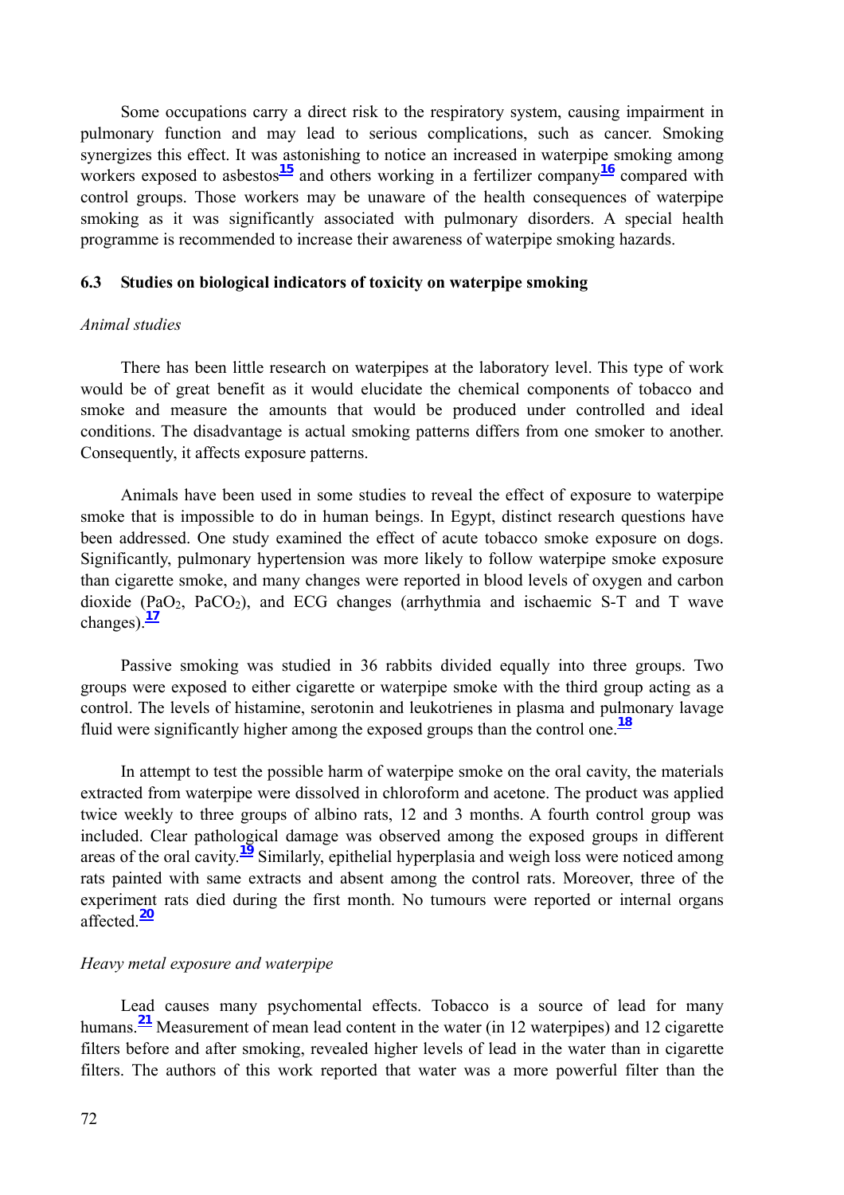Some occupations carry a direct risk to the respiratory system, causing impairment in pulmonary function and may lead to serious complications, such as cancer. Smoking synergizes this effect. It was astonishing to notice an increased in waterpipe smoking among workers exposed to asbestos[15] and others working in a fertilizer company[16] compared with control groups. Those workers may be unaware of the health consequences of waterpipe smoking as it was significantly associated with pulmonary disorders. A special health programme is recommended to increase their awareness of waterpipe smoking hazards.

### 6.3 Studies on biological indicators of toxicity on waterpipe smoking

*Animal studies*

There has been little research on waterpipes at the laboratory level. This type of work would be of great benefit as it would elucidate the chemical components of tobacco and smoke and measure the amounts that would be produced under controlled and ideal conditions. The disadvantage is actual smoking patterns differs from one smoker to another. Consequently, it affects exposure patterns.

Animals have been used in some studies to reveal the effect of exposure to waterpipe smoke that is impossible to do in human beings. In Egypt, distinct research questions have been addressed. One study examined the effect of acute tobacco smoke exposure on dogs. Significantly, pulmonary hypertension was more likely to follow waterpipe smoke exposure than cigarette smoke, and many changes were reported in blood levels of oxygen and carbon dioxide ($PaO_2$, $PaCO_2$), and ECG changes (arrhythmia and ischaemic S-T and T wave changes).[17]

Passive smoking was studied in 36 rabbits divided equally into three groups. Two groups were exposed to either cigarette or waterpipe smoke with the third group acting as a control. The levels of histamine, serotonin and leukotrienes in plasma and pulmonary lavage fluid were significantly higher among the exposed groups than the control one.[18]

In attempt to test the possible harm of waterpipe smoke on the oral cavity, the materials extracted from waterpipe were dissolved in chloroform and acetone. The product was applied twice weekly to three groups of albino rats, 12 and 3 months. A fourth control group was included. Clear pathological damage was observed among the exposed groups in different areas of the oral cavity.[19] Similarly, epithelial hyperplasia and weigh loss were noticed among rats painted with same extracts and absent among the control rats. Moreover, three of the experiment rats died during the first month. No tumours were reported or internal organs affected.[20]

*Heavy metal exposure and waterpipe*

Lead causes many psychomental effects. Tobacco is a source of lead for many humans.[21] Measurement of mean lead content in the water (in 12 waterpipes) and 12 cigarette filters before and after smoking, revealed higher levels of lead in the water than in cigarette filters. The authors of this work reported that water was a more powerful filter than the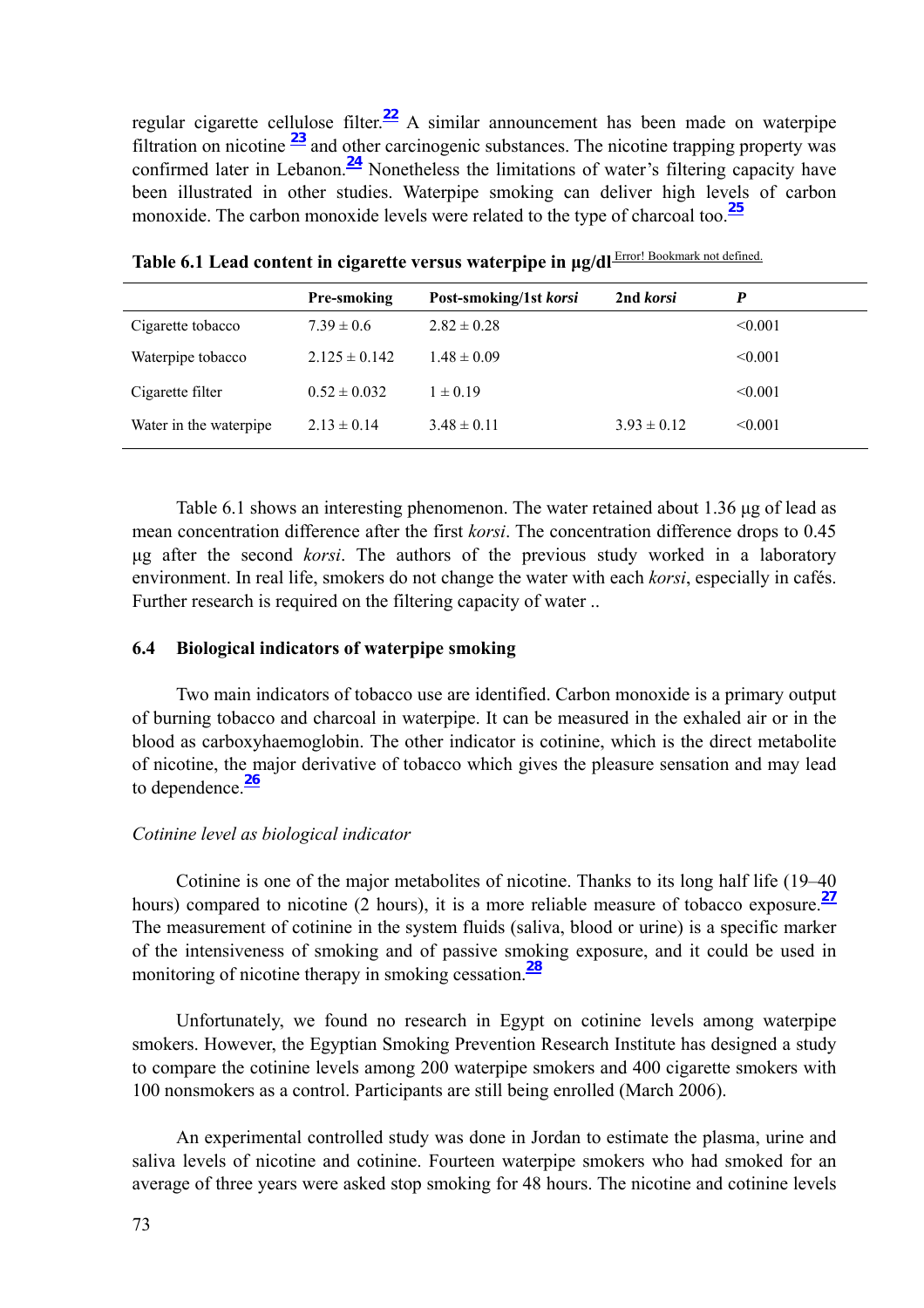regular cigarette cellulose filter.[22] A similar announcement has been made on waterpipe filtration on nicotine [23] and other carcinogenic substances. The nicotine trapping property was confirmed later in Lebanon.[24] Nonetheless the limitations of water's filtering capacity have been illustrated in other studies. Waterpipe smoking can deliver high levels of carbon monoxide. The carbon monoxide levels were related to the type of charcoal too.[25]

**Table 6.1 Lead content in cigarette versus waterpipe in μg/dl** Error! Bookmark not defined.

| | Pre-smoking | Post-smoking/1st *korsi* | 2nd *korsi* | *P* |
|---|---|---|---|---|
| Cigarette tobacco | 7.39 ± 0.6 | 2.82 ± 0.28 | | <0.001 |
| Waterpipe tobacco | 2.125 ± 0.142 | 1.48 ± 0.09 | | <0.001 |
| Cigarette filter | 0.52 ± 0.032 | 1 ± 0.19 | | <0.001 |
| Water in the waterpipe | 2.13 ± 0.14 | 3.48 ± 0.11 | 3.93 ± 0.12 | <0.001 |

Table 6.1 shows an interesting phenomenon. The water retained about 1.36 μg of lead as mean concentration difference after the first *korsi*. The concentration difference drops to 0.45 μg after the second *korsi*. The authors of the previous study worked in a laboratory environment. In real life, smokers do not change the water with each *korsi*, especially in cafés. Further research is required on the filtering capacity of water ..

### 6.4 Biological indicators of waterpipe smoking

Two main indicators of tobacco use are identified. Carbon monoxide is a primary output of burning tobacco and charcoal in waterpipe. It can be measured in the exhaled air or in the blood as carboxyhaemoglobin. The other indicator is cotinine, which is the direct metabolite of nicotine, the major derivative of tobacco which gives the pleasure sensation and may lead to dependence.[26]

*Cotinine level as biological indicator*

Cotinine is one of the major metabolites of nicotine. Thanks to its long half life (19–40 hours) compared to nicotine (2 hours), it is a more reliable measure of tobacco exposure.[27] The measurement of cotinine in the system fluids (saliva, blood or urine) is a specific marker of the intensiveness of smoking and of passive smoking exposure, and it could be used in monitoring of nicotine therapy in smoking cessation.[28]

Unfortunately, we found no research in Egypt on cotinine levels among waterpipe smokers. However, the Egyptian Smoking Prevention Research Institute has designed a study to compare the cotinine levels among 200 waterpipe smokers and 400 cigarette smokers with 100 nonsmokers as a control. Participants are still being enrolled (March 2006).

An experimental controlled study was done in Jordan to estimate the plasma, urine and saliva levels of nicotine and cotinine. Fourteen waterpipe smokers who had smoked for an average of three years were asked stop smoking for 48 hours. The nicotine and cotinine levels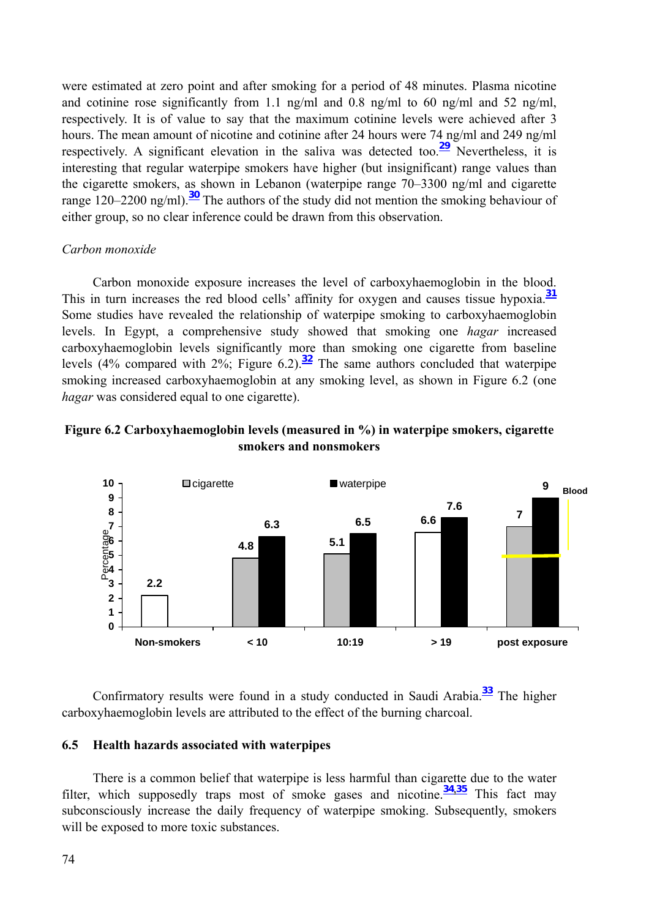were estimated at zero point and after smoking for a period of 48 minutes. Plasma nicotine and cotinine rose significantly from 1.1 ng/ml and 0.8 ng/ml to 60 ng/ml and 52 ng/ml, respectively. It is of value to say that the maximum cotinine levels were achieved after 3 hours. The mean amount of nicotine and cotinine after 24 hours were 74 ng/ml and 249 ng/ml respectively. A significant elevation in the saliva was detected too.[29] Nevertheless, it is interesting that regular waterpipe smokers have higher (but insignificant) range values than the cigarette smokers, as shown in Lebanon (waterpipe range 70–3300 ng/ml and cigarette range 120–2200 ng/ml).[30] The authors of the study did not mention the smoking behaviour of either group, so no clear inference could be drawn from this observation.

*Carbon monoxide*

Carbon monoxide exposure increases the level of carboxyhaemoglobin in the blood. This in turn increases the red blood cells' affinity for oxygen and causes tissue hypoxia.[31] Some studies have revealed the relationship of waterpipe smoking to carboxyhaemoglobin levels. In Egypt, a comprehensive study showed that smoking one *hagar* increased carboxyhaemoglobin levels significantly more than smoking one cigarette from baseline levels (4% compared with 2%; Figure 6.2).[32] The same authors concluded that waterpipe smoking increased carboxyhaemoglobin at any smoking level, as shown in Figure 6.2 (one *hagar* was considered equal to one cigarette).

**Figure 6.2 Carboxyhaemoglobin levels (measured in %) in waterpipe smokers, cigarette smokers and nonsmokers**

| Percentage | cigarette | waterpipe |
|---|---|---|
| Non-smokers | 2.2 | |
| < 10 | 4.8 | 6.3 |
| 10:19 | 5.1 | 6.5 |
| > 19 | 6.6 | 7.6 |
| post exposure | 7 | 9 |

Confirmatory results were found in a study conducted in Saudi Arabia.[33] The higher carboxyhaemoglobin levels are attributed to the effect of the burning charcoal.

## 6.5 Health hazards associated with waterpipes

There is a common belief that waterpipe is less harmful than cigarette due to the water filter, which supposedly traps most of smoke gases and nicotine.[34,35] This fact may subconsciously increase the daily frequency of waterpipe smoking. Subsequently, smokers will be exposed to more toxic substances.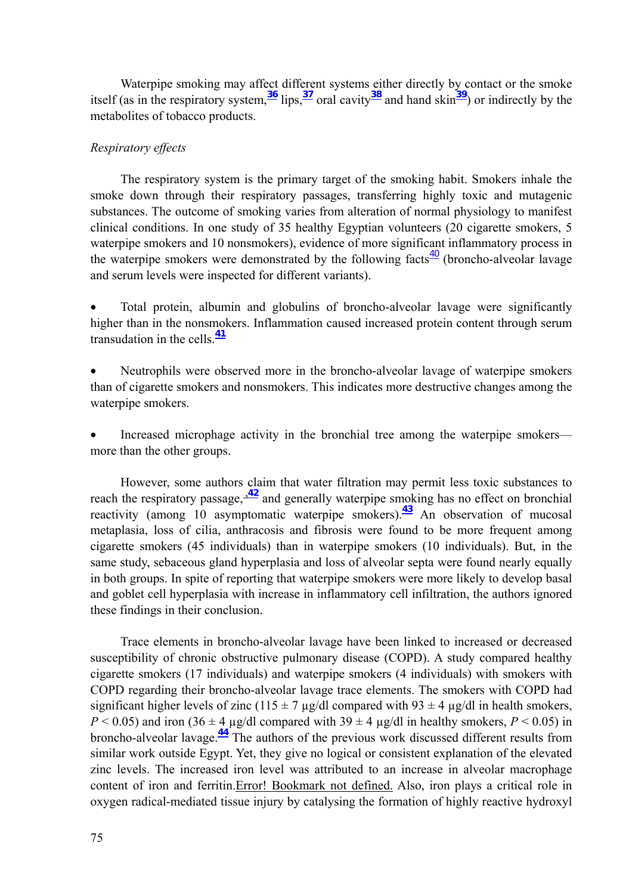Waterpipe smoking may affect different systems either directly by contact or the smoke itself (as in the respiratory system,[36] lips,[37] oral cavity[38] and hand skin[39]) or indirectly by the metabolites of tobacco products.

*Respiratory effects*

The respiratory system is the primary target of the smoking habit. Smokers inhale the smoke down through their respiratory passages, transferring highly toxic and mutagenic substances. The outcome of smoking varies from alteration of normal physiology to manifest clinical conditions. In one study of 35 healthy Egyptian volunteers (20 cigarette smokers, 5 waterpipe smokers and 10 nonsmokers), evidence of more significant inflammatory process in the waterpipe smokers were demonstrated by the following facts[40] (broncho-alveolar lavage and serum levels were inspected for different variants).

- Total protein, albumin and globulins of broncho-alveolar lavage were significantly higher than in the nonsmokers. Inflammation caused increased protein content through serum transudation in the cells.[41]

- Neutrophils were observed more in the broncho-alveolar lavage of waterpipe smokers than of cigarette smokers and nonsmokers. This indicates more destructive changes among the waterpipe smokers.

- Increased microphage activity in the bronchial tree among the waterpipe smokers—more than the other groups.

However, some authors claim that water filtration may permit less toxic substances to reach the respiratory passage,[42] and generally waterpipe smoking has no effect on bronchial reactivity (among 10 asymptomatic waterpipe smokers).[43] An observation of mucosal metaplasia, loss of cilia, anthracosis and fibrosis were found to be more frequent among cigarette smokers (45 individuals) than in waterpipe smokers (10 individuals). But, in the same study, sebaceous gland hyperplasia and loss of alveolar septa were found nearly equally in both groups. In spite of reporting that waterpipe smokers were more likely to develop basal and goblet cell hyperplasia with increase in inflammatory cell infiltration, the authors ignored these findings in their conclusion.

Trace elements in broncho-alveolar lavage have been linked to increased or decreased susceptibility of chronic obstructive pulmonary disease (COPD). A study compared healthy cigarette smokers (17 individuals) and waterpipe smokers (4 individuals) with smokers with COPD regarding their broncho-alveolar lavage trace elements. The smokers with COPD had significant higher levels of zinc (115 ± 7 µg/dl compared with 93 ± 4 µg/dl in health smokers, $P < 0.05$) and iron (36 ± 4 µg/dl compared with 39 ± 4 µg/dl in healthy smokers, $P < 0.05$) in broncho-alveolar lavage.[44] The authors of the previous work discussed different results from similar work outside Egypt. Yet, they give no logical or consistent explanation of the elevated zinc levels. The increased iron level was attributed to an increase in alveolar macrophage content of iron and ferritin.Error! Bookmark not defined. Also, iron plays a critical role in oxygen radical-mediated tissue injury by catalysing the formation of highly reactive hydroxyl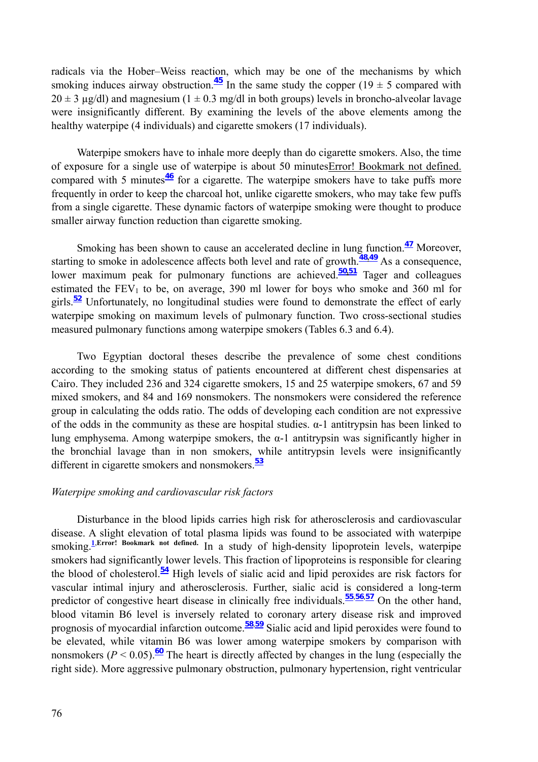radicals via the Hober–Weiss reaction, which may be one of the mechanisms by which smoking induces airway obstruction.[45] In the same study the copper (19 ± 5 compared with 20 ± 3 μg/dl) and magnesium (1 ± 0.3 mg/dl in both groups) levels in broncho-alveolar lavage were insignificantly different. By examining the levels of the above elements among the healthy waterpipe (4 individuals) and cigarette smokers (17 individuals).

Waterpipe smokers have to inhale more deeply than do cigarette smokers. Also, the time of exposure for a single use of waterpipe is about 50 minutesError! Bookmark not defined. compared with 5 minutes[46] for a cigarette. The waterpipe smokers have to take puffs more frequently in order to keep the charcoal hot, unlike cigarette smokers, who may take few puffs from a single cigarette. These dynamic factors of waterpipe smoking were thought to produce smaller airway function reduction than cigarette smoking.

Smoking has been shown to cause an accelerated decline in lung function.[47] Moreover, starting to smoke in adolescence affects both level and rate of growth.[48,49] As a consequence, lower maximum peak for pulmonary functions are achieved.[50,51] Tager and colleagues estimated the $FEV_1$ to be, on average, 390 ml lower for boys who smoke and 360 ml for girls.[52] Unfortunately, no longitudinal studies were found to demonstrate the effect of early waterpipe smoking on maximum levels of pulmonary function. Two cross-sectional studies measured pulmonary functions among waterpipe smokers (Tables 6.3 and 6.4).

Two Egyptian doctoral theses describe the prevalence of some chest conditions according to the smoking status of patients encountered at different chest dispensaries at Cairo. They included 236 and 324 cigarette smokers, 15 and 25 waterpipe smokers, 67 and 59 mixed smokers, and 84 and 169 nonsmokers. The nonsmokers were considered the reference group in calculating the odds ratio. The odds of developing each condition are not expressive of the odds in the community as these are hospital studies. α-1 antitrypsin has been linked to lung emphysema. Among waterpipe smokers, the α-1 antitrypsin was significantly higher in the bronchial lavage than in non smokers, while antitrypsin levels were insignificantly different in cigarette smokers and nonsmokers.[53]

*Waterpipe smoking and cardiovascular risk factors*

Disturbance in the blood lipids carries high risk for atherosclerosis and cardiovascular disease. A slight elevation of total plasma lipids was found to be associated with waterpipe smoking.[1,Error! Bookmark not defined.] In a study of high-density lipoprotein levels, waterpipe smokers had significantly lower levels. This fraction of lipoproteins is responsible for clearing the blood of cholesterol.[54] High levels of sialic acid and lipid peroxides are risk factors for vascular intimal injury and atherosclerosis. Further, sialic acid is considered a long-term predictor of congestive heart disease in clinically free individuals.[55,56,57] On the other hand, blood vitamin B6 level is inversely related to coronary artery disease risk and improved prognosis of myocardial infarction outcome.[58,59] Sialic acid and lipid peroxides were found to be elevated, while vitamin B6 was lower among waterpipe smokers by comparison with nonsmokers ($P < 0.05$).[60] The heart is directly affected by changes in the lung (especially the right side). More aggressive pulmonary obstruction, pulmonary hypertension, right ventricular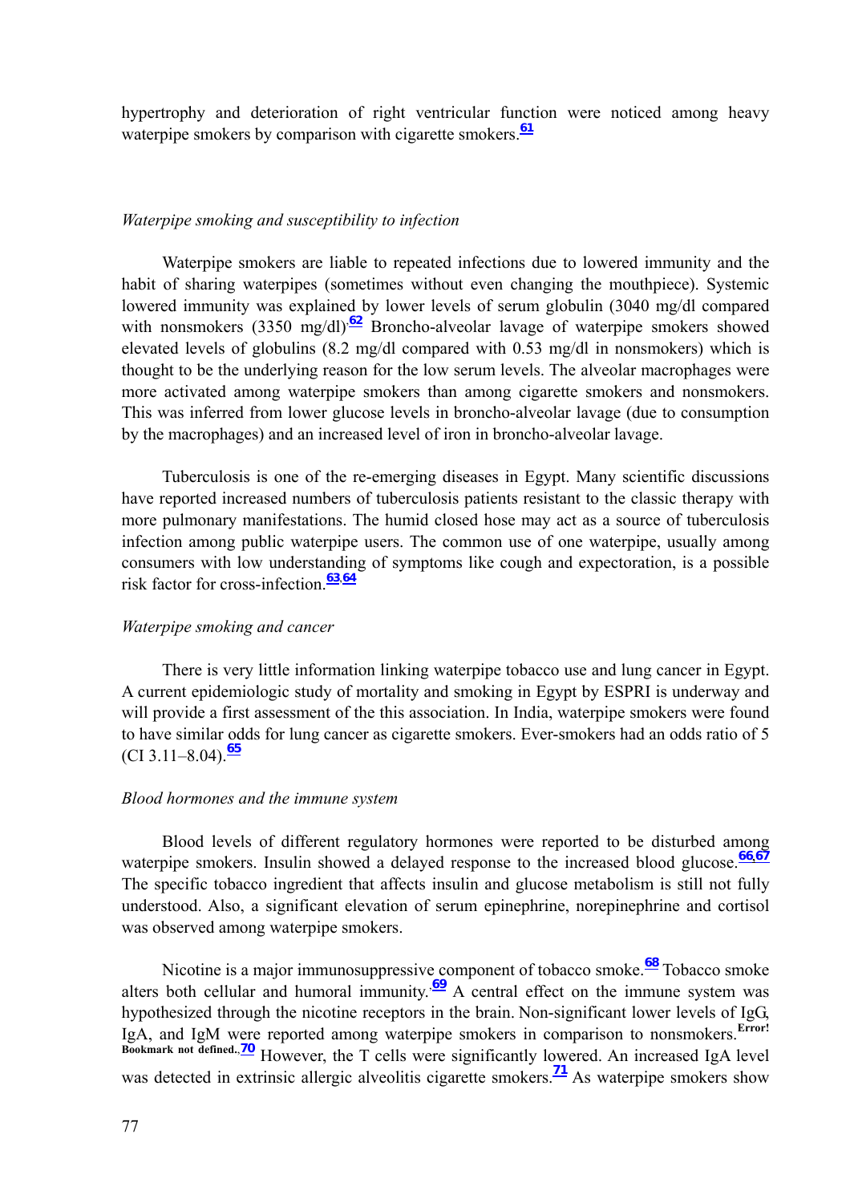hypertrophy and deterioration of right ventricular function were noticed among heavy waterpipe smokers by comparison with cigarette smokers.[61]

*Waterpipe smoking and susceptibility to infection*

Waterpipe smokers are liable to repeated infections due to lowered immunity and the habit of sharing waterpipes (sometimes without even changing the mouthpiece). Systemic lowered immunity was explained by lower levels of serum globulin (3040 mg/dl compared with nonsmokers (3350 mg/dl).[62] Broncho-alveolar lavage of waterpipe smokers showed elevated levels of globulins (8.2 mg/dl compared with 0.53 mg/dl in nonsmokers) which is thought to be the underlying reason for the low serum levels. The alveolar macrophages were more activated among waterpipe smokers than among cigarette smokers and nonsmokers. This was inferred from lower glucose levels in broncho-alveolar lavage (due to consumption by the macrophages) and an increased level of iron in broncho-alveolar lavage.

Tuberculosis is one of the re-emerging diseases in Egypt. Many scientific discussions have reported increased numbers of tuberculosis patients resistant to the classic therapy with more pulmonary manifestations. The humid closed hose may act as a source of tuberculosis infection among public waterpipe users. The common use of one waterpipe, usually among consumers with low understanding of symptoms like cough and expectoration, is a possible risk factor for cross-infection.[63,64]

*Waterpipe smoking and cancer*

There is very little information linking waterpipe tobacco use and lung cancer in Egypt. A current epidemiologic study of mortality and smoking in Egypt by ESPRI is underway and will provide a first assessment of the this association. In India, waterpipe smokers were found to have similar odds for lung cancer as cigarette smokers. Ever-smokers had an odds ratio of 5 (CI 3.11–8.04).[65]

*Blood hormones and the immune system*

Blood levels of different regulatory hormones were reported to be disturbed among waterpipe smokers. Insulin showed a delayed response to the increased blood glucose.[66,67] The specific tobacco ingredient that affects insulin and glucose metabolism is still not fully understood. Also, a significant elevation of serum epinephrine, norepinephrine and cortisol was observed among waterpipe smokers.

Nicotine is a major immunosuppressive component of tobacco smoke.[68] Tobacco smoke alters both cellular and humoral immunity.[69] A central effect on the immune system was hypothesized through the nicotine receptors in the brain. Non-significant lower levels of IgG, IgA, and IgM were reported among waterpipe smokers in comparison to nonsmokers.[Error! Bookmark not defined.,70] However, the T cells were significantly lowered. An increased IgA level was detected in extrinsic allergic alveolitis cigarette smokers.[71] As waterpipe smokers show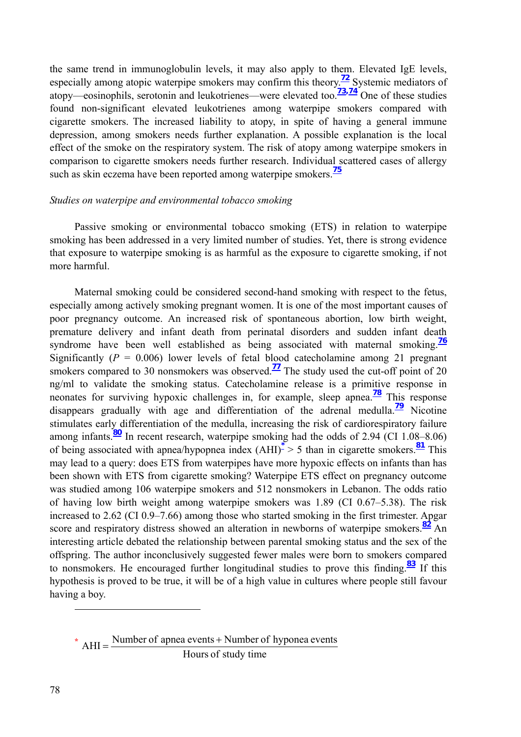the same trend in immunoglobulin levels, it may also apply to them. Elevated IgE levels, especially among atopic waterpipe smokers may confirm this theory.[72] Systemic mediators of atopy—eosinophils, serotonin and leukotrienes—were elevated too.[73,74] One of these studies found non-significant elevated leukotrienes among waterpipe smokers compared with cigarette smokers. The increased liability to atopy, in spite of having a general immune depression, among smokers needs further explanation. A possible explanation is the local effect of the smoke on the respiratory system. The risk of atopy among waterpipe smokers in comparison to cigarette smokers needs further research. Individual scattered cases of allergy such as skin eczema have been reported among waterpipe smokers.[75]

*Studies on waterpipe and environmental tobacco smoking*

Passive smoking or environmental tobacco smoking (ETS) in relation to waterpipe smoking has been addressed in a very limited number of studies. Yet, there is strong evidence that exposure to waterpipe smoking is as harmful as the exposure to cigarette smoking, if not more harmful.

Maternal smoking could be considered second-hand smoking with respect to the fetus, especially among actively smoking pregnant women. It is one of the most important causes of poor pregnancy outcome. An increased risk of spontaneous abortion, low birth weight, premature delivery and infant death from perinatal disorders and sudden infant death syndrome have been well established as being associated with maternal smoking.[76] Significantly ($P$ = 0.006) lower levels of fetal blood catecholamine among 21 pregnant smokers compared to 30 nonsmokers was observed.[77] The study used the cut-off point of 20 ng/ml to validate the smoking status. Catecholamine release is a primitive response in neonates for surviving hypoxic challenges in, for example, sleep apnea.[78] This response disappears gradually with age and differentiation of the adrenal medulla.[79] Nicotine stimulates early differentiation of the medulla, increasing the risk of cardiorespiratory failure among infants.[80] In recent research, waterpipe smoking had the odds of 2.94 (CI 1.08–8.06) of being associated with apnea/hypopnea index (AHI)[*] > 5 than in cigarette smokers.[81] This may lead to a query: does ETS from waterpipes have more hypoxic effects on infants than has been shown with ETS from cigarette smoking? Waterpipe ETS effect on pregnancy outcome was studied among 106 waterpipe smokers and 512 nonsmokers in Lebanon. The odds ratio of having low birth weight among waterpipe smokers was 1.89 (CI 0.67–5.38). The risk increased to 2.62 (CI 0.9–7.66) among those who started smoking in the first trimester. Apgar score and respiratory distress showed an alteration in newborns of waterpipe smokers.[82] An interesting article debated the relationship between parental smoking status and the sex of the offspring. The author inconclusively suggested fewer males were born to smokers compared to nonsmokers. He encouraged further longitudinal studies to prove this finding.[83] If this hypothesis is proved to be true, it will be of a high value in cultures where people still favour having a boy.

---

[*] $$\text{AHI} = \frac{\text{Number of apnea events} + \text{Number of hyponea events}}{\text{Hours of study time}}$$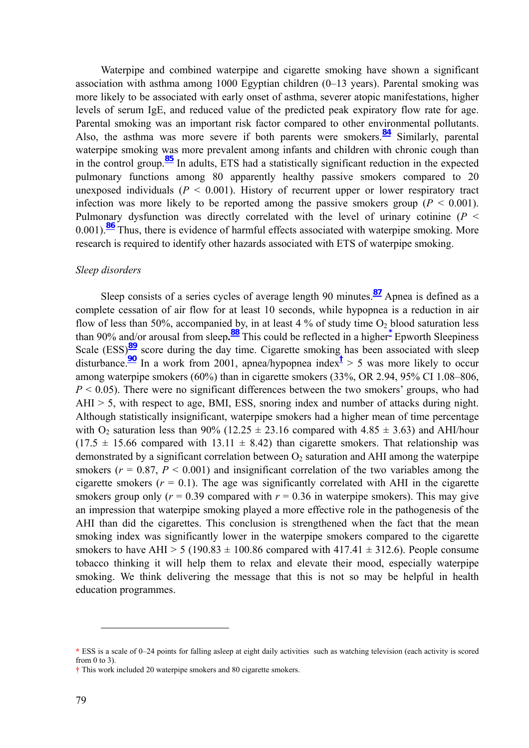Waterpipe and combined waterpipe and cigarette smoking have shown a significant association with asthma among 1000 Egyptian children (0–13 years). Parental smoking was more likely to be associated with early onset of asthma, severer atopic manifestations, higher levels of serum IgE, and reduced value of the predicted peak expiratory flow rate for age. Parental smoking was an important risk factor compared to other environmental pollutants. Also, the asthma was more severe if both parents were smokers.[84] Similarly, parental waterpipe smoking was more prevalent among infants and children with chronic cough than in the control group.[85] In adults, ETS had a statistically significant reduction in the expected pulmonary functions among 80 apparently healthy passive smokers compared to 20 unexposed individuals ($P < 0.001$). History of recurrent upper or lower respiratory tract infection was more likely to be reported among the passive smokers group ($P < 0.001$). Pulmonary dysfunction was directly correlated with the level of urinary cotinine ($P < 0.001$).[86] Thus, there is evidence of harmful effects associated with waterpipe smoking. More research is required to identify other hazards associated with ETS of waterpipe smoking.

*Sleep disorders*

Sleep consists of a series cycles of average length 90 minutes.[87] Apnea is defined as a complete cessation of air flow for at least 10 seconds, while hypopnea is a reduction in air flow of less than 50%, accompanied by, in at least 4 % of study time $O_2$ blood saturation less than 90% and/or arousal from sleep**.**[88] This could be reflected in a higher[*] Epworth Sleepiness Scale (ESS)[89] score during the day time. Cigarette smoking has been associated with sleep disturbance.[90] In a work from 2001, apnea/hypopnea index[†] > 5 was more likely to occur among waterpipe smokers (60%) than in cigarette smokers (33%, OR 2.94, 95% CI 1.08–806, $P < 0.05$). There were no significant differences between the two smokers' groups, who had AHI > 5, with respect to age, BMI, ESS, snoring index and number of attacks during night. Although statistically insignificant, waterpipe smokers had a higher mean of time percentage with $O_2$ saturation less than 90% (12.25 ± 23.16 compared with 4.85 ± 3.63) and AHI/hour (17.5 ± 15.66 compared with 13.11 ± 8.42) than cigarette smokers. That relationship was demonstrated by a significant correlation between $O_2$ saturation and AHI among the waterpipe smokers ($r = 0.87$, $P < 0.001$) and insignificant correlation of the two variables among the cigarette smokers ($r = 0.1$). The age was significantly correlated with AHI in the cigarette smokers group only ($r = 0.39$ compared with $r = 0.36$ in waterpipe smokers). This may give an impression that waterpipe smoking played a more effective role in the pathogenesis of the AHI than did the cigarettes. This conclusion is strengthened when the fact that the mean smoking index was significantly lower in the waterpipe smokers compared to the cigarette smokers to have AHI > 5 (190.83 ± 100.86 compared with 417.41 ± 312.6). People consume tobacco thinking it will help them to relax and elevate their mood, especially waterpipe smoking. We think delivering the message that this is not so may be helpful in health education programmes.

---

\* ESS is a scale of 0–24 points for falling asleep at eight daily activities such as watching television (each activity is scored from 0 to 3).

† This work included 20 waterpipe smokers and 80 cigarette smokers.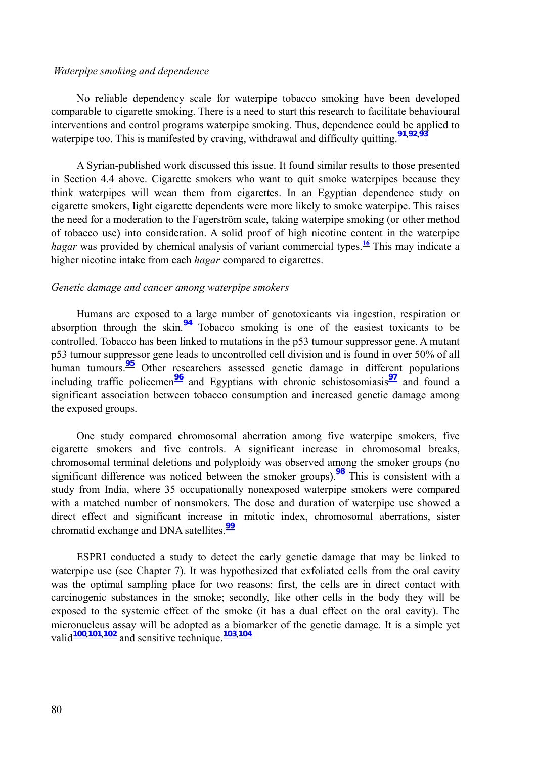*Waterpipe smoking and dependence*

No reliable dependency scale for waterpipe tobacco smoking have been developed comparable to cigarette smoking. There is a need to start this research to facilitate behavioural interventions and control programs waterpipe smoking. Thus, dependence could be applied to waterpipe too. This is manifested by craving, withdrawal and difficulty quitting.[91,92,93]

A Syrian-published work discussed this issue. It found similar results to those presented in Section 4.4 above. Cigarette smokers who want to quit smoke waterpipes because they think waterpipes will wean them from cigarettes. In an Egyptian dependence study on cigarette smokers, light cigarette dependents were more likely to smoke waterpipe. This raises the need for a moderation to the Fagerström scale, taking waterpipe smoking (or other method of tobacco use) into consideration. A solid proof of high nicotine content in the waterpipe *hagar* was provided by chemical analysis of variant commercial types.[16] This may indicate a higher nicotine intake from each *hagar* compared to cigarettes.

*Genetic damage and cancer among waterpipe smokers*

Humans are exposed to a large number of genotoxicants via ingestion, respiration or absorption through the skin.[94] Tobacco smoking is one of the easiest toxicants to be controlled. Tobacco has been linked to mutations in the p53 tumour suppressor gene. A mutant p53 tumour suppressor gene leads to uncontrolled cell division and is found in over 50% of all human tumours.[95] Other researchers assessed genetic damage in different populations including traffic policemen[96] and Egyptians with chronic schistosomiasis[97] and found a significant association between tobacco consumption and increased genetic damage among the exposed groups.

One study compared chromosomal aberration among five waterpipe smokers, five cigarette smokers and five controls. A significant increase in chromosomal breaks, chromosomal terminal deletions and polyploidy was observed among the smoker groups (no significant difference was noticed between the smoker groups).[98] This is consistent with a study from India, where 35 occupationally nonexposed waterpipe smokers were compared with a matched number of nonsmokers. The dose and duration of waterpipe use showed a direct effect and significant increase in mitotic index, chromosomal aberrations, sister chromatid exchange and DNA satellites.[99]

ESPRI conducted a study to detect the early genetic damage that may be linked to waterpipe use (see Chapter 7). It was hypothesized that exfoliated cells from the oral cavity was the optimal sampling place for two reasons: first, the cells are in direct contact with carcinogenic substances in the smoke; secondly, like other cells in the body they will be exposed to the systemic effect of the smoke (it has a dual effect on the oral cavity). The micronucleus assay will be adopted as a biomarker of the genetic damage. It is a simple yet valid[100,101,102] and sensitive technique.[103,104]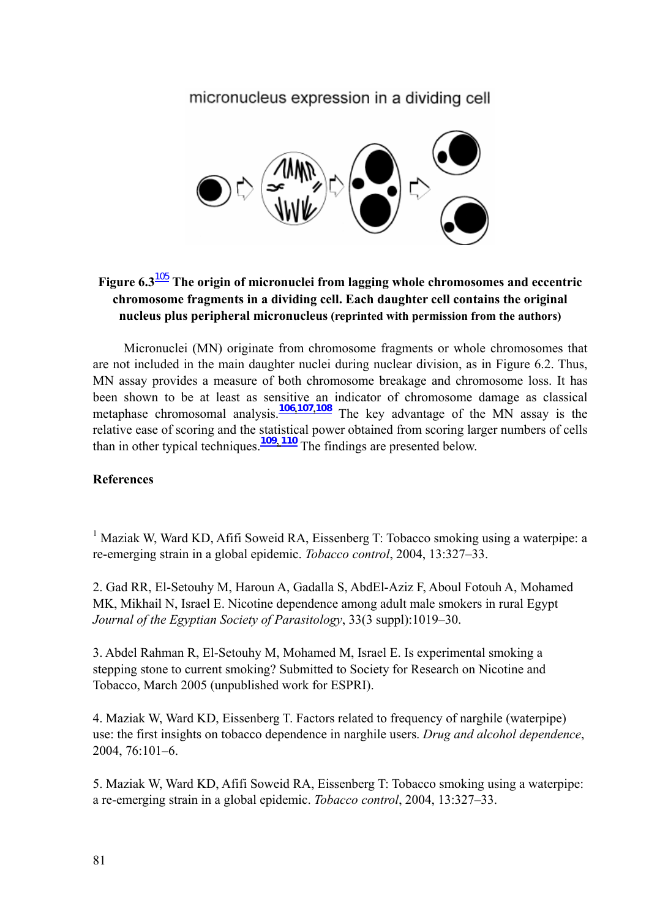micronucleus expression in a dividing cell

**Figure 6.3[105] The origin of micronuclei from lagging whole chromosomes and eccentric chromosome fragments in a dividing cell. Each daughter cell contains the original nucleus plus peripheral micronucleus** **(reprinted with permission from the authors)**

Micronuclei (MN) originate from chromosome fragments or whole chromosomes that are not included in the main daughter nuclei during nuclear division, as in Figure 6.2. Thus, MN assay provides a measure of both chromosome breakage and chromosome loss. It has been shown to be at least as sensitive an indicator of chromosome damage as classical metaphase chromosomal analysis.[106,107,108] The key advantage of the MN assay is the relative ease of scoring and the statistical power obtained from scoring larger numbers of cells than in other typical techniques.[109, 110] The findings are presented below.

**References**

[1] Maziak W, Ward KD, Afifi Soweid RA, Eissenberg T: Tobacco smoking using a waterpipe: a re-emerging strain in a global epidemic. *Tobacco control*, 2004, 13:327–33.

2. Gad RR, El-Setouhy M, Haroun A, Gadalla S, AbdEl-Aziz F, Aboul Fotouh A, Mohamed MK, Mikhail N, Israel E. Nicotine dependence among adult male smokers in rural Egypt *Journal of the Egyptian Society of Parasitology*, 33(3 suppl):1019–30.

3. Abdel Rahman R, El-Setouhy M, Mohamed M, Israel E. Is experimental smoking a stepping stone to current smoking? Submitted to Society for Research on Nicotine and Tobacco, March 2005 (unpublished work for ESPRI).

4. Maziak W, Ward KD, Eissenberg T. Factors related to frequency of narghile (waterpipe) use: the first insights on tobacco dependence in narghile users. *Drug and alcohol dependence*, 2004, 76:101–6.

5. Maziak W, Ward KD, Afifi Soweid RA, Eissenberg T: Tobacco smoking using a waterpipe: a re-emerging strain in a global epidemic. *Tobacco control*, 2004, 13:327–33.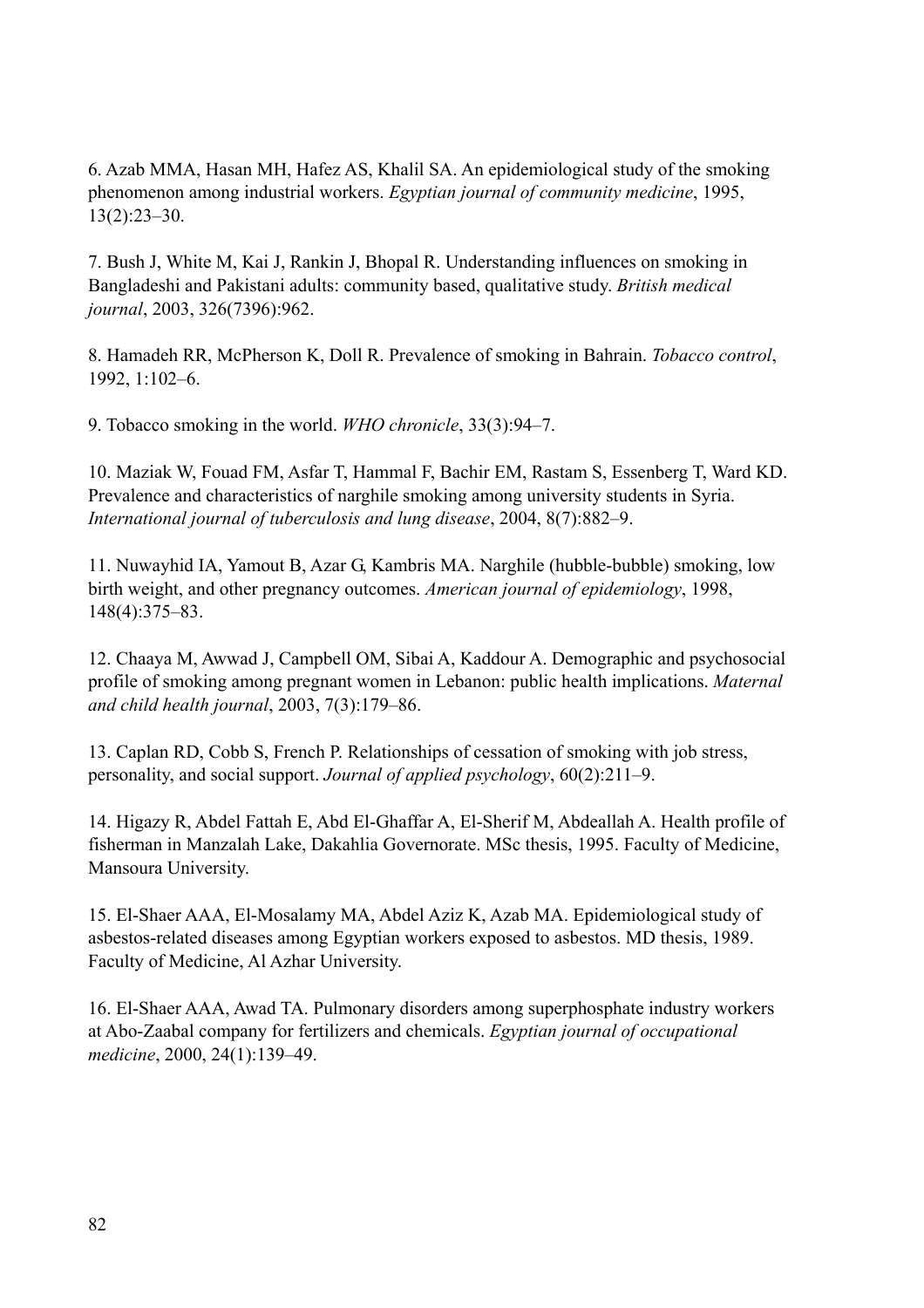6. Azab MMA, Hasan MH, Hafez AS, Khalil SA. An epidemiological study of the smoking phenomenon among industrial workers. *Egyptian journal of community medicine*, 1995, 13(2):23–30.

7. Bush J, White M, Kai J, Rankin J, Bhopal R. Understanding influences on smoking in Bangladeshi and Pakistani adults: community based, qualitative study. *British medical journal*, 2003, 326(7396):962.

8. Hamadeh RR, McPherson K, Doll R. Prevalence of smoking in Bahrain. *Tobacco control*, 1992, 1:102–6.

9. Tobacco smoking in the world. *WHO chronicle*, 33(3):94–7.

10. Maziak W, Fouad FM, Asfar T, Hammal F, Bachir EM, Rastam S, Essenberg T, Ward KD. Prevalence and characteristics of narghile smoking among university students in Syria. *International journal of tuberculosis and lung disease*, 2004, 8(7):882–9.

11. Nuwayhid IA, Yamout B, Azar G, Kambris MA. Narghile (hubble-bubble) smoking, low birth weight, and other pregnancy outcomes. *American journal of epidemiology*, 1998, 148(4):375–83.

12. Chaaya M, Awwad J, Campbell OM, Sibai A, Kaddour A. Demographic and psychosocial profile of smoking among pregnant women in Lebanon: public health implications. *Maternal and child health journal*, 2003, 7(3):179–86.

13. Caplan RD, Cobb S, French P. Relationships of cessation of smoking with job stress, personality, and social support. *Journal of applied psychology*, 60(2):211–9.

14. Higazy R, Abdel Fattah E, Abd El-Ghaffar A, El-Sherif M, Abdeallah A. Health profile of fisherman in Manzalah Lake, Dakahlia Governorate. MSc thesis, 1995. Faculty of Medicine, Mansoura University.

15. El-Shaer AAA, El-Mosalamy MA, Abdel Aziz K, Azab MA. Epidemiological study of asbestos-related diseases among Egyptian workers exposed to asbestos. MD thesis, 1989. Faculty of Medicine, Al Azhar University.

16. El-Shaer AAA, Awad TA. Pulmonary disorders among superphosphate industry workers at Abo-Zaabal company for fertilizers and chemicals. *Egyptian journal of occupational medicine*, 2000, 24(1):139–49.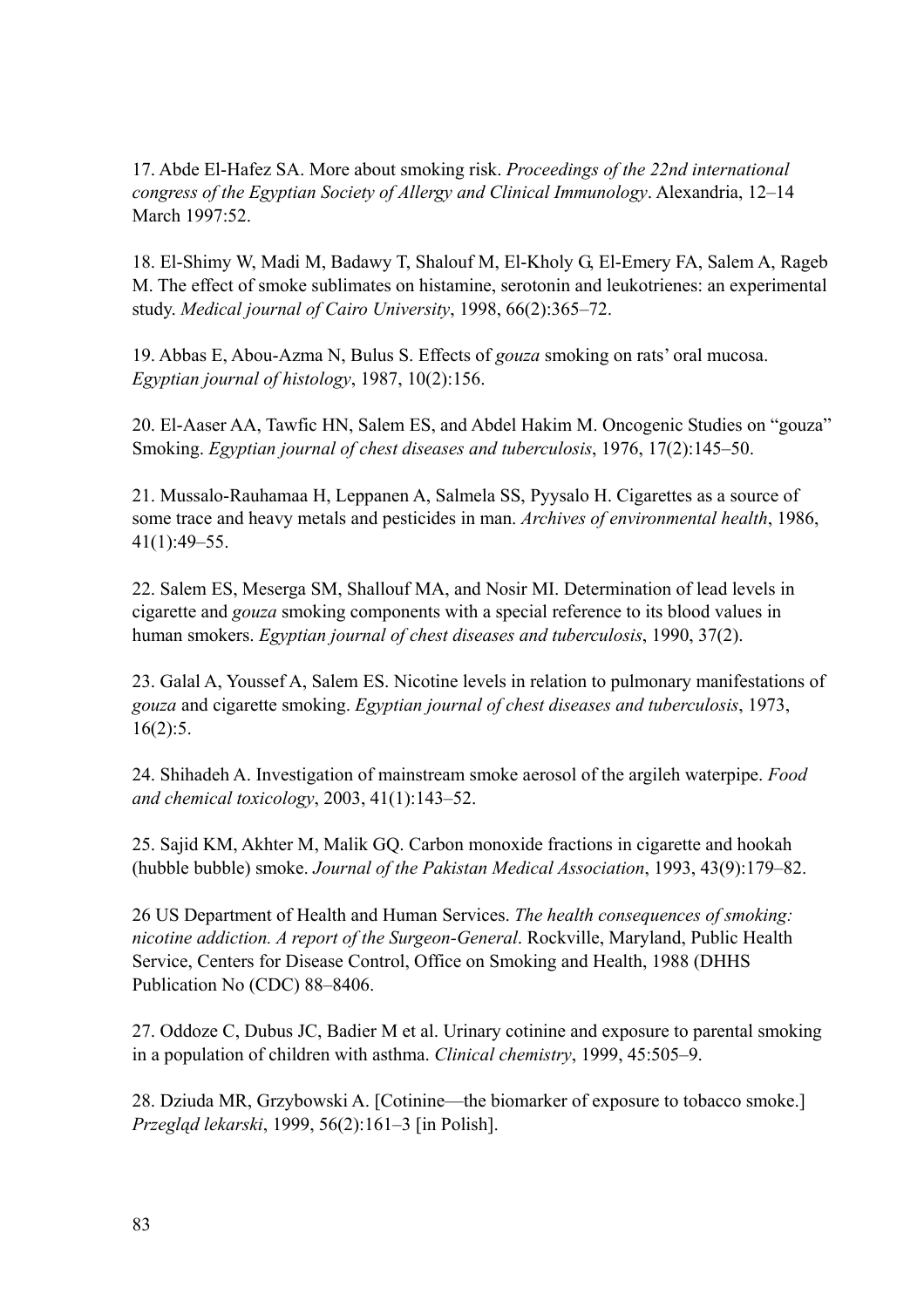17. Abde El-Hafez SA. More about smoking risk. *Proceedings of the 22nd international congress of the Egyptian Society of Allergy and Clinical Immunology*. Alexandria, 12–14 March 1997:52.

18. El-Shimy W, Madi M, Badawy T, Shalouf M, El-Kholy G, El-Emery FA, Salem A, Rageb M. The effect of smoke sublimates on histamine, serotonin and leukotrienes: an experimental study. *Medical journal of Cairo University*, 1998, 66(2):365–72.

19. Abbas E, Abou-Azma N, Bulus S. Effects of *gouza* smoking on rats' oral mucosa. *Egyptian journal of histology*, 1987, 10(2):156.

20. El-Aaser AA, Tawfic HN, Salem ES, and Abdel Hakim M. Oncogenic Studies on "gouza" Smoking. *Egyptian journal of chest diseases and tuberculosis*, 1976, 17(2):145–50.

21. Mussalo-Rauhamaa H, Leppanen A, Salmela SS, Pyysalo H. Cigarettes as a source of some trace and heavy metals and pesticides in man. *Archives of environmental health*, 1986, 41(1):49–55.

22. Salem ES, Meserga SM, Shallouf MA, and Nosir MI. Determination of lead levels in cigarette and *gouza* smoking components with a special reference to its blood values in human smokers. *Egyptian journal of chest diseases and tuberculosis*, 1990, 37(2).

23. Galal A, Youssef A, Salem ES. Nicotine levels in relation to pulmonary manifestations of *gouza* and cigarette smoking. *Egyptian journal of chest diseases and tuberculosis*, 1973, 16(2):5.

24. Shihadeh A. Investigation of mainstream smoke aerosol of the argileh waterpipe. *Food and chemical toxicology*, 2003, 41(1):143–52.

25. Sajid KM, Akhter M, Malik GQ. Carbon monoxide fractions in cigarette and hookah (hubble bubble) smoke. *Journal of the Pakistan Medical Association*, 1993, 43(9):179–82.

26 US Department of Health and Human Services. *The health consequences of smoking: nicotine addiction. A report of the Surgeon-General*. Rockville, Maryland, Public Health Service, Centers for Disease Control, Office on Smoking and Health, 1988 (DHHS Publication No (CDC) 88–8406.

27. Oddoze C, Dubus JC, Badier M et al. Urinary cotinine and exposure to parental smoking in a population of children with asthma. *Clinical chemistry*, 1999, 45:505–9.

28. Dziuda MR, Grzybowski A. [Cotinine—the biomarker of exposure to tobacco smoke.] *Przegląd lekarski*, 1999, 56(2):161–3 [in Polish].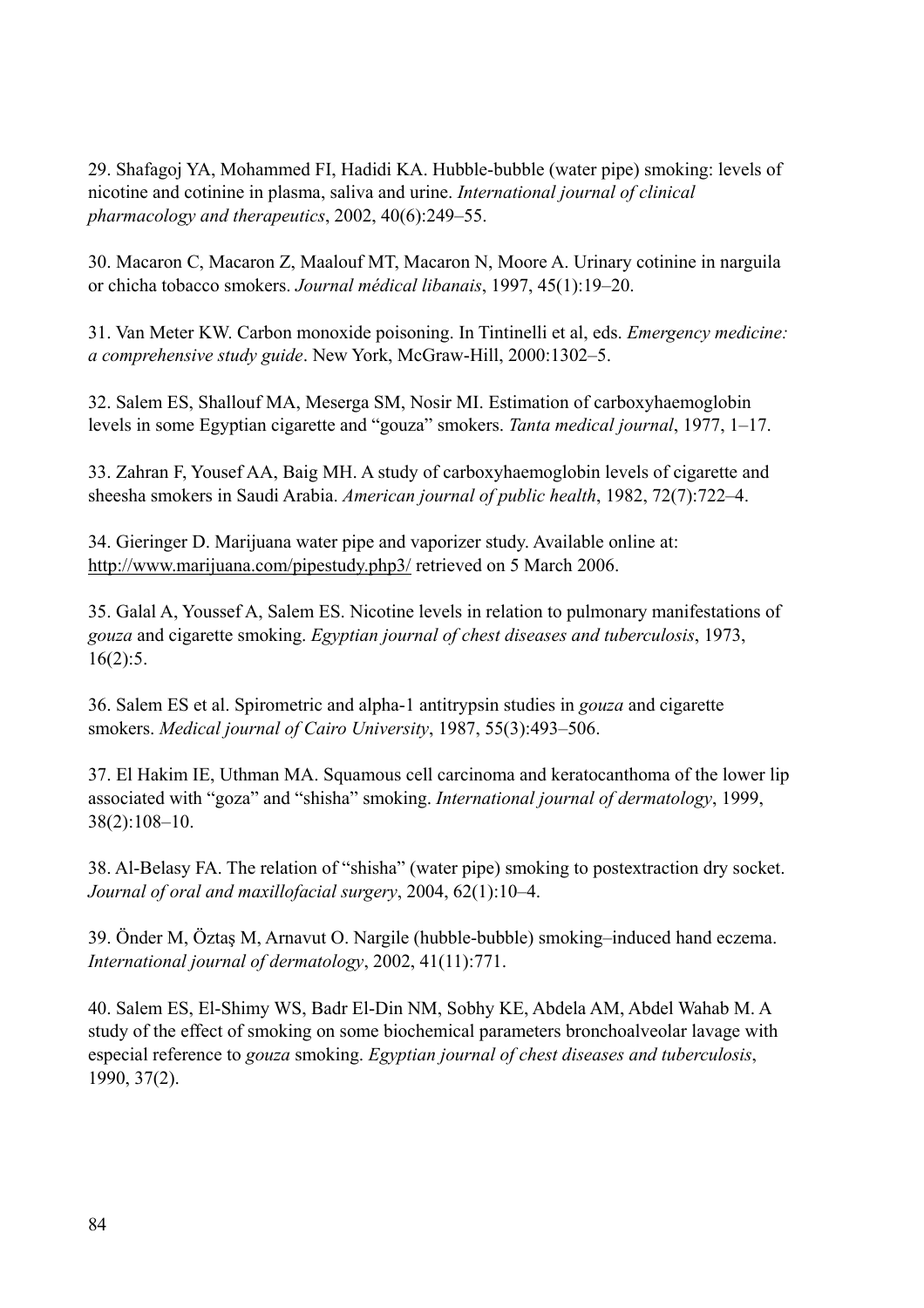29. Shafagoj YA, Mohammed FI, Hadidi KA. Hubble-bubble (water pipe) smoking: levels of nicotine and cotinine in plasma, saliva and urine. *International journal of clinical pharmacology and therapeutics*, 2002, 40(6):249–55.

30. Macaron C, Macaron Z, Maalouf MT, Macaron N, Moore A. Urinary cotinine in narguila or chicha tobacco smokers. *Journal médical libanais*, 1997, 45(1):19–20.

31. Van Meter KW. Carbon monoxide poisoning. In Tintinelli et al, eds. *Emergency medicine: a comprehensive study guide*. New York, McGraw-Hill, 2000:1302–5.

32. Salem ES, Shallouf MA, Meserga SM, Nosir MI. Estimation of carboxyhaemoglobin levels in some Egyptian cigarette and "gouza" smokers. *Tanta medical journal*, 1977, 1–17.

33. Zahran F, Yousef AA, Baig MH. A study of carboxyhaemoglobin levels of cigarette and sheesha smokers in Saudi Arabia. *American journal of public health*, 1982, 72(7):722–4.

34. Gieringer D. Marijuana water pipe and vaporizer study. Available online at: http://www.marijuana.com/pipestudy.php3/ retrieved on 5 March 2006.

35. Galal A, Youssef A, Salem ES. Nicotine levels in relation to pulmonary manifestations of *gouza* and cigarette smoking. *Egyptian journal of chest diseases and tuberculosis*, 1973, 16(2):5.

36. Salem ES et al. Spirometric and alpha-1 antitrypsin studies in *gouza* and cigarette smokers. *Medical journal of Cairo University*, 1987, 55(3):493–506.

37. El Hakim IE, Uthman MA. Squamous cell carcinoma and keratocanthoma of the lower lip associated with "goza" and "shisha" smoking. *International journal of dermatology*, 1999, 38(2):108–10.

38. Al-Belasy FA. The relation of "shisha" (water pipe) smoking to postextraction dry socket. *Journal of oral and maxillofacial surgery*, 2004, 62(1):10–4.

39. Önder M, Öztaş M, Arnavut O. Nargile (hubble-bubble) smoking–induced hand eczema. *International journal of dermatology*, 2002, 41(11):771.

40. Salem ES, El-Shimy WS, Badr El-Din NM, Sobhy KE, Abdela AM, Abdel Wahab M. A study of the effect of smoking on some biochemical parameters bronchoalveolar lavage with especial reference to *gouza* smoking. *Egyptian journal of chest diseases and tuberculosis*, 1990, 37(2).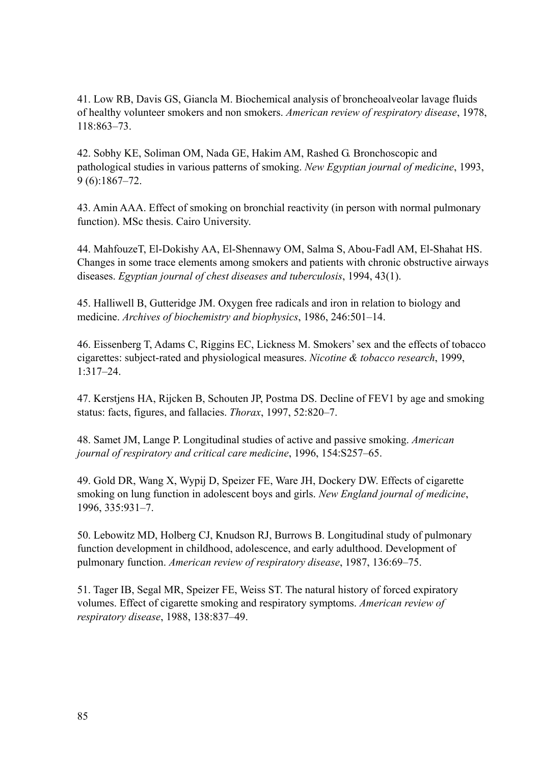41. Low RB, Davis GS, Giancla M. Biochemical analysis of broncheoalveolar lavage fluids of healthy volunteer smokers and non smokers. *American review of respiratory disease*, 1978, 118:863–73.

42. Sobhy KE, Soliman OM, Nada GE, Hakim AM, Rashed G. Bronchoscopic and pathological studies in various patterns of smoking. *New Egyptian journal of medicine*, 1993, 9 (6):1867–72.

43. Amin AAA. Effect of smoking on bronchial reactivity (in person with normal pulmonary function). MSc thesis. Cairo University.

44. MahfouzeT, El-Dokishy AA, El-Shennawy OM, Salma S, Abou-Fadl AM, El-Shahat HS. Changes in some trace elements among smokers and patients with chronic obstructive airways diseases. *Egyptian journal of chest diseases and tuberculosis*, 1994, 43(1).

45. Halliwell B, Gutteridge JM. Oxygen free radicals and iron in relation to biology and medicine. *Archives of biochemistry and biophysics*, 1986, 246:501–14.

46. Eissenberg T, Adams C, Riggins EC, Lickness M. Smokers' sex and the effects of tobacco cigarettes: subject-rated and physiological measures. *Nicotine & tobacco research*, 1999, 1:317–24.

47. Kerstjens HA, Rijcken B, Schouten JP, Postma DS. Decline of FEV1 by age and smoking status: facts, figures, and fallacies. *Thorax*, 1997, 52:820–7.

48. Samet JM, Lange P. Longitudinal studies of active and passive smoking. *American journal of respiratory and critical care medicine*, 1996, 154:S257–65.

49. Gold DR, Wang X, Wypij D, Speizer FE, Ware JH, Dockery DW. Effects of cigarette smoking on lung function in adolescent boys and girls. *New England journal of medicine*, 1996, 335:931–7.

50. Lebowitz MD, Holberg CJ, Knudson RJ, Burrows B. Longitudinal study of pulmonary function development in childhood, adolescence, and early adulthood. Development of pulmonary function. *American review of respiratory disease*, 1987, 136:69–75.

51. Tager IB, Segal MR, Speizer FE, Weiss ST. The natural history of forced expiratory volumes. Effect of cigarette smoking and respiratory symptoms. *American review of respiratory disease*, 1988, 138:837–49.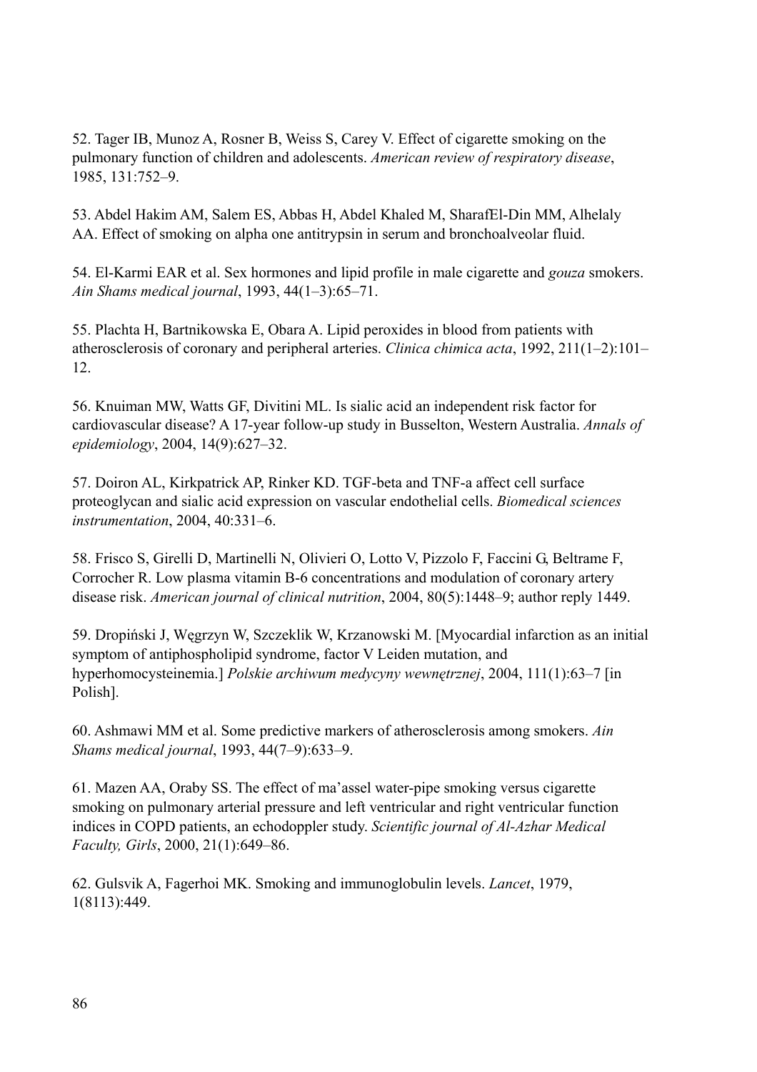52. Tager IB, Munoz A, Rosner B, Weiss S, Carey V. Effect of cigarette smoking on the pulmonary function of children and adolescents. *American review of respiratory disease*, 1985, 131:752–9.

53. Abdel Hakim AM, Salem ES, Abbas H, Abdel Khaled M, SharafEl-Din MM, Alhelaly AA. Effect of smoking on alpha one antitrypsin in serum and bronchoalveolar fluid.

54. El-Karmi EAR et al. Sex hormones and lipid profile in male cigarette and *gouza* smokers. *Ain Shams medical journal*, 1993, 44(1–3):65–71.

55. Plachta H, Bartnikowska E, Obara A. Lipid peroxides in blood from patients with atherosclerosis of coronary and peripheral arteries. *Clinica chimica acta*, 1992, 211(1–2):101–12.

56. Knuiman MW, Watts GF, Divitini ML. Is sialic acid an independent risk factor for cardiovascular disease? A 17-year follow-up study in Busselton, Western Australia. *Annals of epidemiology*, 2004, 14(9):627–32.

57. Doiron AL, Kirkpatrick AP, Rinker KD. TGF-beta and TNF-a affect cell surface proteoglycan and sialic acid expression on vascular endothelial cells. *Biomedical sciences instrumentation*, 2004, 40:331–6.

58. Frisco S, Girelli D, Martinelli N, Olivieri O, Lotto V, Pizzolo F, Faccini G, Beltrame F, Corrocher R. Low plasma vitamin B-6 concentrations and modulation of coronary artery disease risk. *American journal of clinical nutrition*, 2004, 80(5):1448–9; author reply 1449.

59. Dropiński J, Węgrzyn W, Szczeklik W, Krzanowski M. [Myocardial infarction as an initial symptom of antiphospholipid syndrome, factor V Leiden mutation, and hyperhomocysteinemia.] *Polskie archiwum medycyny wewnętrznej*, 2004, 111(1):63–7 [in Polish].

60. Ashmawi MM et al. Some predictive markers of atherosclerosis among smokers. *Ain Shams medical journal*, 1993, 44(7–9):633–9.

61. Mazen AA, Oraby SS. The effect of ma'assel water-pipe smoking versus cigarette smoking on pulmonary arterial pressure and left ventricular and right ventricular function indices in COPD patients, an echodoppler study. *Scientific journal of Al-Azhar Medical Faculty, Girls*, 2000, 21(1):649–86.

62. Gulsvik A, Fagerhoi MK. Smoking and immunoglobulin levels. *Lancet*, 1979, 1(8113):449.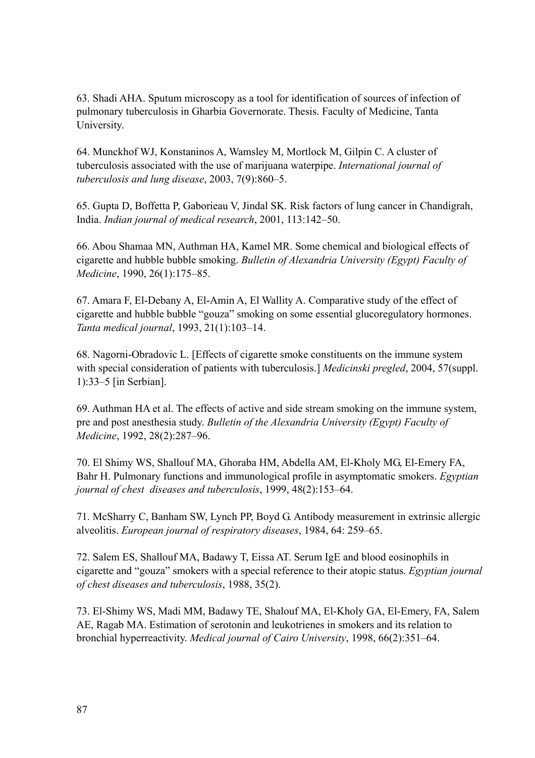63. Shadi AHA. Sputum microscopy as a tool for identification of sources of infection of pulmonary tuberculosis in Gharbia Governorate. Thesis. Faculty of Medicine, Tanta University.

64. Munckhof WJ, Konstaninos A, Wamsley M, Mortlock M, Gilpin C. A cluster of tuberculosis associated with the use of marijuana waterpipe. *International journal of tuberculosis and lung disease*, 2003, 7(9):860–5.

65. Gupta D, Boffetta P, Gaborieau V, Jindal SK. Risk factors of lung cancer in Chandigrah, India. *Indian journal of medical research*, 2001, 113:142–50.

66. Abou Shamaa MN, Authman HA, Kamel MR. Some chemical and biological effects of cigarette and hubble bubble smoking. *Bulletin of Alexandria University (Egypt) Faculty of Medicine*, 1990, 26(1):175–85.

67. Amara F, El-Debany A, El-Amin A, El Wallity A. Comparative study of the effect of cigarette and hubble bubble "gouza" smoking on some essential glucoregulatory hormones. *Tanta medical journal*, 1993, 21(1):103–14.

68. Nagorni-Obradovic L. [Effects of cigarette smoke constituents on the immune system with special consideration of patients with tuberculosis.] *Medicinski pregled*, 2004, 57(suppl. 1):33–5 [in Serbian].

69. Authman HA et al. The effects of active and side stream smoking on the immune system, pre and post anesthesia study. *Bulletin of the Alexandria University (Egypt) Faculty of Medicine*, 1992, 28(2):287–96.

70. El Shimy WS, Shallouf MA, Ghoraba HM, Abdella AM, El-Kholy MG, El-Emery FA, Bahr H. Pulmonary functions and immunological profile in asymptomatic smokers. *Egyptian journal of chest diseases and tuberculosis*, 1999, 48(2):153–64.

71. McSharry C, Banham SW, Lynch PP, Boyd G. Antibody measurement in extrinsic allergic alveolitis. *European journal of respiratory diseases*, 1984, 64: 259–65.

72. Salem ES, Shallouf MA, Badawy T, Eissa AT. Serum IgE and blood eosinophils in cigarette and "gouza" smokers with a special reference to their atopic status. *Egyptian journal of chest diseases and tuberculosis*, 1988, 35(2).

73. El-Shimy WS, Madi MM, Badawy TE, Shalouf MA, El-Kholy GA, El-Emery, FA, Salem AE, Ragab MA. Estimation of serotonin and leukotrienes in smokers and its relation to bronchial hyperreactivity. *Medical journal of Cairo University*, 1998, 66(2):351–64.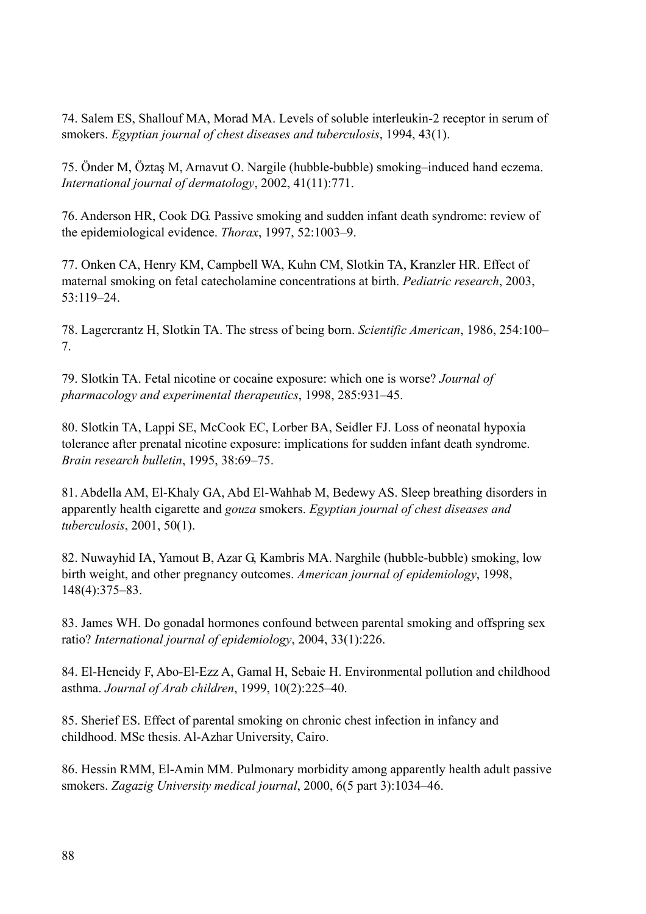74. Salem ES, Shallouf MA, Morad MA. Levels of soluble interleukin-2 receptor in serum of smokers. *Egyptian journal of chest diseases and tuberculosis*, 1994, 43(1).

75. Önder M, Öztaş M, Arnavut O. Nargile (hubble-bubble) smoking–induced hand eczema. *International journal of dermatology*, 2002, 41(11):771.

76. Anderson HR, Cook DG. Passive smoking and sudden infant death syndrome: review of the epidemiological evidence. *Thorax*, 1997, 52:1003–9.

77. Onken CA, Henry KM, Campbell WA, Kuhn CM, Slotkin TA, Kranzler HR. Effect of maternal smoking on fetal catecholamine concentrations at birth. *Pediatric research*, 2003, 53:119–24.

78. Lagercrantz H, Slotkin TA. The stress of being born. *Scientific American*, 1986, 254:100–7.

79. Slotkin TA. Fetal nicotine or cocaine exposure: which one is worse? *Journal of pharmacology and experimental therapeutics*, 1998, 285:931–45.

80. Slotkin TA, Lappi SE, McCook EC, Lorber BA, Seidler FJ. Loss of neonatal hypoxia tolerance after prenatal nicotine exposure: implications for sudden infant death syndrome. *Brain research bulletin*, 1995, 38:69–75.

81. Abdella AM, El-Khaly GA, Abd El-Wahhab M, Bedewy AS. Sleep breathing disorders in apparently health cigarette and *gouza* smokers. *Egyptian journal of chest diseases and tuberculosis*, 2001, 50(1).

82. Nuwayhid IA, Yamout B, Azar G, Kambris MA. Narghile (hubble-bubble) smoking, low birth weight, and other pregnancy outcomes. *American journal of epidemiology*, 1998, 148(4):375–83.

83. James WH. Do gonadal hormones confound between parental smoking and offspring sex ratio? *International journal of epidemiology*, 2004, 33(1):226.

84. El-Heneidy F, Abo-El-Ezz A, Gamal H, Sebaie H. Environmental pollution and childhood asthma. *Journal of Arab children*, 1999, 10(2):225–40.

85. Sherief ES. Effect of parental smoking on chronic chest infection in infancy and childhood. MSc thesis. Al-Azhar University, Cairo.

86. Hessin RMM, El-Amin MM. Pulmonary morbidity among apparently health adult passive smokers. *Zagazig University medical journal*, 2000, 6(5 part 3):1034–46.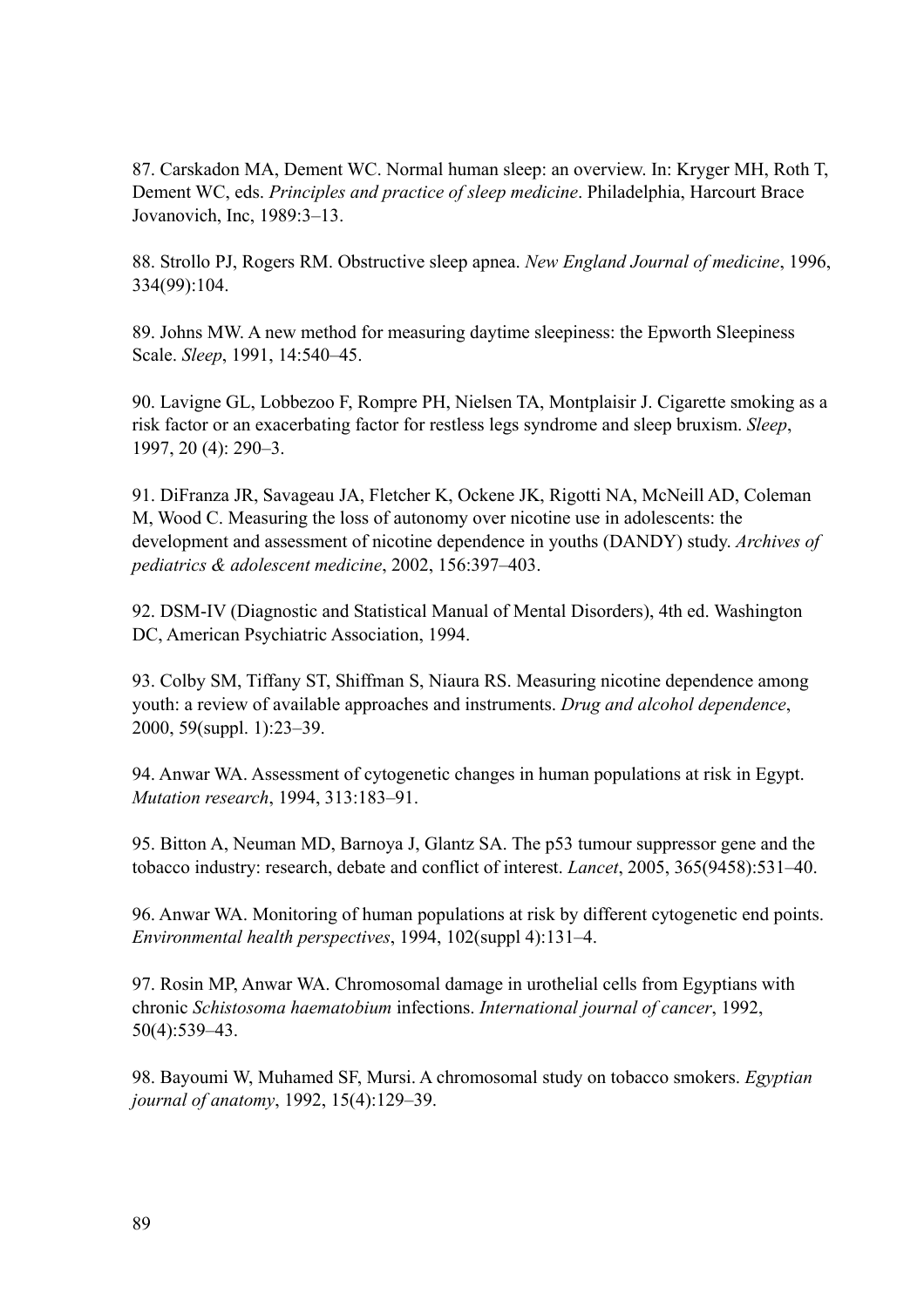87. Carskadon MA, Dement WC. Normal human sleep: an overview. In: Kryger MH, Roth T, Dement WC, eds. *Principles and practice of sleep medicine*. Philadelphia, Harcourt Brace Jovanovich, Inc, 1989:3–13.

88. Strollo PJ, Rogers RM. Obstructive sleep apnea. *New England Journal of medicine*, 1996, 334(99):104.

89. Johns MW. A new method for measuring daytime sleepiness: the Epworth Sleepiness Scale. *Sleep*, 1991, 14:540–45.

90. Lavigne GL, Lobbezoo F, Rompre PH, Nielsen TA, Montplaisir J. Cigarette smoking as a risk factor or an exacerbating factor for restless legs syndrome and sleep bruxism. *Sleep*, 1997, 20 (4): 290–3.

91. DiFranza JR, Savageau JA, Fletcher K, Ockene JK, Rigotti NA, McNeill AD, Coleman M, Wood C. Measuring the loss of autonomy over nicotine use in adolescents: the development and assessment of nicotine dependence in youths (DANDY) study. *Archives of pediatrics & adolescent medicine*, 2002, 156:397–403.

92. DSM-IV (Diagnostic and Statistical Manual of Mental Disorders), 4th ed. Washington DC, American Psychiatric Association, 1994.

93. Colby SM, Tiffany ST, Shiffman S, Niaura RS. Measuring nicotine dependence among youth: a review of available approaches and instruments. *Drug and alcohol dependence*, 2000, 59(suppl. 1):23–39.

94. Anwar WA. Assessment of cytogenetic changes in human populations at risk in Egypt. *Mutation research*, 1994, 313:183–91.

95. Bitton A, Neuman MD, Barnoya J, Glantz SA. The p53 tumour suppressor gene and the tobacco industry: research, debate and conflict of interest. *Lancet*, 2005, 365(9458):531–40.

96. Anwar WA. Monitoring of human populations at risk by different cytogenetic end points. *Environmental health perspectives*, 1994, 102(suppl 4):131–4.

97. Rosin MP, Anwar WA. Chromosomal damage in urothelial cells from Egyptians with chronic *Schistosoma haematobium* infections. *International journal of cancer*, 1992, 50(4):539–43.

98. Bayoumi W, Muhamed SF, Mursi. A chromosomal study on tobacco smokers. *Egyptian journal of anatomy*, 1992, 15(4):129–39.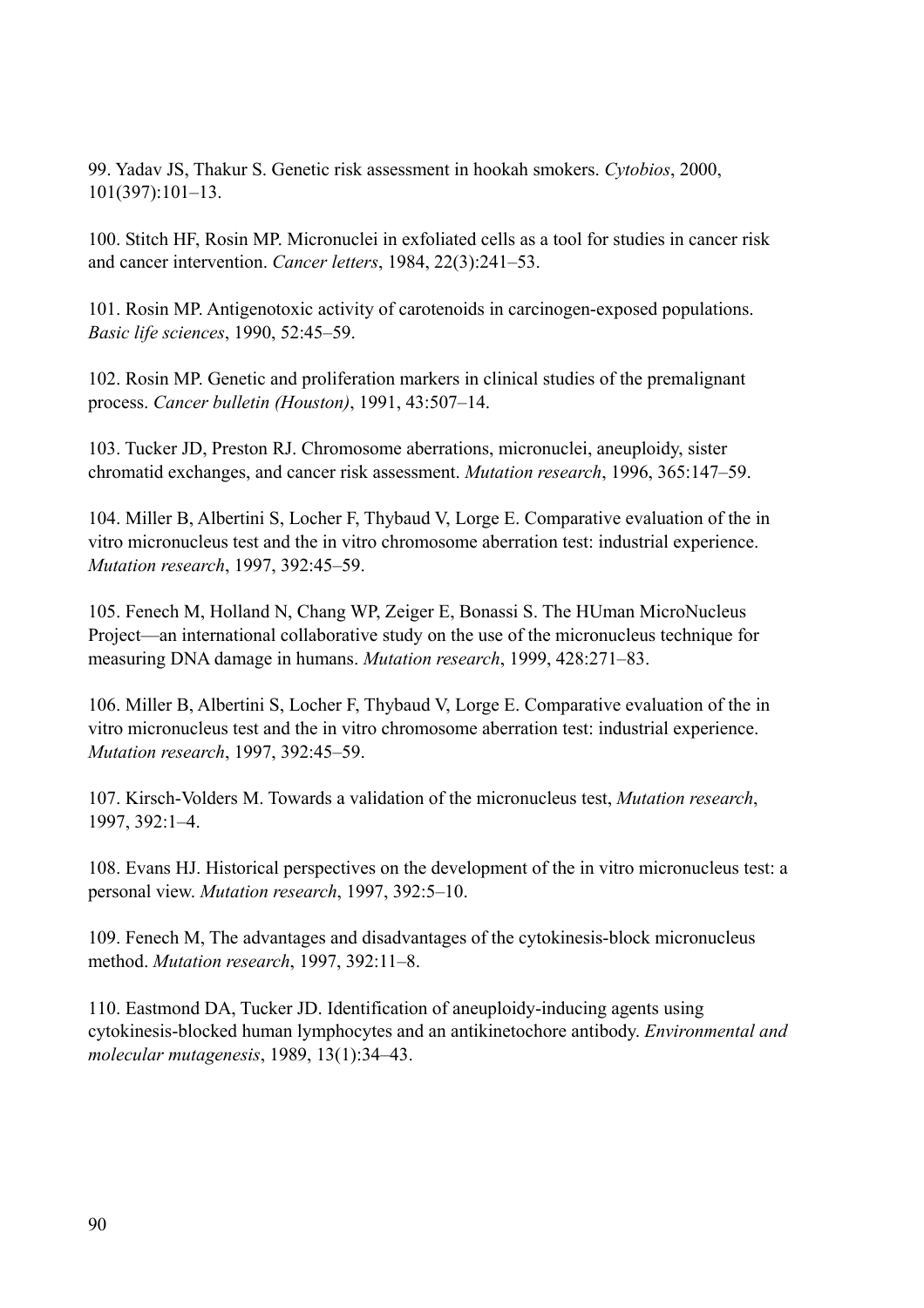99. Yadav JS, Thakur S. Genetic risk assessment in hookah smokers. *Cytobios*, 2000, 101(397):101–13.

100. Stitch HF, Rosin MP. Micronuclei in exfoliated cells as a tool for studies in cancer risk and cancer intervention. *Cancer letters*, 1984, 22(3):241–53.

101. Rosin MP. Antigenotoxic activity of carotenoids in carcinogen-exposed populations. *Basic life sciences*, 1990, 52:45–59.

102. Rosin MP. Genetic and proliferation markers in clinical studies of the premalignant process. *Cancer bulletin (Houston)*, 1991, 43:507–14.

103. Tucker JD, Preston RJ. Chromosome aberrations, micronuclei, aneuploidy, sister chromatid exchanges, and cancer risk assessment. *Mutation research*, 1996, 365:147–59.

104. Miller B, Albertini S, Locher F, Thybaud V, Lorge E. Comparative evaluation of the in vitro micronucleus test and the in vitro chromosome aberration test: industrial experience. *Mutation research*, 1997, 392:45–59.

105. Fenech M, Holland N, Chang WP, Zeiger E, Bonassi S. The HUman MicroNucleus Project—an international collaborative study on the use of the micronucleus technique for measuring DNA damage in humans. *Mutation research*, 1999, 428:271–83.

106. Miller B, Albertini S, Locher F, Thybaud V, Lorge E. Comparative evaluation of the in vitro micronucleus test and the in vitro chromosome aberration test: industrial experience. *Mutation research*, 1997, 392:45–59.

107. Kirsch-Volders M. Towards a validation of the micronucleus test, *Mutation research*, 1997, 392:1–4.

108. Evans HJ. Historical perspectives on the development of the in vitro micronucleus test: a personal view. *Mutation research*, 1997, 392:5–10.

109. Fenech M, The advantages and disadvantages of the cytokinesis-block micronucleus method. *Mutation research*, 1997, 392:11–8.

110. Eastmond DA, Tucker JD. Identification of aneuploidy-inducing agents using cytokinesis-blocked human lymphocytes and an antikinetochore antibody. *Environmental and molecular mutagenesis*, 1989, 13(1):34–43.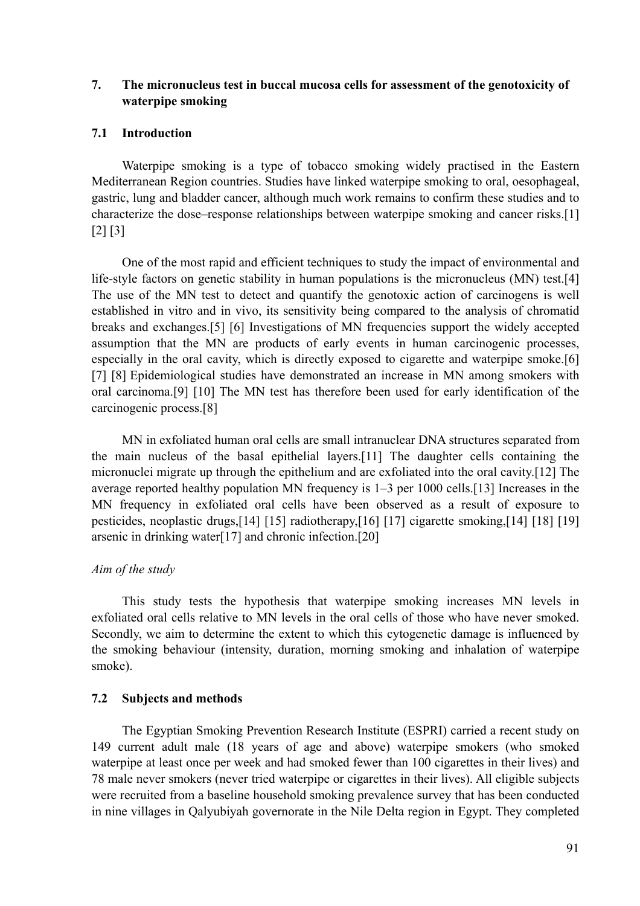## 7. The micronucleus test in buccal mucosa cells for assessment of the genotoxicity of waterpipe smoking

### 7.1 Introduction

Waterpipe smoking is a type of tobacco smoking widely practised in the Eastern Mediterranean Region countries. Studies have linked waterpipe smoking to oral, oesophageal, gastric, lung and bladder cancer, although much work remains to confirm these studies and to characterize the dose–response relationships between waterpipe smoking and cancer risks.[1] [2] [3]

One of the most rapid and efficient techniques to study the impact of environmental and life-style factors on genetic stability in human populations is the micronucleus (MN) test.[4] The use of the MN test to detect and quantify the genotoxic action of carcinogens is well established in vitro and in vivo, its sensitivity being compared to the analysis of chromatid breaks and exchanges.[5] [6] Investigations of MN frequencies support the widely accepted assumption that the MN are products of early events in human carcinogenic processes, especially in the oral cavity, which is directly exposed to cigarette and waterpipe smoke.[6] [7] [8] Epidemiological studies have demonstrated an increase in MN among smokers with oral carcinoma.[9] [10] The MN test has therefore been used for early identification of the carcinogenic process.[8]

MN in exfoliated human oral cells are small intranuclear DNA structures separated from the main nucleus of the basal epithelial layers.[11] The daughter cells containing the micronuclei migrate up through the epithelium and are exfoliated into the oral cavity.[12] The average reported healthy population MN frequency is 1–3 per 1000 cells.[13] Increases in the MN frequency in exfoliated oral cells have been observed as a result of exposure to pesticides, neoplastic drugs,[14] [15] radiotherapy,[16] [17] cigarette smoking,[14] [18] [19] arsenic in drinking water[17] and chronic infection.[20]

*Aim of the study*

This study tests the hypothesis that waterpipe smoking increases MN levels in exfoliated oral cells relative to MN levels in the oral cells of those who have never smoked. Secondly, we aim to determine the extent to which this cytogenetic damage is influenced by the smoking behaviour (intensity, duration, morning smoking and inhalation of waterpipe smoke).

### 7.2 Subjects and methods

The Egyptian Smoking Prevention Research Institute (ESPRI) carried a recent study on 149 current adult male (18 years of age and above) waterpipe smokers (who smoked waterpipe at least once per week and had smoked fewer than 100 cigarettes in their lives) and 78 male never smokers (never tried waterpipe or cigarettes in their lives). All eligible subjects were recruited from a baseline household smoking prevalence survey that has been conducted in nine villages in Qalyubiyah governorate in the Nile Delta region in Egypt. They completed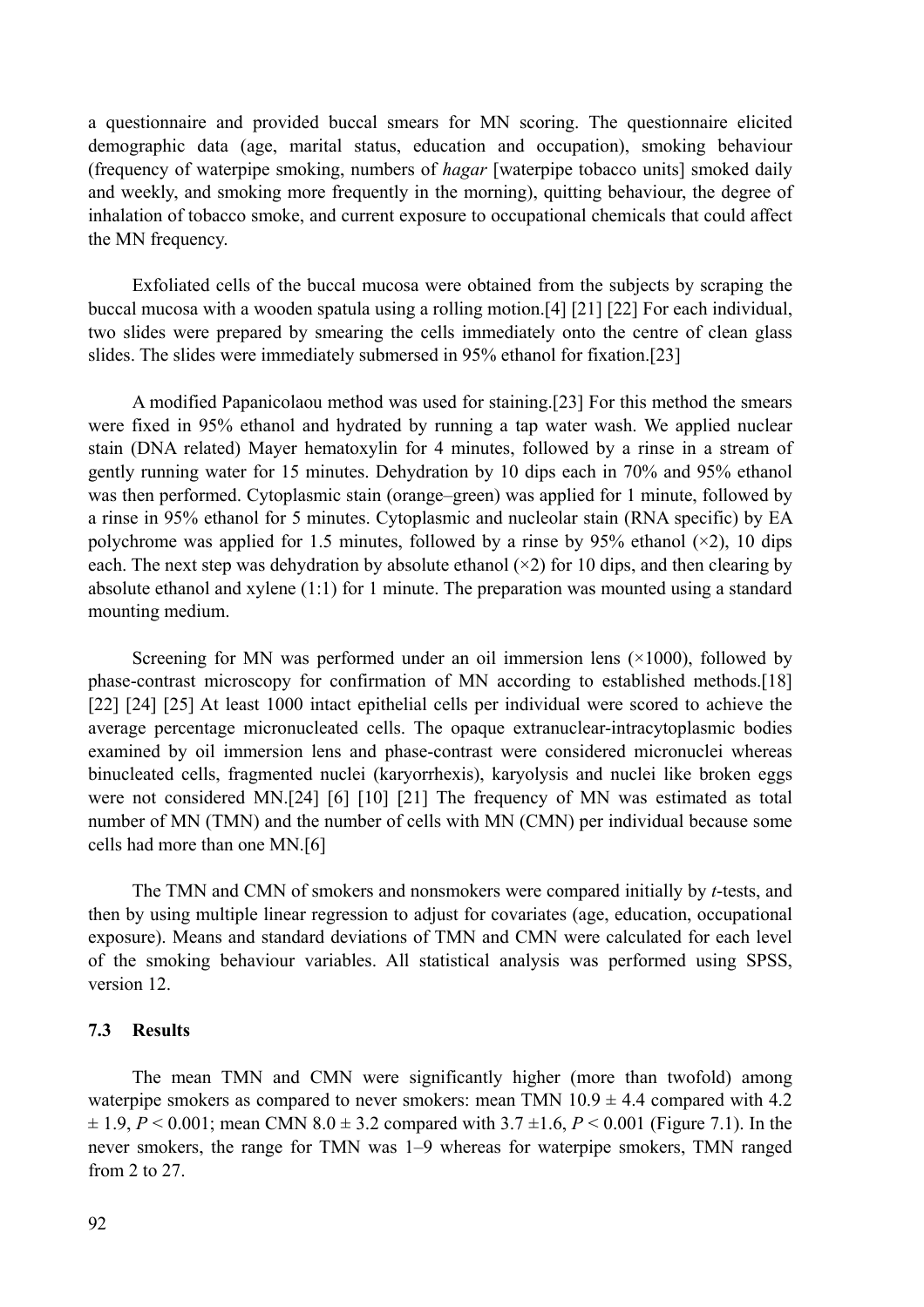a questionnaire and provided buccal smears for MN scoring. The questionnaire elicited demographic data (age, marital status, education and occupation), smoking behaviour (frequency of waterpipe smoking, numbers of *hagar* [waterpipe tobacco units] smoked daily and weekly, and smoking more frequently in the morning), quitting behaviour, the degree of inhalation of tobacco smoke, and current exposure to occupational chemicals that could affect the MN frequency.

Exfoliated cells of the buccal mucosa were obtained from the subjects by scraping the buccal mucosa with a wooden spatula using a rolling motion.[4] [21] [22] For each individual, two slides were prepared by smearing the cells immediately onto the centre of clean glass slides. The slides were immediately submersed in 95% ethanol for fixation.[23]

A modified Papanicolaou method was used for staining.[23] For this method the smears were fixed in 95% ethanol and hydrated by running a tap water wash. We applied nuclear stain (DNA related) Mayer hematoxylin for 4 minutes, followed by a rinse in a stream of gently running water for 15 minutes. Dehydration by 10 dips each in 70% and 95% ethanol was then performed. Cytoplasmic stain (orange–green) was applied for 1 minute, followed by a rinse in 95% ethanol for 5 minutes. Cytoplasmic and nucleolar stain (RNA specific) by EA polychrome was applied for 1.5 minutes, followed by a rinse by 95% ethanol (×2), 10 dips each. The next step was dehydration by absolute ethanol (×2) for 10 dips, and then clearing by absolute ethanol and xylene (1:1) for 1 minute. The preparation was mounted using a standard mounting medium.

Screening for MN was performed under an oil immersion lens (×1000), followed by phase-contrast microscopy for confirmation of MN according to established methods.[18] [22] [24] [25] At least 1000 intact epithelial cells per individual were scored to achieve the average percentage micronucleated cells. The opaque extranuclear-intracytoplasmic bodies examined by oil immersion lens and phase-contrast were considered micronuclei whereas binucleated cells, fragmented nuclei (karyorrhexis), karyolysis and nuclei like broken eggs were not considered MN.[24] [6] [10] [21] The frequency of MN was estimated as total number of MN (TMN) and the number of cells with MN (CMN) per individual because some cells had more than one MN.[6]

The TMN and CMN of smokers and nonsmokers were compared initially by *t*-tests, and then by using multiple linear regression to adjust for covariates (age, education, occupational exposure). Means and standard deviations of TMN and CMN were calculated for each level of the smoking behaviour variables. All statistical analysis was performed using SPSS, version 12.

### 7.3 Results

The mean TMN and CMN were significantly higher (more than twofold) among waterpipe smokers as compared to never smokers: mean TMN $10.9 \pm 4.4$ compared with $4.2 \pm 1.9$, $P < 0.001$; mean CMN $8.0 \pm 3.2$ compared with $3.7 \pm 1.6$, $P < 0.001$ (Figure 7.1). In the never smokers, the range for TMN was 1–9 whereas for waterpipe smokers, TMN ranged from 2 to 27.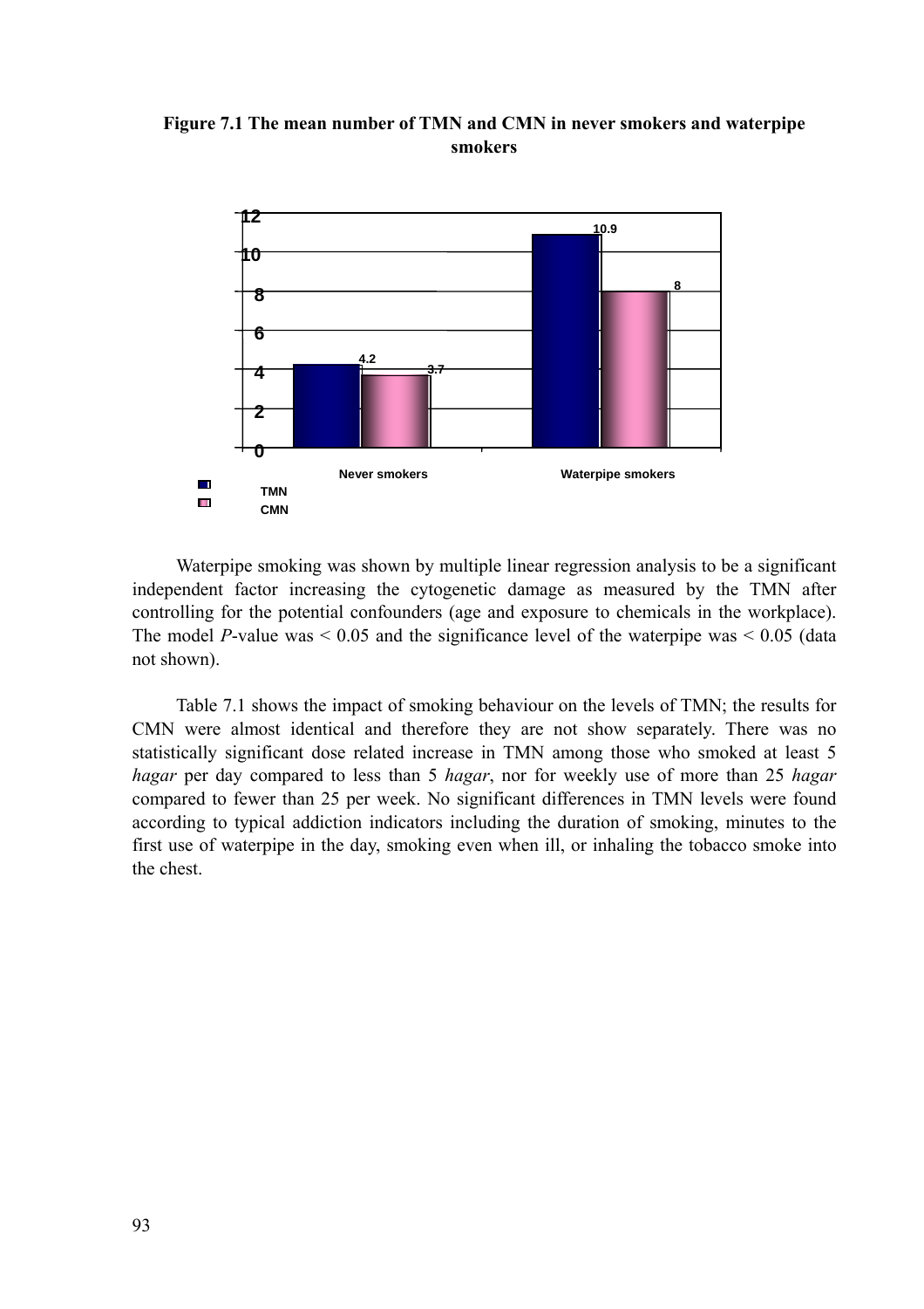**Figure 7.1 The mean number of TMN and CMN in never smokers and waterpipe smokers**

| | Never smokers | Waterpipe smokers |
|---|---|---|
| TMN | 4.2 | 10.9 |
| CMN | 3.7 | 8 |

Waterpipe smoking was shown by multiple linear regression analysis to be a significant independent factor increasing the cytogenetic damage as measured by the TMN after controlling for the potential confounders (age and exposure to chemicals in the workplace). The model *P*-value was < 0.05 and the significance level of the waterpipe was < 0.05 (data not shown).

Table 7.1 shows the impact of smoking behaviour on the levels of TMN; the results for CMN were almost identical and therefore they are not show separately. There was no statistically significant dose related increase in TMN among those who smoked at least 5 *hagar* per day compared to less than 5 *hagar*, nor for weekly use of more than 25 *hagar* compared to fewer than 25 per week. No significant differences in TMN levels were found according to typical addiction indicators including the duration of smoking, minutes to the first use of waterpipe in the day, smoking even when ill, or inhaling the tobacco smoke into the chest.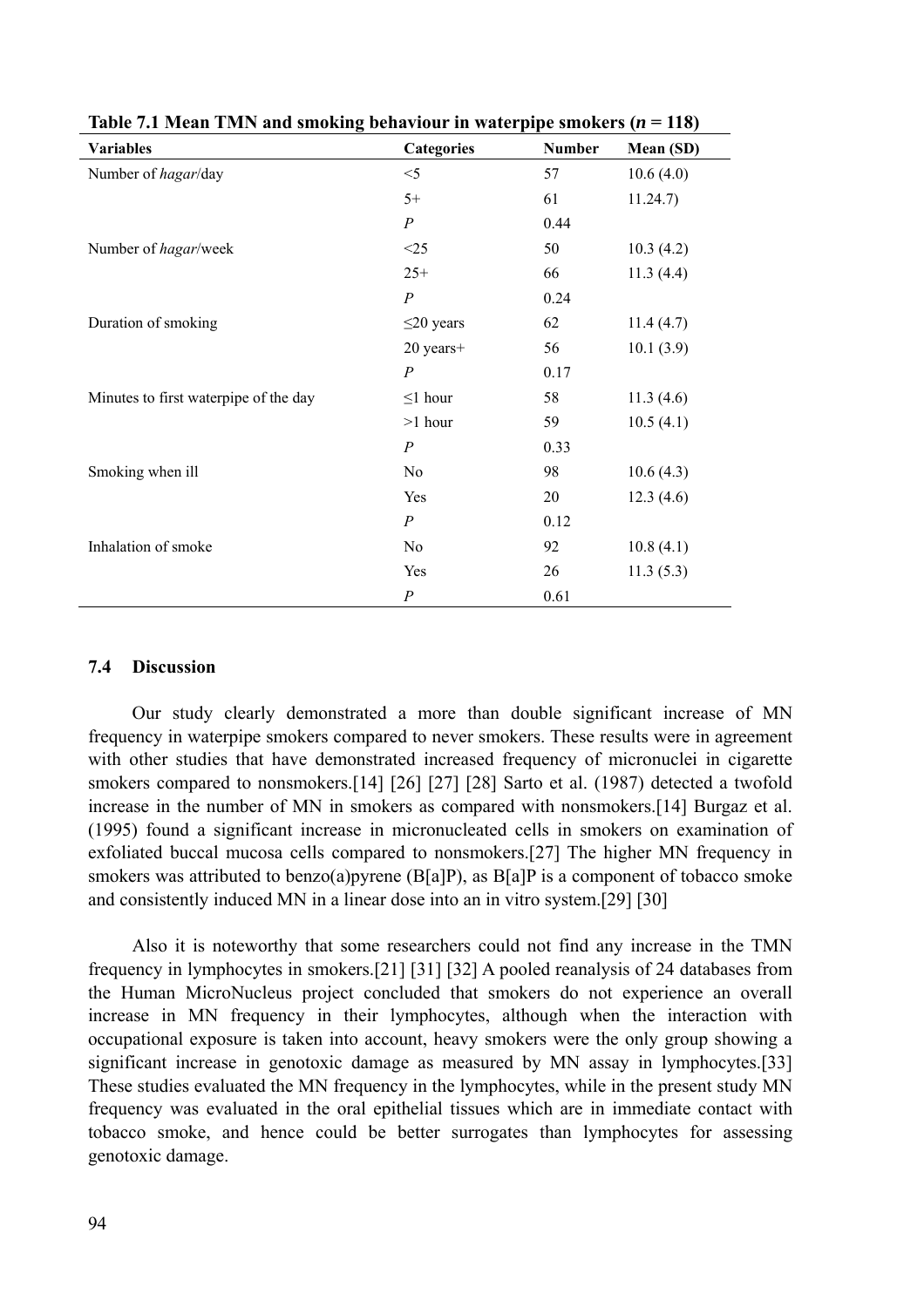**Table 7.1 Mean TMN and smoking behaviour in waterpipe smokers (*n* = 118)**

| Variables | Categories | Number | Mean (SD) |
|---|---|---|---|
| Number of *hagar*/day | <5 | 57 | 10.6 (4.0) |
| | 5+ | 61 | 11.24.7) |
| | *P* | 0.44 | |
| Number of *hagar*/week | <25 | 50 | 10.3 (4.2) |
| | 25+ | 66 | 11.3 (4.4) |
| | *P* | 0.24 | |
| Duration of smoking | ≤20 years | 62 | 11.4 (4.7) |
| | 20 years+ | 56 | 10.1 (3.9) |
| | *P* | 0.17 | |
| Minutes to first waterpipe of the day | ≤1 hour | 58 | 11.3 (4.6) |
| | >1 hour | 59 | 10.5 (4.1) |
| | *P* | 0.33 | |
| Smoking when ill | No | 98 | 10.6 (4.3) |
| | Yes | 20 | 12.3 (4.6) |
| | *P* | 0.12 | |
| Inhalation of smoke | No | 92 | 10.8 (4.1) |
| | Yes | 26 | 11.3 (5.3) |
| | *P* | 0.61 | |

### 7.4 Discussion

Our study clearly demonstrated a more than double significant increase of MN frequency in waterpipe smokers compared to never smokers. These results were in agreement with other studies that have demonstrated increased frequency of micronuclei in cigarette smokers compared to nonsmokers.[14] [26] [27] [28] Sarto et al. (1987) detected a twofold increase in the number of MN in smokers as compared with nonsmokers.[14] Burgaz et al. (1995) found a significant increase in micronucleated cells in smokers on examination of exfoliated buccal mucosa cells compared to nonsmokers.[27] The higher MN frequency in smokers was attributed to benzo(a)pyrene (B[a]P), as B[a]P is a component of tobacco smoke and consistently induced MN in a linear dose into an in vitro system.[29] [30]

Also it is noteworthy that some researchers could not find any increase in the TMN frequency in lymphocytes in smokers.[21] [31] [32] A pooled reanalysis of 24 databases from the Human MicroNucleus project concluded that smokers do not experience an overall increase in MN frequency in their lymphocytes, although when the interaction with occupational exposure is taken into account, heavy smokers were the only group showing a significant increase in genotoxic damage as measured by MN assay in lymphocytes.[33] These studies evaluated the MN frequency in the lymphocytes, while in the present study MN frequency was evaluated in the oral epithelial tissues which are in immediate contact with tobacco smoke, and hence could be better surrogates than lymphocytes for assessing genotoxic damage.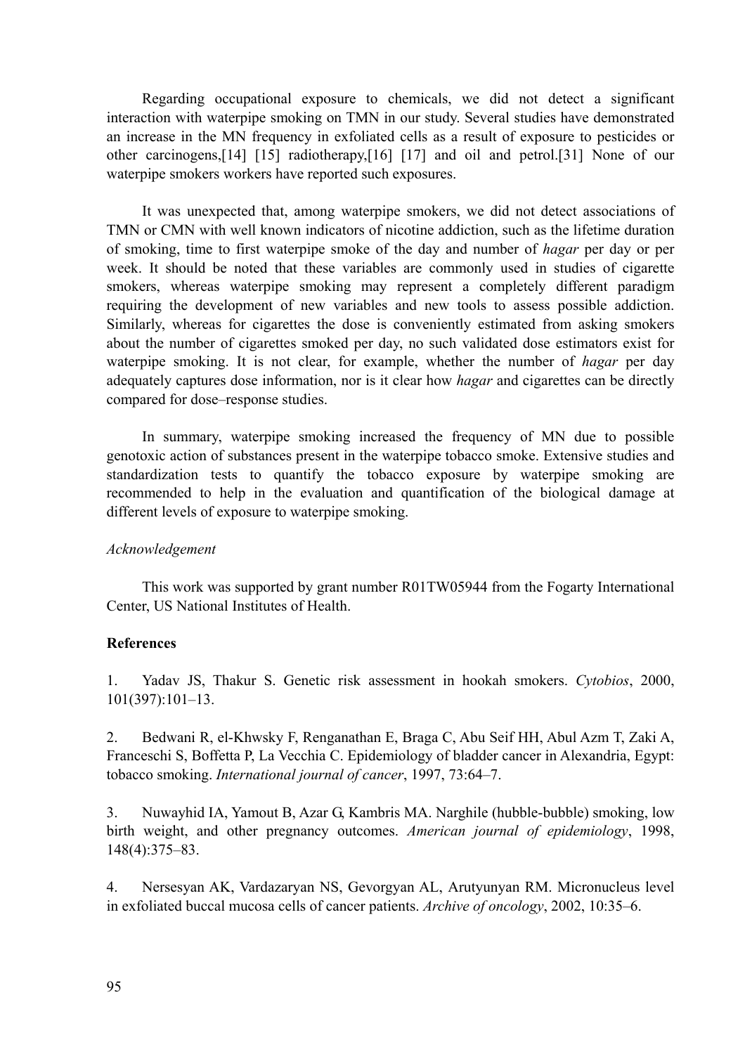Regarding occupational exposure to chemicals, we did not detect a significant interaction with waterpipe smoking on TMN in our study. Several studies have demonstrated an increase in the MN frequency in exfoliated cells as a result of exposure to pesticides or other carcinogens,[14] [15] radiotherapy,[16] [17] and oil and petrol.[31] None of our waterpipe smokers workers have reported such exposures.

It was unexpected that, among waterpipe smokers, we did not detect associations of TMN or CMN with well known indicators of nicotine addiction, such as the lifetime duration of smoking, time to first waterpipe smoke of the day and number of *hagar* per day or per week. It should be noted that these variables are commonly used in studies of cigarette smokers, whereas waterpipe smoking may represent a completely different paradigm requiring the development of new variables and new tools to assess possible addiction. Similarly, whereas for cigarettes the dose is conveniently estimated from asking smokers about the number of cigarettes smoked per day, no such validated dose estimators exist for waterpipe smoking. It is not clear, for example, whether the number of *hagar* per day adequately captures dose information, nor is it clear how *hagar* and cigarettes can be directly compared for dose–response studies.

In summary, waterpipe smoking increased the frequency of MN due to possible genotoxic action of substances present in the waterpipe tobacco smoke. Extensive studies and standardization tests to quantify the tobacco exposure by waterpipe smoking are recommended to help in the evaluation and quantification of the biological damage at different levels of exposure to waterpipe smoking.

*Acknowledgement*

This work was supported by grant number R01TW05944 from the Fogarty International Center, US National Institutes of Health.

**References**

1. Yadav JS, Thakur S. Genetic risk assessment in hookah smokers. *Cytobios*, 2000, 101(397):101–13.

2. Bedwani R, el-Khwsky F, Renganathan E, Braga C, Abu Seif HH, Abul Azm T, Zaki A, Franceschi S, Boffetta P, La Vecchia C. Epidemiology of bladder cancer in Alexandria, Egypt: tobacco smoking. *International journal of cancer*, 1997, 73:64–7.

3. Nuwayhid IA, Yamout B, Azar G, Kambris MA. Narghile (hubble-bubble) smoking, low birth weight, and other pregnancy outcomes. *American journal of epidemiology*, 1998, 148(4):375–83.

4. Nersesyan AK, Vardazaryan NS, Gevorgyan AL, Arutyunyan RM. Micronucleus level in exfoliated buccal mucosa cells of cancer patients. *Archive of oncology*, 2002, 10:35–6.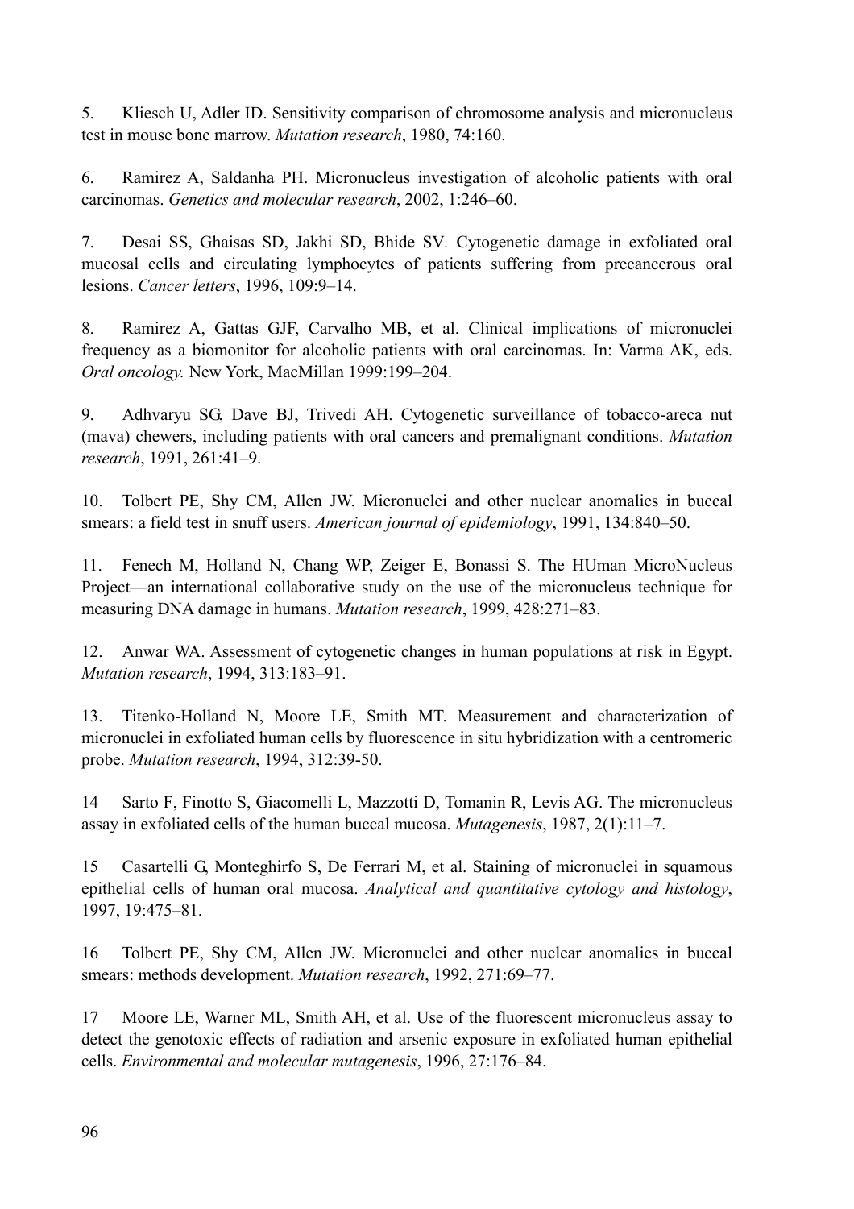5. Kliesch U, Adler ID. Sensitivity comparison of chromosome analysis and micronucleus test in mouse bone marrow. *Mutation research*, 1980, 74:160.

6. Ramirez A, Saldanha PH. Micronucleus investigation of alcoholic patients with oral carcinomas. *Genetics and molecular research*, 2002, 1:246–60.

7. Desai SS, Ghaisas SD, Jakhi SD, Bhide SV. Cytogenetic damage in exfoliated oral mucosal cells and circulating lymphocytes of patients suffering from precancerous oral lesions. *Cancer letters*, 1996, 109:9–14.

8. Ramirez A, Gattas GJF, Carvalho MB, et al. Clinical implications of micronuclei frequency as a biomonitor for alcoholic patients with oral carcinomas. In: Varma AK, eds. *Oral oncology.* New York, MacMillan 1999:199–204.

9. Adhvaryu SG, Dave BJ, Trivedi AH. Cytogenetic surveillance of tobacco-areca nut (mava) chewers, including patients with oral cancers and premalignant conditions. *Mutation research*, 1991, 261:41–9.

10. Tolbert PE, Shy CM, Allen JW. Micronuclei and other nuclear anomalies in buccal smears: a field test in snuff users. *American journal of epidemiology*, 1991, 134:840–50.

11. Fenech M, Holland N, Chang WP, Zeiger E, Bonassi S. The HUman MicroNucleus Project—an international collaborative study on the use of the micronucleus technique for measuring DNA damage in humans. *Mutation research*, 1999, 428:271–83.

12. Anwar WA. Assessment of cytogenetic changes in human populations at risk in Egypt. *Mutation research*, 1994, 313:183–91.

13. Titenko-Holland N, Moore LE, Smith MT. Measurement and characterization of micronuclei in exfoliated human cells by fluorescence in situ hybridization with a centromeric probe. *Mutation research*, 1994, 312:39-50.

14 Sarto F, Finotto S, Giacomelli L, Mazzotti D, Tomanin R, Levis AG. The micronucleus assay in exfoliated cells of the human buccal mucosa. *Mutagenesis*, 1987, 2(1):11–7.

15 Casartelli G, Monteghirfo S, De Ferrari M, et al. Staining of micronuclei in squamous epithelial cells of human oral mucosa. *Analytical and quantitative cytology and histology*, 1997, 19:475–81.

16 Tolbert PE, Shy CM, Allen JW. Micronuclei and other nuclear anomalies in buccal smears: methods development. *Mutation research*, 1992, 271:69–77.

17 Moore LE, Warner ML, Smith AH, et al. Use of the fluorescent micronucleus assay to detect the genotoxic effects of radiation and arsenic exposure in exfoliated human epithelial cells. *Environmental and molecular mutagenesis*, 1996, 27:176–84.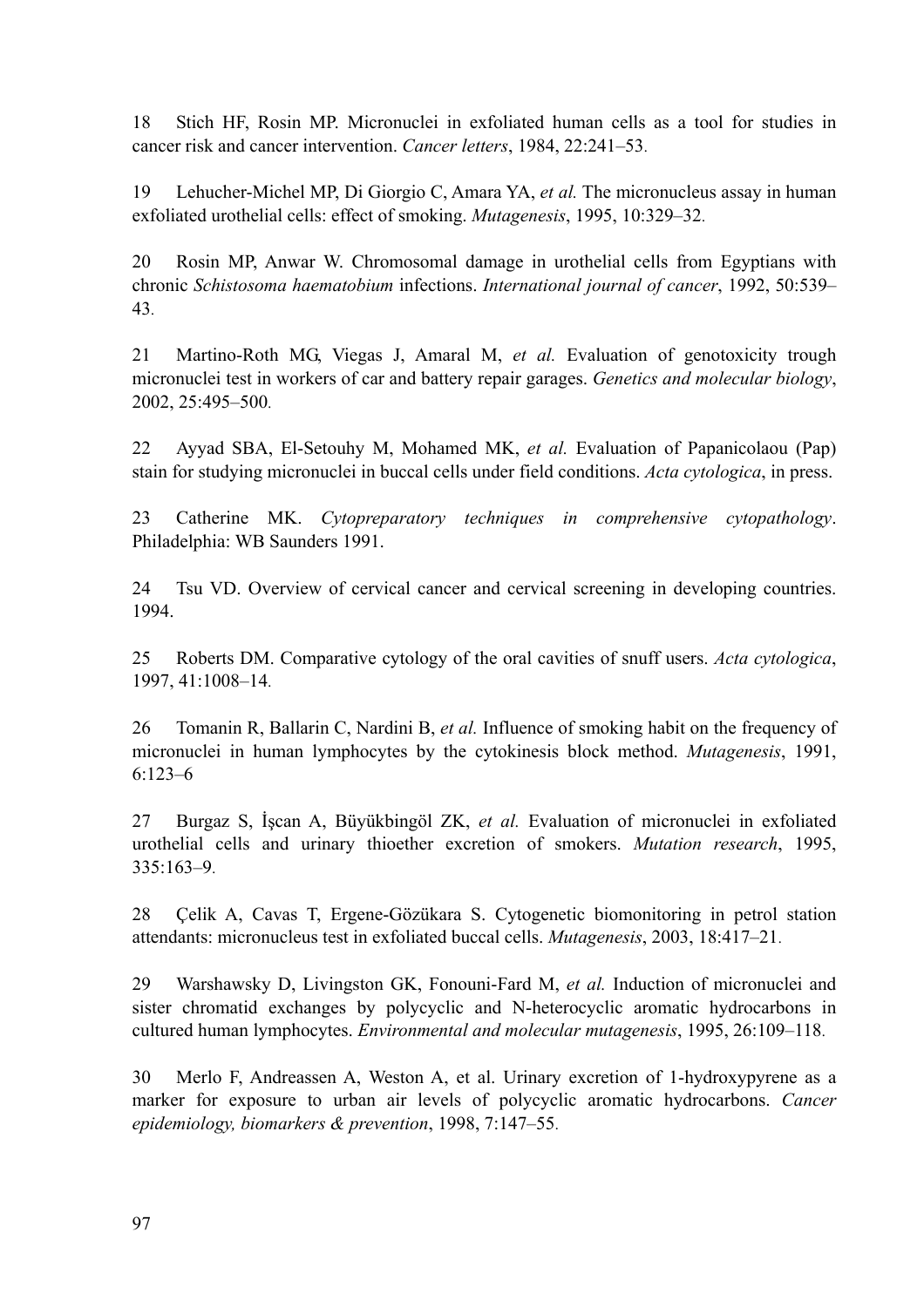18 Stich HF, Rosin MP. Micronuclei in exfoliated human cells as a tool for studies in cancer risk and cancer intervention. *Cancer letters*, 1984, 22:241–53.

19 Lehucher-Michel MP, Di Giorgio C, Amara YA, *et al.* The micronucleus assay in human exfoliated urothelial cells: effect of smoking. *Mutagenesis*, 1995, 10:329–32.

20 Rosin MP, Anwar W. Chromosomal damage in urothelial cells from Egyptians with chronic *Schistosoma haematobium* infections. *International journal of cancer*, 1992, 50:539–43.

21 Martino-Roth MG, Viegas J, Amaral M, *et al.* Evaluation of genotoxicity trough micronuclei test in workers of car and battery repair garages. *Genetics and molecular biology*, 2002, 25:495–500.

22 Ayyad SBA, El-Setouhy M, Mohamed MK, *et al.* Evaluation of Papanicolaou (Pap) stain for studying micronuclei in buccal cells under field conditions. *Acta cytologica*, in press.

23 Catherine MK. *Cytopreparatory techniques in comprehensive cytopathology*. Philadelphia: WB Saunders 1991.

24 Tsu VD. Overview of cervical cancer and cervical screening in developing countries. 1994.

25 Roberts DM. Comparative cytology of the oral cavities of snuff users. *Acta cytologica*, 1997, 41:1008–14.

26 Tomanin R, Ballarin C, Nardini B, *et al.* Influence of smoking habit on the frequency of micronuclei in human lymphocytes by the cytokinesis block method. *Mutagenesis*, 1991, 6:123–6

27 Burgaz S, İşcan A, Büyükbingöl ZK, *et al.* Evaluation of micronuclei in exfoliated urothelial cells and urinary thioether excretion of smokers. *Mutation research*, 1995, 335:163–9.

28 Çelik A, Cavas T, Ergene-Gözükara S. Cytogenetic biomonitoring in petrol station attendants: micronucleus test in exfoliated buccal cells. *Mutagenesis*, 2003, 18:417–21.

29 Warshawsky D, Livingston GK, Fonouni-Fard M, *et al.* Induction of micronuclei and sister chromatid exchanges by polycyclic and N-heterocyclic aromatic hydrocarbons in cultured human lymphocytes. *Environmental and molecular mutagenesis*, 1995, 26:109–118.

30 Merlo F, Andreassen A, Weston A, et al. Urinary excretion of 1-hydroxypyrene as a marker for exposure to urban air levels of polycyclic aromatic hydrocarbons. *Cancer epidemiology, biomarkers & prevention*, 1998, 7:147–55.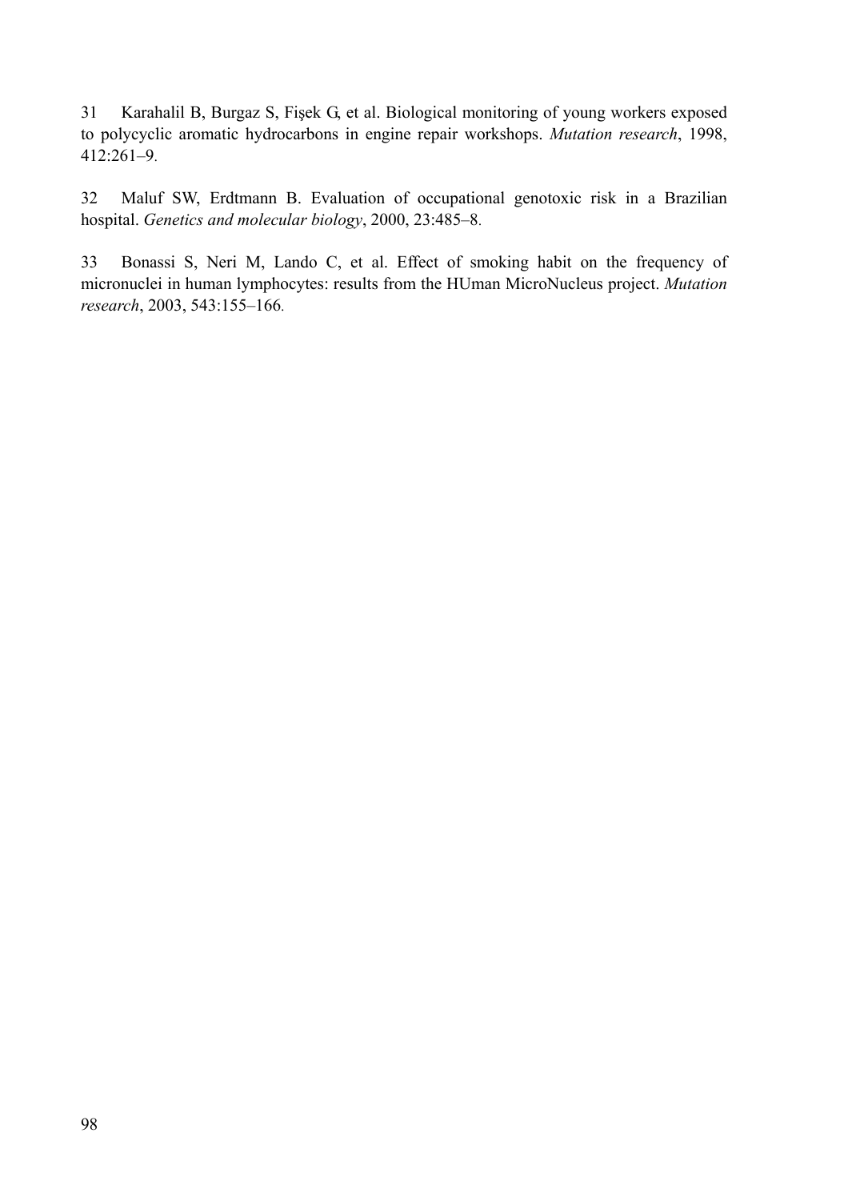31 Karahalil B, Burgaz S, Fişek G, et al. Biological monitoring of young workers exposed to polycyclic aromatic hydrocarbons in engine repair workshops. *Mutation research*, 1998, 412:261–9.

32 Maluf SW, Erdtmann B. Evaluation of occupational genotoxic risk in a Brazilian hospital. *Genetics and molecular biology*, 2000, 23:485–8.

33 Bonassi S, Neri M, Lando C, et al. Effect of smoking habit on the frequency of micronuclei in human lymphocytes: results from the HUman MicroNucleus project. *Mutation research*, 2003, 543:155–166.